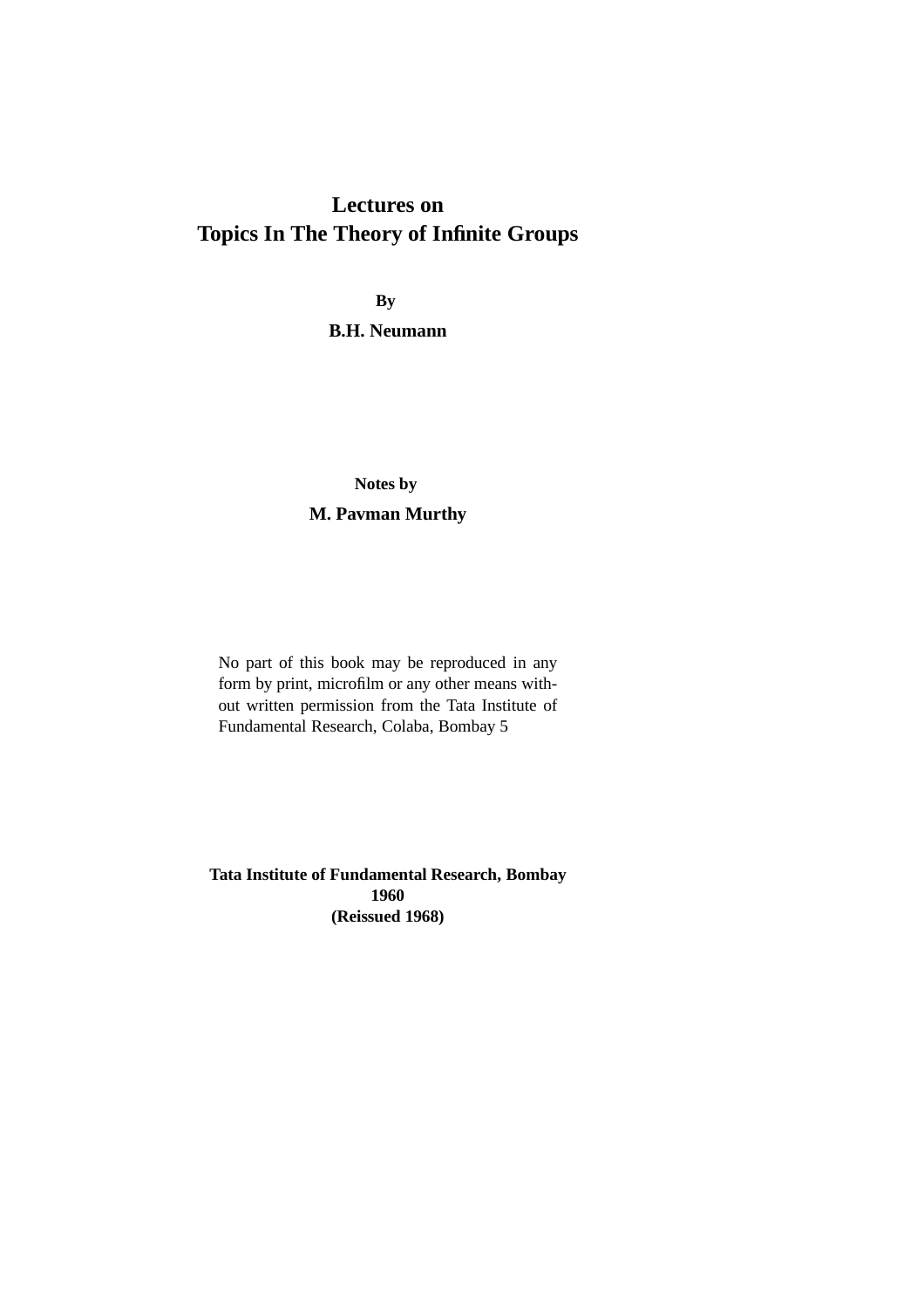# Lectures on
# Topics In The Theory of Infinite Groups

**By**

**B.H. Neumann**

**Notes by**

**M. Pavman Murthy**

No part of this book may be reproduced in any form by print, microfilm or any other means without written permission from the Tata Institute of Fundamental Research, Colaba, Bombay 5

**Tata Institute of Fundamental Research, Bombay**
**1960**
**(Reissued 1968)**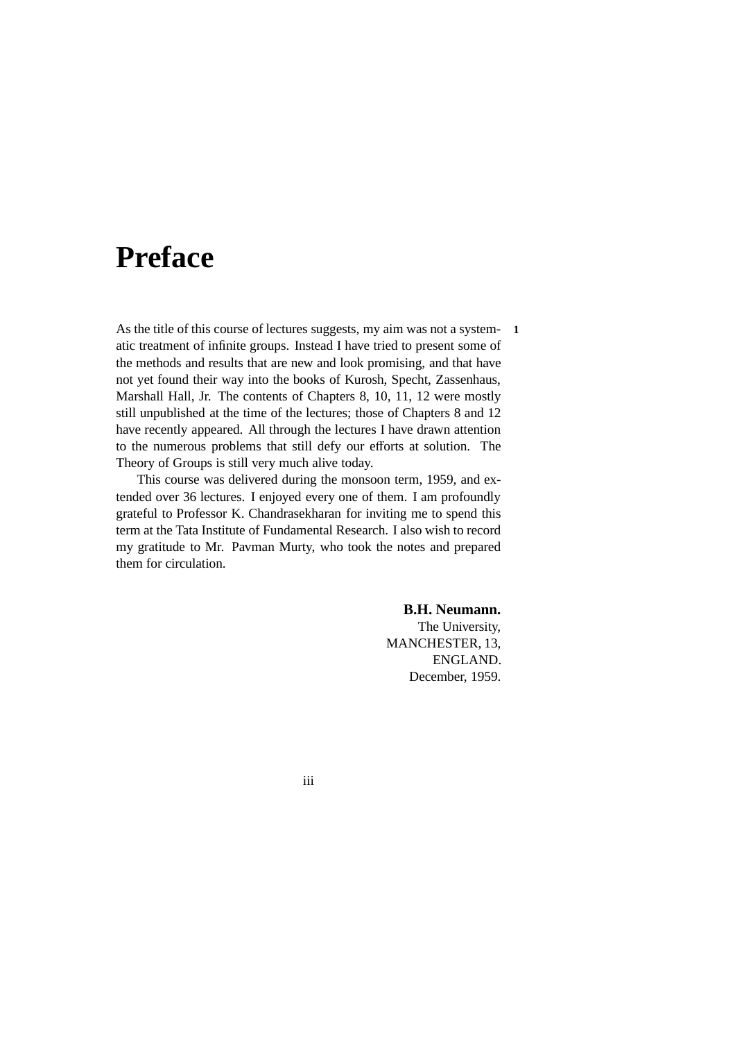# Preface

As the title of this course of lectures suggests, my aim was not a systematic treatment of infinite groups. Instead I have tried to present some of the methods and results that are new and look promising, and that have not yet found their way into the books of Kurosh, Specht, Zassenhaus, Marshall Hall, Jr. The contents of Chapters 8, 10, 11, 12 were mostly still unpublished at the time of the lectures; those of Chapters 8 and 12 have recently appeared. All through the lectures I have drawn attention to the numerous problems that still defy our efforts at solution. The Theory of Groups is still very much alive today.

This course was delivered during the monsoon term, 1959, and extended over 36 lectures. I enjoyed every one of them. I am profoundly grateful to Professor K. Chandrasekharan for inviting me to spend this term at the Tata Institute of Fundamental Research. I also wish to record my gratitude to Mr. Pavman Murty, who took the notes and prepared them for circulation.

**B.H. Neumann.**  
The University,  
MANCHESTER, 13,  
ENGLAND.  
December, 1959.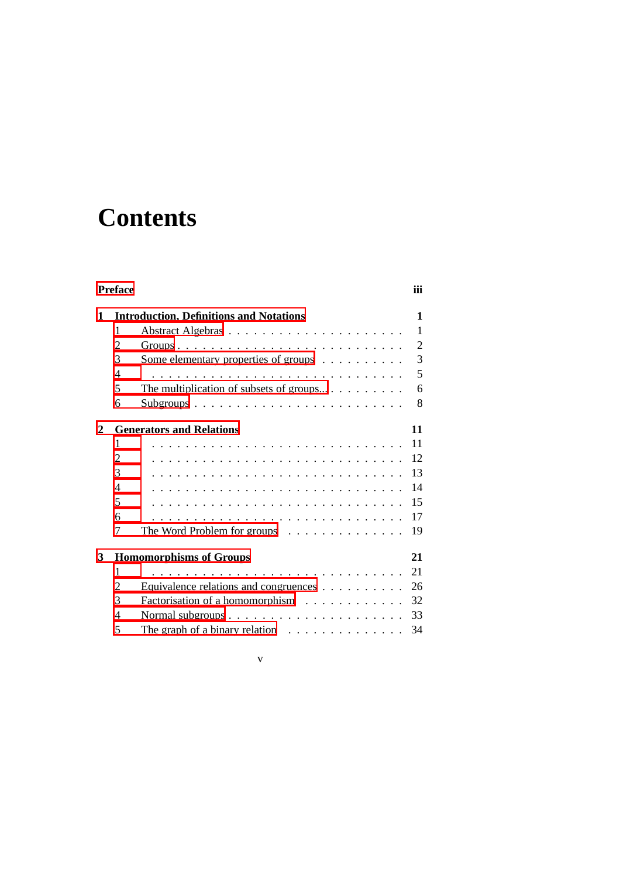# Contents

**Preface** **iii**

**1 Introduction, Definitions and Notations** **1**

- 1 Abstract Algebras . . . . . . . . . . . . . . . . . . . . . . 1
- 2 Groups . . . . . . . . . . . . . . . . . . . . . . . . . . . . 2
- 3 Some elementary properties of groups . . . . . . . . . . . 3
- 4 . . . . . . . . . . . . . . . . . . . . . . . . . . . . . . . . 5
- 5 The multiplication of subsets of groups.. . . . . . . . . . 6
- 6 Subgroups . . . . . . . . . . . . . . . . . . . . . . . . . . 8

**2 Generators and Relations** **11**

- 1 . . . . . . . . . . . . . . . . . . . . . . . . . . . . . . . . 11
- 2 . . . . . . . . . . . . . . . . . . . . . . . . . . . . . . . . 12
- 3 . . . . . . . . . . . . . . . . . . . . . . . . . . . . . . . . 13
- 4 . . . . . . . . . . . . . . . . . . . . . . . . . . . . . . . . 14
- 5 . . . . . . . . . . . . . . . . . . . . . . . . . . . . . . . . 15
- 6 . . . . . . . . . . . . . . . . . . . . . . . . . . . . . . . . 17
- 7 The Word Problem for groups . . . . . . . . . . . . . . . 19

**3 Homomorphisms of Groups** **21**

- 1 . . . . . . . . . . . . . . . . . . . . . . . . . . . . . . . . 21
- 2 Equivalence relations and congruences . . . . . . . . . . 26
- 3 Factorisation of a homomorphism . . . . . . . . . . . . . 32
- 4 Normal subgroups . . . . . . . . . . . . . . . . . . . . . . 33
- 5 The graph of a binary relation . . . . . . . . . . . . . . . 34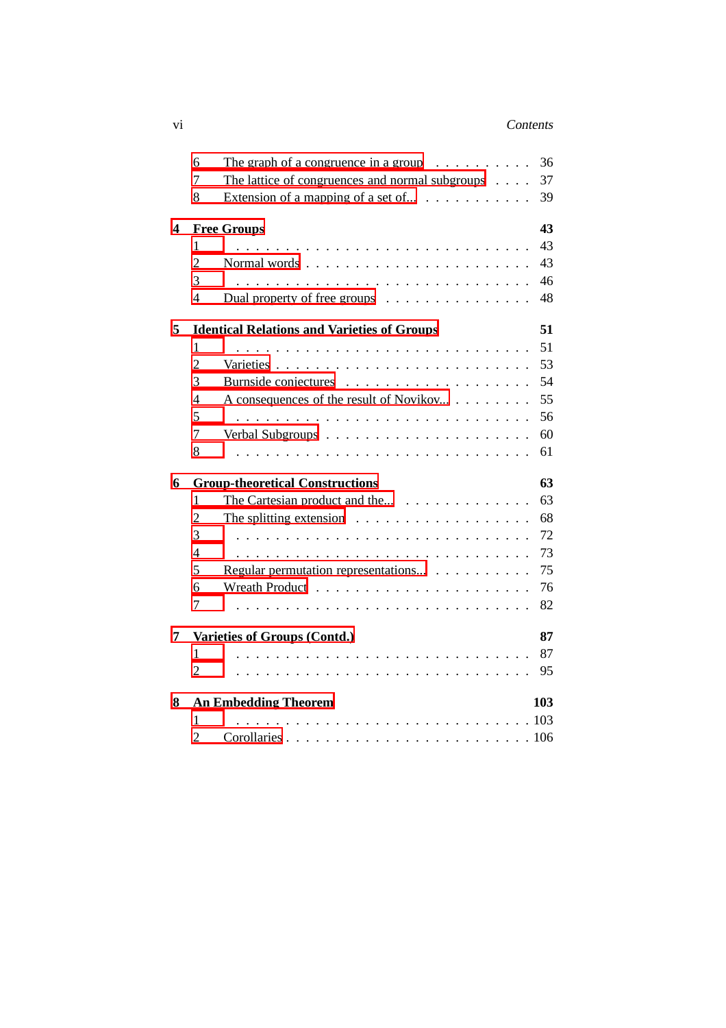6 The graph of a congruence in a group . . . . . . . . . . 36
7 The lattice of congruences and normal subgroups . . . . 37
8 Extension of a mapping of a set of... . . . . . . . . . . . 39

**4 Free Groups** **43**
1 . . . . . . . . . . . . . . . . . . . . . . . . . . . . . . 43
2 Normal words . . . . . . . . . . . . . . . . . . . . . . . 43
3 . . . . . . . . . . . . . . . . . . . . . . . . . . . . . . 46
4 Dual property of free groups . . . . . . . . . . . . . . . 48

**5 Identical Relations and Varieties of Groups** **51**
1 . . . . . . . . . . . . . . . . . . . . . . . . . . . . . . 51
2 Varieties . . . . . . . . . . . . . . . . . . . . . . . . . 53
3 Burnside conjectures . . . . . . . . . . . . . . . . . . . 54
4 A consequences of the result of Novikov... . . . . . . . . 55
5 . . . . . . . . . . . . . . . . . . . . . . . . . . . . . . 56
7 Verbal Subgroups . . . . . . . . . . . . . . . . . . . . . 60
8 . . . . . . . . . . . . . . . . . . . . . . . . . . . . . . 61

**6 Group-theoretical Constructions** **63**
1 The Cartesian product and the... . . . . . . . . . . . . . 63
2 The splitting extension . . . . . . . . . . . . . . . . . . 68
3 . . . . . . . . . . . . . . . . . . . . . . . . . . . . . . 72
4 . . . . . . . . . . . . . . . . . . . . . . . . . . . . . . 73
5 Regular permutation representations... . . . . . . . . . . 75
6 Wreath Product . . . . . . . . . . . . . . . . . . . . . . 76
7 . . . . . . . . . . . . . . . . . . . . . . . . . . . . . . 82

**7 Varieties of Groups (Contd.)** **87**
1 . . . . . . . . . . . . . . . . . . . . . . . . . . . . . . 87
2 . . . . . . . . . . . . . . . . . . . . . . . . . . . . . . 95

**8 An Embedding Theorem** **103**
1 . . . . . . . . . . . . . . . . . . . . . . . . . . . . . . 103
2 Corollaries . . . . . . . . . . . . . . . . . . . . . . . . 106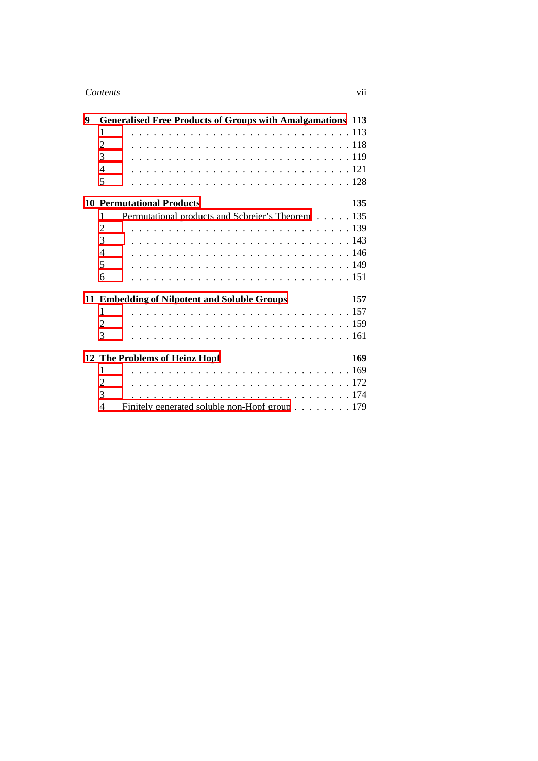**9 Generalised Free Products of Groups with Amalgamations** **113**

1 . . . . . . . . . . . . . . . . . . . . . . . . . . . . . 113
2 . . . . . . . . . . . . . . . . . . . . . . . . . . . . . 118
3 . . . . . . . . . . . . . . . . . . . . . . . . . . . . . 119
4 . . . . . . . . . . . . . . . . . . . . . . . . . . . . . 121
5 . . . . . . . . . . . . . . . . . . . . . . . . . . . . . 128

**10 Permutational Products** **135**

1 Permutational products and Schreier's Theorem . . . . . 135
2 . . . . . . . . . . . . . . . . . . . . . . . . . . . . . 139
3 . . . . . . . . . . . . . . . . . . . . . . . . . . . . . 143
4 . . . . . . . . . . . . . . . . . . . . . . . . . . . . . 146
5 . . . . . . . . . . . . . . . . . . . . . . . . . . . . . 149
6 . . . . . . . . . . . . . . . . . . . . . . . . . . . . . 151

**11 Embedding of Nilpotent and Soluble Groups** **157**

1 . . . . . . . . . . . . . . . . . . . . . . . . . . . . . 157
2 . . . . . . . . . . . . . . . . . . . . . . . . . . . . . 159
3 . . . . . . . . . . . . . . . . . . . . . . . . . . . . . 161

**12 The Problems of Heinz Hopf** **169**

1 . . . . . . . . . . . . . . . . . . . . . . . . . . . . . 169
2 . . . . . . . . . . . . . . . . . . . . . . . . . . . . . 172
3 . . . . . . . . . . . . . . . . . . . . . . . . . . . . . 174
4 Finitely generated soluble non-Hopf group . . . . . . . . 179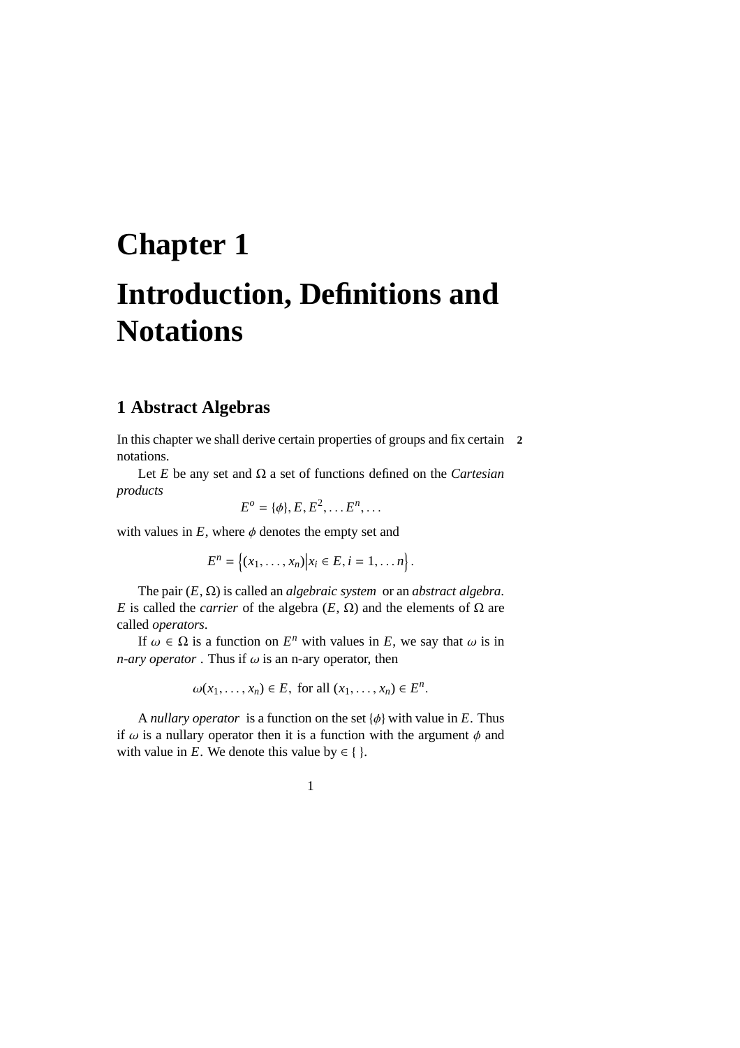# Chapter 1

# Introduction, Definitions and Notations

## 1 Abstract Algebras

In this chapter we shall derive certain properties of groups and fix certain notations.

Let $E$ be any set and $\Omega$ a set of functions defined on the *Cartesian products*

$$E^o = \{\phi\}, E, E^2, \ldots E^n, \ldots$$

with values in $E$, where $\phi$ denotes the empty set and

$$E^n = \left\{(x_1, \ldots, x_n) \middle| x_i \in E, i = 1, \ldots n\right\}.$$

The pair $(E, \Omega)$ is called an *algebraic system* or an *abstract algebra*. $E$ is called the *carrier* of the algebra $(E, \Omega)$ and the elements of $\Omega$ are called *operators*.

If $\omega \in \Omega$ is a function on $E^n$ with values in $E$, we say that $\omega$ is in *n-ary operator* . Thus if $\omega$ is an n-ary operator, then

$$\omega(x_1, \ldots, x_n) \in E, \text{ for all } (x_1, \ldots, x_n) \in E^n.$$

A *nullary operator* is a function on the set $\{\phi\}$ with value in $E$. Thus if $\omega$ is a nullary operator then it is a function with the argument $\phi$ and with value in $E$. We denote this value by $\in \{\ \}$.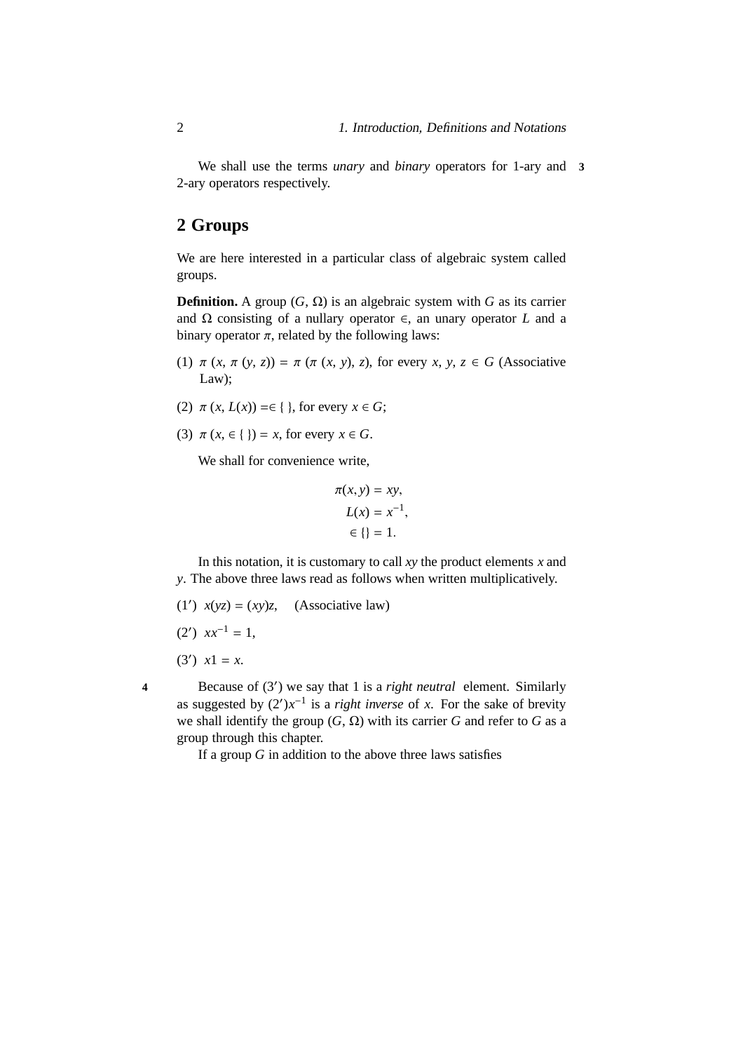We shall use the terms *unary* and *binary* operators for 1-ary and 2-ary operators respectively.

## 2 Groups

We are here interested in a particular class of algebraic system called groups.

**Definition.** A group $(G, \Omega)$ is an algebraic system with $G$ as its carrier and $\Omega$ consisting of a nullary operator $\in$, an unary operator $L$ and a binary operator $\pi$, related by the following laws:

(1) $\pi\ (x, \pi\ (y, z)) = \pi\ (\pi\ (x, y), z)$, for every $x, y, z \in G$ (Associative Law);

(2) $\pi\ (x, L(x)) = \in \{\ \}$, for every $x \in G$;

(3) $\pi\ (x, \in \{\ \}) = x$, for every $x \in G$.

We shall for convenience write,

$$\pi(x, y) = xy,$$
$$L(x) = x^{-1},$$
$$\in \{\} = 1.$$

In this notation, it is customary to call $xy$ the product elements $x$ and $y$. The above three laws read as follows when written multiplicatively.

(1′) $x(yz) = (xy)z$, (Associative law)

(2′) $xx^{-1} = 1$,

(3′) $x1 = x$.

Because of (3′) we say that 1 is a *right neutral* element. Similarly as suggested by (2′)$x^{-1}$ is a *right inverse* of $x$. For the sake of brevity we shall identify the group $(G, \Omega)$ with its carrier $G$ and refer to $G$ as a group through this chapter.

If a group $G$ in addition to the above three laws satisfies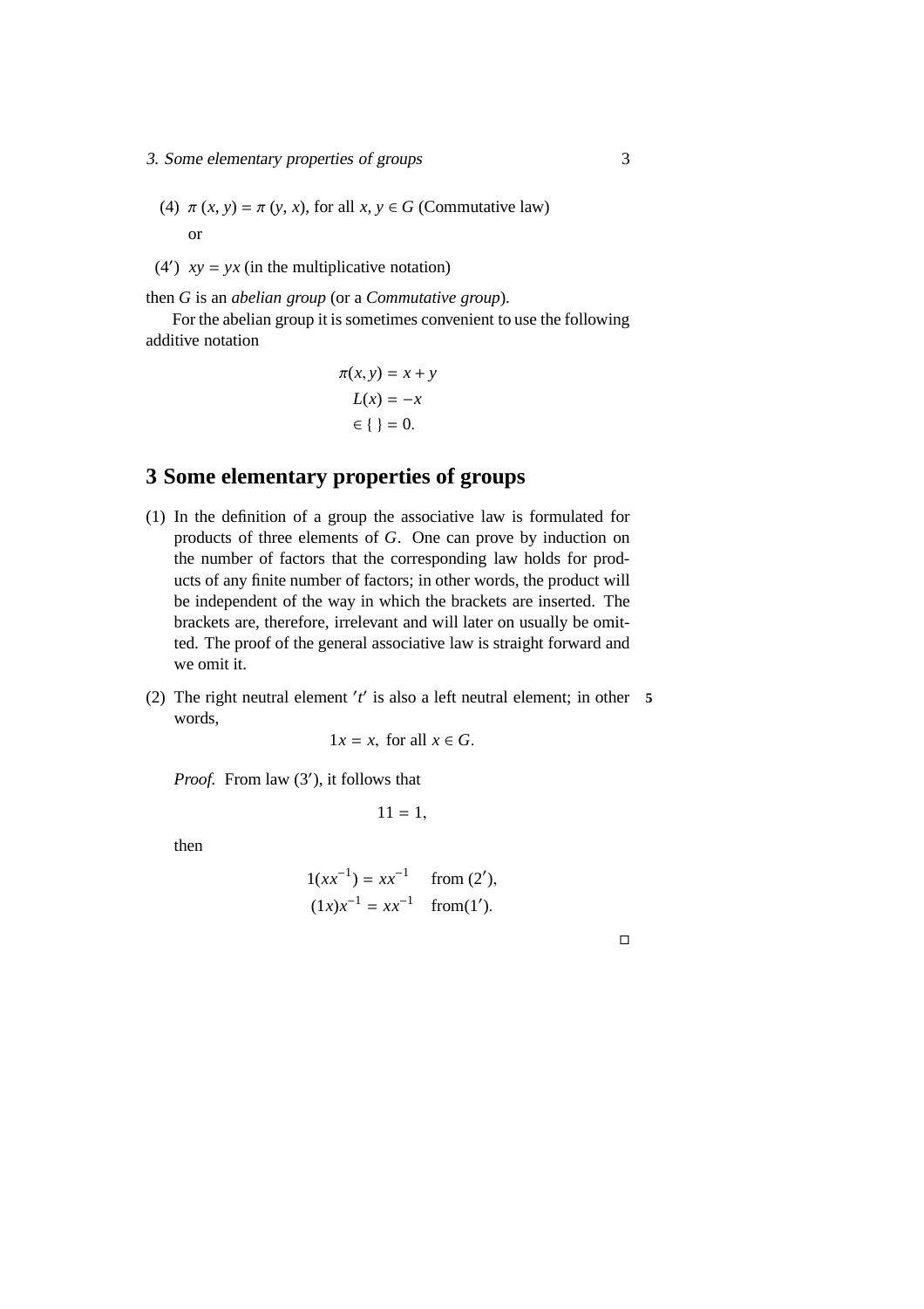(4) $\pi(x, y) = \pi(y, x)$, for all $x, y \in G$ (Commutative law)

or

(4′) $xy = yx$ (in the multiplicative notation)

then $G$ is an *abelian group* (or a *Commutative group*).

For the abelian group it is sometimes convenient to use the following additive notation

$$\pi(x, y) = x + y$$
$$L(x) = -x$$
$$\in \{\,\} = 0.$$

## 3 Some elementary properties of groups

(1) In the definition of a group the associative law is formulated for products of three elements of $G$. One can prove by induction on the number of factors that the corresponding law holds for products of any finite number of factors; in other words, the product will be independent of the way in which the brackets are inserted. The brackets are, therefore, irrelevant and will later on usually be omitted. The proof of the general associative law is straight forward and we omit it.

(2) The right neutral element $'t'$ is also a left neutral element; in other words, **5**

$$1x = x, \text{ for all } x \in G.$$

*Proof.* From law (3′), it follows that

$$11 = 1,$$

then

$$1(xx^{-1}) = xx^{-1} \quad \text{from } (2'),$$
$$(1x)x^{-1} = xx^{-1} \quad \text{from} (1').$$

□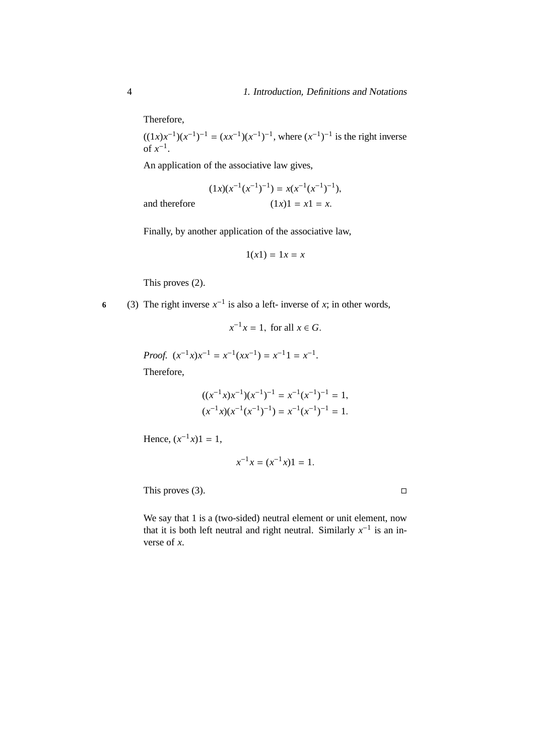Therefore,

$((1x)x^{-1})(x^{-1})^{-1} = (xx^{-1})(x^{-1})^{-1}$, where $(x^{-1})^{-1}$ is the right inverse of $x^{-1}$.

An application of the associative law gives,

$$(1x)(x^{-1}(x^{-1})^{-1}) = x(x^{-1}(x^{-1})^{-1}),$$

and therefore

$$(1x)1 = x1 = x.$$

Finally, by another application of the associative law,

$$1(x1) = 1x = x$$

This proves (2).

6 (3) The right inverse $x^{-1}$ is also a left- inverse of $x$; in other words,

$$x^{-1}x = 1, \text{ for all } x \in G.$$

*Proof.* $(x^{-1}x)x^{-1} = x^{-1}(xx^{-1}) = x^{-1}1 = x^{-1}$.

Therefore,

$$((x^{-1}x)x^{-1})(x^{-1})^{-1} = x^{-1}(x^{-1})^{-1} = 1,$$
$$(x^{-1}x)(x^{-1}(x^{-1})^{-1}) = x^{-1}(x^{-1})^{-1} = 1.$$

Hence, $(x^{-1}x)1 = 1$,

$$x^{-1}x = (x^{-1}x)1 = 1.$$

This proves (3). □

We say that 1 is a (two-sided) neutral element or unit element, now that it is both left neutral and right neutral. Similarly $x^{-1}$ is an inverse of $x$.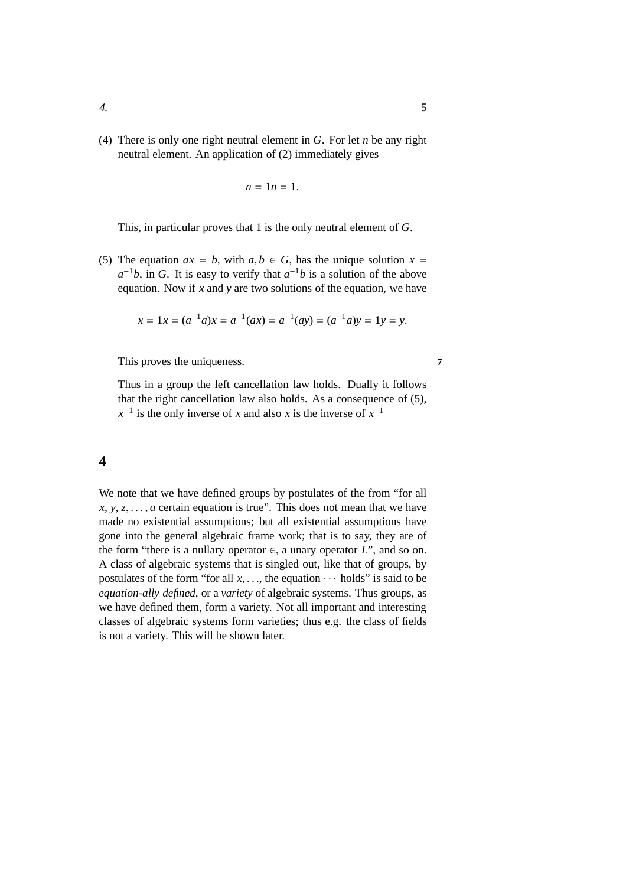(4) There is only one right neutral element in $G$. For let $n$ be any right neutral element. An application of (2) immediately gives

$$n = 1n = 1.$$

This, in particular proves that 1 is the only neutral element of $G$.

(5) The equation $ax = b$, with $a, b \in G$, has the unique solution $x = a^{-1}b$, in $G$. It is easy to verify that $a^{-1}b$ is a solution of the above equation. Now if $x$ and $y$ are two solutions of the equation, we have

$$x = 1x = (a^{-1}a)x = a^{-1}(ax) = a^{-1}(ay) = (a^{-1}a)y = 1y = y.$$

This proves the uniqueness. **7**

Thus in a group the left cancellation law holds. Dually it follows that the right cancellation law also holds. As a consequence of (5), $x^{-1}$ is the only inverse of $x$ and also $x$ is the inverse of $x^{-1}$

## 4

We note that we have defined groups by postulates of the from "for all $x, y, z, \ldots, a$ certain equation is true". This does not mean that we have made no existential assumptions; but all existential assumptions have gone into the general algebraic frame work; that is to say, they are of the form "there is a nullary operator $\in$, a unary operator $L$", and so on. A class of algebraic systems that is singled out, like that of groups, by postulates of the form "for all $x, \ldots$, the equation $\cdots$ holds" is said to be *equation-ally defined*, or a *variety* of algebraic systems. Thus groups, as we have defined them, form a variety. Not all important and interesting classes of algebraic systems form varieties; thus e.g. the class of fields is not a variety. This will be shown later.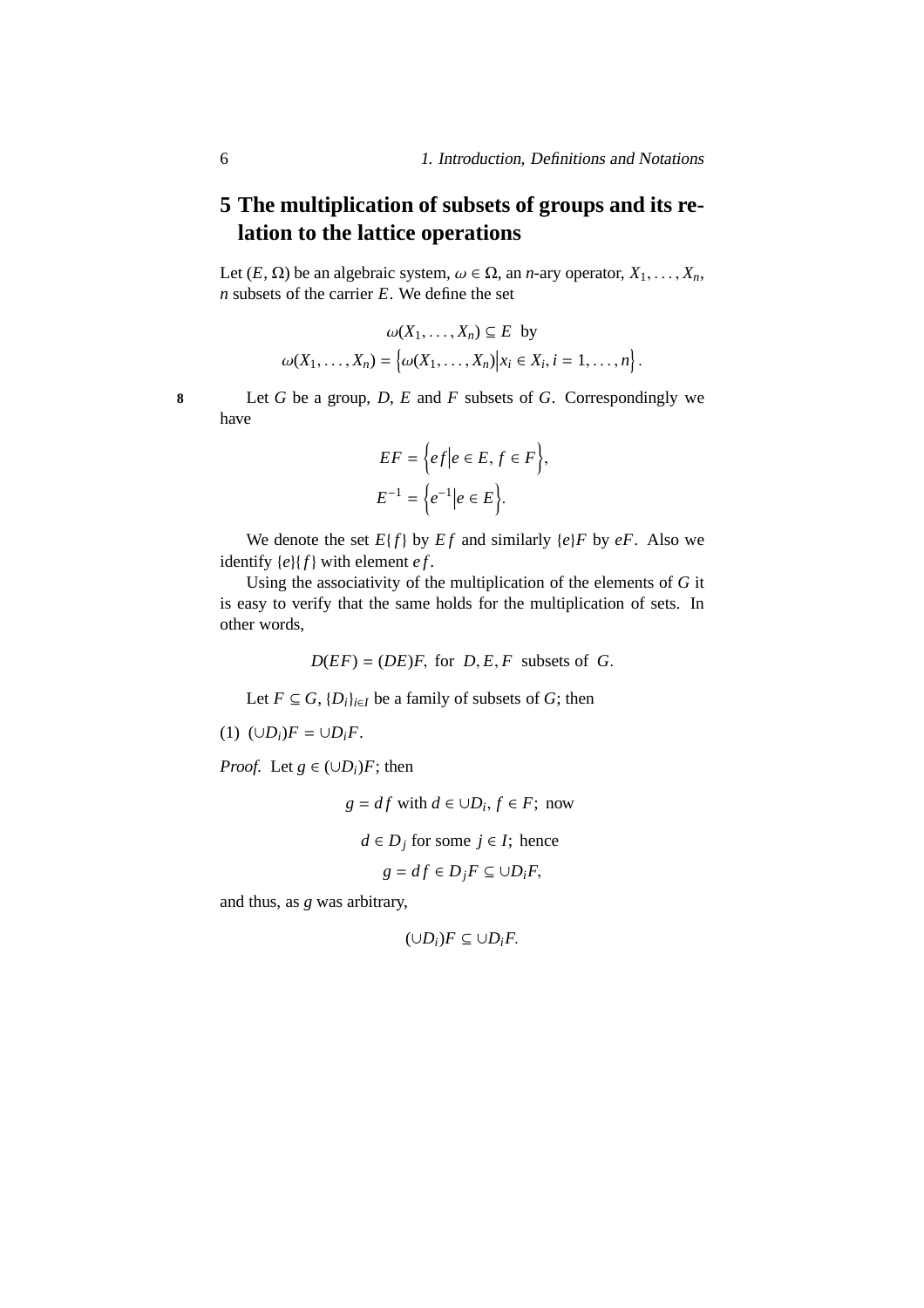## 5 The multiplication of subsets of groups and its relation to the lattice operations

Let $(E, \Omega)$ be an algebraic system, $\omega \in \Omega$, an $n$-ary operator, $X_1, \ldots, X_n$, $n$ subsets of the carrier $E$. We define the set

$$\omega(X_1, \ldots, X_n) \subseteq E \text{ by}$$
$$\omega(X_1, \ldots, X_n) = \Big\{\omega(X_1, \ldots, X_n)\Big| x_i \in X_i, i = 1, \ldots, n\Big\}.$$

8 Let $G$ be a group, $D$, $E$ and $F$ subsets of $G$. Correspondingly we have

$$EF = \Big\{ef\Big| e \in E, f \in F\Big\},$$
$$E^{-1} = \Big\{e^{-1}\Big| e \in E\Big\}.$$

We denote the set $E\{f\}$ by $Ef$ and similarly $\{e\}F$ by $eF$. Also we identify $\{e\}\{f\}$ with element $ef$.

Using the associativity of the multiplication of the elements of $G$ it is easy to verify that the same holds for the multiplication of sets. In other words,

$$D(EF) = (DE)F, \text{ for } D, E, F \text{ subsets of } G.$$

Let $F \subseteq G$, $\{D_i\}_{i \in I}$ be a family of subsets of $G$; then

(1) $(\cup D_i)F = \cup D_i F$.

*Proof.* Let $g \in (\cup D_i)F$; then

$$g = df \text{ with } d \in \cup D_i, f \in F; \text{ now}$$
$$d \in D_j \text{ for some } j \in I; \text{ hence}$$
$$g = df \in D_j F \subseteq \cup D_i F,$$

and thus, as $g$ was arbitrary,

$$(\cup D_i)F \subseteq \cup D_i F.$$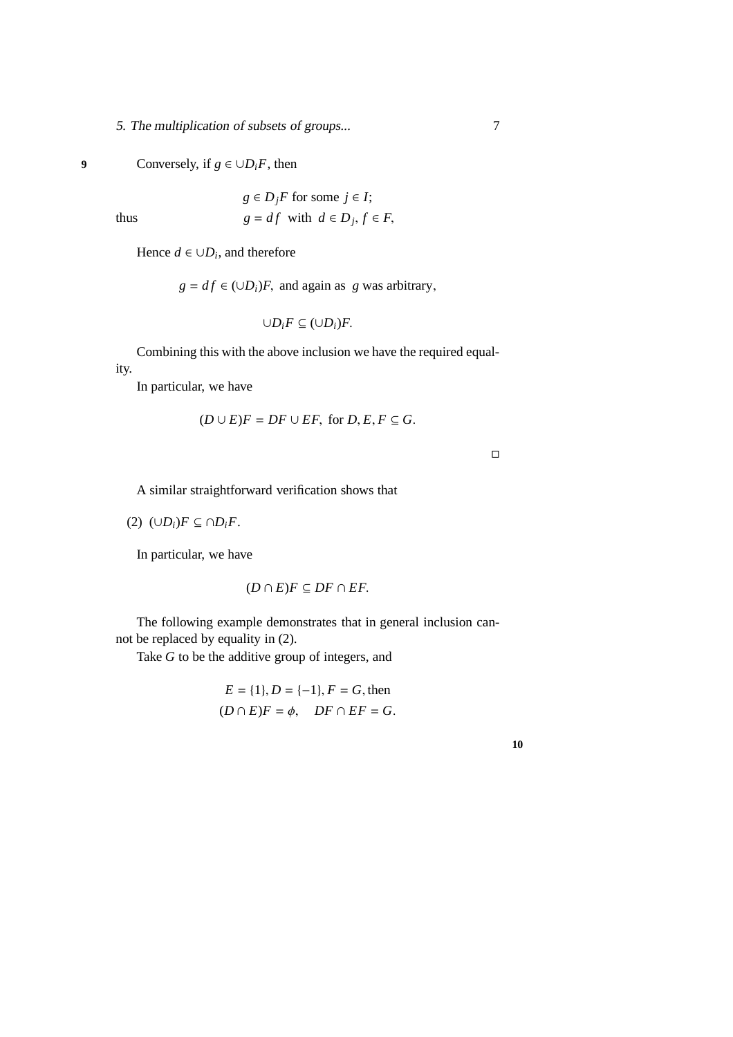Conversely, if $g \in \cup D_i F$, then

$$g \in D_j F \text{ for some } j \in I;$$

thus

$$g = df \text{ with } d \in D_j,\ f \in F,$$

Hence $d \in \cup D_i$, and therefore

$$g = df \in (\cup D_i)F, \text{ and again as } g \text{ was arbitrary},$$

$$\cup D_i F \subseteq (\cup D_i)F.$$

Combining this with the above inclusion we have the required equality.

In particular, we have

$$(D \cup E)F = DF \cup EF, \text{ for } D, E, F \subseteq G.$$

□

A similar straightforward verification shows that

(2) $(\cup D_i)F \subseteq \cap D_i F$.

In particular, we have

$$(D \cap E)F \subseteq DF \cap EF.$$

The following example demonstrates that in general inclusion cannot be replaced by equality in (2).

Take $G$ to be the additive group of integers, and

$$E = \{1\}, D = \{-1\}, F = G, \text{then}$$
$$(D \cap E)F = \phi, \quad DF \cap EF = G.$$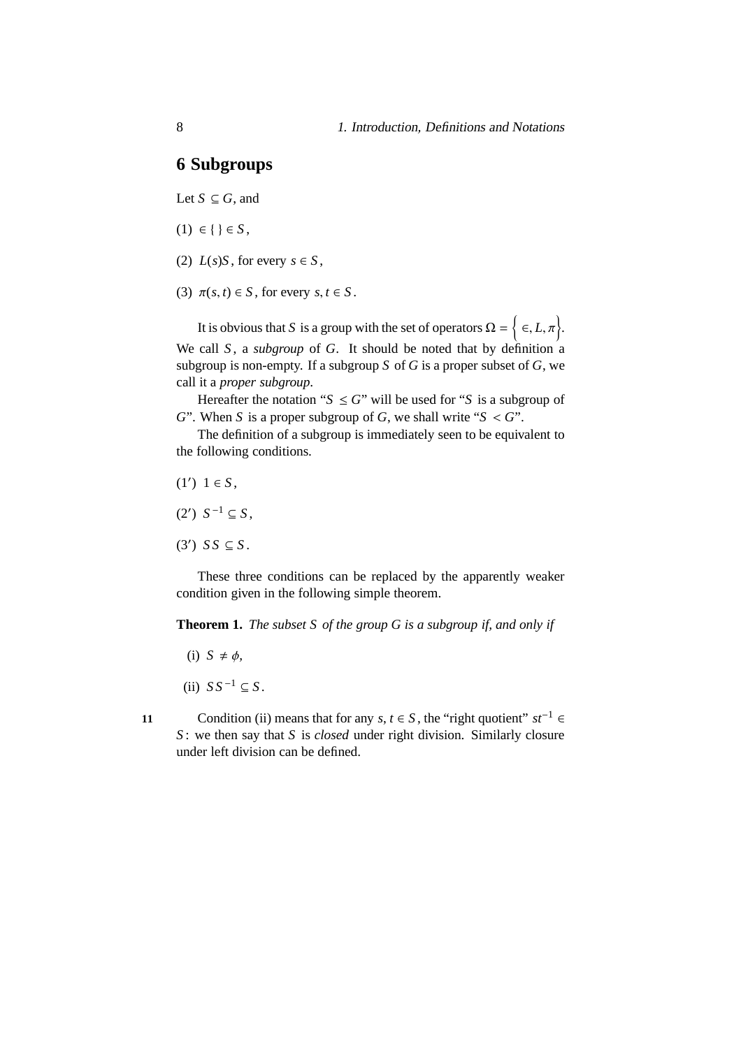## 6 Subgroups

Let $S \subseteq G$, and

(1) $\in \{ \} \in S$,

(2) $L(s)S$, for every $s \in S$,

(3) $\pi(s,t) \in S$, for every $s, t \in S$.

It is obvious that $S$ is a group with the set of operators $\Omega = \left\{ \in, L, \pi \right\}$. We call $S$, a *subgroup* of $G$. It should be noted that by definition a subgroup is non-empty. If a subgroup $S$ of $G$ is a proper subset of $G$, we call it a *proper subgroup*.

Hereafter the notation "$S \leq G$" will be used for "$S$ is a subgroup of $G$". When $S$ is a proper subgroup of $G$, we shall write "$S < G$".

The definition of a subgroup is immediately seen to be equivalent to the following conditions.

(1′) $1 \in S$,

(2′) $S^{-1} \subseteq S$,

(3′) $SS \subseteq S$.

These three conditions can be replaced by the apparently weaker condition given in the following simple theorem.

**Theorem 1.** *The subset $S$ of the group $G$ is a subgroup if, and only if*

(i) $S \neq \phi$,

(ii) $SS^{-1} \subseteq S$.

11 Condition (ii) means that for any $s, t \in S$, the "right quotient" $st^{-1} \in S$: we then say that $S$ is *closed* under right division. Similarly closure under left division can be defined.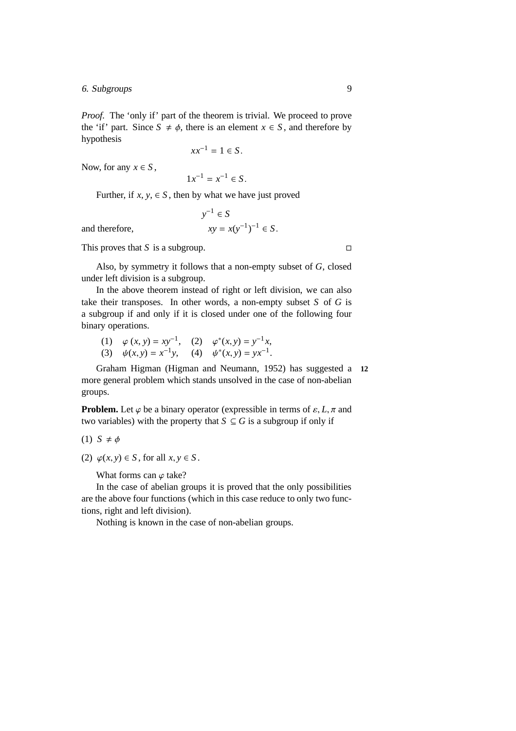*Proof.* The 'only if' part of the theorem is trivial. We proceed to prove the 'if' part. Since $S \neq \phi$, there is an element $x \in S$, and therefore by hypothesis

$$xx^{-1} = 1 \in S.$$

Now, for any $x \in S$,

$$1x^{-1} = x^{-1} \in S.$$

Further, if $x, y, \in S$, then by what we have just proved

$$y^{-1} \in S$$

and therefore,

$$xy = x(y^{-1})^{-1} \in S.$$

This proves that $S$ is a subgroup. □

Also, by symmetry it follows that a non-empty subset of $G$, closed under left division is a subgroup.

In the above theorem instead of right or left division, we can also take their transposes. In other words, a non-empty subset $S$ of $G$ is a subgroup if and only if it is closed under one of the following four binary operations.

(1) $\varphi(x, y) = xy^{-1}$, (2) $\varphi^*(x, y) = y^{-1}x$,
(3) $\psi(x, y) = x^{-1}y$, (4) $\psi^*(x, y) = yx^{-1}$.

Graham Higman (Higman and Neumann, 1952) has suggested a more general problem which stands unsolved in the case of non-abelian groups.

12

**Problem.** Let $\varphi$ be a binary operator (expressible in terms of $\varepsilon, L, \pi$ and two variables) with the property that $S \subseteq G$ is a subgroup if only if

(1) $S \neq \phi$

(2) $\varphi(x, y) \in S$, for all $x, y \in S$.

What forms can $\varphi$ take?

In the case of abelian groups it is proved that the only possibilities are the above four functions (which in this case reduce to only two functions, right and left division).

Nothing is known in the case of non-abelian groups.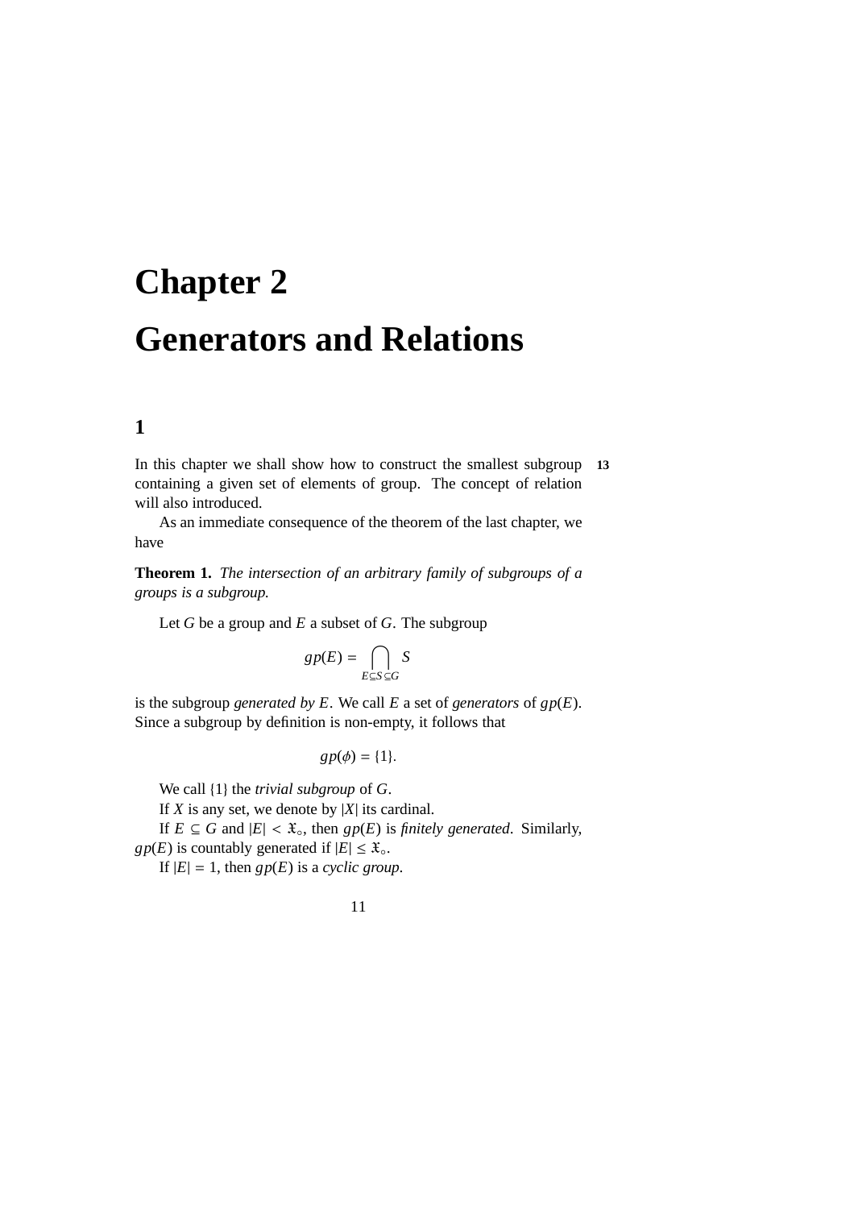# Chapter 2

# Generators and Relations

## 1

In this chapter we shall show how to construct the smallest subgroup containing a given set of elements of group. The concept of relation will also introduced.

As an immediate consequence of the theorem of the last chapter, we have

**Theorem 1.** *The intersection of an arbitrary family of subgroups of a groups is a subgroup.*

Let $G$ be a group and $E$ a subset of $G$. The subgroup

$$gp(E) = \bigcap_{E \subseteq S \subseteq G} S$$

is the subgroup *generated by* $E$. We call $E$ a set of *generators* of $gp(E)$. Since a subgroup by definition is non-empty, it follows that

$$gp(\phi) = \{1\}.$$

We call $\{1\}$ the *trivial subgroup* of $G$.

If $X$ is any set, we denote by $|X|$ its cardinal.

If $E \subseteq G$ and $|E| < \aleph_\circ$, then $gp(E)$ is *finitely generated*. Similarly, $gp(E)$ is countably generated if $|E| \leq \aleph_\circ$.

If $|E| = 1$, then $gp(E)$ is a *cyclic group*.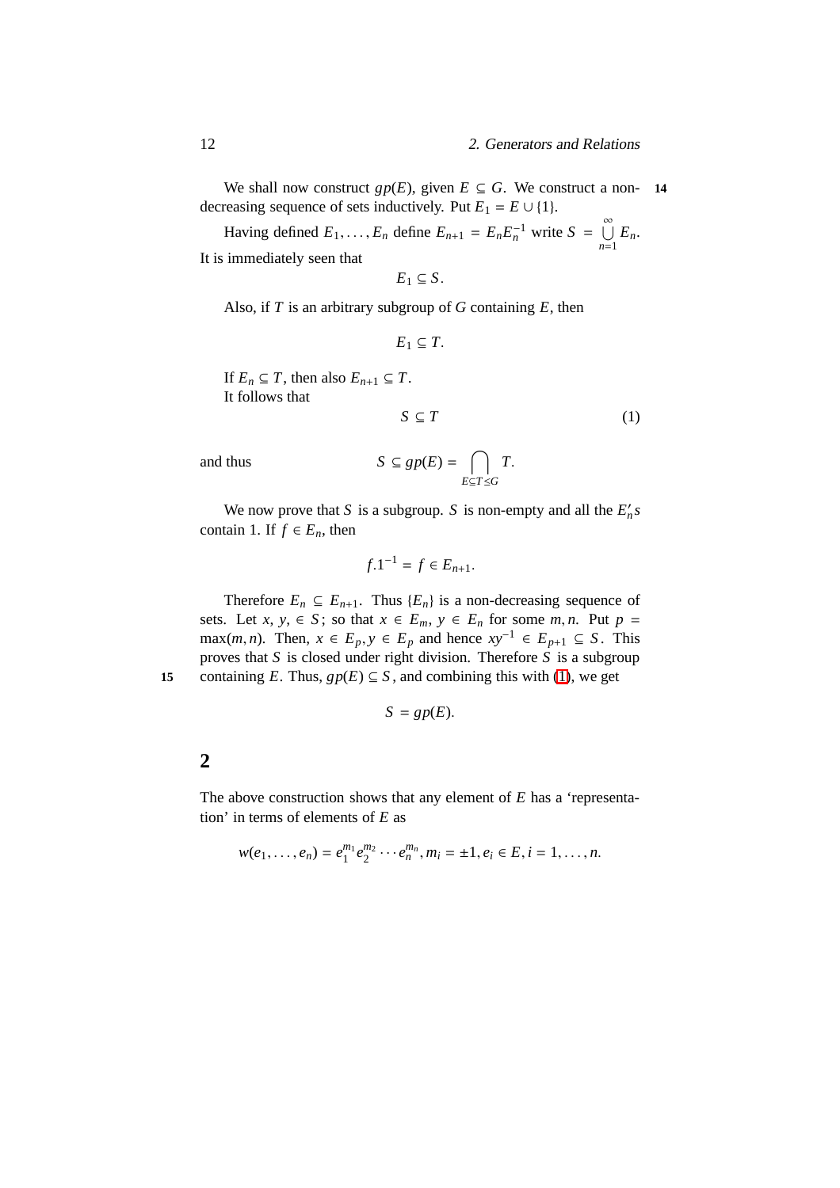We shall now construct $gp(E)$, given $E \subseteq G$. We construct a non-decreasing sequence of sets inductively. Put $E_1 = E \cup \{1\}$.

Having defined $E_1, \ldots, E_n$ define $E_{n+1} = E_n E_n^{-1}$ write $S = \bigcup_{n=1}^{\infty} E_n$. It is immediately seen that

$$E_1 \subseteq S.$$

Also, if $T$ is an arbitrary subgroup of $G$ containing $E$, then

$$E_1 \subseteq T.$$

If $E_n \subseteq T$, then also $E_{n+1} \subseteq T$.
It follows that

$$S \subseteq T \tag{1}$$

and thus

$$S \subseteq gp(E) = \bigcap_{E \subseteq T \leq G} T.$$

We now prove that $S$ is a subgroup. $S$ is non-empty and all the $E_n'$s contain 1. If $f \in E_n$, then

$$f.1^{-1} = f \in E_{n+1}.$$

Therefore $E_n \subseteq E_{n+1}$. Thus $\{E_n\}$ is a non-decreasing sequence of sets. Let $x, y, \in S$; so that $x \in E_m$, $y \in E_n$ for some $m, n$. Put $p = \max(m, n)$. Then, $x \in E_p, y \in E_p$ and hence $xy^{-1} \in E_{p+1} \subseteq S$. This proves that $S$ is closed under right division. Therefore $S$ is a subgroup containing $E$. Thus, $gp(E) \subseteq S$, and combining this with (1), we get

$$S = gp(E).$$

## 2

The above construction shows that any element of $E$ has a 'representation' in terms of elements of $E$ as

$$w(e_1, \ldots, e_n) = e_1^{m_1} e_2^{m_2} \cdots e_n^{m_n}, m_i = \pm 1, e_i \in E, i = 1, \ldots, n.$$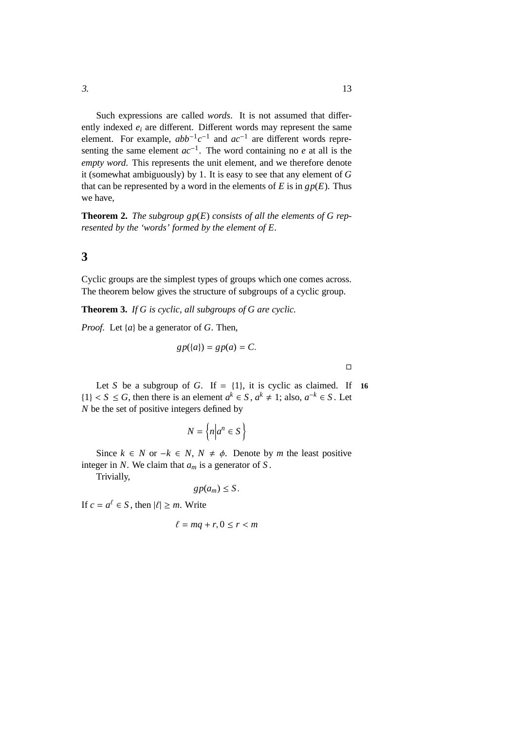Such expressions are called *words*. It is not assumed that differently indexed $e_i$ are different. Different words may represent the same element. For example, $abb^{-1}c^{-1}$ and $ac^{-1}$ are different words representing the same element $ac^{-1}$. The word containing no $e$ at all is the *empty word*. This represents the unit element, and we therefore denote it (somewhat ambiguously) by 1. It is easy to see that any element of $G$ that can be represented by a word in the elements of $E$ is in $gp(E)$. Thus we have,

**Theorem 2.** *The subgroup $gp(E)$ consists of all the elements of $G$ represented by the 'words' formed by the element of $E$.*

## 3

Cyclic groups are the simplest types of groups which one comes across. The theorem below gives the structure of subgroups of a cyclic group.

**Theorem 3.** *If $G$ is cyclic, all subgroups of $G$ are cyclic.*

*Proof.* Let $\{a\}$ be a generator of $G$. Then,

$$gp(\{a\}) = gp(a) = C.$$

□

Let $S$ be a subgroup of $G$. If $= \{1\}$, it is cyclic as claimed. If $\{1\} < S \leq G$, then there is an element $a^k \in S$, $a^k \neq 1$; also, $a^{-k} \in S$. Let $N$ be the set of positive integers defined by

16

$$N = \left\{ n \middle| a^n \in S \right\}$$

Since $k \in N$ or $-k \in N$, $N \neq \phi$. Denote by $m$ the least positive integer in $N$. We claim that $a_m$ is a generator of $S$.

Trivially,

$$gp(a_m) \leq S.$$

If $c = a^\ell \in S$, then $|\ell| \geq m$. Write

$$\ell = mq + r, 0 \leq r < m$$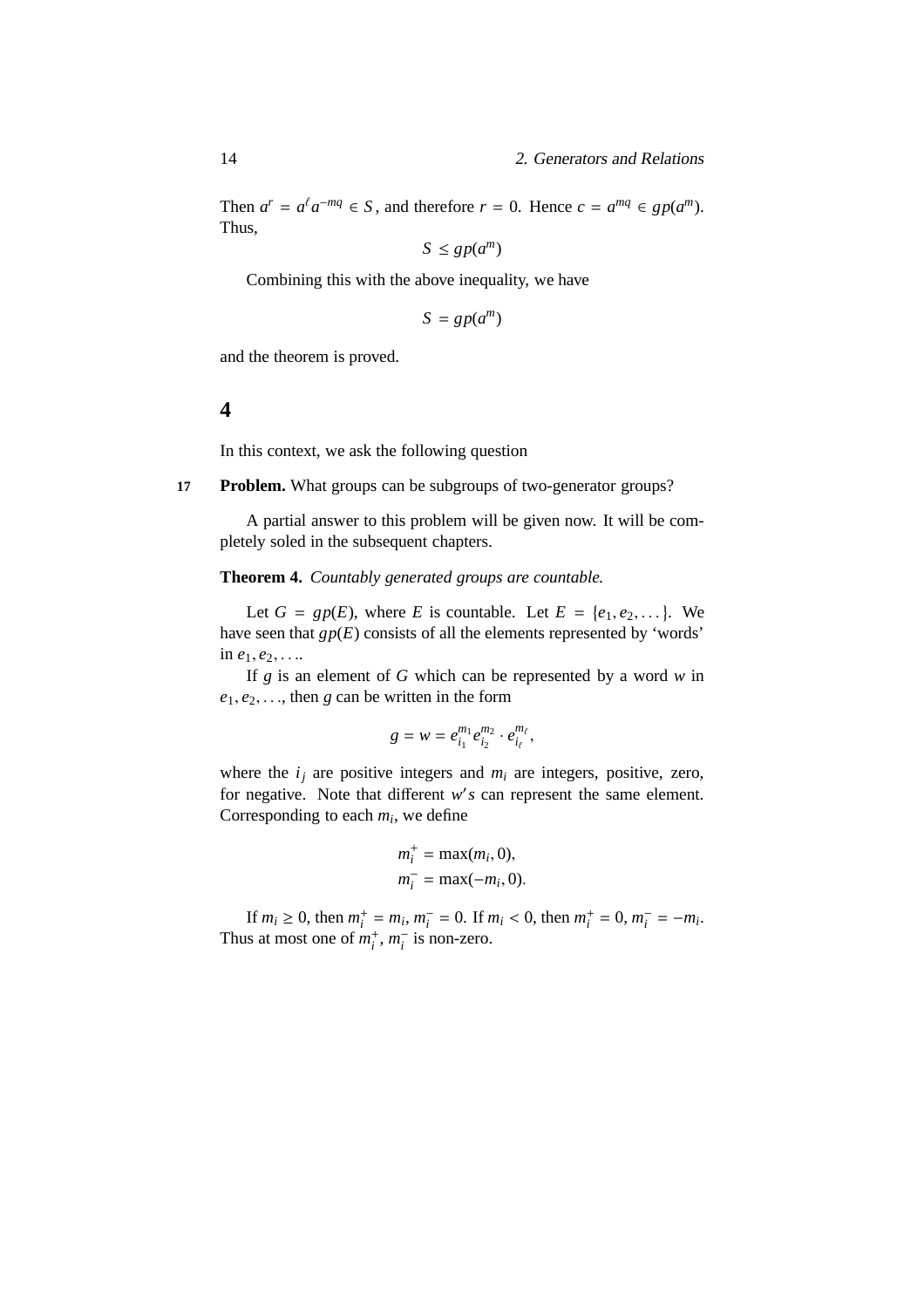Then $a^r = a^\ell a^{-mq} \in S$, and therefore $r = 0$. Hence $c = a^{mq} \in gp(a^m)$. Thus,

$$S \leq gp(a^m)$$

Combining this with the above inequality, we have

$$S = gp(a^m)$$

and the theorem is proved.

## 4

In this context, we ask the following question

17 **Problem.** What groups can be subgroups of two-generator groups?

A partial answer to this problem will be given now. It will be completely soled in the subsequent chapters.

**Theorem 4.** *Countably generated groups are countable.*

Let $G = gp(E)$, where $E$ is countable. Let $E = \{e_1, e_2, \dots\}$. We have seen that $gp(E)$ consists of all the elements represented by 'words' in $e_1, e_2, \dots$.

If $g$ is an element of $G$ which can be represented by a word $w$ in $e_1, e_2, \dots$, then $g$ can be written in the form

$$g = w = e_{i_1}^{m_1} e_{i_2}^{m_2} \cdot e_{i_\ell}^{m_\ell},$$

where the $i_j$ are positive integers and $m_i$ are integers, positive, zero, for negative. Note that different $w's$ can represent the same element. Corresponding to each $m_i$, we define

$$m_i^+ = \max(m_i, 0),$$
$$m_i^- = \max(-m_i, 0).$$

If $m_i \geq 0$, then $m_i^+ = m_i$, $m_i^- = 0$. If $m_i < 0$, then $m_i^+ = 0$, $m_i^- = -m_i$. Thus at most one of $m_i^+$, $m_i^-$ is non-zero.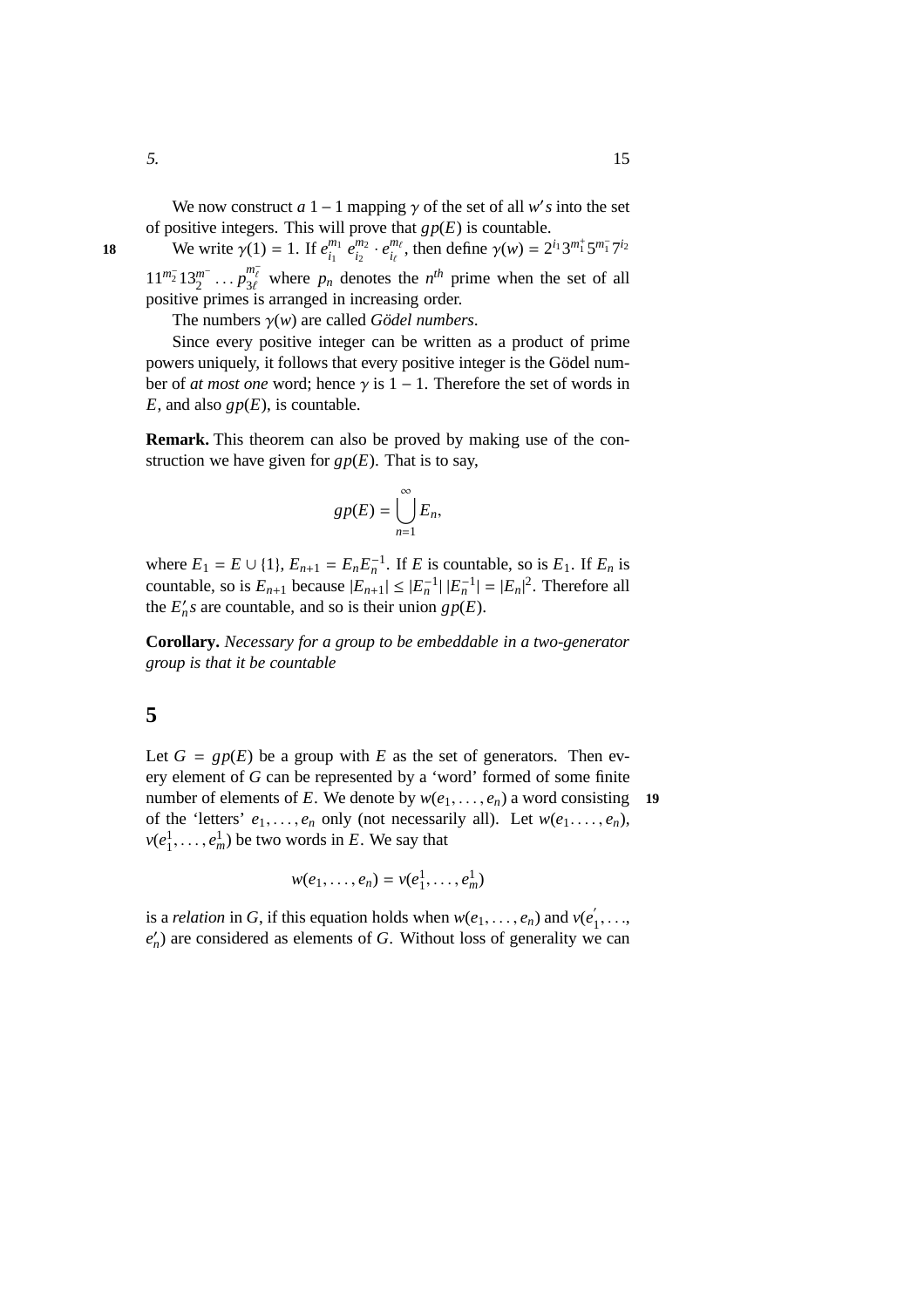We now construct $a$ $1-1$ mapping $\gamma$ of the set of all $w's$ into the set of positive integers. This will prove that $gp(E)$ is countable.

We write $\gamma(1) = 1$. If $e_{i_1}^{m_1}\, e_{i_2}^{m_2} \cdot e_{i_\ell}^{m_\ell}$, then define $\gamma(w) = 2^{i_1} 3^{m_1^+} 5^{m_1^-} 7^{i_2}$ $11^{m_2^-} 13_2^{m^-} \ldots p_{3\ell}^{m_\ell^-}$ where $p_n$ denotes the $n^{th}$ prime when the set of all positive primes is arranged in increasing order.

The numbers $\gamma(w)$ are called *Gödel numbers*.

Since every positive integer can be written as a product of prime powers uniquely, it follows that every positive integer is the Gödel number of *at most one* word; hence $\gamma$ is $1-1$. Therefore the set of words in $E$, and also $gp(E)$, is countable.

**Remark.** This theorem can also be proved by making use of the construction we have given for $gp(E)$. That is to say,

$$gp(E) = \bigcup_{n=1}^{\infty} E_n,$$

where $E_1 = E \cup \{1\}$, $E_{n+1} = E_n E_n^{-1}$. If $E$ is countable, so is $E_1$. If $E_n$ is countable, so is $E_{n+1}$ because $|E_{n+1}| \leq |E_n^{-1}|\, |E_n^{-1}| = |E_n|^2$. Therefore all the $E_n' s$ are countable, and so is their union $gp(E)$.

**Corollary.** *Necessary for a group to be embeddable in a two-generator group is that it be countable*

## 5

Let $G = gp(E)$ be a group with $E$ as the set of generators. Then every element of $G$ can be represented by a 'word' formed of some finite number of elements of $E$. We denote by $w(e_1, \ldots, e_n)$ a word consisting of the 'letters' $e_1, \ldots, e_n$ only (not necessarily all). Let $w(e_1 \ldots, e_n)$, $v(e_1^1, \ldots, e_m^1)$ be two words in $E$. We say that

$$w(e_1, \ldots, e_n) = v(e_1^1, \ldots, e_m^1)$$

is a *relation* in $G$, if this equation holds when $w(e_1, \ldots, e_n)$ and $v(e_1^{'}, \ldots,$ $e_n')$ are considered as elements of $G$. Without loss of generality we can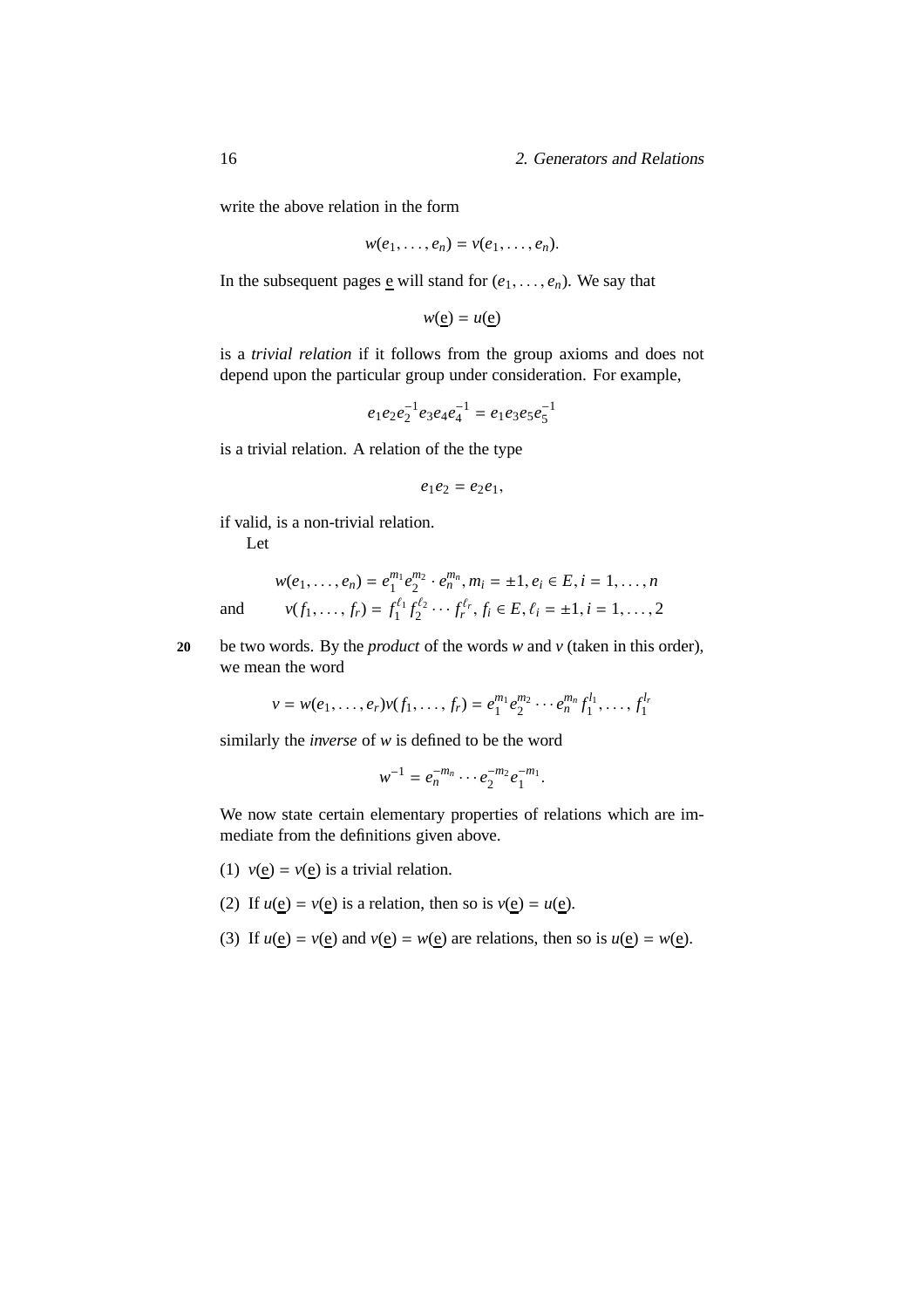write the above relation in the form

$$w(e_1, \ldots, e_n) = v(e_1, \ldots, e_n).$$

In the subsequent pages $\underline{e}$ will stand for $(e_1, \ldots, e_n)$. We say that

$$w(\underline{e}) = u(\underline{e})$$

is a *trivial relation* if it follows from the group axioms and does not depend upon the particular group under consideration. For example,

$$e_1 e_2 e_2^{-1} e_3 e_4 e_4^{-1} = e_1 e_3 e_5 e_5^{-1}$$

is a trivial relation. A relation of the the type

$$e_1 e_2 = e_2 e_1,$$

if valid, is a non-trivial relation.

Let

$$w(e_1, \ldots, e_n) = e_1^{m_1} e_2^{m_2} \cdot e_n^{m_n}, m_i = \pm 1, e_i \in E, i = 1, \ldots, n$$

and
$$v(f_1, \ldots, f_r) = f_1^{\ell_1} f_2^{\ell_2} \cdots f_r^{\ell_r}, f_i \in E, \ell_i = \pm 1, i = 1, \ldots, 2$$

be two words. By the *product* of the words $w$ and $v$ (taken in this order), we mean the word

$$v = w(e_1, \ldots, e_r) v(f_1, \ldots, f_r) = e_1^{m_1} e_2^{m_2} \cdots e_n^{m_n} f_1^{l_1}, \ldots, f_1^{l_r}$$

similarly the *inverse* of $w$ is defined to be the word

$$w^{-1} = e_n^{-m_n} \cdots e_2^{-m_2} e_1^{-m_1}.$$

We now state certain elementary properties of relations which are immediate from the definitions given above.

(1) $v(\underline{e}) = v(\underline{e})$ is a trivial relation.

(2) If $u(\underline{e}) = v(\underline{e})$ is a relation, then so is $v(\underline{e}) = u(\underline{e})$.

(3) If $u(\underline{e}) = v(\underline{e})$ and $v(\underline{e}) = w(\underline{e})$ are relations, then so is $u(\underline{e}) = w(\underline{e})$.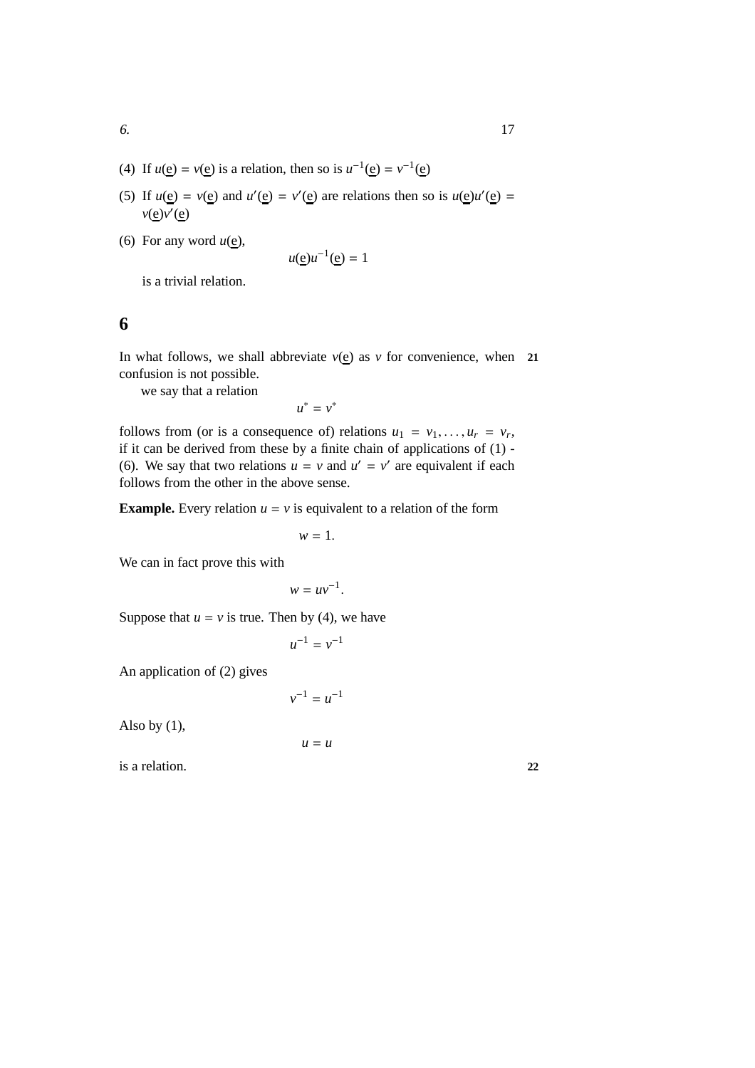(4) If $u(\underline{e}) = v(\underline{e})$ is a relation, then so is $u^{-1}(\underline{e}) = v^{-1}(\underline{e})$

(5) If $u(\underline{e}) = v(\underline{e})$ and $u'(\underline{e}) = v'(\underline{e})$ are relations then so is $u(\underline{e})u'(\underline{e}) = v(\underline{e})v'(\underline{e})$

(6) For any word $u(\underline{e})$,

$$u(\underline{e})u^{-1}(\underline{e}) = 1$$

is a trivial relation.

## 6

In what follows, we shall abbreviate $v(\underline{e})$ as $v$ for convenience, when confusion is not possible. **21**

we say that a relation

$$u^* = v^*$$

follows from (or is a consequence of) relations $u_1 = v_1, \ldots, u_r = v_r$, if it can be derived from these by a finite chain of applications of (1) - (6). We say that two relations $u = v$ and $u' = v'$ are equivalent if each follows from the other in the above sense.

**Example.** Every relation $u = v$ is equivalent to a relation of the form

$$w = 1.$$

We can in fact prove this with

$$w = uv^{-1}.$$

Suppose that $u = v$ is true. Then by (4), we have

$$u^{-1} = v^{-1}$$

An application of (2) gives

$$v^{-1} = u^{-1}$$

Also by (1),

$$u = u$$

is a relation. **22**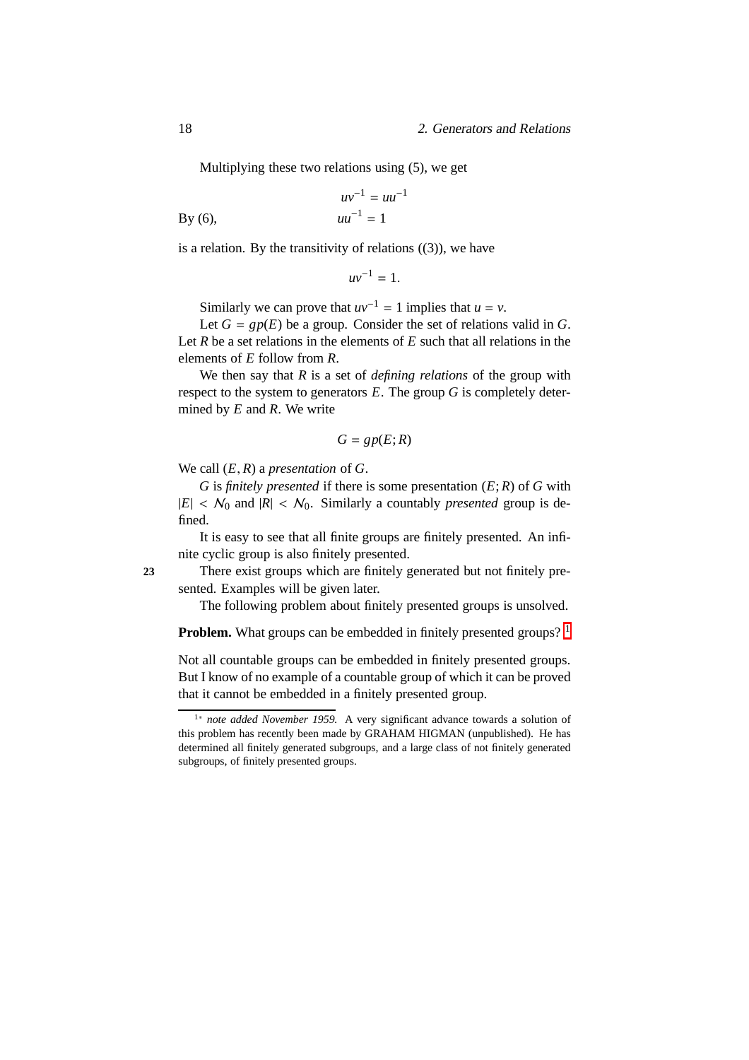Multiplying these two relations using (5), we get

$$uv^{-1} = uu^{-1}$$

By (6),
$$uu^{-1} = 1$$

is a relation. By the transitivity of relations ((3)), we have

$$uv^{-1} = 1.$$

Similarly we can prove that $uv^{-1} = 1$ implies that $u = v$.

Let $G = gp(E)$ be a group. Consider the set of relations valid in $G$. Let $R$ be a set relations in the elements of $E$ such that all relations in the elements of $E$ follow from $R$.

We then say that $R$ is a set of *defining relations* of the group with respect to the system to generators $E$. The group $G$ is completely determined by $E$ and $R$. We write

$$G = gp(E; R)$$

We call $(E, R)$ a *presentation* of $G$.

$G$ is *finitely presented* if there is some presentation $(E; R)$ of $G$ with $|E| < \aleph_0$ and $|R| < \aleph_0$. Similarly a countably *presented* group is defined.

It is easy to see that all finite groups are finitely presented. An infinite cyclic group is also finitely presented.

23 There exist groups which are finitely generated but not finitely presented. Examples will be given later.

The following problem about finitely presented groups is unsolved.

**Problem.** What groups can be embedded in finitely presented groups? [1]

Not all countable groups can be embedded in finitely presented groups. But I know of no example of a countable group of which it can be proved that it cannot be embedded in a finitely presented group.

---

[1]* *note added November 1959.* A very significant advance towards a solution of this problem has recently been made by GRAHAM HIGMAN (unpublished). He has determined all finitely generated subgroups, and a large class of not finitely generated subgroups, of finitely presented groups.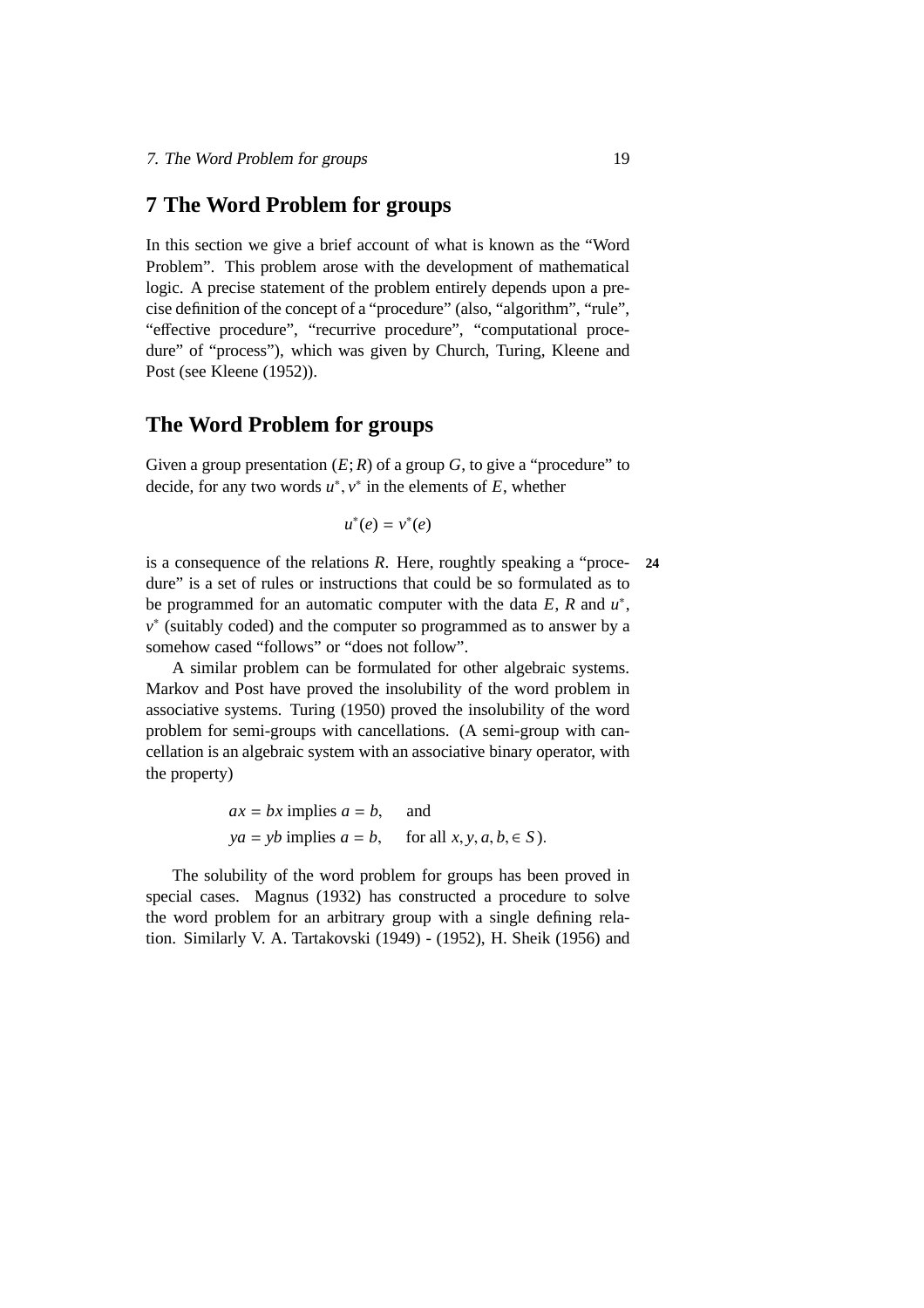## 7 The Word Problem for groups

In this section we give a brief account of what is known as the "Word Problem". This problem arose with the development of mathematical logic. A precise statement of the problem entirely depends upon a precise definition of the concept of a "procedure" (also, "algorithm", "rule", "effective procedure", "recurrive procedure", "computational procedure" of "process"), which was given by Church, Turing, Kleene and Post (see Kleene (1952)).

## The Word Problem for groups

Given a group presentation $(E; R)$ of a group $G$, to give a "procedure" to decide, for any two words $u^*, v^*$ in the elements of $E$, whether

$$u^*(e) = v^*(e)$$

is a consequence of the relations $R$. Here, roughly speaking a "procedure" is a set of rules or instructions that could be so formulated as to be programmed for an automatic computer with the data $E$, $R$ and $u^*$, $v^*$ (suitably coded) and the computer so programmed as to answer by a somehow cased "follows" or "does not follow".

**24**

A similar problem can be formulated for other algebraic systems. Markov and Post have proved the insolubility of the word problem in associative systems. Turing (1950) proved the insolubility of the word problem for semi-groups with cancellations. (A semi-group with cancellation is an algebraic system with an associative binary operator, with the property)

$$\begin{aligned} ax = bx \text{ implies } a = b, &\quad \text{and} \\ ya = yb \text{ implies } a = b, &\quad \text{for all } x, y, a, b, \in S). \end{aligned}$$

The solubility of the word problem for groups has been proved in special cases. Magnus (1932) has constructed a procedure to solve the word problem for an arbitrary group with a single defining relation. Similarly V. A. Tartakovski (1949) - (1952), H. Sheik (1956) and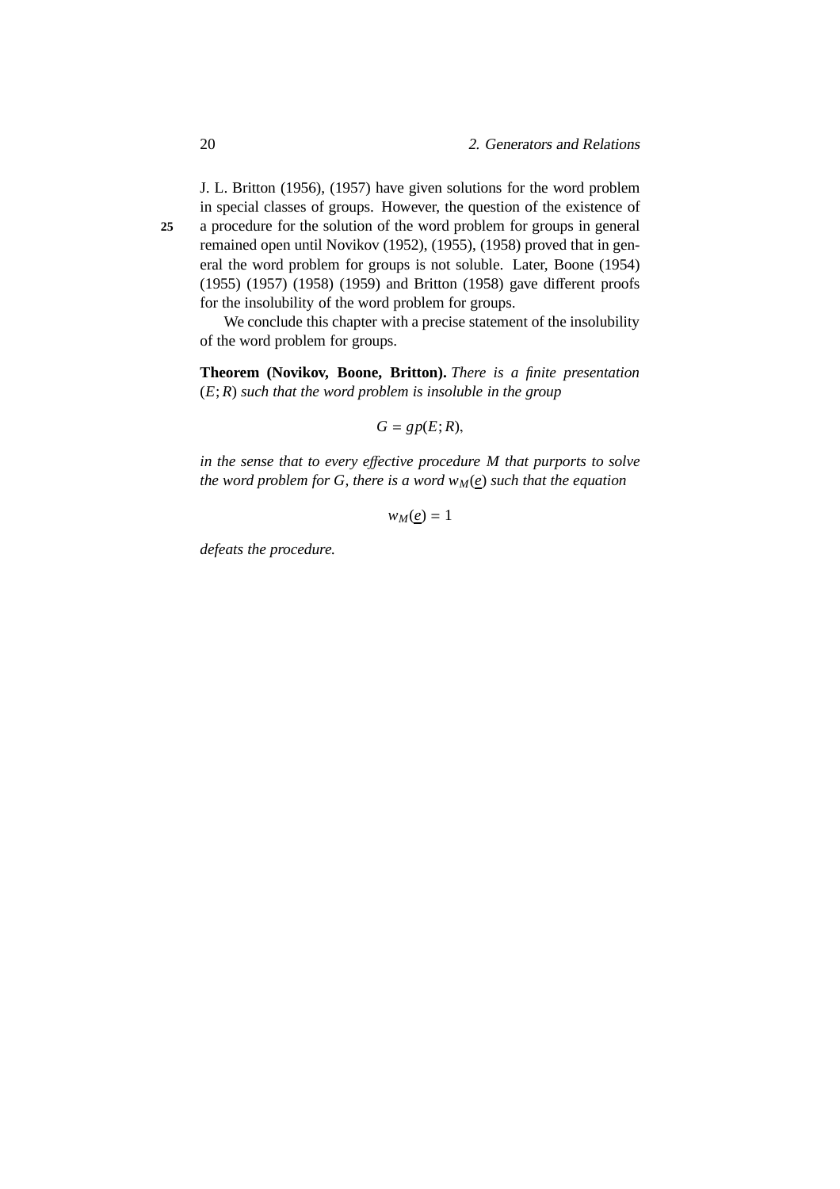J. L. Britton (1956), (1957) have given solutions for the word problem in special classes of groups. However, the question of the existence of a procedure for the solution of the word problem for groups in general remained open until Novikov (1952), (1955), (1958) proved that in general the word problem for groups is not soluble. Later, Boone (1954) (1955) (1957) (1958) (1959) and Britton (1958) gave different proofs for the insolubility of the word problem for groups.

We conclude this chapter with a precise statement of the insolubility of the word problem for groups.

**Theorem (Novikov, Boone, Britton).** *There is a finite presentation* $(E; R)$ *such that the word problem is insoluble in the group*

$$G = gp(E; R),$$

*in the sense that to every effective procedure* $M$ *that purports to solve the word problem for* $G$*, there is a word* $w_M(\underline{e})$ *such that the equation*

$$w_M(\underline{e}) = 1$$

*defeats the procedure.*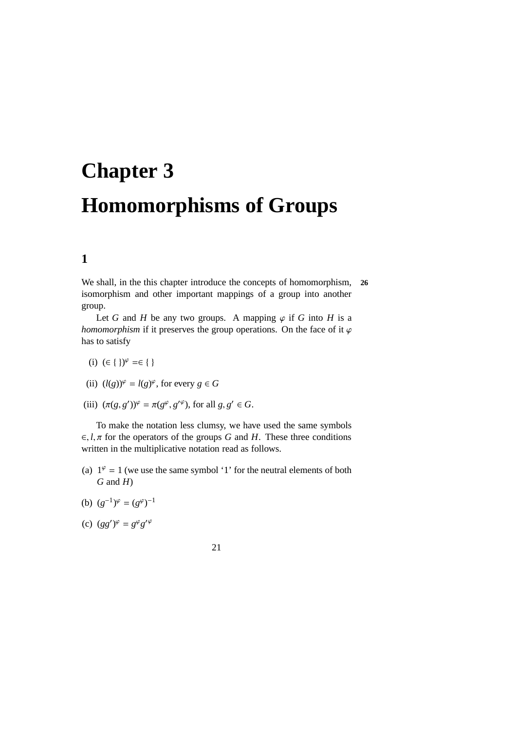# Chapter 3

# Homomorphisms of Groups

## 1

We shall, in the this chapter introduce the concepts of homomorphism, isomorphism and other important mappings of a group into another group.

Let $G$ and $H$ be any two groups. A mapping $\varphi$ if $G$ into $H$ is a *homomorphism* if it preserves the group operations. On the face of it $\varphi$ has to satisfy

(i) $(\in \{\ \})^{\varphi} = \in \{\ \}$

(ii) $(l(g))^{\varphi} = l(g)^{\varphi}$, for every $g \in G$

(iii) $(\pi(g, g'))^{\varphi} = \pi(g^{\varphi}, g'^{\varphi})$, for all $g, g' \in G$.

To make the notation less clumsy, we have used the same symbols $\in, l, \pi$ for the operators of the groups $G$ and $H$. These three conditions written in the multiplicative notation read as follows.

(a) $1^{\varphi} = 1$ (we use the same symbol '1' for the neutral elements of both $G$ and $H$)

(b) $(g^{-1})^{\varphi} = (g^{\varphi})^{-1}$

(c) $(gg')^{\varphi} = g^{\varphi}g'^{\varphi}$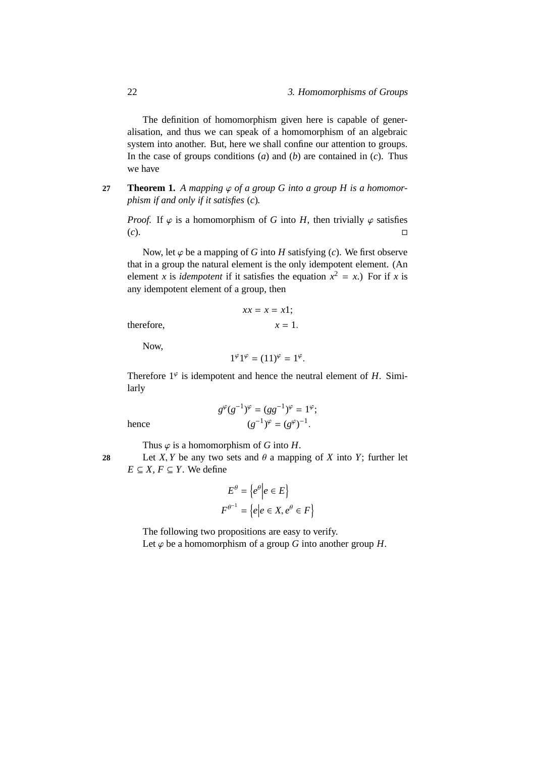The definition of homomorphism given here is capable of generalisation, and thus we can speak of a homomorphism of an algebraic system into another. But, here we shall confine our attention to groups. In the case of groups conditions ($a$) and ($b$) are contained in ($c$). Thus we have

27 **Theorem 1.** *A mapping $\varphi$ of a group $G$ into a group $H$ is a homomorphism if and only if it satisfies* ($c$)*.*

*Proof.* If $\varphi$ is a homomorphism of $G$ into $H$, then trivially $\varphi$ satisfies ($c$). □

Now, let $\varphi$ be a mapping of $G$ into $H$ satisfying ($c$). We first observe that in a group the natural element is the only idempotent element. (An element $x$ is *idempotent* if it satisfies the equation $x^2 = x$.) For if $x$ is any idempotent element of a group, then

$$xx = x = x1;$$

therefore,

$$x = 1.$$

Now,

$$1^{\varphi}1^{\varphi} = (11)^{\varphi} = 1^{\varphi}.$$

Therefore $1^{\varphi}$ is idempotent and hence the neutral element of $H$. Similarly

$$g^{\varphi}(g^{-1})^{\varphi} = (gg^{-1})^{\varphi} = 1^{\varphi};$$

hence

$$(g^{-1})^{\varphi} = (g^{\varphi})^{-1}.$$

Thus $\varphi$ is a homomorphism of $G$ into $H$.

28 Let $X, Y$ be any two sets and $\theta$ a mapping of $X$ into $Y$; further let $E \subseteq X$, $F \subseteq Y$. We define

$$E^{\theta} = \left\{ e^{\theta} \middle| e \in E \right\}$$

$$F^{\theta^{-1}} = \left\{ e \middle| e \in X, e^{\theta} \in F \right\}$$

The following two propositions are easy to verify.

Let $\varphi$ be a homomorphism of a group $G$ into another group $H$.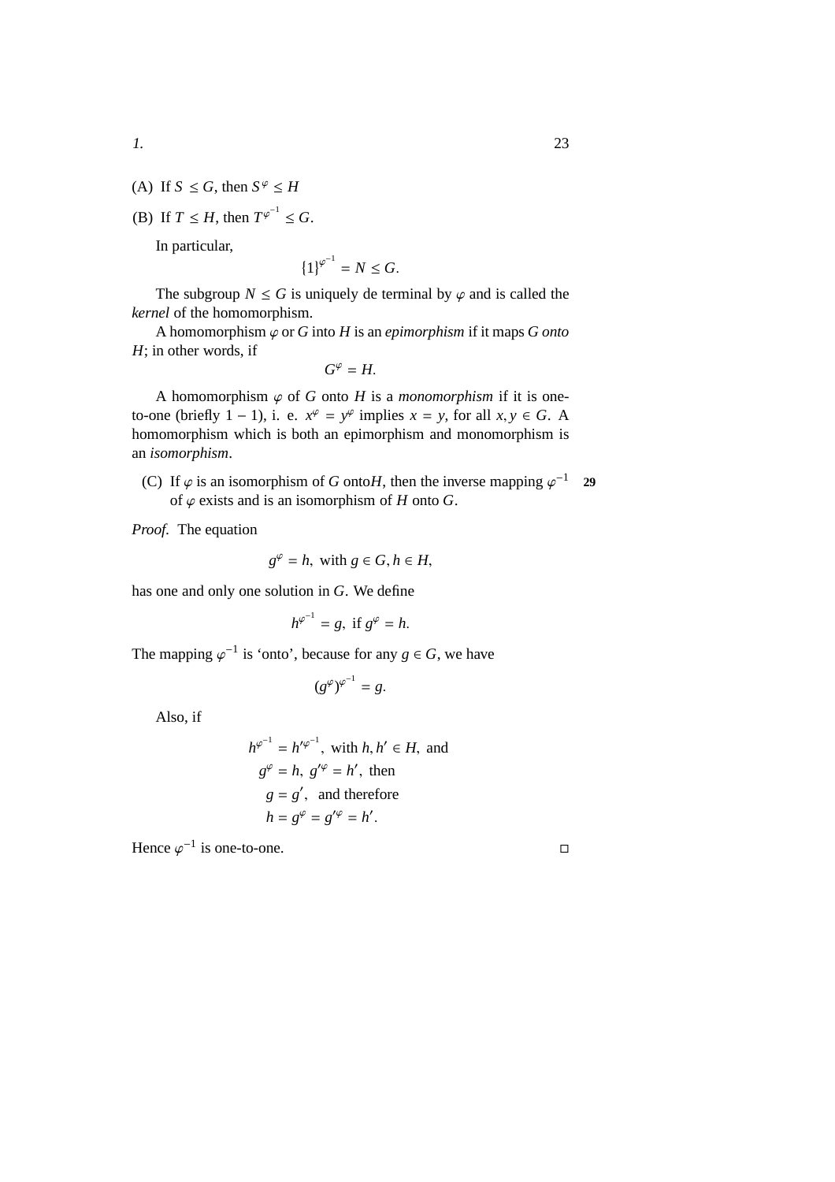(A) If $S \leq G$, then $S^{\varphi} \leq H$

(B) If $T \leq H$, then $T^{\varphi^{-1}} \leq G$.

In particular,

$$\{1\}^{\varphi^{-1}} = N \leq G.$$

The subgroup $N \leq G$ is uniquely de terminal by $\varphi$ and is called the *kernel* of the homomorphism.

A homomorphism $\varphi$ or $G$ into $H$ is an *epimorphism* if it maps $G$ *onto* $H$; in other words, if

$$G^{\varphi} = H.$$

A homomorphism $\varphi$ of $G$ onto $H$ is a *monomorphism* if it is one-to-one (briefly $1-1$), i. e. $x^{\varphi} = y^{\varphi}$ implies $x = y$, for all $x, y \in G$. A homomorphism which is both an epimorphism and monomorphism is an *isomorphism*.

(C) If $\varphi$ is an isomorphism of $G$ onto$H$, then the inverse mapping $\varphi^{-1}$ of $\varphi$ exists and is an isomorphism of $H$ onto $G$. **29**

*Proof.* The equation

$$g^{\varphi} = h, \text{ with } g \in G, h \in H,$$

has one and only one solution in $G$. We define

$$h^{\varphi^{-1}} = g, \text{ if } g^{\varphi} = h.$$

The mapping $\varphi^{-1}$ is 'onto', because for any $g \in G$, we have

$$(g^{\varphi})^{\varphi^{-1}} = g.$$

Also, if

$$\begin{aligned}
h^{\varphi^{-1}} &= h'^{\varphi^{-1}}, \text{ with } h, h' \in H, \text{ and} \\
g^{\varphi} &= h, \ g'^{\varphi} = h', \text{ then} \\
g &= g', \quad \text{and therefore} \\
h &= g^{\varphi} = g'^{\varphi} = h'.
\end{aligned}$$

Hence $\varphi^{-1}$ is one-to-one. ◻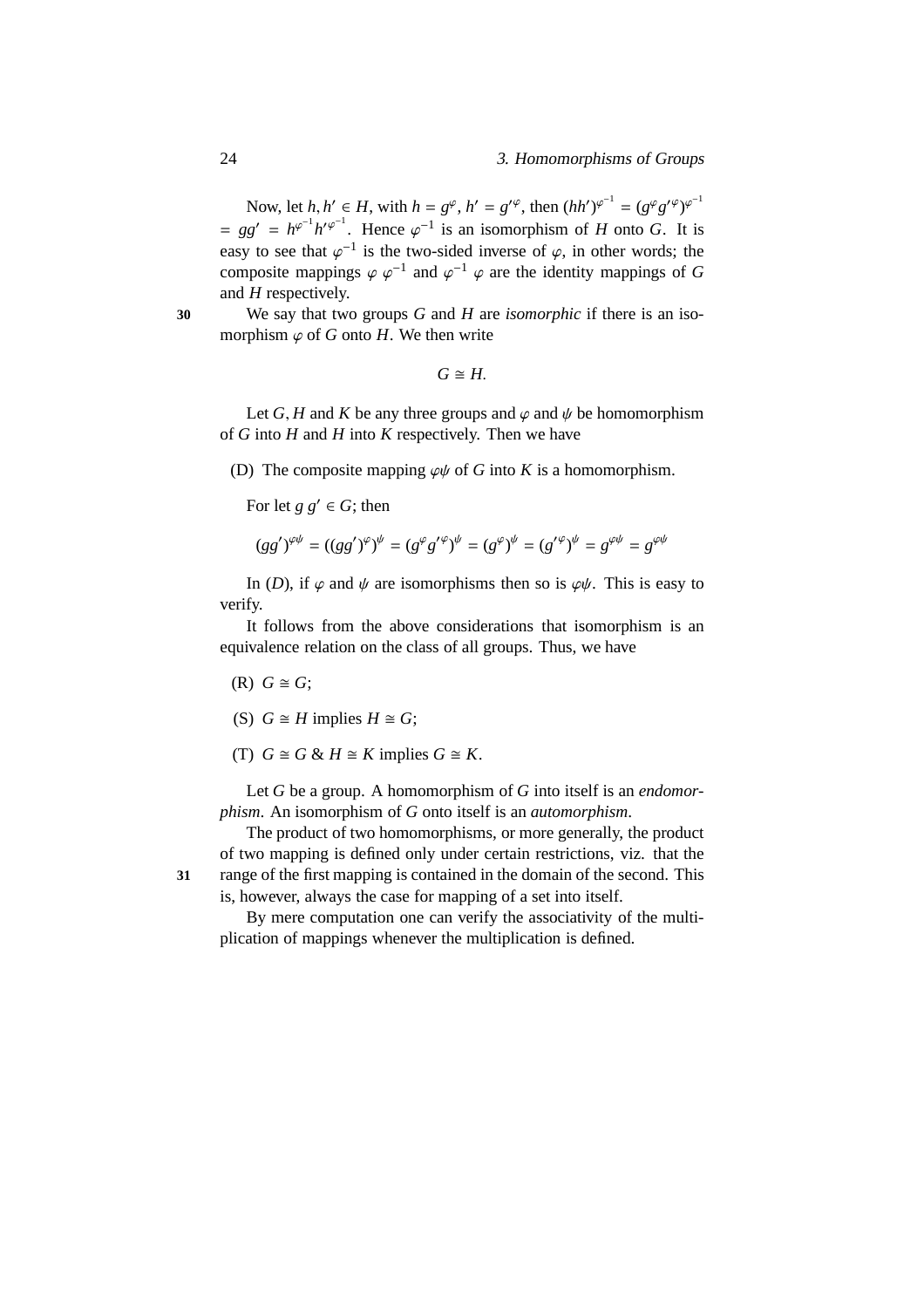Now, let $h, h' \in H$, with $h = g^{\varphi}$, $h' = g'^{\varphi}$, then $(hh')^{\varphi^{-1}} = (g^{\varphi}g'^{\varphi})^{\varphi^{-1}} = gg' = h^{\varphi^{-1}}h'^{\varphi^{-1}}$. Hence $\varphi^{-1}$ is an isomorphism of $H$ onto $G$. It is easy to see that $\varphi^{-1}$ is the two-sided inverse of $\varphi$, in other words; the composite mappings $\varphi\ \varphi^{-1}$ and $\varphi^{-1}\ \varphi$ are the identity mappings of $G$ and $H$ respectively.

**30** We say that two groups $G$ and $H$ are *isomorphic* if there is an isomorphism $\varphi$ of $G$ onto $H$. We then write

$$G \cong H.$$

Let $G, H$ and $K$ be any three groups and $\varphi$ and $\psi$ be homomorphism of $G$ into $H$ and $H$ into $K$ respectively. Then we have

(D) The composite mapping $\varphi\psi$ of $G$ into $K$ is a homomorphism.

For let $g\ g' \in G$; then

$$(gg')^{\varphi\psi} = ((gg')^{\varphi})^{\psi} = (g^{\varphi}g'^{\varphi})^{\psi} = (g^{\varphi})^{\psi} = (g'^{\varphi})^{\psi} = g^{\varphi\psi} = g^{\varphi\psi}$$

In ($D$), if $\varphi$ and $\psi$ are isomorphisms then so is $\varphi\psi$. This is easy to verify.

It follows from the above considerations that isomorphism is an equivalence relation on the class of all groups. Thus, we have

(R) $G \cong G$;

(S) $G \cong H$ implies $H \cong G$;

(T) $G \cong G$ & $H \cong K$ implies $G \cong K$.

Let $G$ be a group. A homomorphism of $G$ into itself is an *endomorphism*. An isomorphism of $G$ onto itself is an *automorphism*.

The product of two homomorphisms, or more generally, the product of two mapping is defined only under certain restrictions, viz. that the **31** range of the first mapping is contained in the domain of the second. This is, however, always the case for mapping of a set into itself.

By mere computation one can verify the associativity of the multiplication of mappings whenever the multiplication is defined.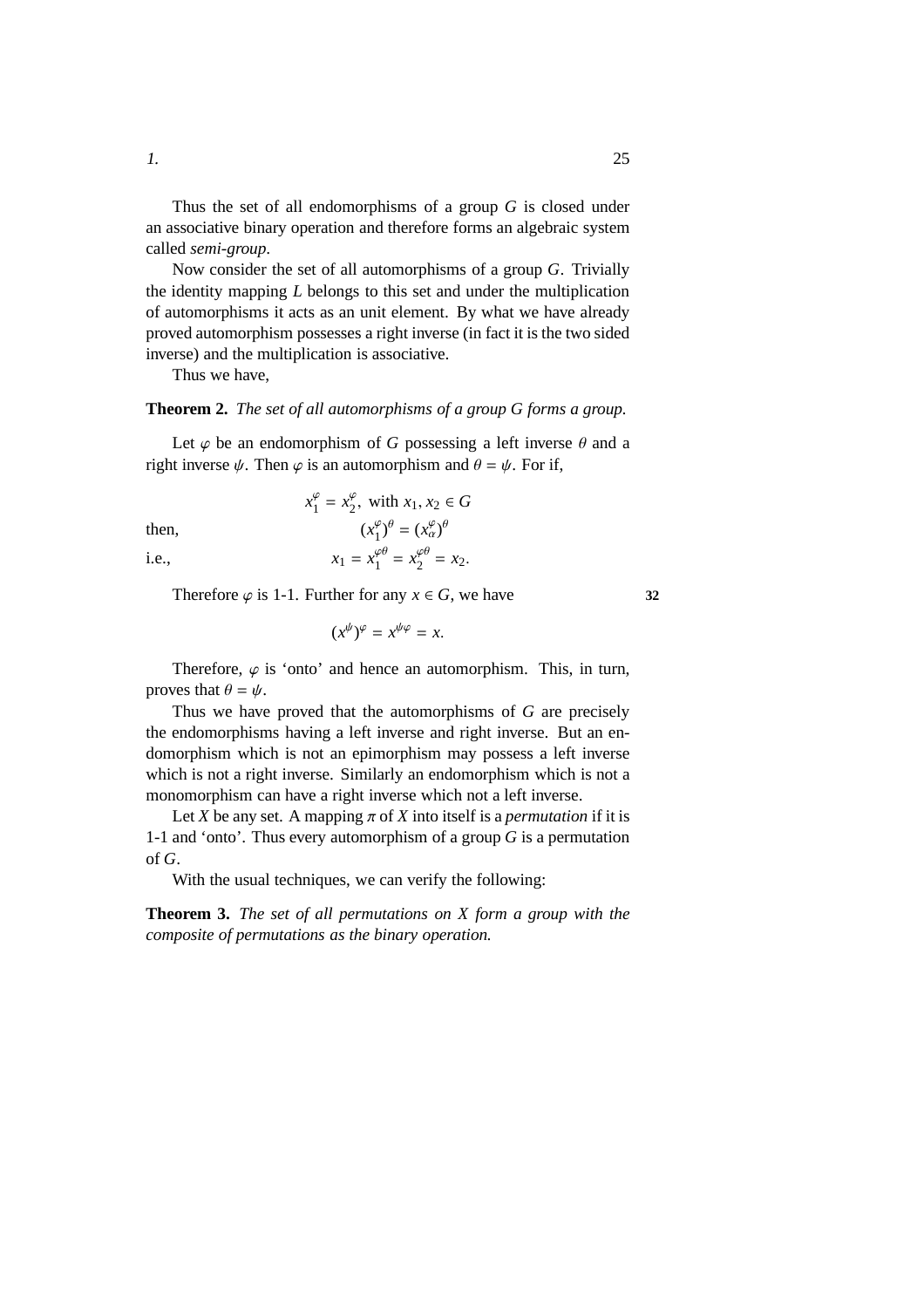Thus the set of all endomorphisms of a group $G$ is closed under an associative binary operation and therefore forms an algebraic system called *semi-group*.

Now consider the set of all automorphisms of a group $G$. Trivially the identity mapping $L$ belongs to this set and under the multiplication of automorphisms it acts as an unit element. By what we have already proved automorphism possesses a right inverse (in fact it is the two sided inverse) and the multiplication is associative.

Thus we have,

**Theorem 2.** *The set of all automorphisms of a group G forms a group.*

Let $\varphi$ be an endomorphism of $G$ possessing a left inverse $\theta$ and a right inverse $\psi$. Then $\varphi$ is an automorphism and $\theta = \psi$. For if,

$$x_1^{\varphi} = x_2^{\varphi}, \text{ with } x_1, x_2 \in G$$

then,

$$(x_1^{\varphi})^{\theta} = (x_{\alpha}^{\varphi})^{\theta}$$

i.e.,

$$x_1 = x_1^{\varphi\theta} = x_2^{\varphi\theta} = x_2.$$

Therefore $\varphi$ is 1-1. Further for any $x \in G$, we have

$$(x^{\psi})^{\varphi} = x^{\psi\varphi} = x.$$

Therefore, $\varphi$ is 'onto' and hence an automorphism. This, in turn, proves that $\theta = \psi$.

Thus we have proved that the automorphisms of $G$ are precisely the endomorphisms having a left inverse and right inverse. But an endomorphism which is not an epimorphism may possess a left inverse which is not a right inverse. Similarly an endomorphism which is not a monomorphism can have a right inverse which not a left inverse.

Let $X$ be any set. A mapping $\pi$ of $X$ into itself is a *permutation* if it is 1-1 and 'onto'. Thus every automorphism of a group $G$ is a permutation of $G$.

With the usual techniques, we can verify the following:

**Theorem 3.** *The set of all permutations on X form a group with the composite of permutations as the binary operation.*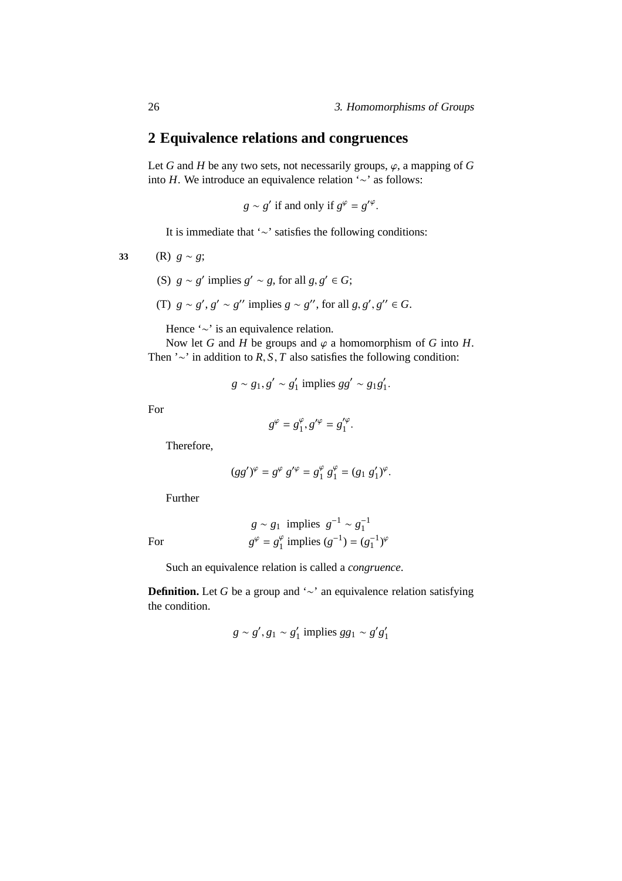## 2 Equivalence relations and congruences

Let $G$ and $H$ be any two sets, not necessarily groups, $\varphi$, a mapping of $G$ into $H$. We introduce an equivalence relation '$\sim$' as follows:

$$g \sim g' \text{ if and only if } g^{\varphi} = g'^{\varphi}.$$

It is immediate that '$\sim$' satisfies the following conditions:

33 (R) $g \sim g$;

(S) $g \sim g'$ implies $g' \sim g$, for all $g, g' \in G$;

(T) $g \sim g', g' \sim g''$ implies $g \sim g''$, for all $g, g', g'' \in G$.

Hence '$\sim$' is an equivalence relation.

Now let $G$ and $H$ be groups and $\varphi$ a homomorphism of $G$ into $H$. Then '$\sim$' in addition to $R, S, T$ also satisfies the following condition:

$$g \sim g_1, g' \sim g_1' \text{ implies } gg' \sim g_1 g_1'.$$

For

$$g^{\varphi} = g_1^{\varphi}, g'^{\varphi} = g_1'^{\varphi}.$$

Therefore,

$$(gg')^{\varphi} = g^{\varphi}\, g'^{\varphi} = g_1^{\varphi}\, g_1^{\varphi} = (g_1\, g_1')^{\varphi}.$$

Further

$$g \sim g_1 \text{ implies } g^{-1} \sim g_1^{-1}$$

For $$g^{\varphi} = g_1^{\varphi} \text{ implies } (g^{-1}) = (g_1^{-1})^{\varphi}$$

Such an equivalence relation is called a *congruence*.

**Definition.** Let $G$ be a group and '$\sim$' an equivalence relation satisfying the condition.

$$g \sim g', g_1 \sim g_1' \text{ implies } gg_1 \sim g'g_1'$$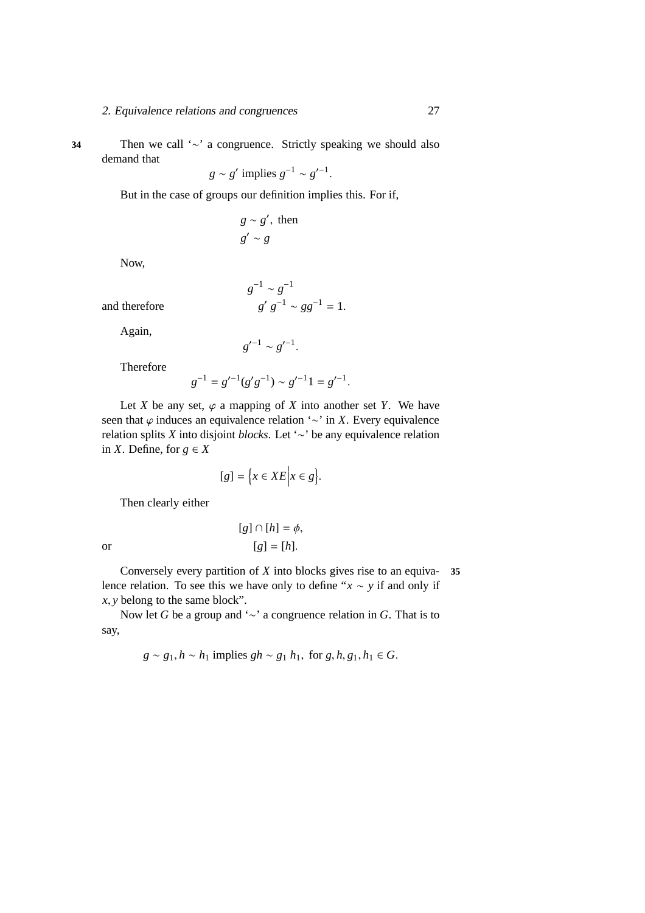Then we call '∼' a congruence. Strictly speaking we should also demand that

$$g \sim g' \text{ implies } g^{-1} \sim g'^{-1}.$$

But in the case of groups our definition implies this. For if,

$$g \sim g', \text{ then}$$
$$g' \sim g$$

Now,

$$g^{-1} \sim g^{-1}$$

and therefore

$$g' g^{-1} \sim gg^{-1} = 1.$$

Again,

$$g'^{-1} \sim g'^{-1}.$$

Therefore

$$g^{-1} = g'^{-1}(g'g^{-1}) \sim g'^{-1}1 = g'^{-1}.$$

Let $X$ be any set, $\varphi$ a mapping of $X$ into another set $Y$. We have seen that $\varphi$ induces an equivalence relation '∼' in $X$. Every equivalence relation splits $X$ into disjoint *blocks*. Let '∼' be any equivalence relation in $X$. Define, for $g \in X$

$$[g] = \left\{ x \in XE \middle| x \in g \right\}.$$

Then clearly either

$$[g] \cap [h] = \phi,$$

or

$$[g] = [h].$$

Conversely every partition of $X$ into blocks gives rise to an equivalence relation. To see this we have only to define "$x \sim y$ if and only if $x, y$ belong to the same block".

Now let $G$ be a group and '∼' a congruence relation in $G$. That is to say,

$$g \sim g_1, h \sim h_1 \text{ implies } gh \sim g_1\, h_1, \text{ for } g, h, g_1, h_1 \in G.$$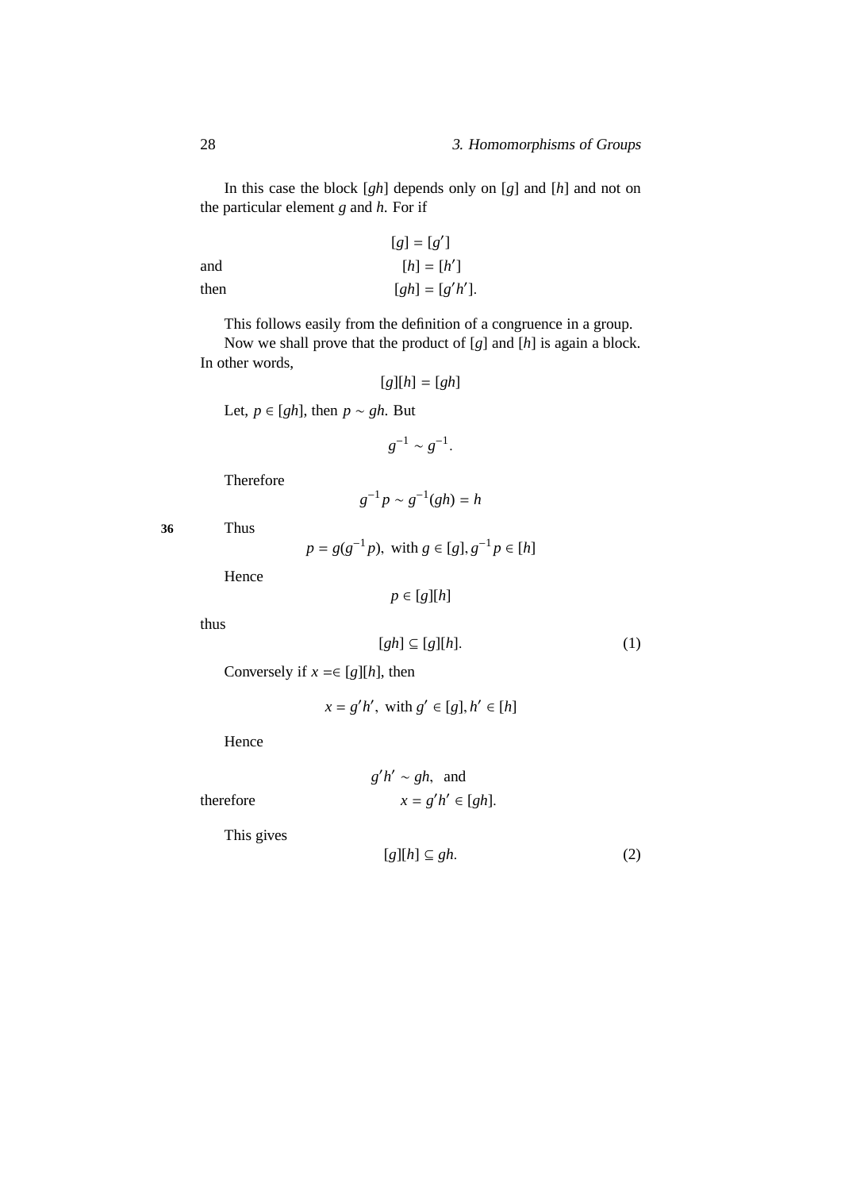In this case the block $[gh]$ depends only on $[g]$ and $[h]$ and not on the particular element $g$ and $h$. For if

$$[g] = [g']$$

and

$$[h] = [h']$$

then

$$[gh] = [g'h'].$$

This follows easily from the definition of a congruence in a group.

Now we shall prove that the product of $[g]$ and $[h]$ is again a block. In other words,

$$[g][h] = [gh]$$

Let, $p \in [gh]$, then $p \sim gh$. But

$$g^{-1} \sim g^{-1}.$$

Therefore

$$g^{-1}p \sim g^{-1}(gh) = h$$

Thus

$$p = g(g^{-1}p), \text{ with } g \in [g], g^{-1}p \in [h]$$

Hence

$$p \in [g][h]$$

thus

$$[gh] \subseteq [g][h]. \tag{1}$$

Conversely if $x = \in [g][h]$, then

$$x = g'h', \text{ with } g' \in [g], h' \in [h]$$

Hence

$$g'h' \sim gh, \text{ and}$$

therefore

$$x = g'h' \in [gh].$$

This gives

$$[g][h] \subseteq gh. \tag{2}$$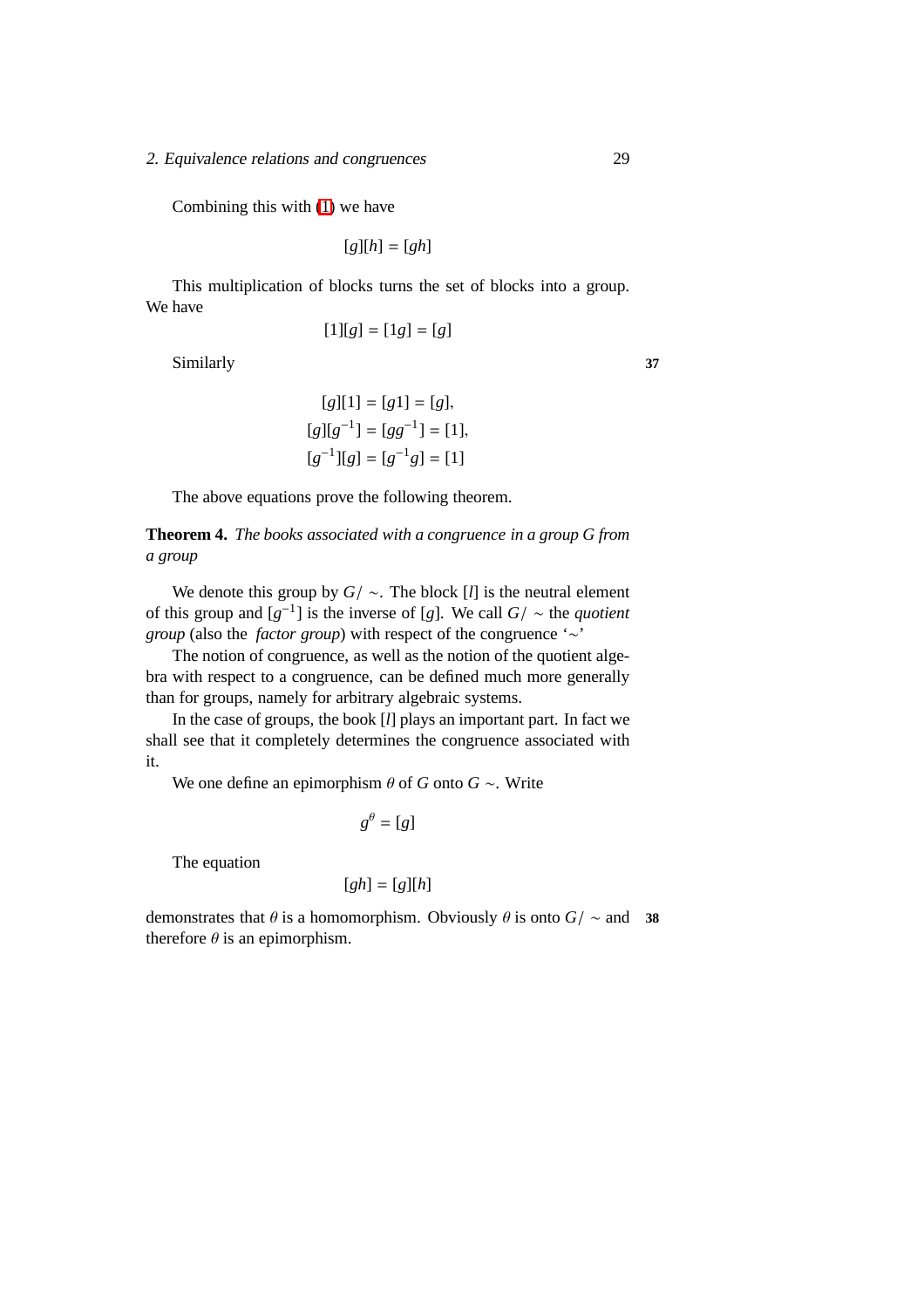Combining this with (1) we have

$$[g][h] = [gh]$$

This multiplication of blocks turns the set of blocks into a group. We have

$$[1][g] = [1g] = [g]$$

Similarly

$$[g][1] = [g1] = [g],$$
$$[g][g^{-1}] = [gg^{-1}] = [1],$$
$$[g^{-1}][g] = [g^{-1}g] = [1]$$

The above equations prove the following theorem.

**Theorem 4.** *The books associated with a congruence in a group G from a group*

We denote this group by $G/\sim$. The block $[l]$ is the neutral element of this group and $[g^{-1}]$ is the inverse of $[g]$. We call $G/\sim$ the *quotient group* (also the *factor group*) with respect of the congruence '$\sim$'

The notion of congruence, as well as the notion of the quotient algebra with respect to a congruence, can be defined much more generally than for groups, namely for arbitrary algebraic systems.

In the case of groups, the book $[l]$ plays an important part. In fact we shall see that it completely determines the congruence associated with it.

We one define an epimorphism $\theta$ of $G$ onto $G\sim$. Write

$$g^{\theta} = [g]$$

The equation

$$[gh] = [g][h]$$

demonstrates that $\theta$ is a homomorphism. Obviously $\theta$ is onto $G/\sim$ and therefore $\theta$ is an epimorphism.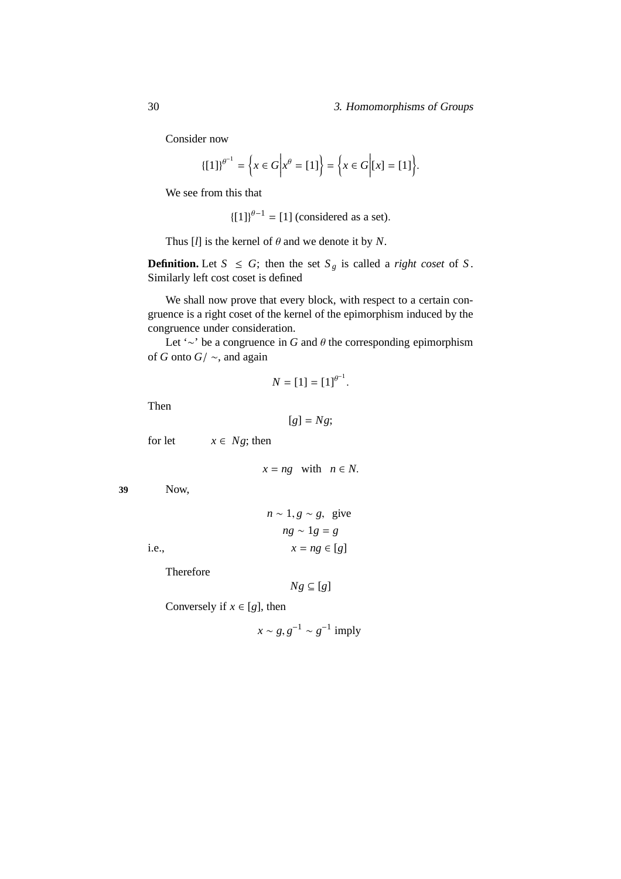Consider now

$$\{[1]\}^{\theta^{-1}} = \left\{x \in G \middle| x^{\theta} = [1]\right\} = \left\{x \in G \middle| [x] = [1]\right\}.$$

We see from this that

$$\{[1]\}^{\theta-1} = [1] \text{ (considered as a set).}$$

Thus $[l]$ is the kernel of $\theta$ and we denote it by $N$.

**Definition.** Let $S \leq G$; then the set $S_g$ is called a *right coset* of $S$. Similarly left cost coset is defined

We shall now prove that every block, with respect to a certain congruence is a right coset of the kernel of the epimorphism induced by the congruence under consideration.

Let '$\sim$' be a congruence in $G$ and $\theta$ the corresponding epimorphism of $G$ onto $G/\sim$, and again

$$N = [1] = [1]^{\theta^{-1}}.$$

Then

$$[g] = Ng;$$

for let $x \in Ng$; then

$$x = ng \quad \text{with} \quad n \in N.$$

39 Now,

$$n \sim 1, g \sim g, \text{ give}$$

$$ng \sim 1g = g$$

i.e.,

$$x = ng \in [g]$$

Therefore

$$Ng \subseteq [g]$$

Conversely if $x \in [g]$, then

$$x \sim g, g^{-1} \sim g^{-1} \text{ imply}$$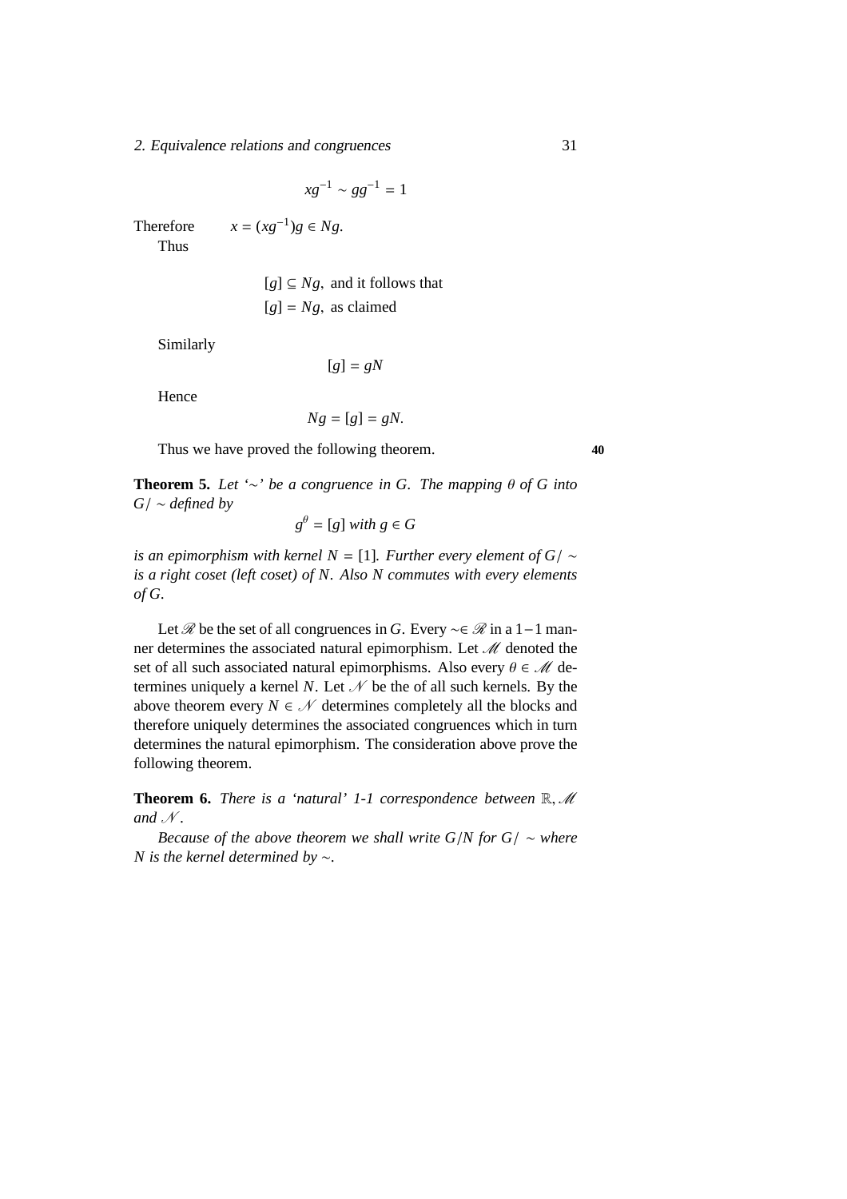$$xg^{-1} \sim gg^{-1} = 1$$

Therefore $\quad x = (xg^{-1})g \in Ng.$

Thus

$$[g] \subseteq Ng, \text{ and it follows that}$$
$$[g] = Ng, \text{ as claimed}$$

Similarly

$$[g] = gN$$

Hence

$$Ng = [g] = gN.$$

Thus we have proved the following theorem. **40**

**Theorem 5.** *Let '$\sim$' be a congruence in $G$. The mapping $\theta$ of $G$ into $G/\sim$ defined by*

$$g^{\theta} = [g] \text{ with } g \in G$$

*is an epimorphism with kernel $N = [1]$. Further every element of $G/\sim$ is a right coset (left coset) of $N$. Also $N$ commutes with every elements of $G$.*

Let $\mathscr{R}$ be the set of all congruences in $G$. Every $\sim \in \mathscr{R}$ in a $1-1$ manner determines the associated natural epimorphism. Let $\mathscr{M}$ denoted the set of all such associated natural epimorphisms. Also every $\theta \in \mathscr{M}$ determines uniquely a kernel $N$. Let $\mathscr{N}$ be the of all such kernels. By the above theorem every $N \in \mathscr{N}$ determines completely all the blocks and therefore uniquely determines the associated congruences which in turn determines the natural epimorphism. The consideration above prove the following theorem.

**Theorem 6.** *There is a 'natural' 1-1 correspondence between $\mathbb{R}, \mathscr{M}$ and $\mathscr{N}$.*

*Because of the above theorem we shall write $G/N$ for $G/\sim$ where $N$ is the kernel determined by $\sim$.*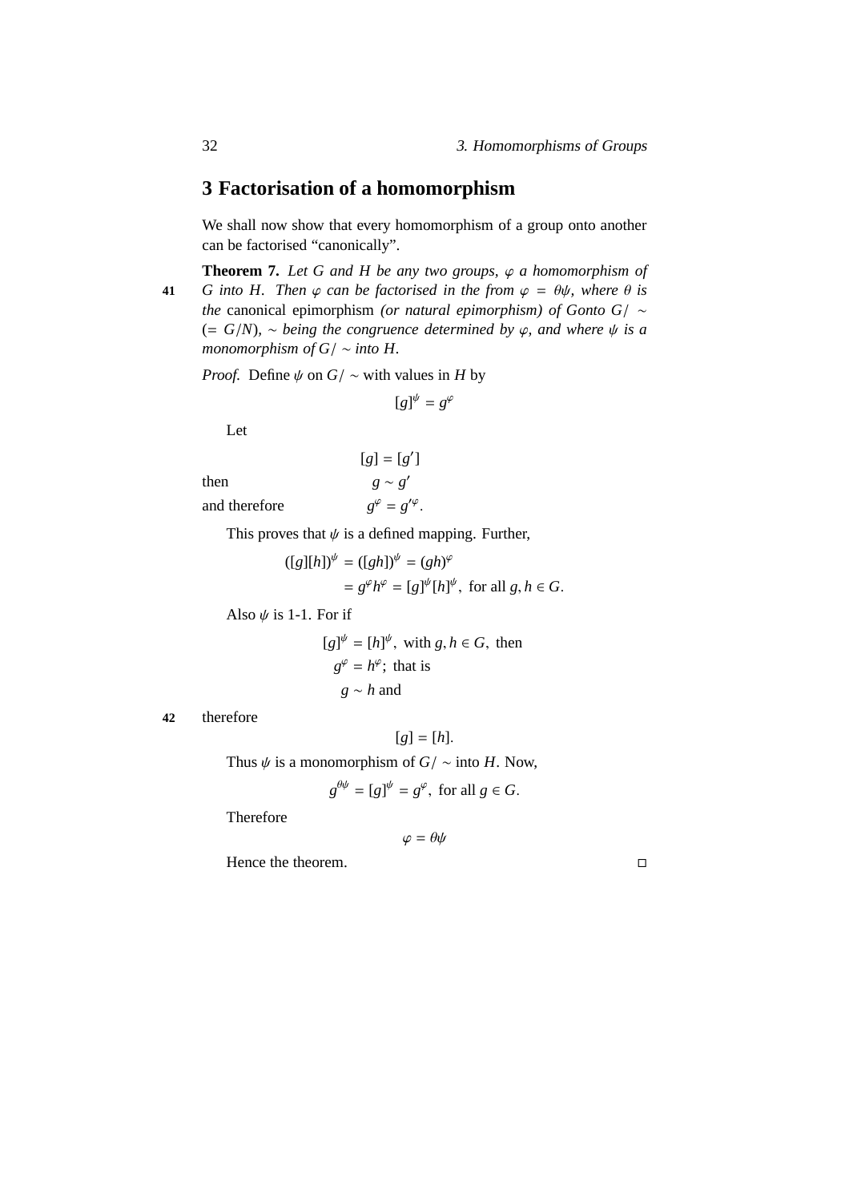## 3 Factorisation of a homomorphism

We shall now show that every homomorphism of a group onto another can be factorised "canonically".

**Theorem 7.** *Let $G$ and $H$ be any two groups, $\varphi$ a homomorphism of $G$ into $H$. Then $\varphi$ can be factorised in the from $\varphi = \theta\psi$, where $\theta$ is the* canonical epimorphism *(or natural epimorphism) of $G$onto $G/\sim$ $(= G/N)$, $\sim$ being the congruence determined by $\varphi$, and where $\psi$ is a monomorphism of $G/\sim$ into $H$.*

*Proof.* Define $\psi$ on $G/\sim$ with values in $H$ by

$$[g]^{\psi} = g^{\varphi}$$

Let

$$[g] = [g']$$

then $$g \sim g'$$

and therefore $$g^{\varphi} = g'^{\varphi}.$$

This proves that $\psi$ is a defined mapping. Further,

$$\begin{aligned}([g][h])^{\psi} &= ([gh])^{\psi} = (gh)^{\varphi}\\ &= g^{\varphi}h^{\varphi} = [g]^{\psi}[h]^{\psi}, \text{ for all } g, h \in G.\end{aligned}$$

Also $\psi$ is 1-1. For if

$$\begin{aligned}&[g]^{\psi} = [h]^{\psi}, \text{ with } g, h \in G, \text{ then}\\ &g^{\varphi} = h^{\varphi}; \text{ that is}\\ &g \sim h \text{ and}\end{aligned}$$

therefore

$$[g] = [h].$$

Thus $\psi$ is a monomorphism of $G/\sim$ into $H$. Now,

$$g^{\theta\psi} = [g]^{\psi} = g^{\varphi}, \text{ for all } g \in G.$$

Therefore

$$\varphi = \theta\psi$$

Hence the theorem. □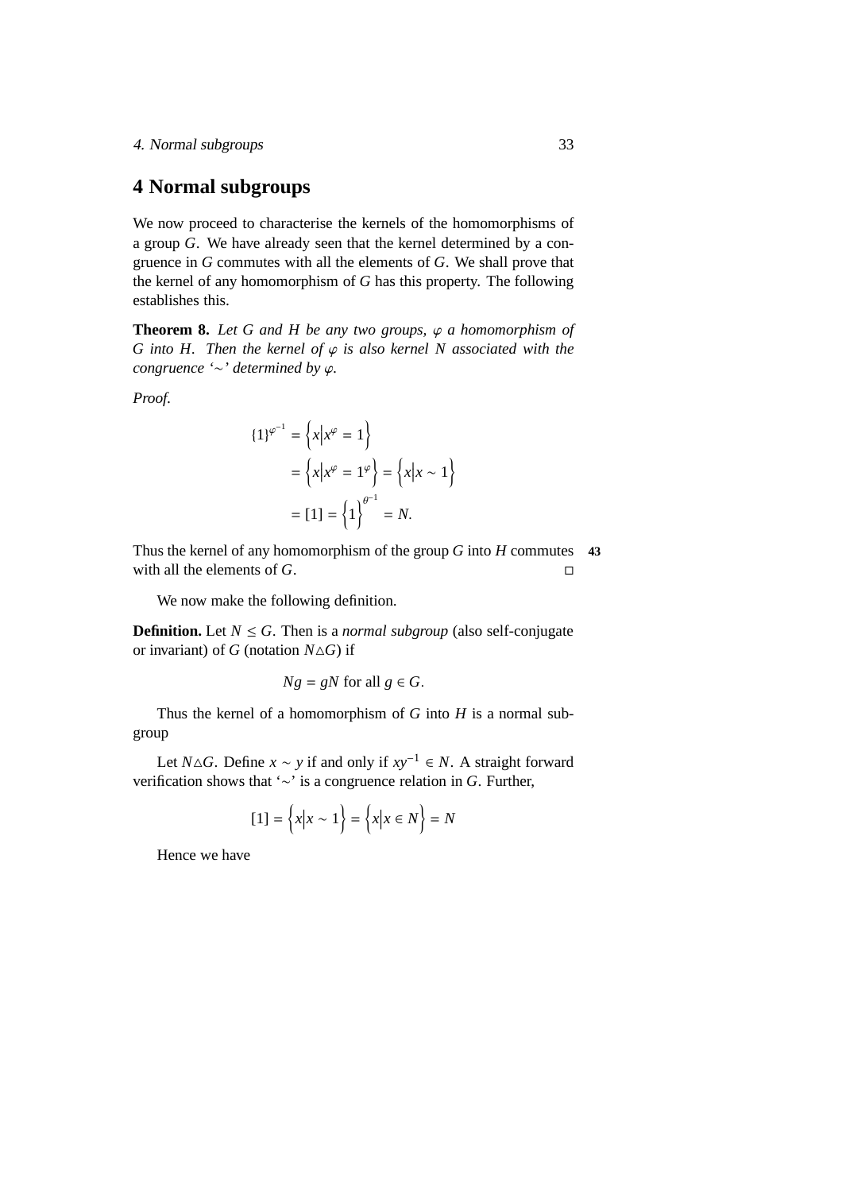# 4 Normal subgroups

We now proceed to characterise the kernels of the homomorphisms of a group $G$. We have already seen that the kernel determined by a congruence in $G$ commutes with all the elements of $G$. We shall prove that the kernel of any homomorphism of $G$ has this property. The following establishes this.

**Theorem 8.** *Let $G$ and $H$ be any two groups, $\varphi$ a homomorphism of $G$ into $H$. Then the kernel of $\varphi$ is also kernel $N$ associated with the congruence '$\sim$' determined by $\varphi$.*

*Proof.*

$$
\begin{aligned}
\{1\}^{\varphi^{-1}} &= \left\{x \middle| x^{\varphi} = 1\right\} \\
&= \left\{x \middle| x^{\varphi} = 1^{\varphi}\right\} = \left\{x \middle| x \sim 1\right\} \\
&= [1] = \left\{1\right\}^{\theta^{-1}} = N.
\end{aligned}
$$

Thus the kernel of any homomorphism of the group $G$ into $H$ commutes with all the elements of $G$. □

43

We now make the following definition.

**Definition.** Let $N \leq G$. Then is a *normal subgroup* (also self-conjugate or invariant) of $G$ (notation $N \triangle G$) if

$$Ng = gN \text{ for all } g \in G.$$

Thus the kernel of a homomorphism of $G$ into $H$ is a normal subgroup

Let $N \triangle G$. Define $x \sim y$ if and only if $xy^{-1} \in N$. A straight forward verification shows that '$\sim$' is a congruence relation in $G$. Further,

$$[1] = \left\{x \middle| x \sim 1\right\} = \left\{x \middle| x \in N\right\} = N$$

Hence we have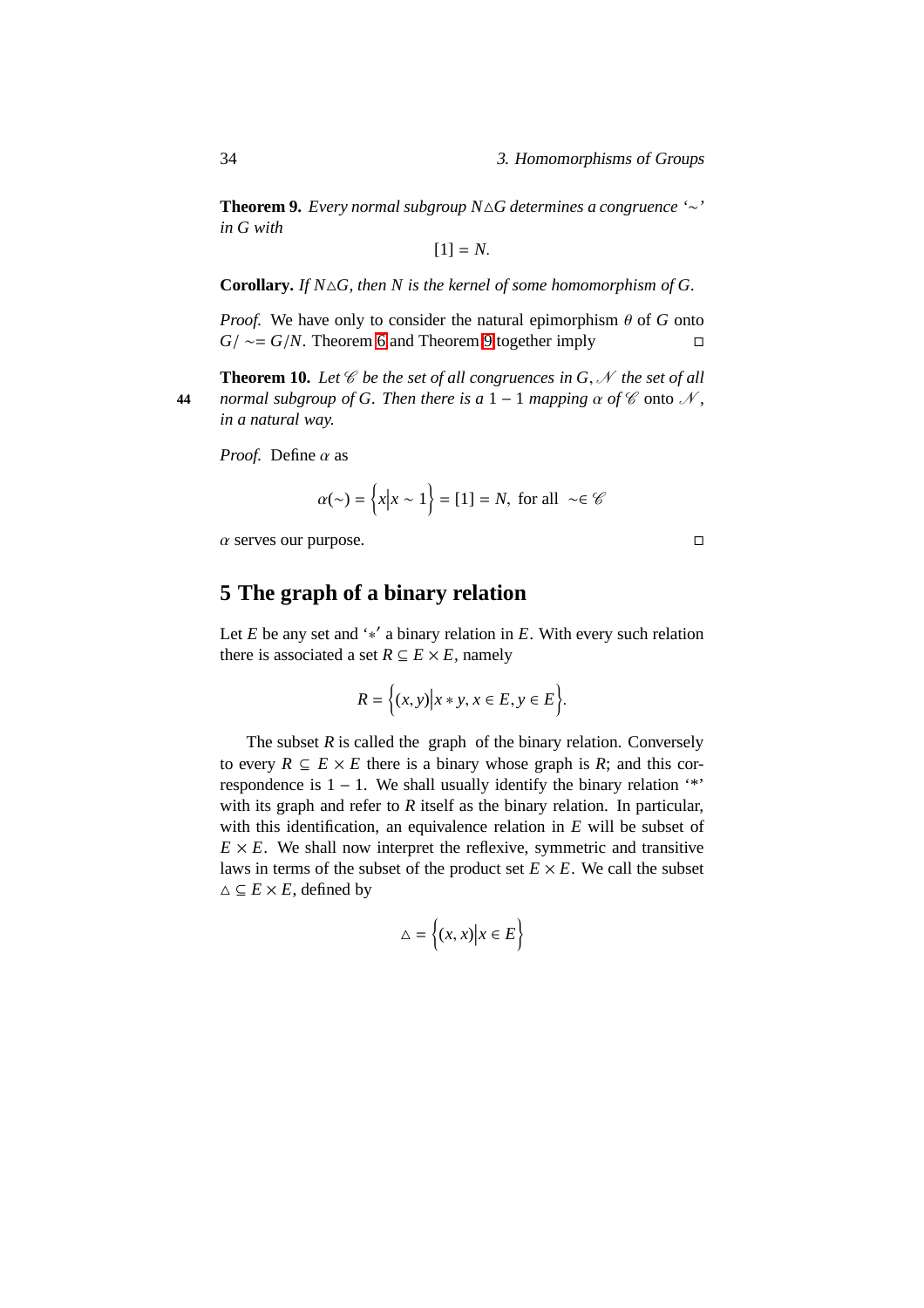**Theorem 9.** *Every normal subgroup $N \triangle G$ determines a congruence '$\sim$' in $G$ with*

$$[1] = N.$$

**Corollary.** *If $N \triangle G$, then $N$ is the kernel of some homomorphism of $G$.*

*Proof.* We have only to consider the natural epimorphism $\theta$ of $G$ onto $G/\sim = G/N$. Theorem 6 and Theorem 9 together imply □

**Theorem 10.** *Let $\mathscr{C}$ be the set of all congruences in $G$, $\mathscr{N}$ the set of all normal subgroup of $G$. Then there is a $1-1$ mapping $\alpha$ of $\mathscr{C}$ onto $\mathscr{N}$, in a natural way.*

*Proof.* Define $\alpha$ as

$$\alpha(\sim) = \left\{x \middle| x \sim 1\right\} = [1] = N, \text{ for all } \sim \in \mathscr{C}$$

$\alpha$ serves our purpose. □

## 5 The graph of a binary relation

Let $E$ be any set and '$*$' a binary relation in $E$. With every such relation there is associated a set $R \subseteq E \times E$, namely

$$R = \left\{(x, y) \middle| x * y, x \in E, y \in E\right\}.$$

The subset $R$ is called the graph of the binary relation. Conversely to every $R \subseteq E \times E$ there is a binary whose graph is $R$; and this correspondence is $1-1$. We shall usually identify the binary relation '*' with its graph and refer to $R$ itself as the binary relation. In particular, with this identification, an equivalence relation in $E$ will be subset of $E \times E$. We shall now interpret the reflexive, symmetric and transitive laws in terms of the subset of the product set $E \times E$. We call the subset $\triangle \subseteq E \times E$, defined by

$$\triangle = \left\{(x, x) \middle| x \in E\right\}$$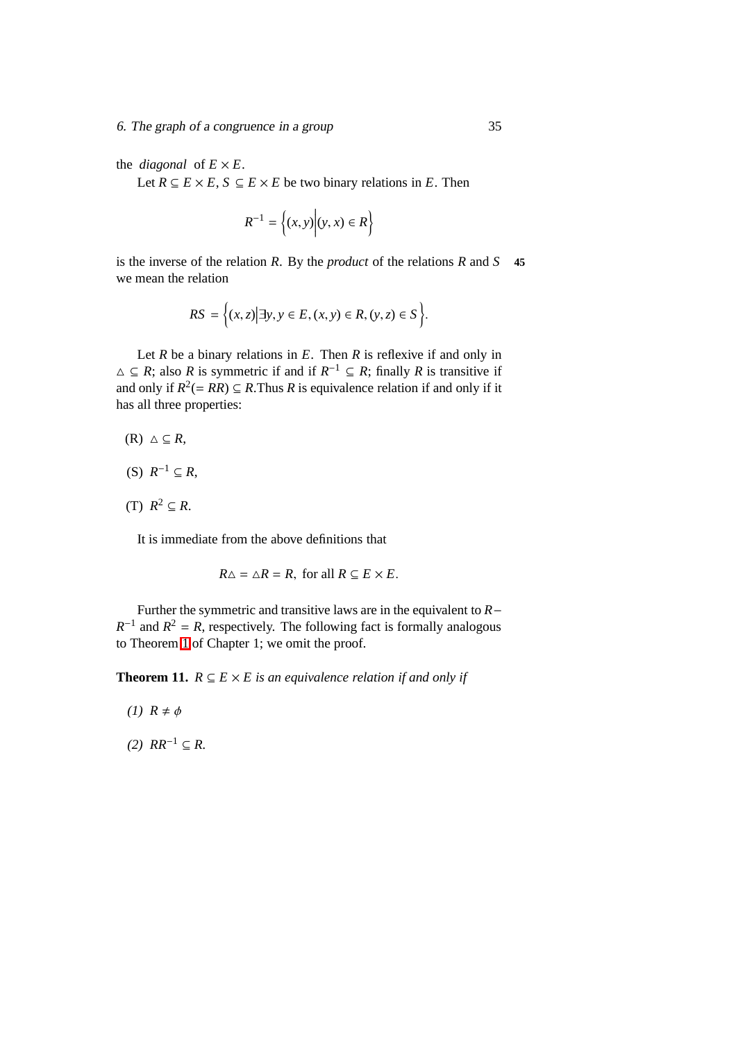the *diagonal* of $E \times E$.

Let $R \subseteq E \times E$, $S \subseteq E \times E$ be two binary relations in $E$. Then

$$R^{-1} = \left\{(x, y)\middle|(y, x) \in R\right\}$$

is the inverse of the relation $R$. By the *product* of the relations $R$ and $S$ we mean the relation

$$RS = \left\{(x, z)\middle|\exists y, y \in E, (x, y) \in R, (y, z) \in S\right\}.$$

Let $R$ be a binary relations in $E$. Then $R$ is reflexive if and only in $\triangle \subseteq R$; also $R$ is symmetric if and if $R^{-1} \subseteq R$; finally $R$ is transitive if and only if $R^2 (= RR) \subseteq R$.Thus $R$ is equivalence relation if and only if it has all three properties:

(R) $\triangle \subseteq R$,

(S) $R^{-1} \subseteq R$,

(T) $R^2 \subseteq R$.

It is immediate from the above definitions that

$$R\triangle = \triangle R = R, \text{ for all } R \subseteq E \times E.$$

Further the symmetric and transitive laws are in the equivalent to $R - R^{-1}$ and $R^2 = R$, respectively. The following fact is formally analogous to Theorem 1 of Chapter 1; we omit the proof.

**Theorem 11.** *$R \subseteq E \times E$ is an equivalence relation if and only if*

*(1)* $R \neq \phi$

*(2)* $RR^{-1} \subseteq R$.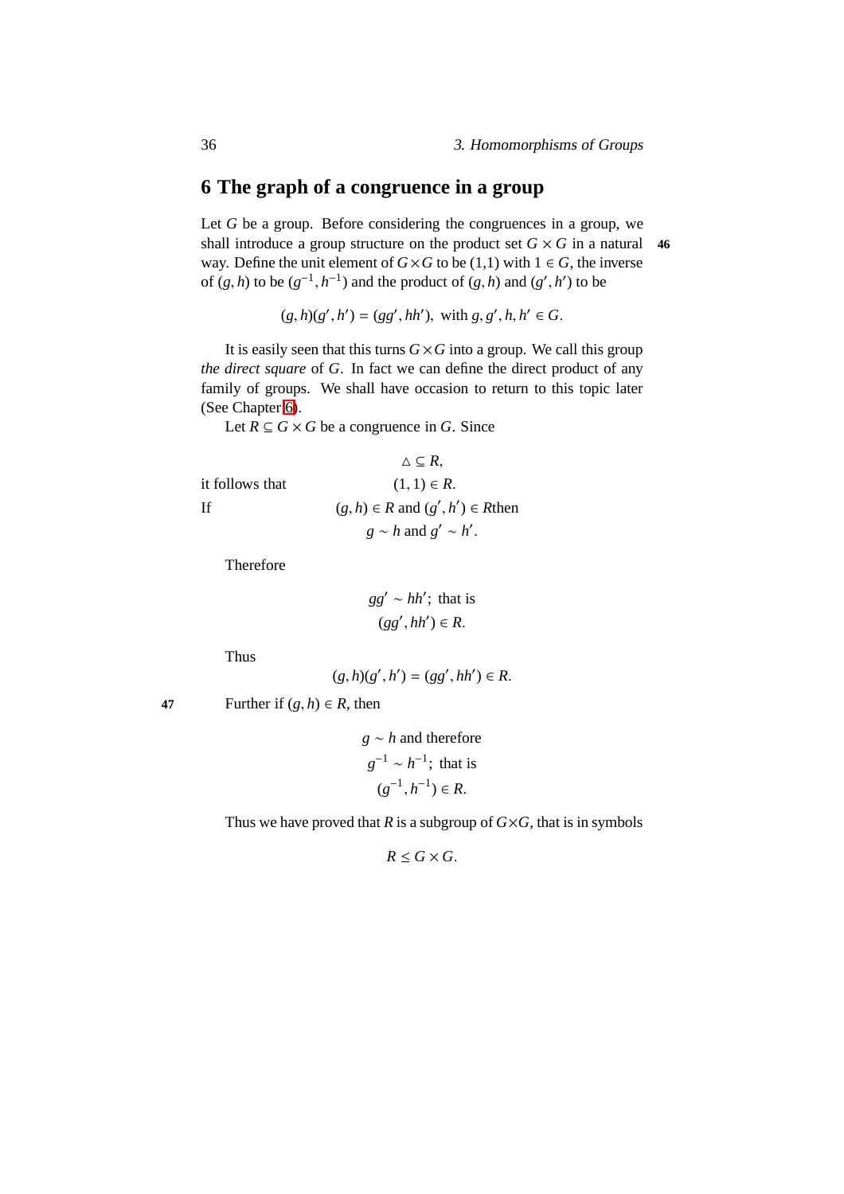## 6 The graph of a congruence in a group

Let $G$ be a group. Before considering the congruences in a group, we shall introduce a group structure on the product set $G \times G$ in a natural way. Define the unit element of $G \times G$ to be $(1,1)$ with $1 \in G$, the inverse of $(g,h)$ to be $(g^{-1}, h^{-1})$ and the product of $(g,h)$ and $(g', h')$ to be

$$(g,h)(g',h') = (gg', hh'), \text{ with } g, g', h, h' \in G.$$

It is easily seen that this turns $G \times G$ into a group. We call this group *the direct square* of $G$. In fact we can define the direct product of any family of groups. We shall have occasion to return to this topic later (See Chapter 6).

Let $R \subseteq G \times G$ be a congruence in $G$. Since

$$\triangle \subseteq R,$$

it follows that $(1,1) \in R$.

If $(g,h) \in R$ and $(g',h') \in R$ then

$$g \sim h \text{ and } g' \sim h'.$$

Therefore

$$gg' \sim hh'; \text{ that is}$$
$$(gg', hh') \in R.$$

Thus

$$(g,h)(g',h') = (gg', hh') \in R.$$

Further if $(g,h) \in R$, then

$$g \sim h \text{ and therefore}$$
$$g^{-1} \sim h^{-1}; \text{ that is}$$
$$(g^{-1}, h^{-1}) \in R.$$

Thus we have proved that $R$ is a subgroup of $G \times G$, that is in symbols

$$R \leq G \times G.$$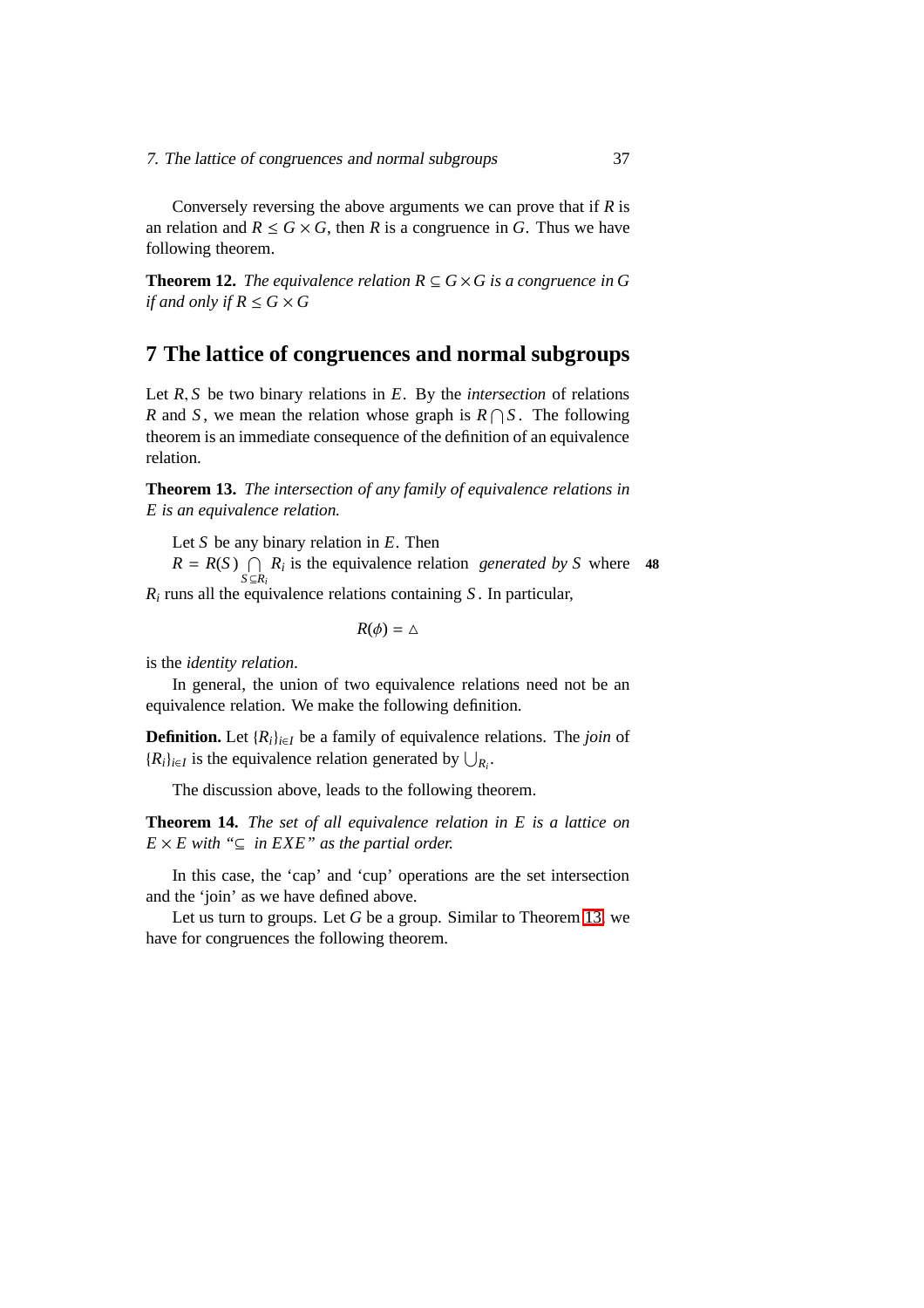Conversely reversing the above arguments we can prove that if $R$ is an relation and $R \leq G \times G$, then $R$ is a congruence in $G$. Thus we have following theorem.

**Theorem 12.** *The equivalence relation $R \subseteq G \times G$ is a congruence in $G$ if and only if $R \leq G \times G$*

# 7 The lattice of congruences and normal subgroups

Let $R, S$ be two binary relations in $E$. By the *intersection* of relations $R$ and $S$, we mean the relation whose graph is $R \bigcap S$. The following theorem is an immediate consequence of the definition of an equivalence relation.

**Theorem 13.** *The intersection of any family of equivalence relations in $E$ is an equivalence relation.*

Let $S$ be any binary relation in $E$. Then

$R = R(S) \bigcap_{S \subseteq R_i} R_i$ is the equivalence relation *generated by $S$* where $R_i$ runs all the equivalence relations containing $S$. In particular,

$$R(\phi) = \triangle$$

is the *identity relation*.

In general, the union of two equivalence relations need not be an equivalence relation. We make the following definition.

**Definition.** Let $\{R_i\}_{i \in I}$ be a family of equivalence relations. The *join* of $\{R_i\}_{i \in I}$ is the equivalence relation generated by $\bigcup_{R_i}$.

The discussion above, leads to the following theorem.

**Theorem 14.** *The set of all equivalence relation in $E$ is a lattice on $E \times E$ with "$\subseteq$ in $EXE$" as the partial order.*

In this case, the 'cap' and 'cup' operations are the set intersection and the 'join' as we have defined above.

Let us turn to groups. Let $G$ be a group. Similar to Theorem 13, we have for congruences the following theorem.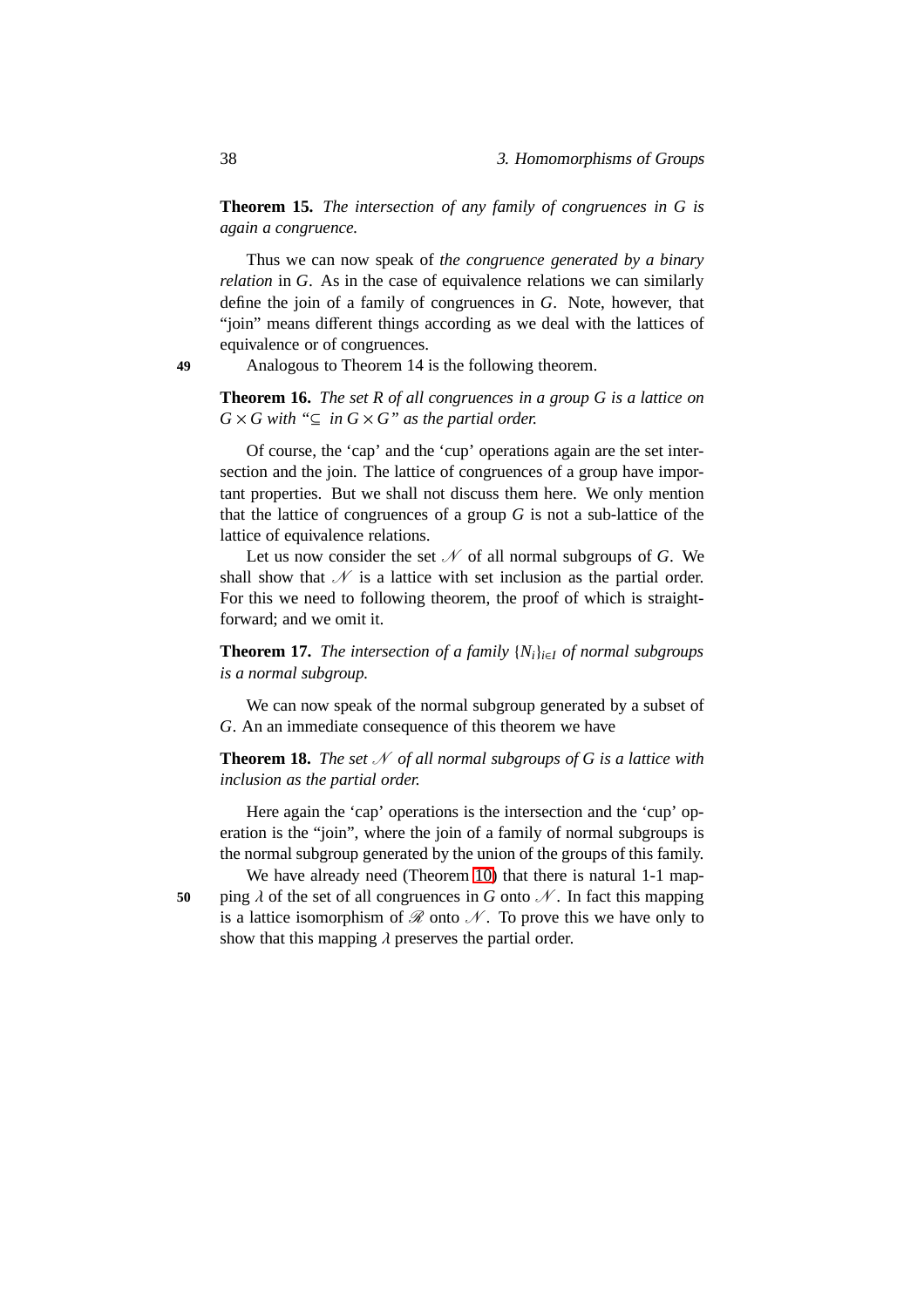**Theorem 15.** *The intersection of any family of congruences in $G$ is again a congruence.*

Thus we can now speak of *the congruence generated by a binary relation* in $G$. As in the case of equivalence relations we can similarly define the join of a family of congruences in $G$. Note, however, that "join" means different things according as we deal with the lattices of equivalence or of congruences.

49 Analogous to Theorem 14 is the following theorem.

**Theorem 16.** *The set $R$ of all congruences in a group $G$ is a lattice on $G \times G$ with "$\subseteq$ in $G \times G$" as the partial order.*

Of course, the 'cap' and the 'cup' operations again are the set intersection and the join. The lattice of congruences of a group have important properties. But we shall not discuss them here. We only mention that the lattice of congruences of a group $G$ is not a sub-lattice of the lattice of equivalence relations.

Let us now consider the set $\mathscr{N}$ of all normal subgroups of $G$. We shall show that $\mathscr{N}$ is a lattice with set inclusion as the partial order. For this we need to following theorem, the proof of which is straightforward; and we omit it.

**Theorem 17.** *The intersection of a family $\{N_i\}_{i \in I}$ of normal subgroups is a normal subgroup.*

We can now speak of the normal subgroup generated by a subset of $G$. An an immediate consequence of this theorem we have

**Theorem 18.** *The set $\mathscr{N}$ of all normal subgroups of $G$ is a lattice with inclusion as the partial order.*

Here again the 'cap' operations is the intersection and the 'cup' operation is the "join", where the join of a family of normal subgroups is the normal subgroup generated by the union of the groups of this family.

We have already need (Theorem 10) that there is natural 1-1 mapping $\lambda$ of the set of all congruences in $G$ onto $\mathscr{N}$. In fact this mapping is a lattice isomorphism of $\mathscr{R}$ onto $\mathscr{N}$. To prove this we have only to show that this mapping $\lambda$ preserves the partial order.

50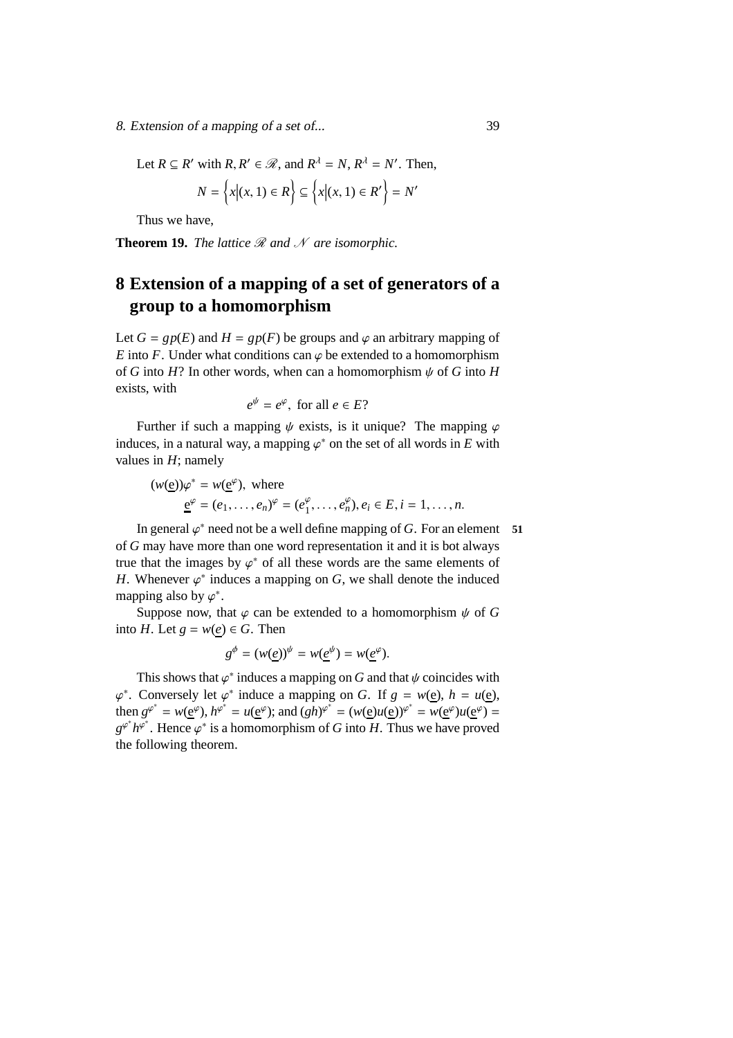Let $R \subseteq R'$ with $R, R' \in \mathscr{R}$, and $R^{\lambda} = N$, $R^{\lambda} = N'$. Then,

$$N = \left\{x \middle| (x, 1) \in R\right\} \subseteq \left\{x \middle| (x, 1) \in R'\right\} = N'$$

Thus we have,

**Theorem 19.** *The lattice $\mathscr{R}$ and $\mathscr{N}$ are isomorphic.*

# 8 Extension of a mapping of a set of generators of a group to a homomorphism

Let $G = gp(E)$ and $H = gp(F)$ be groups and $\varphi$ an arbitrary mapping of $E$ into $F$. Under what conditions can $\varphi$ be extended to a homomorphism of $G$ into $H$? In other words, when can a homomorphism $\psi$ of $G$ into $H$ exists, with

$$e^{\psi} = e^{\varphi}, \text{ for all } e \in E?$$

Further if such a mapping $\psi$ exists, is it unique? The mapping $\varphi$ induces, in a natural way, a mapping $\varphi^*$ on the set of all words in $E$ with values in $H$; namely

$$\begin{aligned}
&(w(\underline{e}))\varphi^* = w(\underline{e}^{\varphi}), \text{ where} \\
&\underline{e}^{\varphi} = (e_1, \ldots, e_n)^{\varphi} = (e_1^{\varphi}, \ldots, e_n^{\varphi}), e_i \in E, i = 1, \ldots, n.
\end{aligned}$$

In general $\varphi^*$ need not be a well define mapping of $G$. For an element of $G$ may have more than one word representation it and it is bot always true that the images by $\varphi^*$ of all these words are the same elements of $H$. Whenever $\varphi^*$ induces a mapping on $G$, we shall denote the induced mapping also by $\varphi^*$.

Suppose now, that $\varphi$ can be extended to a homomorphism $\psi$ of $G$ into $H$. Let $g = w(\underline{e}) \in G$. Then

$$g^{\phi} = (w(\underline{e}))^{\psi} = w(\underline{e}^{\psi}) = w(\underline{e}^{\varphi}).$$

This shows that $\varphi^*$ induces a mapping on $G$ and that $\psi$ coincides with $\varphi^*$. Conversely let $\varphi^*$ induce a mapping on $G$. If $g = w(\underline{e})$, $h = u(\underline{e})$, then $g^{\varphi^*} = w(\underline{e}^{\varphi})$, $h^{\varphi^*} = u(\underline{e}^{\varphi})$; and $(gh)^{\varphi^*} = (w(\underline{e})u(\underline{e}))^{\varphi^*} = w(\underline{e}^{\varphi})u(\underline{e}^{\varphi}) = g^{\varphi^*}h^{\varphi^*}$. Hence $\varphi^*$ is a homomorphism of $G$ into $H$. Thus we have proved the following theorem.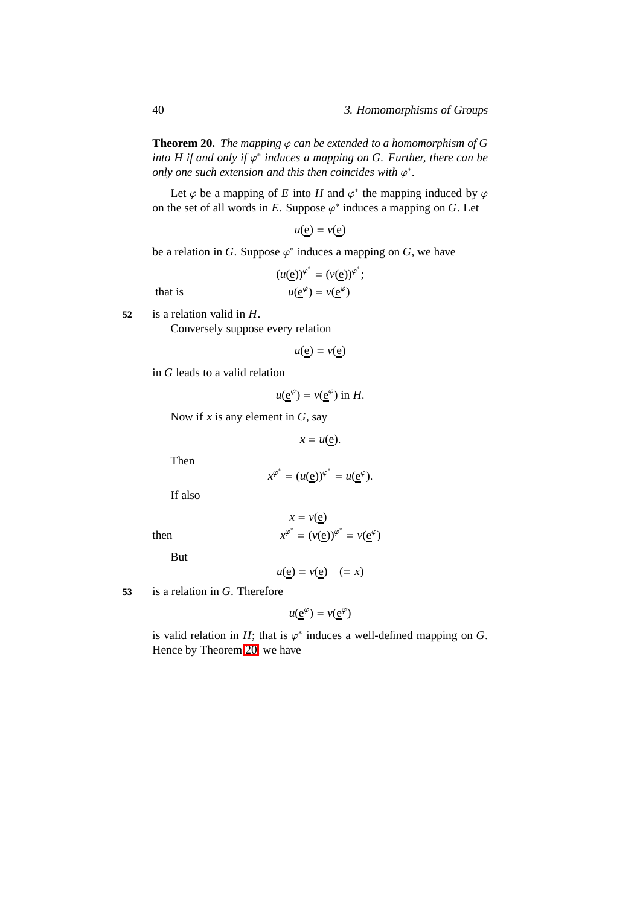**Theorem 20.** *The mapping $\varphi$ can be extended to a homomorphism of $G$ into $H$ if and only if $\varphi^*$ induces a mapping on $G$. Further, there can be only one such extension and this then coincides with $\varphi^*$.*

Let $\varphi$ be a mapping of $E$ into $H$ and $\varphi^*$ the mapping induced by $\varphi$ on the set of all words in $E$. Suppose $\varphi^*$ induces a mapping on $G$. Let

$$u(\underline{\text{e}}) = v(\underline{\text{e}})$$

be a relation in $G$. Suppose $\varphi^*$ induces a mapping on $G$, we have

$$(u(\underline{\text{e}}))^{\varphi^*} = (v(\underline{\text{e}}))^{\varphi^*};$$

that is
$$u(\underline{\text{e}}^{\varphi}) = v(\underline{\text{e}}^{\varphi})$$

52 is a relation valid in $H$.

Conversely suppose every relation

$$u(\underline{\text{e}}) = v(\underline{\text{e}})$$

in $G$ leads to a valid relation

$$u(\underline{\text{e}}^{\varphi}) = v(\underline{\text{e}}^{\varphi}) \text{ in } H.$$

Now if $x$ is any element in $G$, say

$$x = u(\underline{\text{e}}).$$

Then

$$x^{\varphi^*} = (u(\underline{\text{e}}))^{\varphi^*} = u(\underline{\text{e}}^{\varphi}).$$

If also

$$x = v(\underline{\text{e}})$$

then
$$x^{\varphi^*} = (v(\underline{\text{e}}))^{\varphi^*} = v(\underline{\text{e}}^{\varphi})$$

But

$$u(\underline{\text{e}}) = v(\underline{\text{e}}) \quad (= x)$$

53 is a relation in $G$. Therefore

$$u(\underline{\text{e}}^{\varphi}) = v(\underline{\text{e}}^{\varphi})$$

is valid relation in $H$; that is $\varphi^*$ induces a well-defined mapping on $G$. Hence by Theorem 20 we have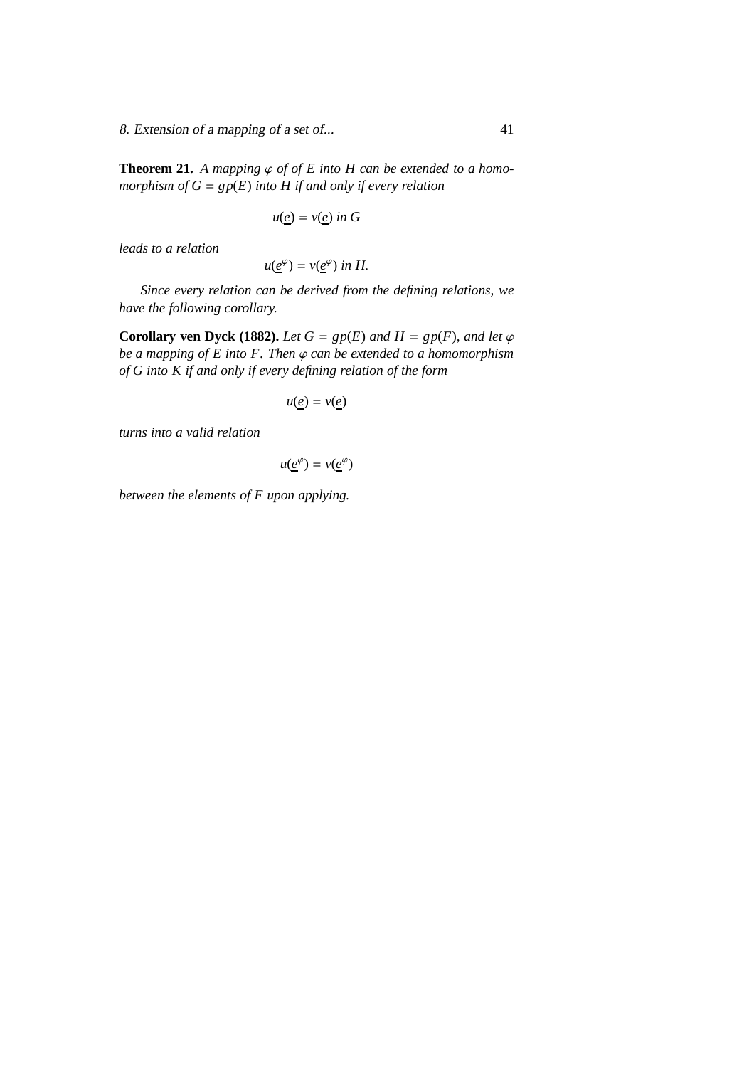**Theorem 21.** *A mapping $\varphi$ of of $E$ into $H$ can be extended to a homomorphism of $G = gp(E)$ into $H$ if and only if every relation*

$$u(\underline{e}) = v(\underline{e}) \text{ in } G$$

*leads to a relation*

$$u(\underline{e}^{\varphi}) = v(\underline{e}^{\varphi}) \text{ in } H.$$

*Since every relation can be derived from the defining relations, we have the following corollary.*

**Corollary ven Dyck (1882).** *Let $G = gp(E)$ and $H = gp(F)$, and let $\varphi$ be a mapping of $E$ into $F$. Then $\varphi$ can be extended to a homomorphism of $G$ into $K$ if and only if every defining relation of the form*

$$u(\underline{e}) = v(\underline{e})$$

*turns into a valid relation*

$$u(\underline{e}^{\varphi}) = v(\underline{e}^{\varphi})$$

*between the elements of $F$ upon applying.*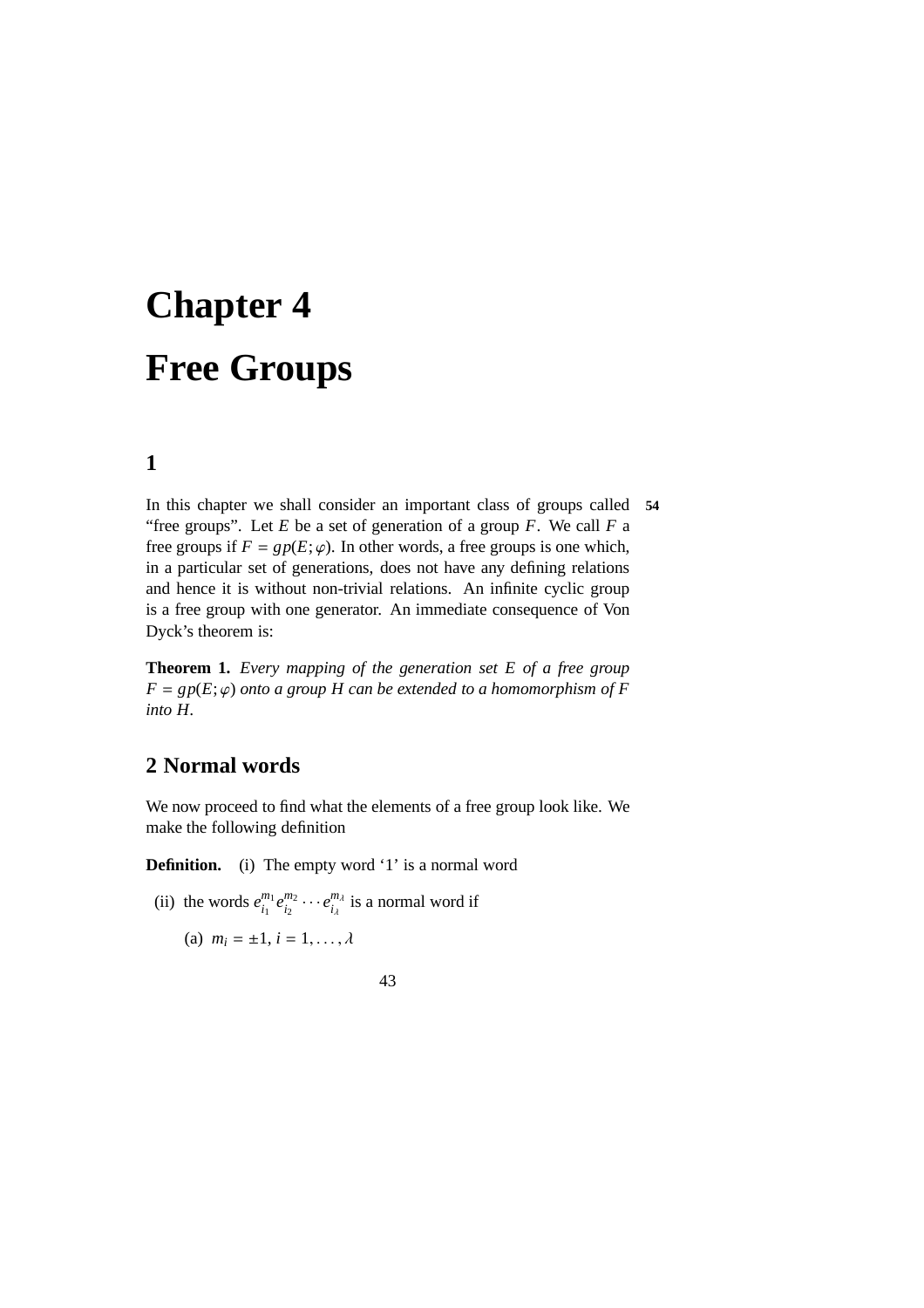# Chapter 4

# Free Groups

## 1

In this chapter we shall consider an important class of groups called "free groups". Let $E$ be a set of generation of a group $F$. We call $F$ a free groups if $F = gp(E; \varphi)$. In other words, a free groups is one which, in a particular set of generations, does not have any defining relations and hence it is without non-trivial relations. An infinite cyclic group is a free group with one generator. An immediate consequence of Von Dyck's theorem is:

**Theorem 1.** *Every mapping of the generation set $E$ of a free group $F = gp(E; \varphi)$ onto a group $H$ can be extended to a homomorphism of $F$ into $H$.*

## 2 Normal words

We now proceed to find what the elements of a free group look like. We make the following definition

**Definition.** (i) The empty word '1' is a normal word

(ii) the words $e_{i_1}^{m_1} e_{i_2}^{m_2} \cdots e_{i_\lambda}^{m_\lambda}$ is a normal word if

(a) $m_i = \pm 1$, $i = 1, \ldots, \lambda$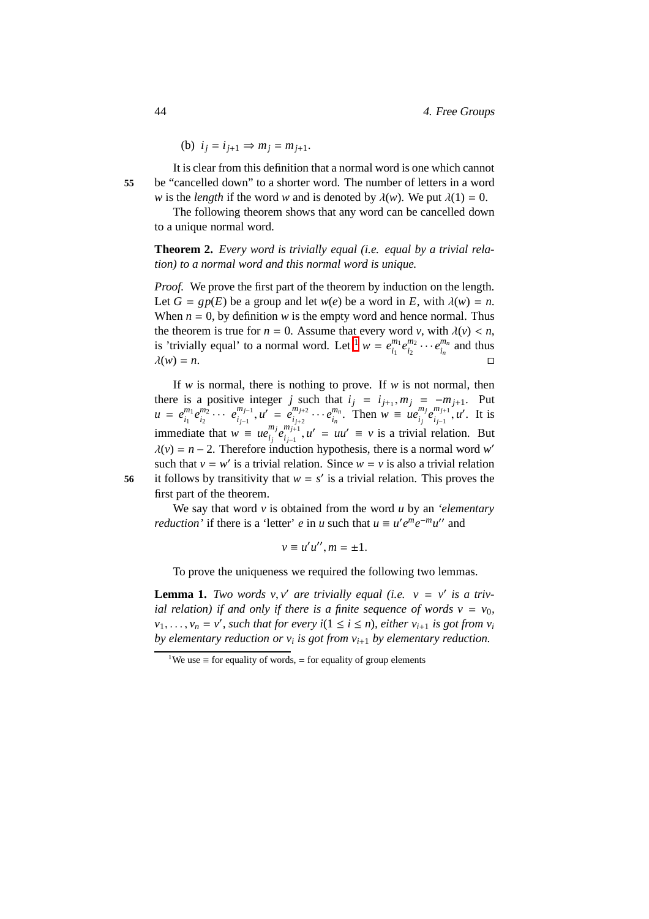(b) $i_j = i_{j+1} \Rightarrow m_j = m_{j+1}$.

It is clear from this definition that a normal word is one which cannot be "cancelled down" to a shorter word. The number of letters in a word $w$ is the *length* if the word $w$ and is denoted by $\lambda(w)$. We put $\lambda(1) = 0$.

The following theorem shows that any word can be cancelled down to a unique normal word.

**Theorem 2.** *Every word is trivially equal (i.e. equal by a trivial relation) to a normal word and this normal word is unique.*

*Proof.* We prove the first part of the theorem by induction on the length. Let $G = gp(E)$ be a group and let $w(e)$ be a word in $E$, with $\lambda(w) = n$. When $n = 0$, by definition $w$ is the empty word and hence normal. Thus the theorem is true for $n = 0$. Assume that every word $v$, with $\lambda(v) < n$, is 'trivially equal' to a normal word. Let[1] $w = e_{i_1}^{m_1} e_{i_2}^{m_2} \cdots e_{i_n}^{m_n}$ and thus $\lambda(w) = n$. □

If $w$ is normal, there is nothing to prove. If $w$ is not normal, then there is a positive integer $j$ such that $i_j = i_{j+1}, m_j = -m_{j+1}$. Put $u = e_{i_1}^{m_1} e_{i_2}^{m_2} \cdots e_{i_{j-1}}^{m_{j-1}}, u' = e_{i_{j+2}}^{m_{j+2}} \cdots e_{i_n}^{m_n}$. Then $w \equiv u e_{i_j}^{m_j} e_{i_{j-1}}^{m_{j+1}}, u'$. It is immediate that $w \equiv u e_{i_j}^{m_j} e_{i_{j-1}}^{m_{j+1}}, u' = uu' \equiv v$ is a trivial relation. But $\lambda(v) = n - 2$. Therefore induction hypothesis, there is a normal word $w'$ such that $v = w'$ is a trivial relation. Since $w = v$ is also a trivial relation it follows by transitivity that $w = s'$ is a trivial relation. This proves the first part of the theorem.

We say that word $v$ is obtained from the word $u$ by an *'elementary reduction'* if there is a 'letter' $e$ in $u$ such that $u \equiv u' e^m e^{-m} u''$ and

$$v \equiv u' u'', m = \pm 1.$$

To prove the uniqueness we required the following two lemmas.

**Lemma 1.** *Two words $v, v'$ are trivially equal (i.e. $v = v'$ is a trivial relation) if and only if there is a finite sequence of words $v = v_0$, $v_1, \ldots, v_n = v'$, such that for every $i (1 \leq i \leq n)$, either $v_{i+1}$ is got from $v_i$ by elementary reduction or $v_i$ is got from $v_{i+1}$ by elementary reduction.*

---

[1] We use $\equiv$ for equality of words, $=$ for equality of group elements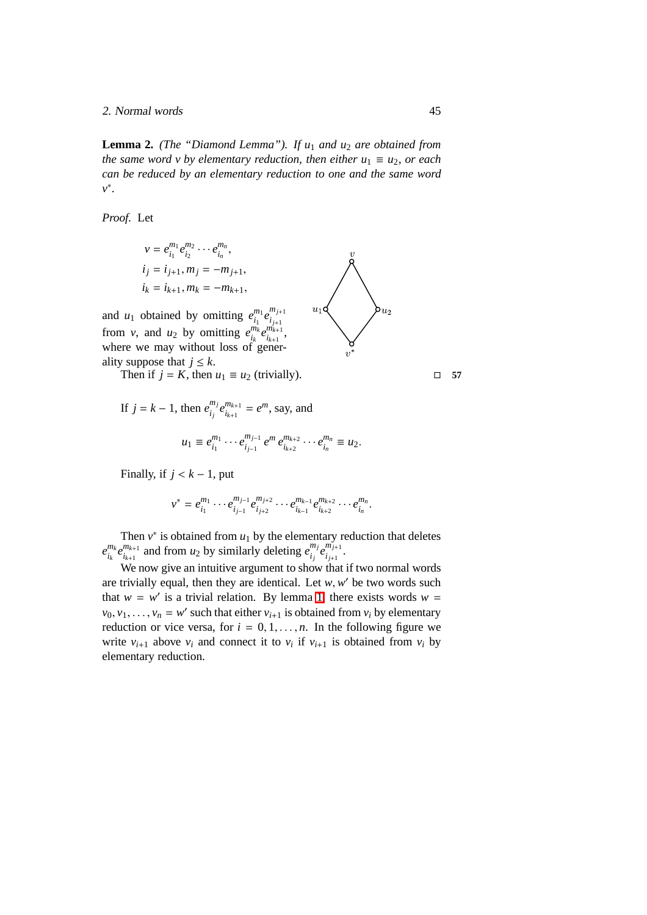**Lemma 2.** *(The "Diamond Lemma"). If $u_1$ and $u_2$ are obtained from the same word $v$ by elementary reduction, then either $u_1 \equiv u_2$, or each can be reduced by an elementary reduction to one and the same word $v^*$.*

*Proof.* Let

$$v = e_{i_1}^{m_1} e_{i_2}^{m_2} \cdots e_{i_n}^{m_n},$$
$$i_j = i_{j+1}, m_j = -m_{j+1},$$
$$i_k = i_{k+1}, m_k = -m_{k+1},$$

and $u_1$ obtained by omitting $e_{i_1}^{m_1} e_{i_{j+1}}^{m_{j+1}}$ from $v$, and $u_2$ by omitting $e_{i_k}^{m_k} e_{i_{k+1}}^{m_{k+1}}$, where we may without loss of generality suppose that $j \le k$.

Then if $j = K$, then $u_1 \equiv u_2$ (trivially). □ 57

If $j = k - 1$, then $e_{i_j}^{m_j} e_{i_{k+1}}^{m_{k+1}} = e^m$, say, and

$$u_1 \equiv e_{i_1}^{m_1} \cdots e_{i_{j-1}}^{m_{j-1}} \, e^m \, e_{i_{k+2}}^{m_{k+2}} \cdots e_{i_n}^{m_n} \equiv u_2.$$

Finally, if $j < k - 1$, put

$$v^* = e_{i_1}^{m_1} \cdots e_{i_{j-1}}^{m_{j-1}} e_{i_{j+2}}^{m_{j+2}} \cdots e_{i_{k-1}}^{m_{k-1}} e_{i_{k+2}}^{m_{k+2}} \cdots e_{i_n}^{m_n}.$$

Then $v^*$ is obtained from $u_1$ by the elementary reduction that deletes $e_{i_k}^{m_k} e_{i_{k+1}}^{m_{k+1}}$ and from $u_2$ by similarly deleting $e_{i_j}^{m_j} e_{i_{j+1}}^{m_{j+1}}$.

We now give an intuitive argument to show that if two normal words are trivially equal, then they are identical. Let $w, w'$ be two words such that $w = w'$ is a trivial relation. By lemma 1 there exists words $w = v_0, v_1, \ldots, v_n = w'$ such that either $v_{i+1}$ is obtained from $v_i$ by elementary reduction or vice versa, for $i = 0, 1, \ldots, n$. In the following figure we write $v_{i+1}$ above $v_i$ and connect it to $v_i$ if $v_{i+1}$ is obtained from $v_i$ by elementary reduction.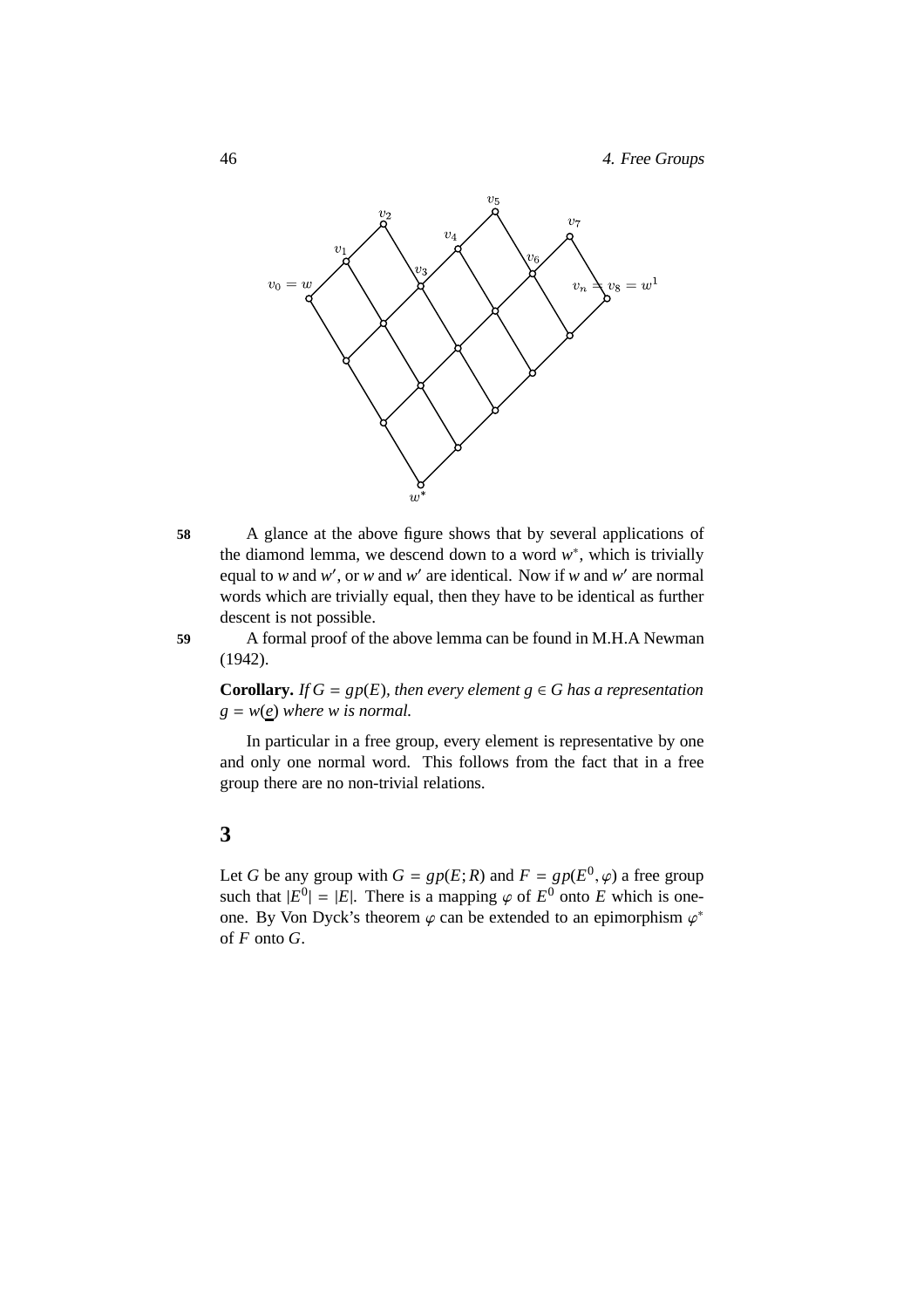58 A glance at the above figure shows that by several applications of the diamond lemma, we descend down to a word $w^*$, which is trivially equal to $w$ and $w'$, or $w$ and $w'$ are identical. Now if $w$ and $w'$ are normal words which are trivially equal, then they have to be identical as further descent is not possible.

59 A formal proof of the above lemma can be found in M.H.A Newman (1942).

**Corollary.** *If $G = gp(E)$, then every element $g \in G$ has a representation $g = w(\underline{e})$ where $w$ is normal.*

In particular in a free group, every element is representative by one and only one normal word. This follows from the fact that in a free group there are no non-trivial relations.

## 3

Let $G$ be any group with $G = gp(E; R)$ and $F = gp(E^0, \varphi)$ a free group such that $|E^0| = |E|$. There is a mapping $\varphi$ of $E^0$ onto $E$ which is one-one. By Von Dyck's theorem $\varphi$ can be extended to an epimorphism $\varphi^*$ of $F$ onto $G$.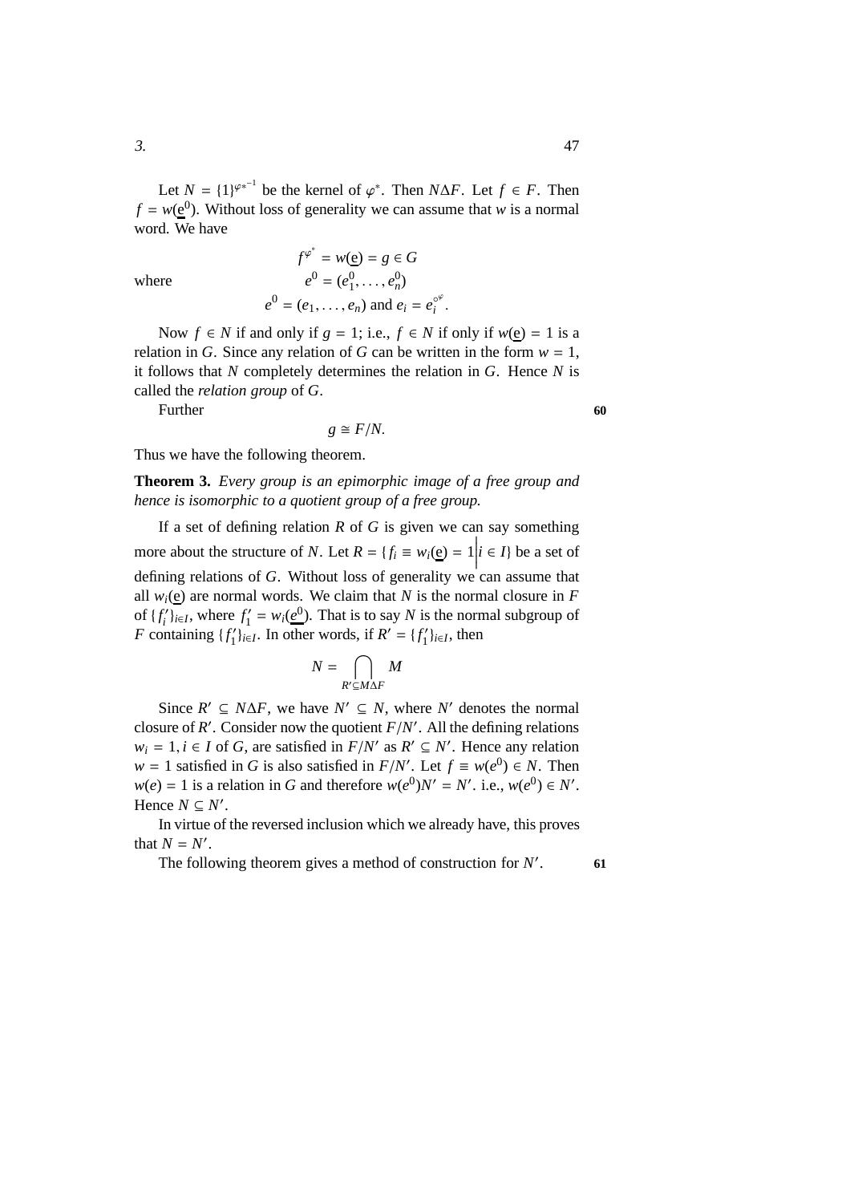Let $N = \{1\}^{\varphi^{*-1}}$ be the kernel of $\varphi^{*}$. Then $N\Delta F$. Let $f \in F$. Then $f = w(\underline{e}^0)$. Without loss of generality we can assume that $w$ is a normal word. We have

$$f^{\varphi^*} = w(\underline{e}) = g \in G$$

where

$$e^0 = (e_1^0, \ldots, e_n^0)$$

$$e^0 = (e_1, \ldots, e_n) \text{ and } e_i = e_i^{\circ\varphi}.$$

Now $f \in N$ if and only if $g = 1$; i.e., $f \in N$ if only if $w(\underline{e}) = 1$ is a relation in $G$. Since any relation of $G$ can be written in the form $w = 1$, it follows that $N$ completely determines the relation in $G$. Hence $N$ is called the *relation group* of $G$.

Further

$$g \cong F/N.$$

Thus we have the following theorem.

**Theorem 3.** *Every group is an epimorphic image of a free group and hence is isomorphic to a quotient group of a free group.*

If a set of defining relation $R$ of $G$ is given we can say something more about the structure of $N$. Let $R = \{f_i \equiv w_i(\underline{e}) = 1 \big| i \in I\}$ be a set of defining relations of $G$. Without loss of generality we can assume that all $w_i(\underline{e})$ are normal words. We claim that $N$ is the normal closure in $F$ of $\{f_i'\}_{i \in I}$, where $f_1' = w_i(\underline{e^0})$. That is to say $N$ is the normal subgroup of $F$ containing $\{f_1'\}_{i \in I}$. In other words, if $R' = \{f_1'\}_{i \in I}$, then

$$N = \bigcap_{R' \subseteq M \Delta F} M$$

Since $R' \subseteq N\Delta F$, we have $N' \subseteq N$, where $N'$ denotes the normal closure of $R'$. Consider now the quotient $F/N'$. All the defining relations $w_i = 1, i \in I$ of $G$, are satisfied in $F/N'$ as $R' \subseteq N'$. Hence any relation $w = 1$ satisfied in $G$ is also satisfied in $F/N'$. Let $f \equiv w(e^0) \in N$. Then $w(e) = 1$ is a relation in $G$ and therefore $w(e^0)N' = N'$. i.e., $w(e^0) \in N'$. Hence $N \subseteq N'$.

In virtue of the reversed inclusion which we already have, this proves that $N = N'$.

The following theorem gives a method of construction for $N'$.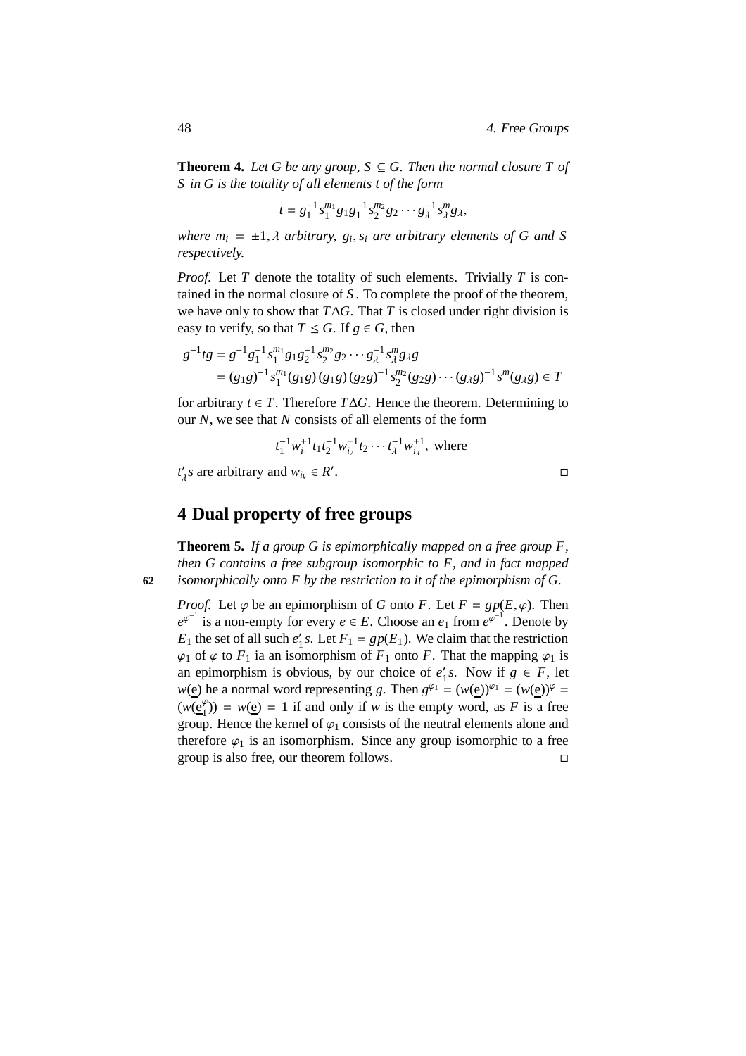**Theorem 4.** *Let $G$ be any group, $S \subseteq G$. Then the normal closure $T$ of $S$ in $G$ is the totality of all elements $t$ of the form*

$$t = g_1^{-1} s_1^{m_1} g_1 g_1^{-1} s_2^{m_2} g_2 \cdots g_\lambda^{-1} s_\lambda^{m} g_\lambda,$$

*where $m_i = \pm 1, \lambda$ arbitrary, $g_i, s_i$ are arbitrary elements of $G$ and $S$ respectively.*

*Proof.* Let $T$ denote the totality of such elements. Trivially $T$ is contained in the normal closure of $S$. To complete the proof of the theorem, we have only to show that $T \Delta G$. That $T$ is closed under right division is easy to verify, so that $T \leq G$. If $g \in G$, then

$$\begin{aligned}
g^{-1} t g &= g^{-1} g_1^{-1} s_1^{m_1} g_1 g_2^{-1} s_2^{m_2} g_2 \cdots g_\lambda^{-1} s_\lambda^{m} g_\lambda g \\
&= (g_1 g)^{-1} s_1^{m_1} (g_1 g)\,(g_1 g)\,(g_2 g)^{-1} s_2^{m_2} (g_2 g) \cdots (g_\lambda g)^{-1} s^{m} (g_\lambda g) \in T
\end{aligned}$$

for arbitrary $t \in T$. Therefore $T \Delta G$. Hence the theorem. Determining to our $N$, we see that $N$ consists of all elements of the form

$$t_1^{-1} w_{i_1}^{\pm 1} t_1 t_2^{-1} w_{i_2}^{\pm 1} t_2 \cdots t_\lambda^{-1} w_{i_\lambda}^{\pm 1}, \text{ where}$$

$t'_\lambda s$ are arbitrary and $w_{i_k} \in R'$. ◻

## 4 Dual property of free groups

**Theorem 5.** *If a group $G$ is epimorphically mapped on a free group $F$, then $G$ contains a free subgroup isomorphic to $F$, and in fact mapped isomorphically onto $F$ by the restriction to it of the epimorphism of $G$.*

*Proof.* Let $\varphi$ be an epimorphism of $G$ onto $F$. Let $F = gp(E, \varphi)$. Then $e^{\varphi^{-1}}$ is a non-empty for every $e \in E$. Choose an $e_1$ from $e^{\varphi^{-1}}$. Denote by $E_1$ the set of all such $e'_1 s$. Let $F_1 = gp(E_1)$. We claim that the restriction $\varphi_1$ of $\varphi$ to $F_1$ ia an isomorphism of $F_1$ onto $F$. That the mapping $\varphi_1$ is an epimorphism is obvious, by our choice of $e'_1 s$. Now if $g \in F$, let $w(\underline{e})$ he a normal word representing $g$. Then $g^{\varphi_1} = (w(\underline{e}))^{\varphi_1} = (w(\underline{e}))^{\varphi} = (w(\underline{e}_1^{\varphi})) = w(\underline{e}) = 1$ if and only if $w$ is the empty word, as $F$ is a free group. Hence the kernel of $\varphi_1$ consists of the neutral elements alone and therefore $\varphi_1$ is an isomorphism. Since any group isomorphic to a free group is also free, our theorem follows. ◻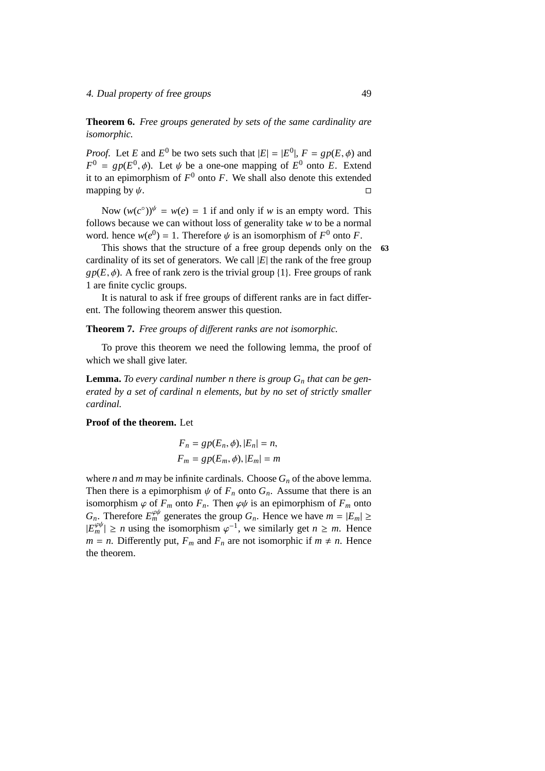**Theorem 6.** *Free groups generated by sets of the same cardinality are isomorphic.*

*Proof.* Let $E$ and $E^0$ be two sets such that $|E| = |E^0|$, $F = gp(E, \phi)$ and $F^0 = gp(E^0, \phi)$. Let $\psi$ be a one-one mapping of $E^0$ onto $E$. Extend it to an epimorphism of $F^0$ onto $F$. We shall also denote this extended mapping by $\psi$. ◻

Now $(w(c^\circ))^\psi = w(e) = 1$ if and only if $w$ is an empty word. This follows because we can without loss of generality take $w$ to be a normal word. hence $w(e^0) = 1$. Therefore $\psi$ is an isomorphism of $F^0$ onto $F$.

This shows that the structure of a free group depends only on the cardinality of its set of generators. We call $|E|$ the rank of the free group $gp(E, \phi)$. A free of rank zero is the trivial group $\{1\}$. Free groups of rank 1 are finite cyclic groups.

It is natural to ask if free groups of different ranks are in fact different. The following theorem answer this question.

**Theorem 7.** *Free groups of different ranks are not isomorphic.*

To prove this theorem we need the following lemma, the proof of which we shall give later.

**Lemma.** *To every cardinal number $n$ there is group $G_n$ that can be generated by a set of cardinal $n$ elements, but by no set of strictly smaller cardinal.*

**Proof of the theorem.** Let

$$F_n = gp(E_n, \phi), |E_n| = n,$$
$$F_m = gp(E_m, \phi), |E_m| = m$$

where $n$ and $m$ may be infinite cardinals. Choose $G_n$ of the above lemma. Then there is a epimorphism $\psi$ of $F_n$ onto $G_n$. Assume that there is an isomorphism $\varphi$ of $F_m$ onto $F_n$. Then $\varphi\psi$ is an epimorphism of $F_m$ onto $G_n$. Therefore $E_m^{\varphi\psi}$ generates the group $G_n$. Hence we have $m = |E_m| \geq |E_m^{\varphi\psi}| \geq n$ using the isomorphism $\varphi^{-1}$, we similarly get $n \geq m$. Hence $m = n$. Differently put, $F_m$ and $F_n$ are not isomorphic if $m \neq n$. Hence the theorem.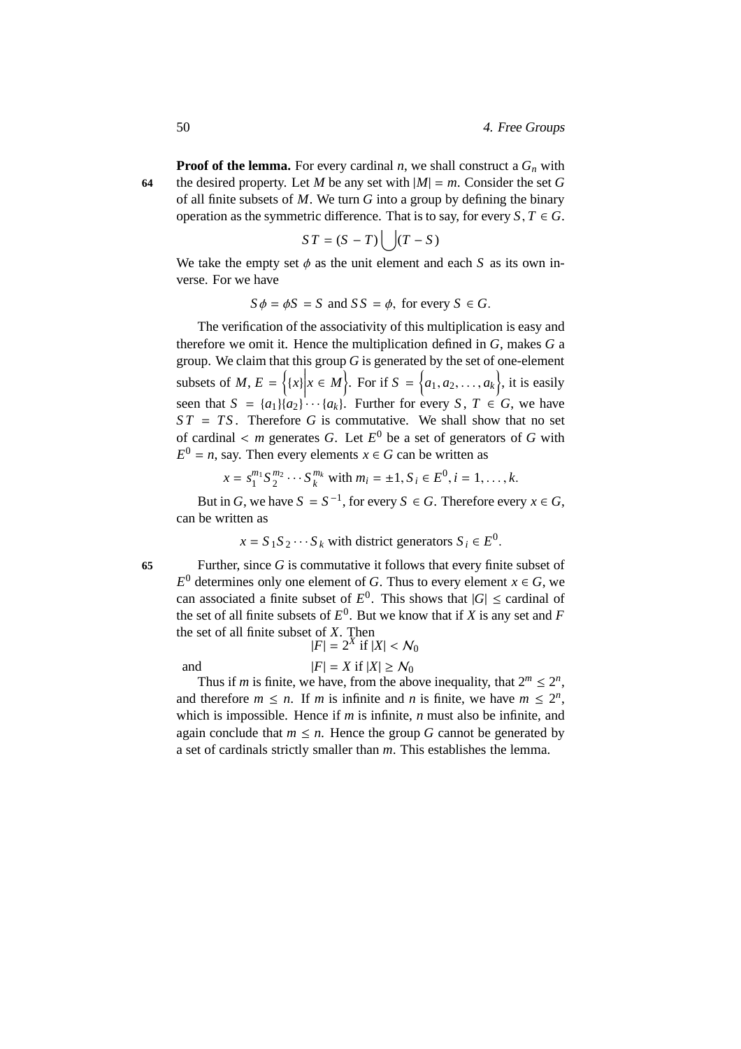**Proof of the lemma.** For every cardinal $n$, we shall construct a $G_n$ with the desired property. Let $M$ be any set with $|M| = m$. Consider the set $G$ of all finite subsets of $M$. We turn $G$ into a group by defining the binary operation as the symmetric difference. That is to say, for every $S, T \in G$.

$$ST = (S - T) \bigcup (T - S)$$

We take the empty set $\phi$ as the unit element and each $S$ as its own inverse. For we have

$$S\phi = \phi S = S \text{ and } SS = \phi, \text{ for every } S \in G.$$

The verification of the associativity of this multiplication is easy and therefore we omit it. Hence the multiplication defined in $G$, makes $G$ a group. We claim that this group $G$ is generated by the set of one-element subsets of $M$, $E = \left\{\{x\} \middle| x \in M\right\}$. For if $S = \left\{a_1, a_2, \ldots, a_k\right\}$, it is easily seen that $S = \{a_1\}\{a_2\}\cdots\{a_k\}$. Further for every $S$, $T \in G$, we have $ST = TS$. Therefore $G$ is commutative. We shall show that no set of cardinal $< m$ generates $G$. Let $E^0$ be a set of generators of $G$ with $E^0 = n$, say. Then every elements $x \in G$ can be written as

$$x = s_1^{m_1} S_2^{m_2} \cdots S_k^{m_k} \text{ with } m_i = \pm 1, S_i \in E^0, i = 1, \ldots, k.$$

But in $G$, we have $S = S^{-1}$, for every $S \in G$. Therefore every $x \in G$, can be written as

$$x = S_1 S_2 \cdots S_k \text{ with district generators } S_i \in E^0.$$

Further, since $G$ is commutative it follows that every finite subset of $E^0$ determines only one element of $G$. Thus to every element $x \in G$, we can associated a finite subset of $E^0$. This shows that $|G| \leq$ cardinal of the set of all finite subsets of $E^0$. But we know that if $X$ is any set and $F$ the set of all finite subset of $X$. Then

$$|F| = 2^X \text{ if } |X| < \mathcal{N}_0$$

and

$$|F| = X \text{ if } |X| \geq \mathcal{N}_0$$

Thus if $m$ is finite, we have, from the above inequality, that $2^m \leq 2^n$, and therefore $m \leq n$. If $m$ is infinite and $n$ is finite, we have $m \leq 2^n$, which is impossible. Hence if $m$ is infinite, $n$ must also be infinite, and again conclude that $m \leq n$. Hence the group $G$ cannot be generated by a set of cardinals strictly smaller than $m$. This establishes the lemma.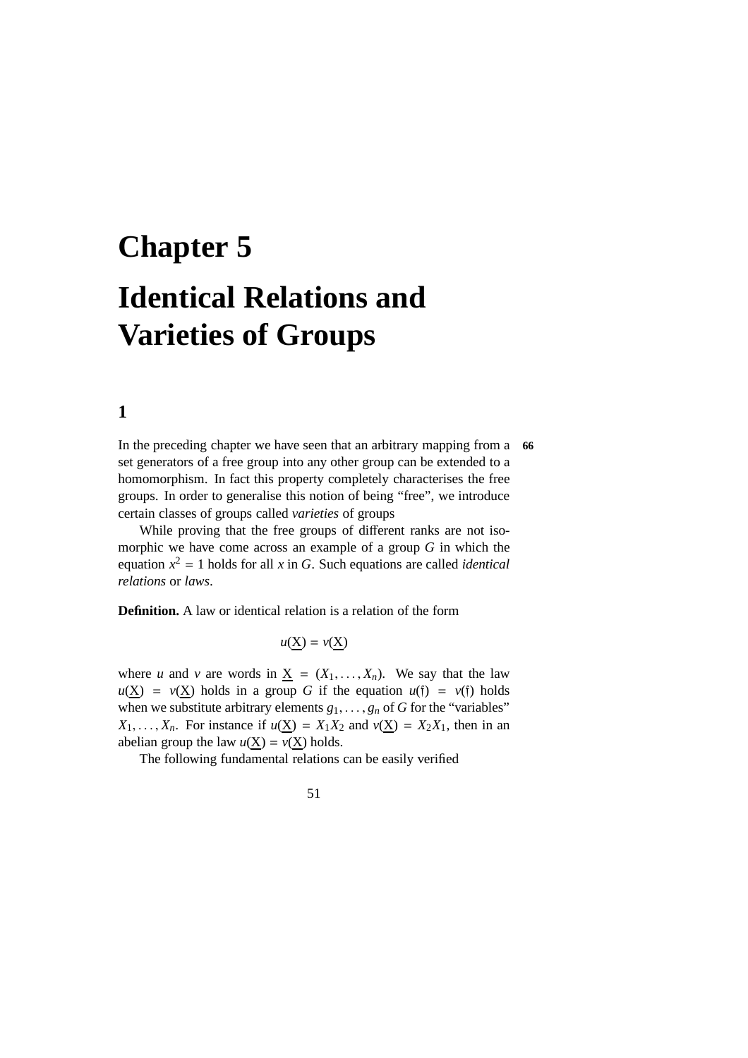# Chapter 5

# Identical Relations and Varieties of Groups

## 1

In the preceding chapter we have seen that an arbitrary mapping from a set generators of a free group into any other group can be extended to a homomorphism. In fact this property completely characterises the free groups. In order to generalise this notion of being "free", we introduce certain classes of groups called *varieties* of groups

**66**

While proving that the free groups of different ranks are not isomorphic we have come across an example of a group $G$ in which the equation $x^2 = 1$ holds for all $x$ in $G$. Such equations are called *identical relations* or *laws*.

**Definition.** A law or identical relation is a relation of the form

$$u(\underline{X}) = v(\underline{X})$$

where $u$ and $v$ are words in $\underline{X} = (X_1, \ldots, X_n)$. We say that the law $u(\underline{X}) = v(\underline{X})$ holds in a group $G$ if the equation $u(\mathfrak{f}) = v(\mathfrak{f})$ holds when we substitute arbitrary elements $g_1, \ldots, g_n$ of $G$ for the "variables" $X_1, \ldots, X_n$. For instance if $u(\underline{X}) = X_1X_2$ and $v(\underline{X}) = X_2X_1$, then in an abelian group the law $u(\underline{X}) = v(\underline{X})$ holds.

The following fundamental relations can be easily verified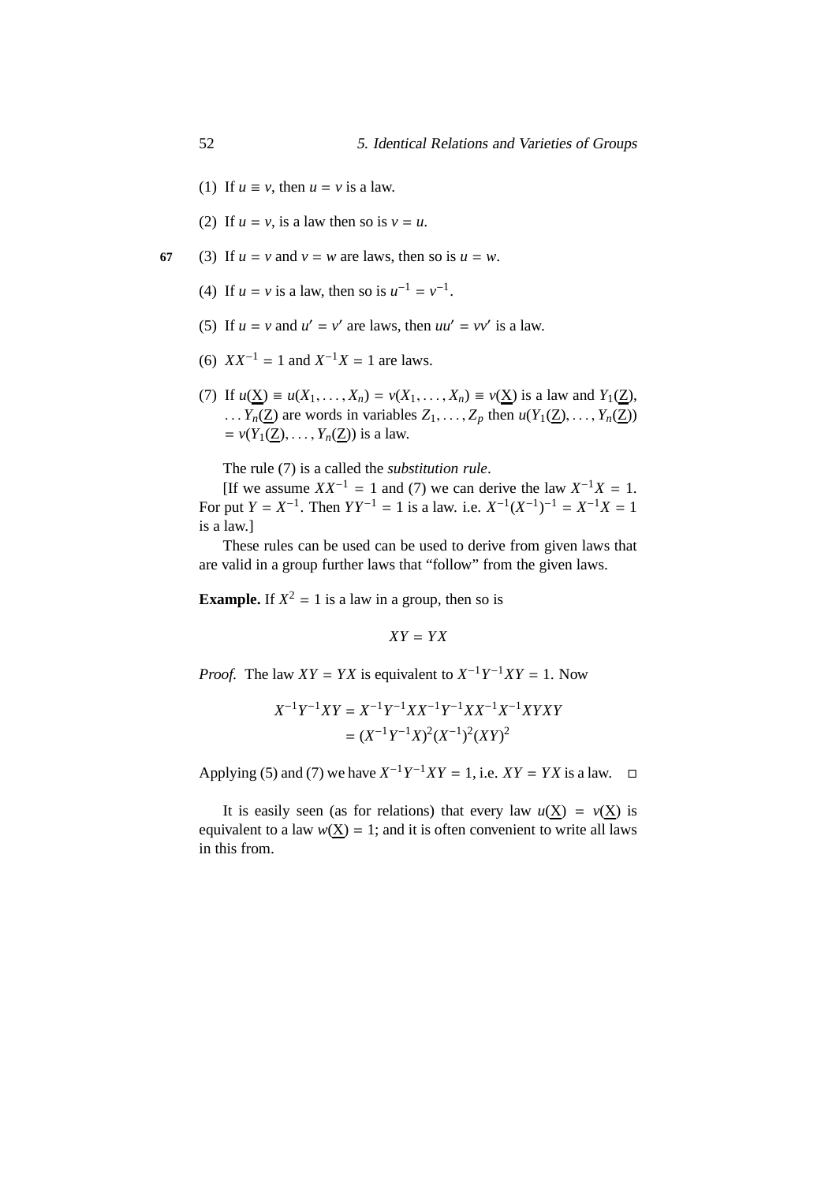(1) If $u \equiv v$, then $u = v$ is a law.

(2) If $u = v$, is a law then so is $v = u$.

(3) If $u = v$ and $v = w$ are laws, then so is $u = w$.

(4) If $u = v$ is a law, then so is $u^{-1} = v^{-1}$.

(5) If $u = v$ and $u' = v'$ are laws, then $uu' = vv'$ is a law.

(6) $XX^{-1} = 1$ and $X^{-1}X = 1$ are laws.

(7) If $u(\underline{X}) \equiv u(X_1, \dots, X_n) = v(X_1, \dots, X_n) \equiv v(\underline{X})$ is a law and $Y_1(\underline{Z})$, $\dots Y_n(\underline{Z})$ are words in variables $Z_1, \dots, Z_p$ then $u(Y_1(\underline{Z}), \dots, Y_n(\underline{Z})) = v(Y_1(\underline{Z}), \dots, Y_n(\underline{Z}))$ is a law.

The rule (7) is a called the *substitution rule*.

[If we assume $XX^{-1} = 1$ and (7) we can derive the law $X^{-1}X = 1$. For put $Y = X^{-1}$. Then $YY^{-1} = 1$ is a law. i.e. $X^{-1}(X^{-1})^{-1} = X^{-1}X = 1$ is a law.]

These rules can be used can be used to derive from given laws that are valid in a group further laws that "follow" from the given laws.

**Example.** If $X^2 = 1$ is a law in a group, then so is

$$XY = YX$$

*Proof.* The law $XY = YX$ is equivalent to $X^{-1}Y^{-1}XY = 1$. Now

$$\begin{aligned} X^{-1}Y^{-1}XY &= X^{-1}Y^{-1}XX^{-1}Y^{-1}XX^{-1}X^{-1}XYXY \\ &= (X^{-1}Y^{-1}X)^2(X^{-1})^2(XY)^2 \end{aligned}$$

Applying (5) and (7) we have $X^{-1}Y^{-1}XY = 1$, i.e. $XY = YX$ is a law. □

It is easily seen (as for relations) that every law $u(\underline{X}) = v(\underline{X})$ is equivalent to a law $w(\underline{X}) = 1$; and it is often convenient to write all laws in this from.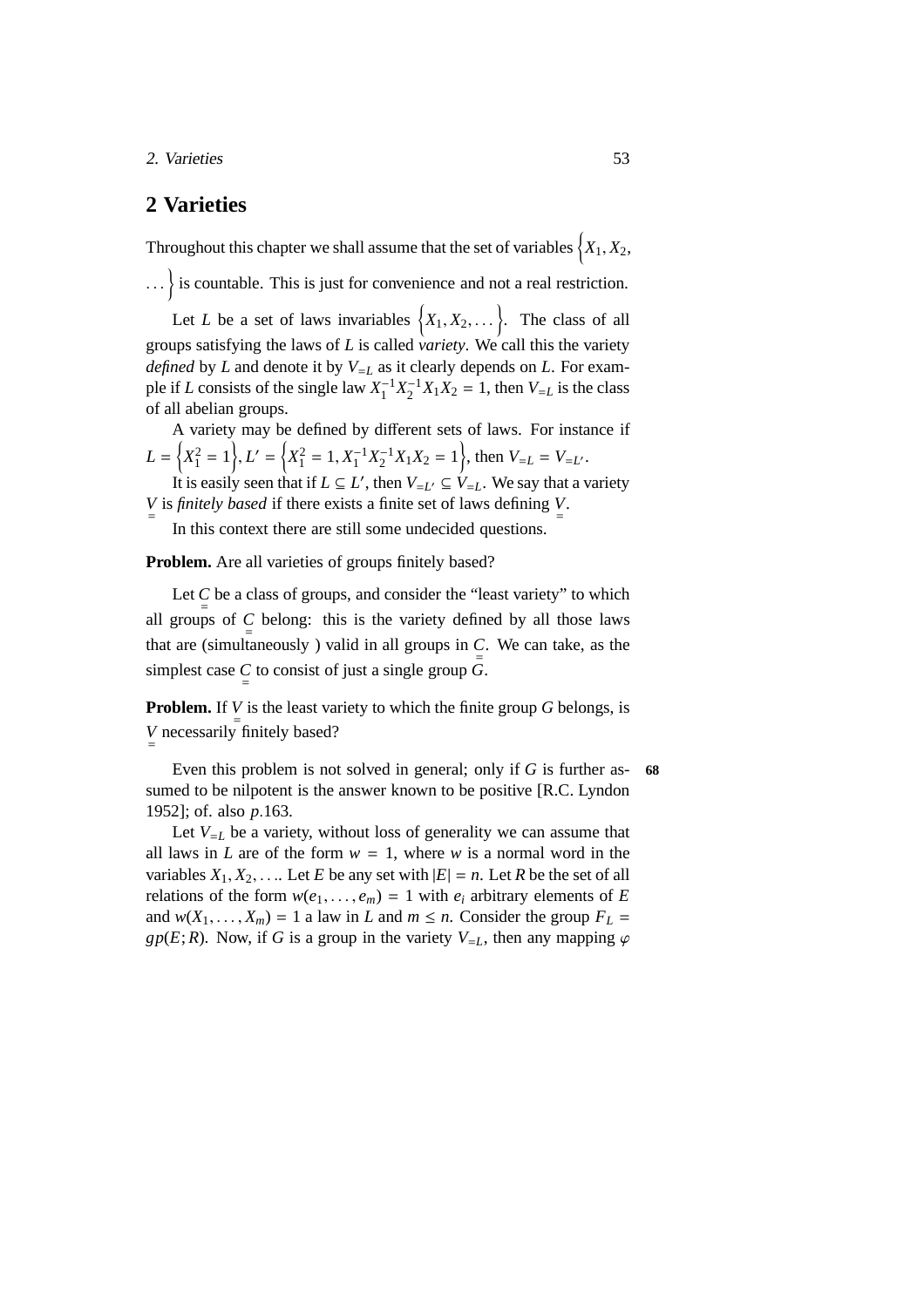## 2 Varieties

Throughout this chapter we shall assume that the set of variables $\left\{X_1, X_2, \dots\right\}$ is countable. This is just for convenience and not a real restriction.

Let $L$ be a set of laws invariables $\left\{X_1, X_2, \dots\right\}$. The class of all groups satisfying the laws of $L$ is called *variety*. We call this the variety *defined* by $L$ and denote it by $V_{=L}$ as it clearly depends on $L$. For example if $L$ consists of the single law $X_1^{-1}X_2^{-1}X_1X_2 = 1$, then $V_{=L}$ is the class of all abelian groups.

A variety may be defined by different sets of laws. For instance if $L = \left\{X_1^2 = 1\right\}, L' = \left\{X_1^2 = 1, X_1^{-1}X_2^{-1}X_1X_2 = 1\right\}$, then $V_{=L} = V_{=L'}$.

It is easily seen that if $L \subseteq L'$, then $V_{=L'} \subseteq V_{=L}$. We say that a variety $\underset{=}{V}$ is *finitely based* if there exists a finite set of laws defining $\underset{=}{V}$.

In this context there are still some undecided questions.

**Problem.** Are all varieties of groups finitely based?

Let $\underset{=}{C}$ be a class of groups, and consider the "least variety" to which all groups of $\underset{=}{C}$ belong: this is the variety defined by all those laws that are (simultaneously ) valid in all groups in $\underset{=}{C}$. We can take, as the simplest case $\underset{=}{C}$ to consist of just a single group $G$.

**Problem.** If $\underset{=}{V}$ is the least variety to which the finite group $G$ belongs, is $\underset{=}{V}$ necessarily finitely based?

Even this problem is not solved in general; only if $G$ is further assumed to be nilpotent is the answer known to be positive [R.C. Lyndon 1952]; cf. also *p*.163.

Let $V_{=L}$ be a variety, without loss of generality we can assume that all laws in $L$ are of the form $w = 1$, where $w$ is a normal word in the variables $X_1, X_2, \dots$. Let $E$ be any set with $|E| = n$. Let $R$ be the set of all relations of the form $w(e_1, \dots, e_m) = 1$ with $e_i$ arbitrary elements of $E$ and $w(X_1, \dots, X_m) = 1$ a law in $L$ and $m \leq n$. Consider the group $F_L = gp(E; R)$. Now, if $G$ is a group in the variety $V_{=L}$, then any mapping $\varphi$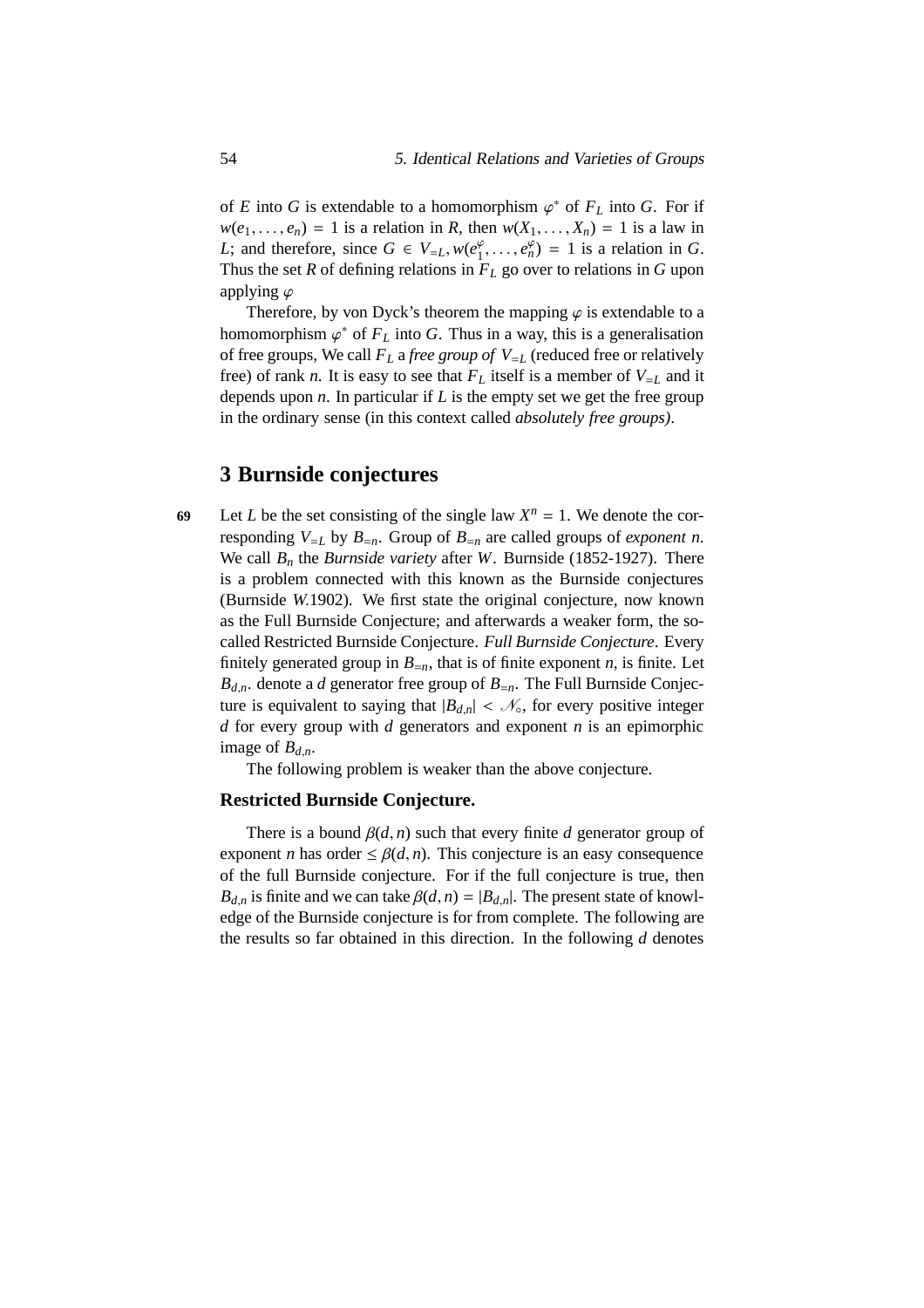of $E$ into $G$ is extendable to a homomorphism $\varphi^*$ of $F_L$ into $G$. For if $w(e_1, \ldots, e_n) = 1$ is a relation in $R$, then $w(X_1, \ldots, X_n) = 1$ is a law in $L$; and therefore, since $G \in V_{=L}, w(e_1^{\varphi}, \ldots, e_n^{\varphi}) = 1$ is a relation in $G$. Thus the set $R$ of defining relations in $F_L$ go over to relations in $G$ upon applying $\varphi$

Therefore, by von Dyck's theorem the mapping $\varphi$ is extendable to a homomorphism $\varphi^*$ of $F_L$ into $G$. Thus in a way, this is a generalisation of free groups, We call $F_L$ a *free group of* $V_{=L}$ (reduced free or relatively free) of rank $n$. It is easy to see that $F_L$ itself is a member of $V_{=L}$ and it depends upon $n$. In particular if $L$ is the empty set we get the free group in the ordinary sense (in this context called *absolutely free groups)*.

## 3 Burnside conjectures

**69** Let $L$ be the set consisting of the single law $X^n = 1$. We denote the corresponding $V_{=L}$ by $B_{=n}$. Group of $B_{=n}$ are called groups of *exponent n*. We call $B_n$ the *Burnside variety* after $W$. Burnside (1852-1927). There is a problem connected with this known as the Burnside conjectures (Burnside *W.*1902). We first state the original conjecture, now known as the Full Burnside Conjecture; and afterwards a weaker form, the so-called Restricted Burnside Conjecture. *Full Burnside Conjecture*. Every finitely generated group in $B_{=n}$, that is of finite exponent $n$, is finite. Let $B_{d,n}$. denote a $d$ generator free group of $B_{=n}$. The Full Burnside Conjecture is equivalent to saying that $|B_{d,n}| < \mathscr{N}_\circ$, for every positive integer $d$ for every group with $d$ generators and exponent $n$ is an epimorphic image of $B_{d,n}$.

The following problem is weaker than the above conjecture.

### Restricted Burnside Conjecture.

There is a bound $\beta(d, n)$ such that every finite $d$ generator group of exponent $n$ has order $\leq \beta(d, n)$. This conjecture is an easy consequence of the full Burnside conjecture. For if the full conjecture is true, then $B_{d,n}$ is finite and we can take $\beta(d, n) = |B_{d,n}|$. The present state of knowledge of the Burnside conjecture is for from complete. The following are the results so far obtained in this direction. In the following $d$ denotes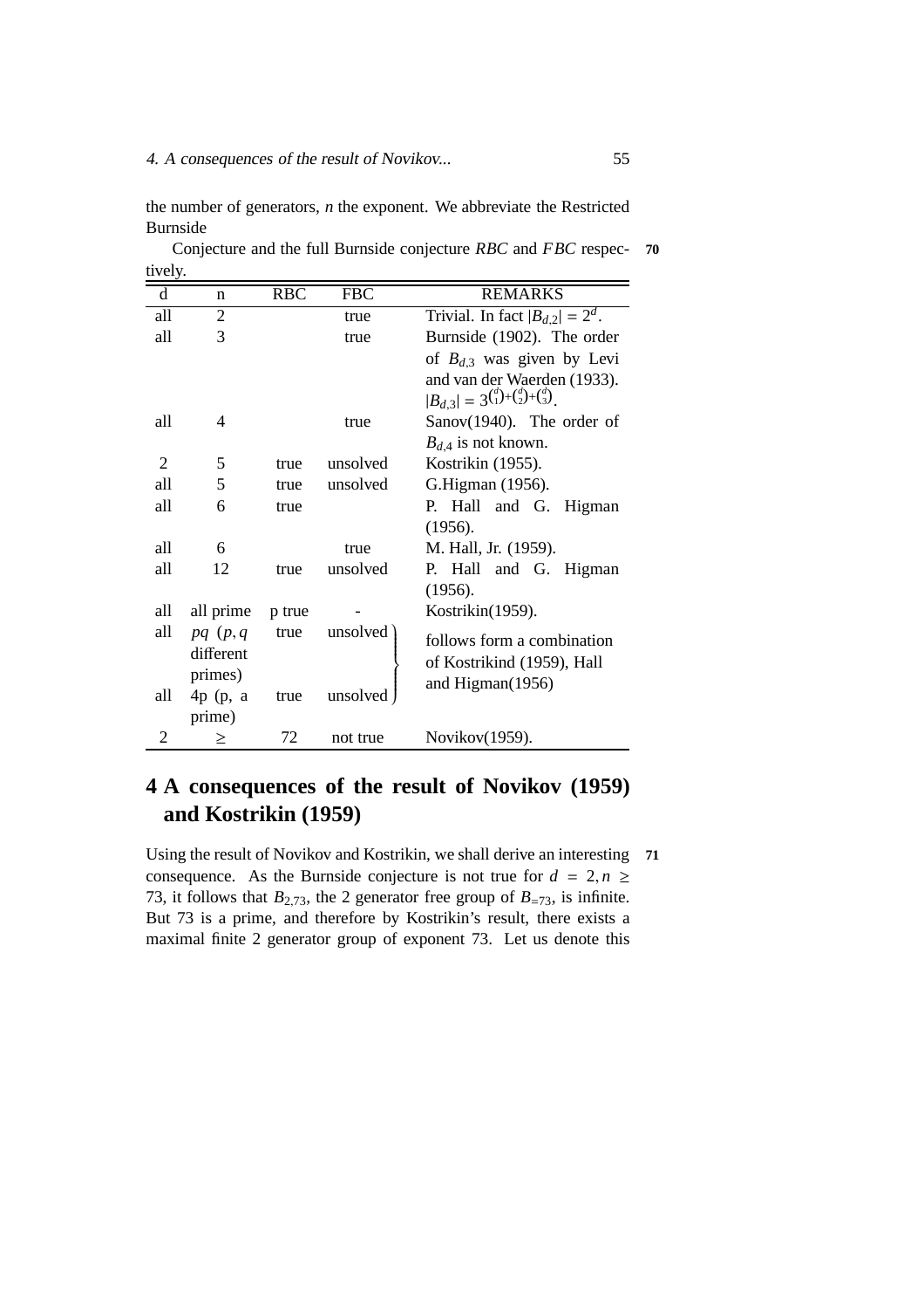the number of generators, $n$ the exponent. We abbreviate the Restricted Burnside

Conjecture and the full Burnside conjecture *RBC* and *FBC* respectively.

| d | n | RBC | FBC | REMARKS |
|---|---|---|---|---|
| all | 2 | | true | Trivial. In fact $\|B_{d,2}\| = 2^d$. |
| all | 3 | | true | Burnside (1902). The order of $B_{d,3}$ was given by Levi and van der Waerden (1933). $\|B_{d,3}\| = 3^{\binom{d}{1}+\binom{d}{2}+\binom{d}{3}}$. |
| all | 4 | | true | Sanov(1940). The order of $B_{d,4}$ is not known. |
| 2 | 5 | true | unsolved | Kostrikin (1955). |
| all | 5 | true | unsolved | G.Higman (1956). |
| all | 6 | true | | P. Hall and G. Higman (1956). |
| all | 6 | | true | M. Hall, Jr. (1959). |
| all | 12 | true | unsolved | P. Hall and G. Higman (1956). |
| all | all prime | p true | - | Kostrikin(1959). |
| all | $pq$ ($p, q$ different primes) | true | unsolved | follows form a combination of Kostrikind (1959), Hall and Higman(1956) |
| all | 4p (p, a prime) | true | unsolved | follows form a combination of Kostrikind (1959), Hall and Higman(1956) |
| 2 | $\geq$ | 72 | not true | Novikov(1959). |

## 4 A consequences of the result of Novikov (1959) and Kostrikin (1959)

Using the result of Novikov and Kostrikin, we shall derive an interesting consequence. As the Burnside conjecture is not true for $d = 2, n \geq 73$, it follows that $B_{2,73}$, the 2 generator free group of $B_{=73}$, is infinite. But 73 is a prime, and therefore by Kostrikin's result, there exists a maximal finite 2 generator group of exponent 73. Let us denote this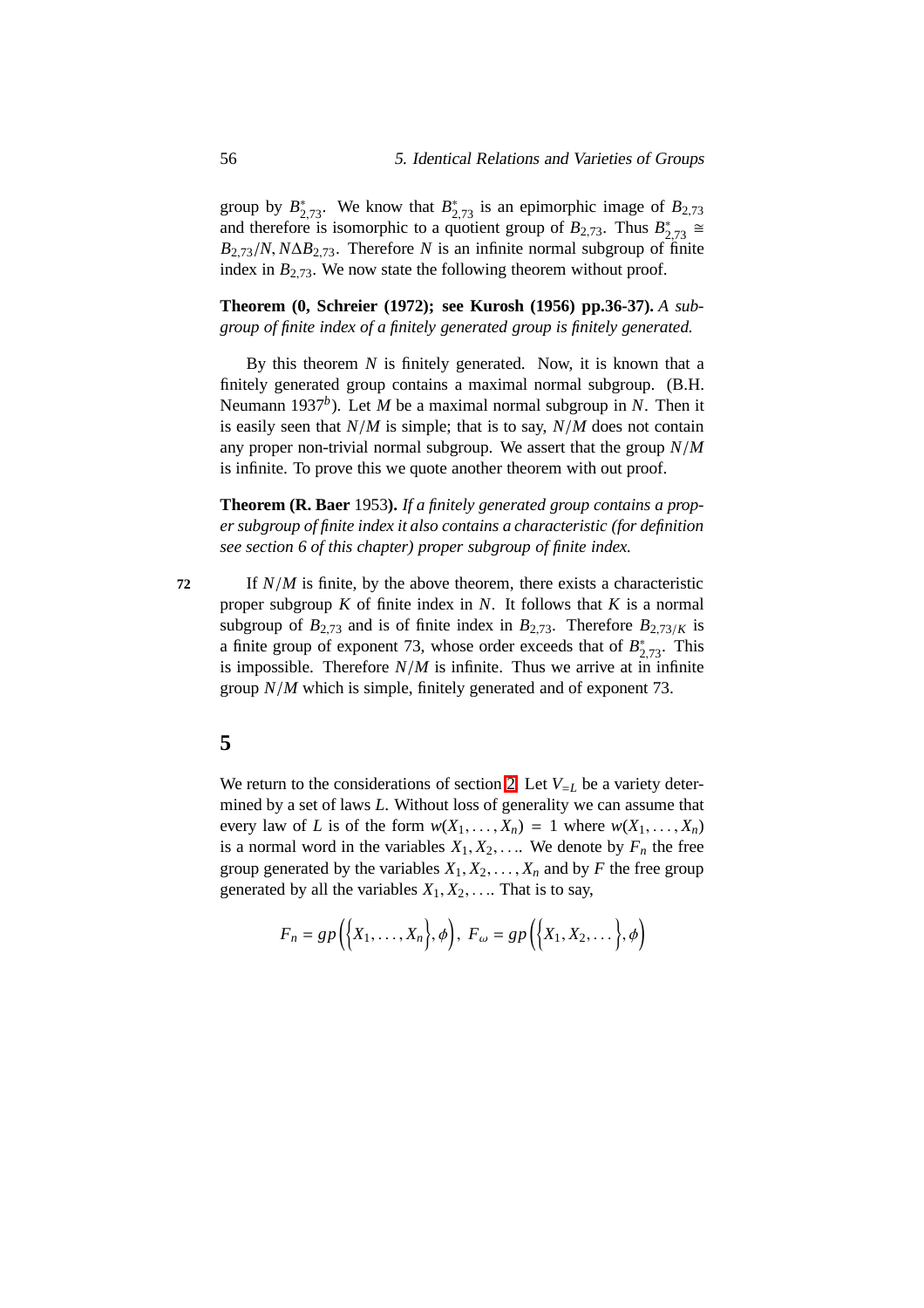group by $B^*_{2,73}$. We know that $B^*_{2,73}$ is an epimorphic image of $B_{2,73}$ and therefore is isomorphic to a quotient group of $B_{2,73}$. Thus $B^*_{2,73} \cong B_{2,73}/N$, $N \Delta B_{2,73}$. Therefore $N$ is an infinite normal subgroup of finite index in $B_{2,73}$. We now state the following theorem without proof.

**Theorem (0, Schreier (1972); see Kurosh (1956) pp.36-37).** *A subgroup of finite index of a finitely generated group is finitely generated.*

By this theorem $N$ is finitely generated. Now, it is known that a finitely generated group contains a maximal normal subgroup. (B.H. Neumann 1937[b]). Let $M$ be a maximal normal subgroup in $N$. Then it is easily seen that $N/M$ is simple; that is to say, $N/M$ does not contain any proper non-trivial normal subgroup. We assert that the group $N/M$ is infinite. To prove this we quote another theorem with out proof.

**Theorem (R. Baer** 1953**).** *If a finitely generated group contains a proper subgroup of finite index it also contains a characteristic (for definition see section 6 of this chapter) proper subgroup of finite index.*

If $N/M$ is finite, by the above theorem, there exists a characteristic proper subgroup $K$ of finite index in $N$. It follows that $K$ is a normal subgroup of $B_{2,73}$ and is of finite index in $B_{2,73}$. Therefore $B_{2,73/K}$ is a finite group of exponent 73, whose order exceeds that of $B^*_{2,73}$. This is impossible. Therefore $N/M$ is infinite. Thus we arrive at in infinite group $N/M$ which is simple, finitely generated and of exponent 73.

## 5

We return to the considerations of section 2. Let $V_{=L}$ be a variety determined by a set of laws $L$. Without loss of generality we can assume that every law of $L$ is of the form $w(X_1, \ldots, X_n) = 1$ where $w(X_1, \ldots, X_n)$ is a normal word in the variables $X_1, X_2, \ldots$. We denote by $F_n$ the free group generated by the variables $X_1, X_2, \ldots, X_n$ and by $F$ the free group generated by all the variables $X_1, X_2, \ldots$. That is to say,

$$F_n = gp\left(\left\{X_1, \ldots, X_n\right\}, \phi\right),\ F_\omega = gp\left(\left\{X_1, X_2, \ldots\right\}, \phi\right)$$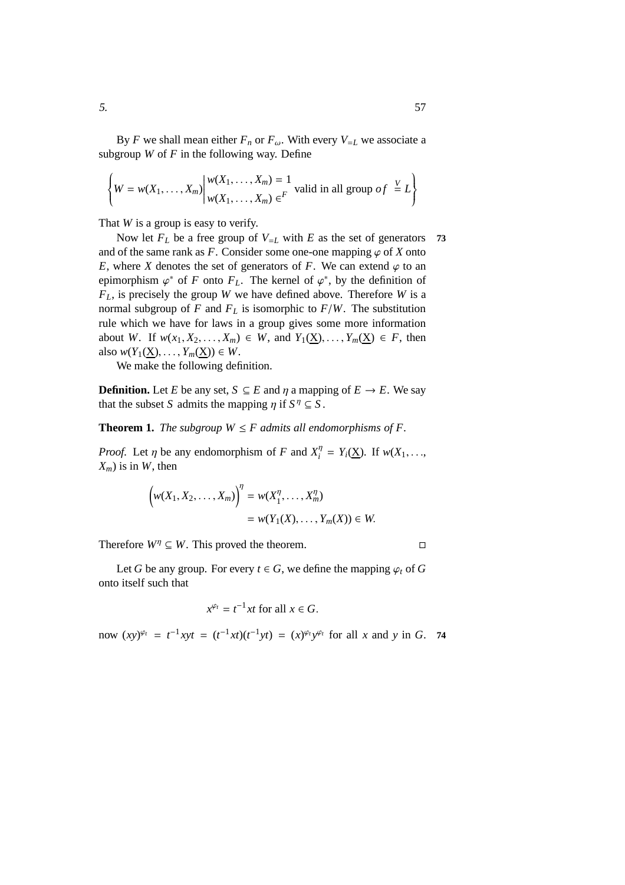By $F$ we shall mean either $F_n$ or $F_\omega$. With every $V_{=L}$ we associate a subgroup $W$ of $F$ in the following way. Define

$$\left\{ W = w(X_1, \ldots, X_m) \middle| \begin{matrix} w(X_1, \ldots, X_m) = 1 \\ w(X_1, \ldots, X_m) \in^F \end{matrix} \text{ valid in all group } of \overset{V}{=} L \right\}$$

That $W$ is a group is easy to verify.

Now let $F_L$ be a free group of $V_{=L}$ with $E$ as the set of generators and of the same rank as $F$. Consider some one-one mapping $\varphi$ of $X$ onto $E$, where $X$ denotes the set of generators of $F$. We can extend $\varphi$ to an epimorphism $\varphi^*$ of $F$ onto $F_L$. The kernel of $\varphi^*$, by the definition of $F_L$, is precisely the group $W$ we have defined above. Therefore $W$ is a normal subgroup of $F$ and $F_L$ is isomorphic to $F/W$. The substitution rule which we have for laws in a group gives some more information about $W$. If $w(x_1, x_2, \ldots, x_m) \in W$, and $Y_1(\underline{X}), \ldots, Y_m(\underline{X}) \in F$, then also $w(Y_1(\underline{X}), \ldots, Y_m(\underline{X})) \in W$.

We make the following definition.

**Definition.** Let $E$ be any set, $S \subseteq E$ and $\eta$ a mapping of $E \to E$. We say that the subset $S$ admits the mapping $\eta$ if $S^\eta \subseteq S$.

**Theorem 1.** *The subgroup $W \leq F$ admits all endomorphisms of $F$.*

*Proof.* Let $\eta$ be any endomorphism of $F$ and $X_i^\eta = Y_i(\underline{X})$. If $w(X_1, \ldots, X_m)$ is in $W$, then

$$\begin{aligned} \Big(w(X_1, X_2, \ldots, X_m)\Big)^\eta &= w(X_1^\eta, \ldots, X_m^\eta) \\ &= w(Y_1(X), \ldots, Y_m(X)) \in W. \end{aligned}$$

Therefore $W^\eta \subseteq W$. This proved the theorem. □

Let $G$ be any group. For every $t \in G$, we define the mapping $\varphi_t$ of $G$ onto itself such that

$$x^{\varphi_t} = t^{-1} x t \text{ for all } x \in G.$$

now $(xy)^{\varphi_t} = t^{-1}xyt = (t^{-1}xt)(t^{-1}yt) = (x)^{\varphi_t} y^{\varphi_t}$ for all $x$ and $y$ in $G$.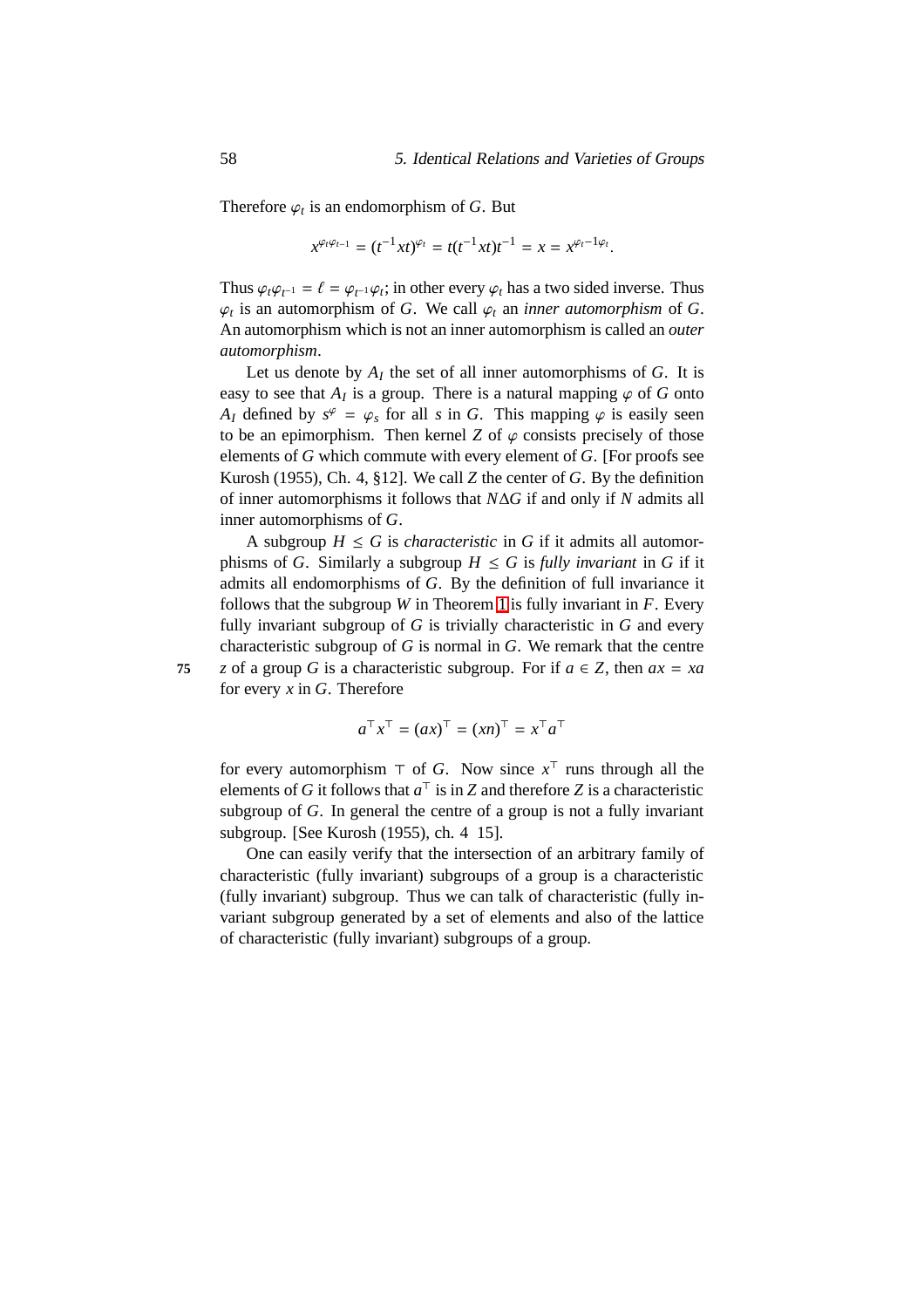Therefore $\varphi_t$ is an endomorphism of $G$. But

$$x^{\varphi_t \varphi_{t^{-1}}} = (t^{-1}xt)^{\varphi_t} = t(t^{-1}xt)t^{-1} = x = x^{\varphi_t{-1}\varphi_t}.$$

Thus $\varphi_t \varphi_{t^{-1}} = \ell = \varphi_{t^{-1}}\varphi_t$; in other every $\varphi_t$ has a two sided inverse. Thus $\varphi_t$ is an automorphism of $G$. We call $\varphi_t$ an *inner automorphism* of $G$. An automorphism which is not an inner automorphism is called an *outer automorphism*.

Let us denote by $A_I$ the set of all inner automorphisms of $G$. It is easy to see that $A_I$ is a group. There is a natural mapping $\varphi$ of $G$ onto $A_I$ defined by $s^\varphi = \varphi_s$ for all $s$ in $G$. This mapping $\varphi$ is easily seen to be an epimorphism. Then kernel $Z$ of $\varphi$ consists precisely of those elements of $G$ which commute with every element of $G$. [For proofs see Kurosh (1955), Ch. 4, §12]. We call $Z$ the center of $G$. By the definition of inner automorphisms it follows that $N \Delta G$ if and only if $N$ admits all inner automorphisms of $G$.

A subgroup $H \leq G$ is *characteristic* in $G$ if it admits all automorphisms of $G$. Similarly a subgroup $H \leq G$ is *fully invariant* in $G$ if it admits all endomorphisms of $G$. By the definition of full invariance it follows that the subgroup $W$ in Theorem 1 is fully invariant in $F$. Every fully invariant subgroup of $G$ is trivially characteristic in $G$ and every characteristic subgroup of $G$ is normal in $G$. We remark that the centre $z$ of a group $G$ is a characteristic subgroup. For if $a \in Z$, then $ax = xa$ for every $x$ in $G$. Therefore

$$a^\top x^\top = (ax)^\top = (xn)^\top = x^\top a^\top$$

for every automorphism $\top$ of $G$. Now since $x^\top$ runs through all the elements of $G$ it follows that $a^\top$ is in $Z$ and therefore $Z$ is a characteristic subgroup of $G$. In general the centre of a group is not a fully invariant subgroup. [See Kurosh (1955), ch. 4 15].

One can easily verify that the intersection of an arbitrary family of characteristic (fully invariant) subgroups of a group is a characteristic (fully invariant) subgroup. Thus we can talk of characteristic (fully invariant subgroup generated by a set of elements and also of the lattice of characteristic (fully invariant) subgroups of a group.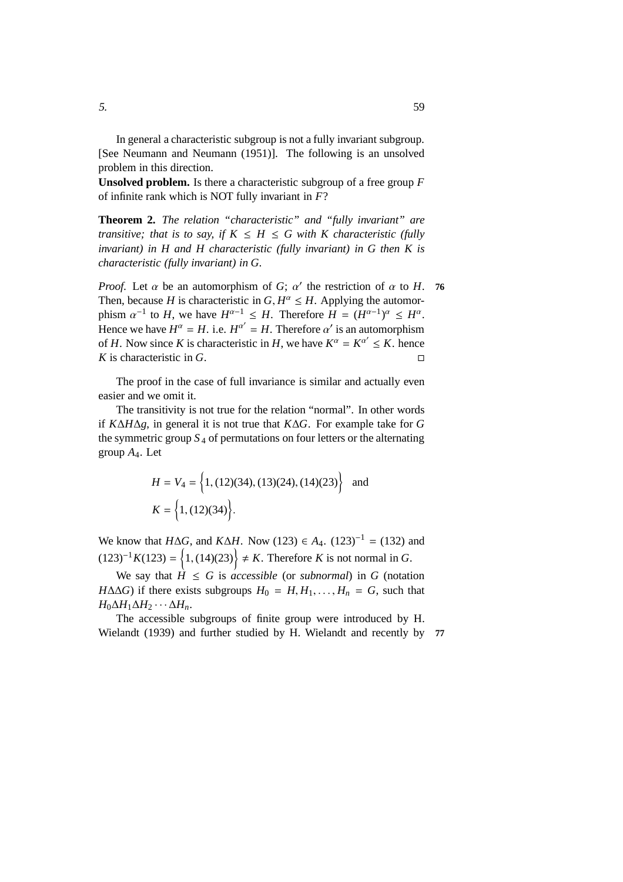In general a characteristic subgroup is not a fully invariant subgroup. [See Neumann and Neumann (1951)]. The following is an unsolved problem in this direction.

**Unsolved problem.** Is there a characteristic subgroup of a free group $F$ of infinite rank which is NOT fully invariant in $F$?

**Theorem 2.** *The relation "characteristic" and "fully invariant" are transitive; that is to say, if $K \leq H \leq G$ with $K$ characteristic (fully invariant) in $H$ and $H$ characteristic (fully invariant) in $G$ then $K$ is characteristic (fully invariant) in $G$.*

*Proof.* Let $\alpha$ be an automorphism of $G$; $\alpha'$ the restriction of $\alpha$ to $H$. Then, because $H$ is characteristic in $G, H^{\alpha} \leq H$. Applying the automorphism $\alpha^{-1}$ to $H$, we have $H^{\alpha-1} \leq H$. Therefore $H = (H^{\alpha-1})^{\alpha} \leq H^{\alpha}$. Hence we have $H^{\alpha} = H$. i.e. $H^{\alpha'} = H$. Therefore $\alpha'$ is an automorphism of $H$. Now since $K$ is characteristic in $H$, we have $K^{\alpha} = K^{\alpha'} \leq K$. hence $K$ is characteristic in $G$. □

The proof in the case of full invariance is similar and actually even easier and we omit it.

The transitivity is not true for the relation "normal". In other words if $K \Delta H \Delta g$, in general it is not true that $K \Delta G$. For example take for $G$ the symmetric group $S_4$ of permutations on four letters or the alternating group $A_4$. Let

$$H = V_4 = \Big\{1, (12)(34), (13)(24), (14)(23)\Big\} \quad \text{and}$$
$$K = \Big\{1, (12)(34)\Big\}.$$

We know that $H \Delta G$, and $K \Delta H$. Now $(123) \in A_4$. $(123)^{-1} = (132)$ and $(123)^{-1} K (123) = \Big\{1, (14)(23)\Big\} \neq K$. Therefore $K$ is not normal in $G$.

We say that $H \leq G$ is *accessible* (or *subnormal*) in $G$ (notation $H \Delta\Delta G$) if there exists subgroups $H_0 = H, H_1, \ldots, H_n = G$, such that $H_0 \Delta H_1 \Delta H_2 \cdots \Delta H_n$.

The accessible subgroups of finite group were introduced by H. Wielandt (1939) and further studied by H. Wielandt and recently by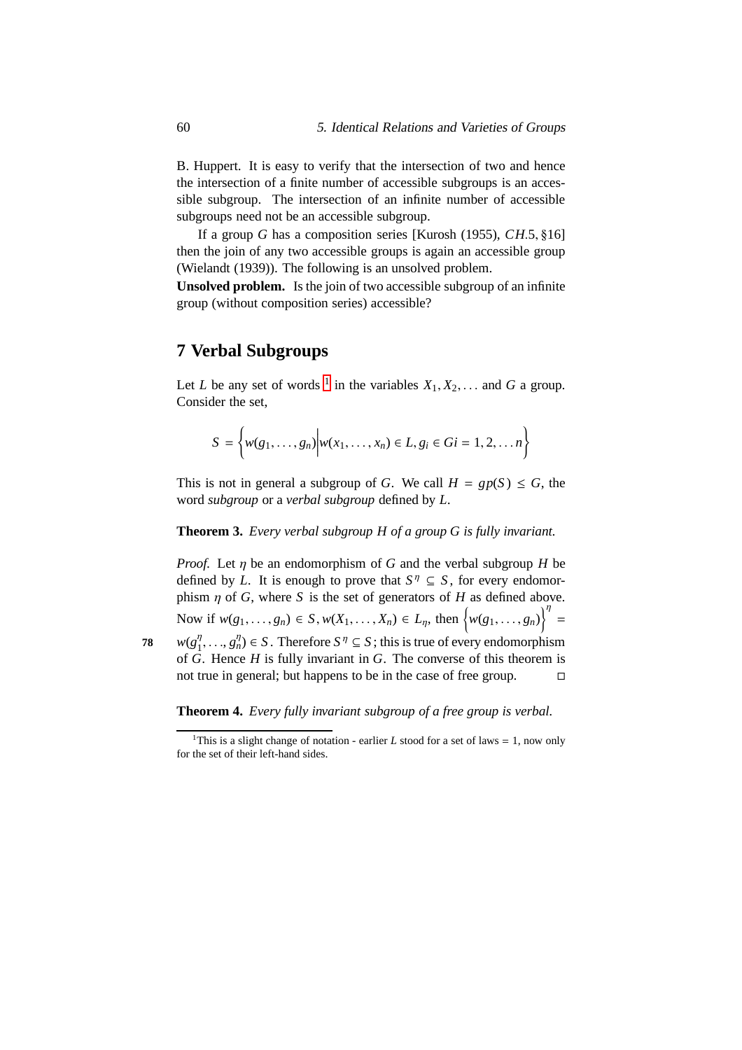B. Huppert. It is easy to verify that the intersection of two and hence the intersection of a finite number of accessible subgroups is an accessible subgroup. The intersection of an infinite number of accessible subgroups need not be an accessible subgroup.

If a group $G$ has a composition series [Kurosh (1955), $CH$.5, §16] then the join of any two accessible groups is again an accessible group (Wielandt (1939)). The following is an unsolved problem.

**Unsolved problem.** Is the join of two accessible subgroup of an infinite group (without composition series) accessible?

## 7 Verbal Subgroups

Let $L$ be any set of words [1] in the variables $X_1, X_2, \ldots$ and $G$ a group. Consider the set,

$$S = \left\{ w(g_1, \ldots, g_n) \middle| w(x_1, \ldots, x_n) \in L, g_i \in G i = 1, 2, \ldots n \right\}$$

This is not in general a subgroup of $G$. We call $H = gp(S) \leq G$, the word *subgroup* or a *verbal subgroup* defined by $L$.

**Theorem 3.** *Every verbal subgroup $H$ of a group $G$ is fully invariant.*

*Proof.* Let $\eta$ be an endomorphism of $G$ and the verbal subgroup $H$ be defined by $L$. It is enough to prove that $S^\eta \subseteq S$, for every endomorphism $\eta$ of $G$, where $S$ is the set of generators of $H$ as defined above. Now if $w(g_1, \ldots, g_n) \in S, w(X_1, \ldots, X_n) \in L_\eta$, then $\left\{ w(g_1, \ldots, g_n) \right\}^\eta = w(g_1^\eta, \ldots, g_n^\eta) \in S$. Therefore $S^\eta \subseteq S$; this is true of every endomorphism of $G$. Hence $H$ is fully invariant in $G$. The converse of this theorem is not true in general; but happens to be in the case of free group. ◻

**Theorem 4.** *Every fully invariant subgroup of a free group is verbal.*

[1] This is a slight change of notation - earlier $L$ stood for a set of laws = 1, now only for the set of their left-hand sides.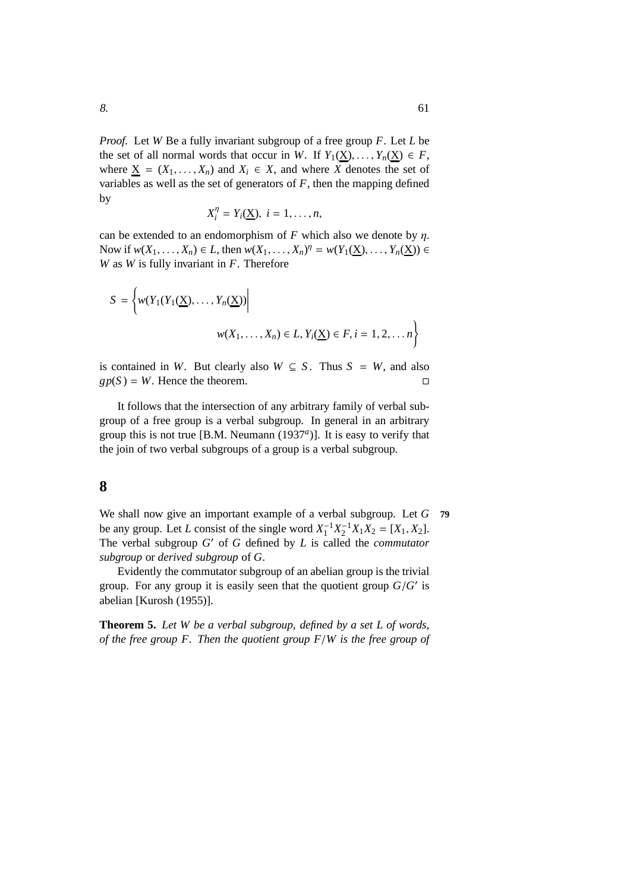*Proof.* Let $W$ Be a fully invariant subgroup of a free group $F$. Let $L$ be the set of all normal words that occur in $W$. If $Y_1(\underline{X}), \ldots, Y_n(\underline{X}) \in F$, where $\underline{X} = (X_1, \ldots, X_n)$ and $X_i \in X$, and where $X$ denotes the set of variables as well as the set of generators of $F$, then the mapping defined by

$$X_i^\eta = Y_i(\underline{X}),\ i = 1, \ldots, n,$$

can be extended to an endomorphism of $F$ which also we denote by $\eta$. Now if $w(X_1, \ldots, X_n) \in L$, then $w(X_1, \ldots, X_n)^\eta = w(Y_1(\underline{X}), \ldots, Y_n(\underline{X})) \in W$ as $W$ is fully invariant in $F$. Therefore

$$S = \left\{ w(Y_1(Y_1(\underline{X}), \ldots, Y_n(\underline{X})) \middle| \; w(X_1, \ldots, X_n) \in L, Y_i(\underline{X}) \in F, i = 1, 2, \ldots n \right\}$$

is contained in $W$. But clearly also $W \subseteq S$. Thus $S = W$, and also $gp(S) = W$. Hence the theorem. □

It follows that the intersection of any arbitrary family of verbal subgroup of a free group is a verbal subgroup. In general in an arbitrary group this is not true [B.M. Neumann ($1937^a$)]. It is easy to verify that the join of two verbal subgroups of a group is a verbal subgroup.

## 8

We shall now give an important example of a verbal subgroup. Let $G$ be any group. Let $L$ consist of the single word $X_1^{-1}X_2^{-1}X_1X_2 = [X_1, X_2]$. The verbal subgroup $G'$ of $G$ defined by $L$ is called the *commutator subgroup* or *derived subgroup* of $G$.

**79**

Evidently the commutator subgroup of an abelian group is the trivial group. For any group it is easily seen that the quotient group $G/G'$ is abelian [Kurosh (1955)].

**Theorem 5.** *Let $W$ be a verbal subgroup, defined by a set $L$ of words, of the free group $F$. Then the quotient group $F/W$ is the free group of*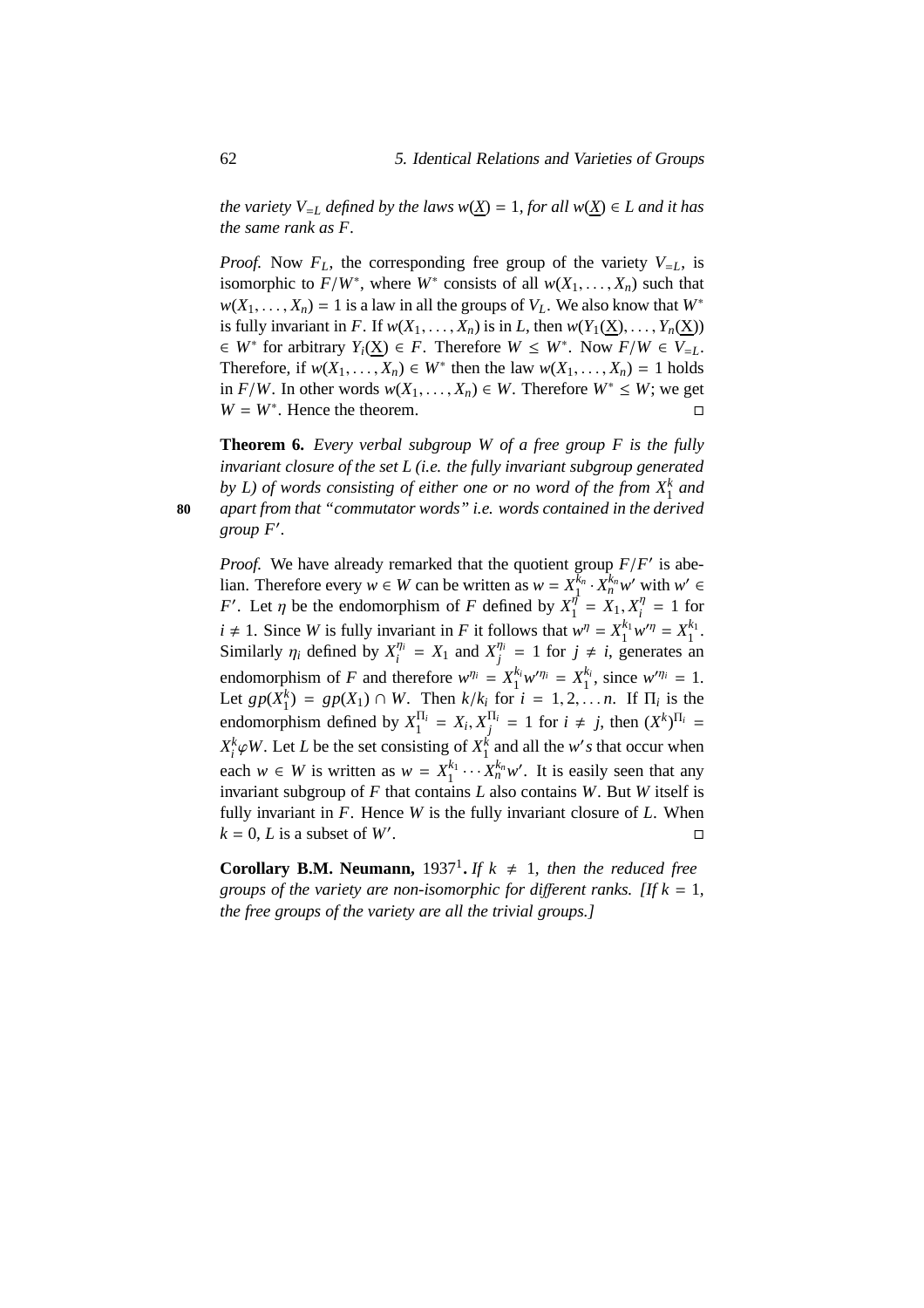*the variety $V_{=L}$ defined by the laws $w(\underline{X}) = 1$, for all $w(\underline{X}) \in L$ and it has the same rank as $F$.*

*Proof.* Now $F_L$, the corresponding free group of the variety $V_{=L}$, is isomorphic to $F/W^*$, where $W^*$ consists of all $w(X_1, \ldots, X_n)$ such that $w(X_1, \ldots, X_n) = 1$ is a law in all the groups of $V_L$. We also know that $W^*$ is fully invariant in $F$. If $w(X_1, \ldots, X_n)$ is in $L$, then $w(Y_1(\underline{X}), \ldots, Y_n(\underline{X})) \in W^*$ for arbitrary $Y_i(\underline{X}) \in F$. Therefore $W \leq W^*$. Now $F/W \in V_{=L}$. Therefore, if $w(X_1, \ldots, X_n) \in W^*$ then the law $w(X_1, \ldots, X_n) = 1$ holds in $F/W$. In other words $w(X_1, \ldots, X_n) \in W$. Therefore $W^* \leq W$; we get $W = W^*$. Hence the theorem. □

**Theorem 6.** *Every verbal subgroup $W$ of a free group $F$ is the fully invariant closure of the set $L$ (i.e. the fully invariant subgroup generated by $L$) of words consisting of either one or no word of the from $X_1^k$ and apart from that "commutator words" i.e. words contained in the derived group $F'$.*

*Proof.* We have already remarked that the quotient group $F/F'$ is abelian. Therefore every $w \in W$ can be written as $w = X_1^{k_n} \cdot X_n^{k_n} w'$ with $w' \in F'$. Let $\eta$ be the endomorphism of $F$ defined by $X_1^{\eta} = X_1, X_i^{\eta} = 1$ for $i \neq 1$. Since $W$ is fully invariant in $F$ it follows that $w^{\eta} = X_1^{k_1} w'^{\eta} = X_1^{k_1}$. Similarly $\eta_i$ defined by $X_i^{\eta_i} = X_1$ and $X_j^{\eta_i} = 1$ for $j \neq i$, generates an endomorphism of $F$ and therefore $w^{\eta_i} = X_1^{k_i} w'^{\eta_i} = X_1^{k_i}$, since $w'^{\eta_i} = 1$. Let $gp(X_1^k) = gp(X_1) \cap W$. Then $k/k_i$ for $i = 1, 2, \ldots n$. If $\Pi_i$ is the endomorphism defined by $X_1^{\Pi_i} = X_i, X_j^{\Pi_i} = 1$ for $i \neq j$, then $(X^k)^{\Pi_i} = X_i^k \varphi W$. Let $L$ be the set consisting of $X_1^k$ and all the $w's$ that occur when each $w \in W$ is written as $w = X_1^{k_1} \cdots X_n^{k_n} w'$. It is easily seen that any invariant subgroup of $F$ that contains $L$ also contains $W$. But $W$ itself is fully invariant in $F$. Hence $W$ is the fully invariant closure of $L$. When $k = 0$, $L$ is a subset of $W'$. □

**Corollary B.M. Neumann,** 1937[1]**.** *If $k \neq 1$, then the reduced free groups of the variety are non-isomorphic for different ranks. [If $k = 1$, the free groups of the variety are all the trivial groups.]*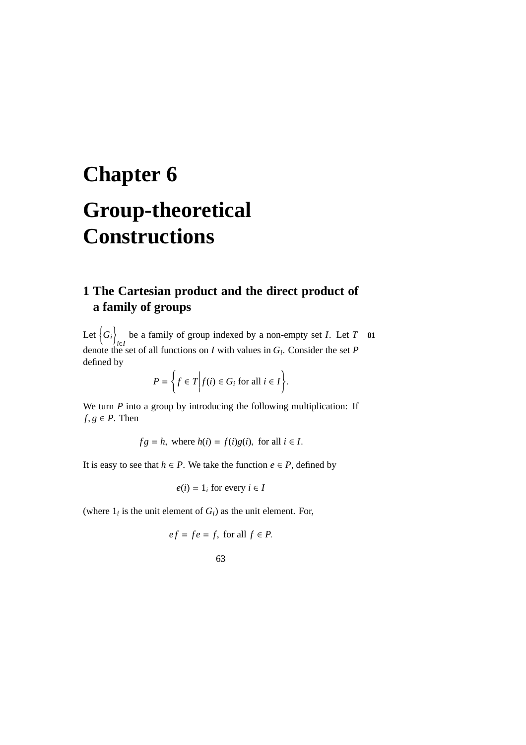# Chapter 6

# Group-theoretical Constructions

## 1 The Cartesian product and the direct product of a family of groups

Let $\left\{G_i\right\}_{i \in I}$ be a family of group indexed by a non-empty set $I$. Let $T$ denote the set of all functions on $I$ with values in $G_i$. Consider the set $P$ defined by

$$P = \left\{ f \in T \middle| f(i) \in G_i \text{ for all } i \in I \right\}.$$

We turn $P$ into a group by introducing the following multiplication: If $f, g \in P$. Then

$$fg = h, \text{ where } h(i) = f(i)g(i), \text{ for all } i \in I.$$

It is easy to see that $h \in P$. We take the function $e \in P$, defined by

$$e(i) = 1_i \text{ for every } i \in I$$

(where $1_i$ is the unit element of $G_i$) as the unit element. For,

$$ef = fe = f, \text{ for all } f \in P.$$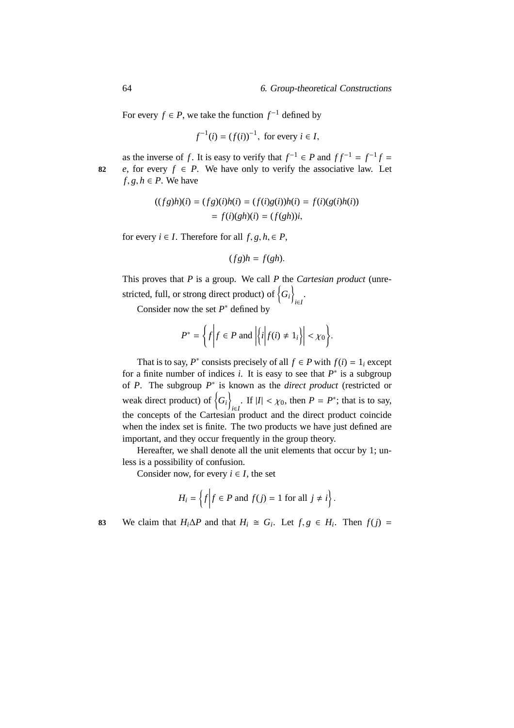For every $f \in P$, we take the function $f^{-1}$ defined by

$$f^{-1}(i) = (f(i))^{-1}, \text{ for every } i \in I,$$

as the inverse of $f$. It is easy to verify that $f^{-1} \in P$ and $ff^{-1} = f^{-1}f = e$, for every $f \in P$. We have only to verify the associative law. Let $f, g, h \in P$. We have

$$\begin{aligned}((fg)h)(i) = (fg)(i)h(i) = (f(i)g(i))h(i) = f(i)(g(i)h(i)) \\ = f(i)(gh)(i) = (f(gh))i,\end{aligned}$$

for every $i \in I$. Therefore for all $f, g, h, \in P$,

$$(fg)h = f(gh).$$

This proves that $P$ is a group. We call $P$ the *Cartesian product* (unrestricted, full, or strong direct product) of $\left\{G_i\right\}_{i \in I}$.

Consider now the set $P^*$ defined by

$$P^* = \left\{ f \middle| f \in P \text{ and } \left|\left\{ i \middle| f(i) \neq 1_i \right\}\right| < \chi_0 \right\}.$$

That is to say, $P^*$ consists precisely of all $f \in P$ with $f(i) = 1_i$ except for a finite number of indices $i$. It is easy to see that $P^*$ is a subgroup of $P$. The subgroup $P^*$ is known as the *direct product* (restricted or weak direct product) of $\left\{G_i\right\}_{i \in I}$. If $|I| < \chi_0$, then $P = P^*$; that is to say, the concepts of the Cartesian product and the direct product coincide when the index set is finite. The two products we have just defined are important, and they occur frequently in the group theory.

Hereafter, we shall denote all the unit elements that occur by 1; unless is a possibility of confusion.

Consider now, for every $i \in I$, the set

$$H_i = \left\{ f \middle| f \in P \text{ and } f(j) = 1 \text{ for all } j \neq i \right\}.$$

We claim that $H_i \Delta P$ and that $H_i \cong G_i$. Let $f, g \in H_i$. Then $f(j) =$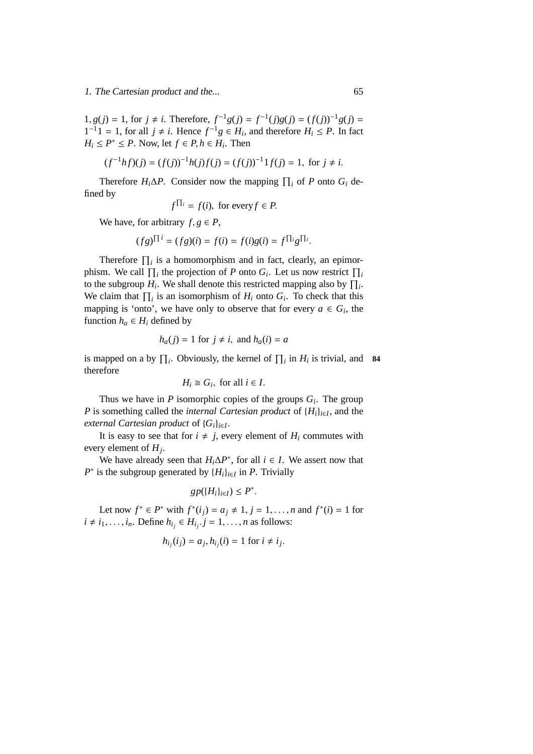$1, g(j) = 1$, for $j \neq i$. Therefore, $f^{-1}g(j) = f^{-1}(j)g(j) = (f(j))^{-1}g(j) = 1^{-1}1 = 1$, for all $j \neq i$. Hence $f^{-1}g \in H_i$, and therefore $H_i \leq P$. In fact $H_i \leq P^* \leq P$. Now, let $f \in P, h \in H_i$. Then

$$(f^{-1}hf)(j) = (f(j))^{-1}h(j)f(j) = (f(j))^{-1}1f(j) = 1, \text{ for } j \neq i.$$

Therefore $H_i \Delta P$. Consider now the mapping $\prod_i$ of $P$ onto $G_i$ defined by

$$f^{\prod_i} = f(i), \text{ for every } f \in P.$$

We have, for arbitrary $f, g \in P$,

$$(fg)^{\prod i} = (fg)(i) = f(i) = f(i)g(i) = f^{\prod_i}g^{\prod_i}.$$

Therefore $\prod_i$ is a homomorphism and in fact, clearly, an epimorphism. We call $\prod_i$ the projection of $P$ onto $G_i$. Let us now restrict $\prod_i$ to the subgroup $H_i$. We shall denote this restricted mapping also by $\prod_i$. We claim that $\prod_i$ is an isomorphism of $H_i$ onto $G_i$. To check that this mapping is 'onto', we have only to observe that for every $a \in G_i$, the function $h_a \in H_i$ defined by

$$h_a(j) = 1 \text{ for } j \neq i, \text{ and } h_a(i) = a$$

is mapped on a by $\prod_i$. Obviously, the kernel of $\prod_i$ in $H_i$ is trivial, and therefore

$$H_i \cong G_i, \text{ for all } i \in I.$$

Thus we have in $P$ isomorphic copies of the groups $G_i$. The group $P$ is something called the *internal Cartesian product* of $\{H_i\}_{i \in I}$, and the *external Cartesian product* of $\{G_i\}_{i \in I}$.

It is easy to see that for $i \neq j$, every element of $H_i$ commutes with every element of $H_j$.

We have already seen that $H_i \Delta P^*$, for all $i \in I$. We assert now that $P^*$ is the subgroup generated by $\{H_i\}_{i \in I}$ in $P$. Trivially

$$gp(\{H_i\}_{i \in I}) \leq P^*.$$

Let now $f^* \in P^*$ with $f^*(i_j) = a_j \neq 1$, $j = 1, \ldots, n$ and $f^*(i) = 1$ for $i \neq i_1, \ldots, i_n$. Define $h_{i_j} \in H_{i_j}. j = 1, \ldots, n$ as follows:

$$h_{i_j}(i_j) = a_j, h_{i_j}(i) = 1 \text{ for } i \neq i_j.$$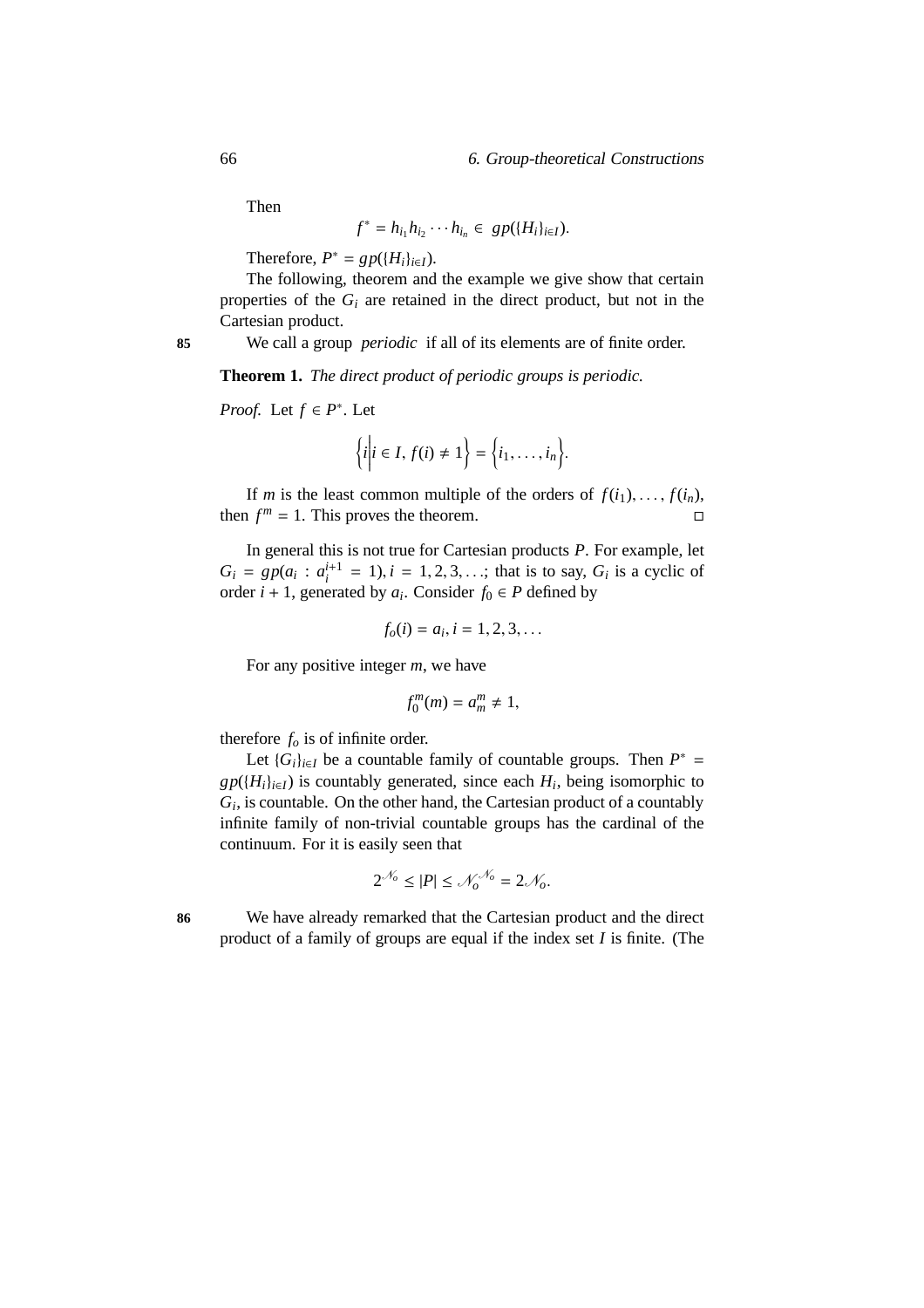Then

$$f^* = h_{i_1} h_{i_2} \cdots h_{i_n} \in \; gp(\{H_i\}_{i \in I}).$$

Therefore, $P^* = gp(\{H_i\}_{i \in I})$.

The following, theorem and the example we give show that certain properties of the $G_i$ are retained in the direct product, but not in the Cartesian product.

**85** We call a group *periodic* if all of its elements are of finite order.

**Theorem 1.** *The direct product of periodic groups is periodic.*

*Proof.* Let $f \in P^*$. Let

$$\left\{ i \middle| i \in I, \, f(i) \neq 1 \right\} = \left\{ i_1, \ldots, i_n \right\}.$$

If $m$ is the least common multiple of the orders of $f(i_1), \ldots, f(i_n)$, then $f^m = 1$. This proves the theorem. □

In general this is not true for Cartesian products $P$. For example, let $G_i = gp(a_i : a_i^{i+1} = 1), i = 1, 2, 3, \ldots$; that is to say, $G_i$ is a cyclic of order $i + 1$, generated by $a_i$. Consider $f_0 \in P$ defined by

$$f_o(i) = a_i, i = 1, 2, 3, \ldots$$

For any positive integer $m$, we have

$$f_0^m(m) = a_m^m \neq 1,$$

therefore $f_o$ is of infinite order.

Let $\{G_i\}_{i \in I}$ be a countable family of countable groups. Then $P^* = gp(\{H_i\}_{i \in I})$ is countably generated, since each $H_i$, being isomorphic to $G_i$, is countable. On the other hand, the Cartesian product of a countably infinite family of non-trivial countable groups has the cardinal of the continuum. For it is easily seen that

$$2^{\mathcal{N}_o} \leq |P| \leq \mathcal{N}_o^{\mathcal{N}_o} = 2\mathcal{N}_o.$$

**86** We have already remarked that the Cartesian product and the direct product of a family of groups are equal if the index set $I$ is finite. (The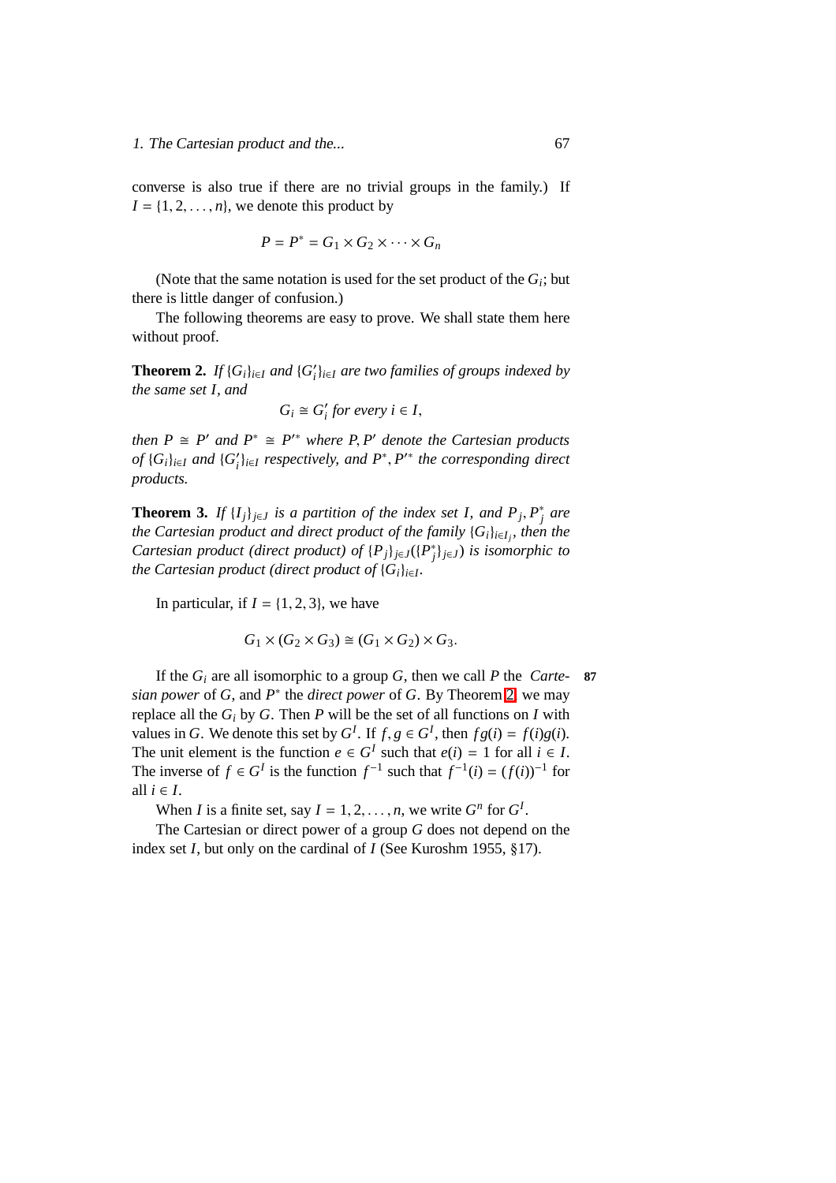converse is also true if there are no trivial groups in the family.) If $I = \{1, 2, \ldots, n\}$, we denote this product by

$$P = P^* = G_1 \times G_2 \times \cdots \times G_n$$

(Note that the same notation is used for the set product of the $G_i$; but there is little danger of confusion.)

The following theorems are easy to prove. We shall state them here without proof.

**Theorem 2.** *If $\{G_i\}_{i \in I}$ and $\{G'_i\}_{i \in I}$ are two families of groups indexed by the same set $I$, and*

$$G_i \cong G'_i \text{ for every } i \in I,$$

*then $P \cong P'$ and $P^* \cong P'^*$ where $P, P'$ denote the Cartesian products of $\{G_i\}_{i \in I}$ and $\{G'_i\}_{i \in I}$ respectively, and $P^*, P'^*$ the corresponding direct products.*

**Theorem 3.** *If $\{I_j\}_{j \in J}$ is a partition of the index set $I$, and $P_j, P^*_j$ are the Cartesian product and direct product of the family $\{G_i\}_{i \in I_j}$, then the Cartesian product (direct product) of $\{P_j\}_{j \in J}(\{P^*_j\}_{j \in J})$ is isomorphic to the Cartesian product (direct product of $\{G_i\}_{i \in I}$.*

In particular, if $I = \{1, 2, 3\}$, we have

$$G_1 \times (G_2 \times G_3) \cong (G_1 \times G_2) \times G_3.$$

If the $G_i$ are all isomorphic to a group $G$, then we call $P$ the *Cartesian power* of $G$, and $P^*$ the *direct power* of $G$. By Theorem 2, we may replace all the $G_i$ by $G$. Then $P$ will be the set of all functions on $I$ with values in $G$. We denote this set by $G^I$. If $f, g \in G^I$, then $fg(i) = f(i)g(i)$. The unit element is the function $e \in G^I$ such that $e(i) = 1$ for all $i \in I$. The inverse of $f \in G^I$ is the function $f^{-1}$ such that $f^{-1}(i) = (f(i))^{-1}$ for all $i \in I$.

When $I$ is a finite set, say $I = 1, 2, \ldots, n$, we write $G^n$ for $G^I$.

The Cartesian or direct power of a group $G$ does not depend on the index set $I$, but only on the cardinal of $I$ (See Kuroshm 1955, §17).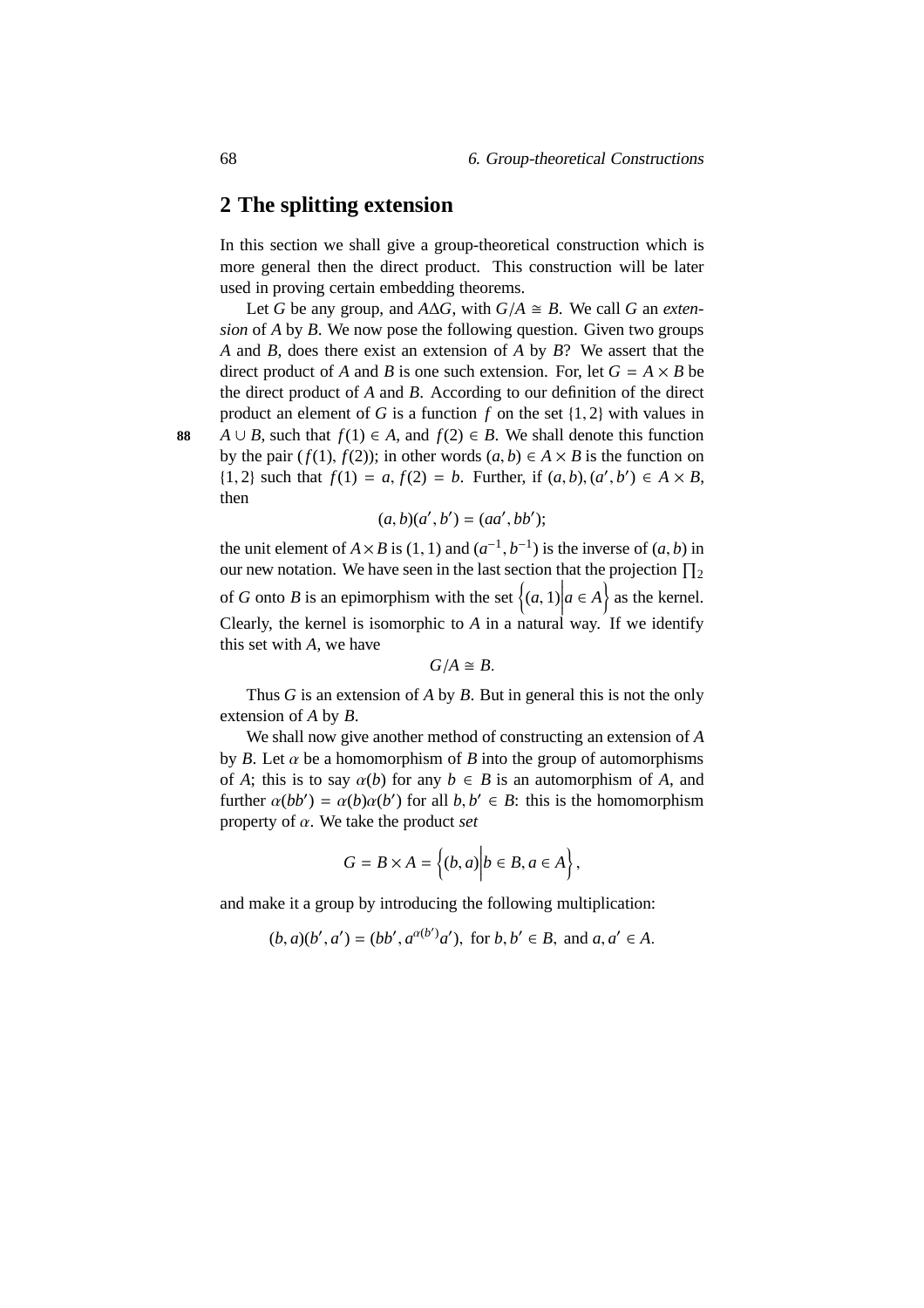## 2 The splitting extension

In this section we shall give a group-theoretical construction which is more general then the direct product. This construction will be later used in proving certain embedding theorems.

Let $G$ be any group, and $A\Delta G$, with $G/A \cong B$. We call $G$ an *extension* of $A$ by $B$. We now pose the following question. Given two groups $A$ and $B$, does there exist an extension of $A$ by $B$? We assert that the direct product of $A$ and $B$ is one such extension. For, let $G = A \times B$ be the direct product of $A$ and $B$. According to our definition of the direct product an element of $G$ is a function $f$ on the set $\{1, 2\}$ with values in $A \cup B$, such that $f(1) \in A$, and $f(2) \in B$. We shall denote this function by the pair $(f(1), f(2))$; in other words $(a, b) \in A \times B$ is the function on $\{1, 2\}$ such that $f(1) = a$, $f(2) = b$. Further, if $(a, b), (a', b') \in A \times B$, then

$$(a, b)(a', b') = (aa', bb');$$

the unit element of $A \times B$ is $(1, 1)$ and $(a^{-1}, b^{-1})$ is the inverse of $(a, b)$ in our new notation. We have seen in the last section that the projection $\prod_2$ of $G$ onto $B$ is an epimorphism with the set $\left\{(a, 1) \middle| a \in A\right\}$ as the kernel. Clearly, the kernel is isomorphic to $A$ in a natural way. If we identify this set with $A$, we have

$$G/A \cong B.$$

Thus $G$ is an extension of $A$ by $B$. But in general this is not the only extension of $A$ by $B$.

We shall now give another method of constructing an extension of $A$ by $B$. Let $\alpha$ be a homomorphism of $B$ into the group of automorphisms of $A$; this is to say $\alpha(b)$ for any $b \in B$ is an automorphism of $A$, and further $\alpha(bb') = \alpha(b)\alpha(b')$ for all $b, b' \in B$: this is the homomorphism property of $\alpha$. We take the product *set*

$$G = B \times A = \left\{(b, a) \middle| b \in B, a \in A\right\},$$

and make it a group by introducing the following multiplication:

$$(b, a)(b', a') = (bb', a^{\alpha(b')}a'), \text{ for } b, b' \in B, \text{ and } a, a' \in A.$$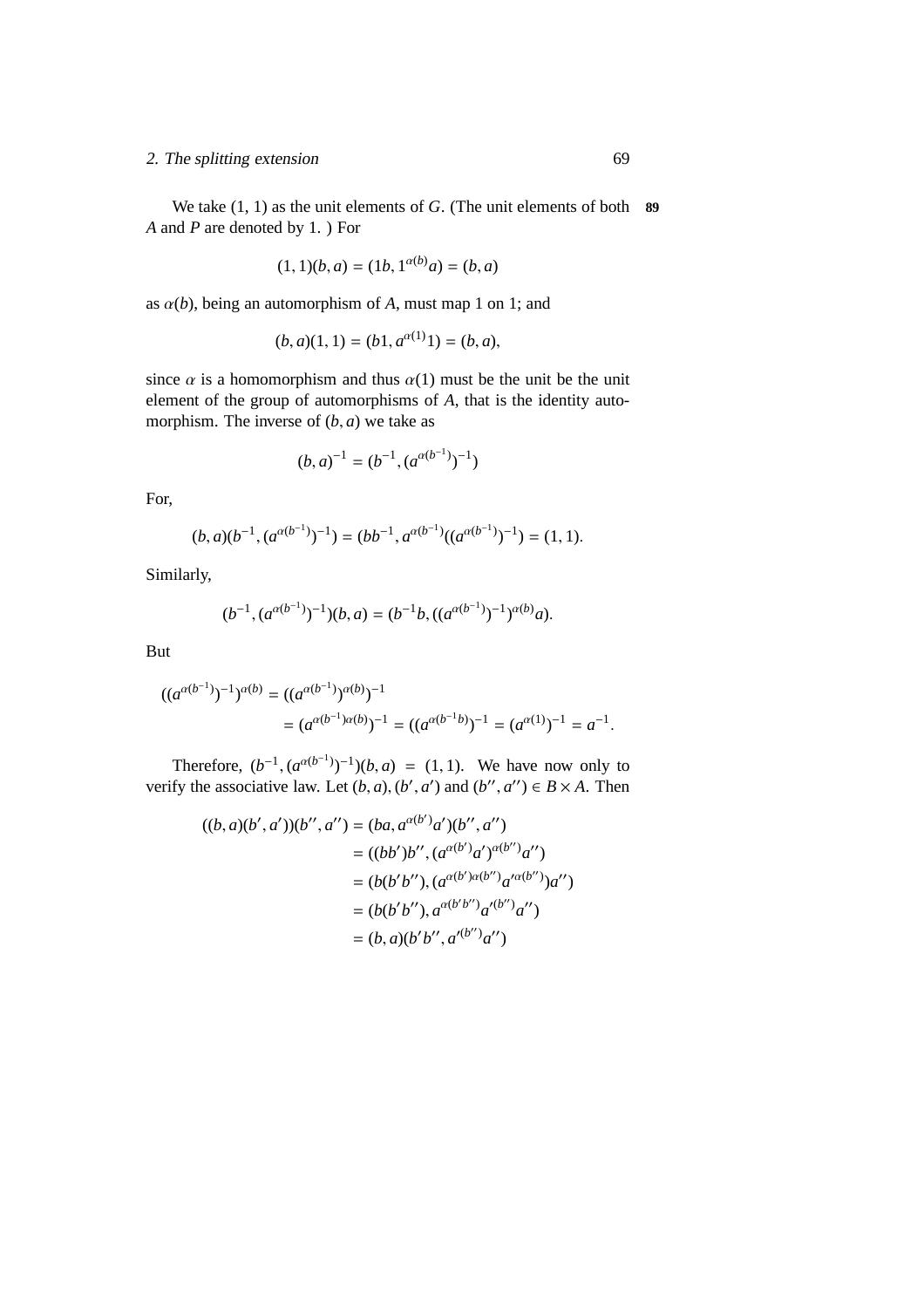We take (1, 1) as the unit elements of $G$. (The unit elements of both $A$ and $P$ are denoted by 1. ) For

$$(1,1)(b,a) = (1b, 1^{\alpha(b)}a) = (b,a)$$

as $\alpha(b)$, being an automorphism of $A$, must map 1 on 1; and

$$(b,a)(1,1) = (b1, a^{\alpha(1)}1) = (b,a),$$

since $\alpha$ is a homomorphism and thus $\alpha(1)$ must be the unit be the unit element of the group of automorphisms of $A$, that is the identity automorphism. The inverse of $(b,a)$ we take as

$$(b,a)^{-1} = (b^{-1}, (a^{\alpha(b^{-1})})^{-1})$$

For,

$$(b,a)(b^{-1}, (a^{\alpha(b^{-1})})^{-1}) = (bb^{-1}, a^{\alpha(b^{-1})}((a^{\alpha(b^{-1})})^{-1}) = (1,1).$$

Similarly,

$$(b^{-1}, (a^{\alpha(b^{-1})})^{-1})(b,a) = (b^{-1}b, ((a^{\alpha(b^{-1})})^{-1})^{\alpha(b)}a).$$

But

$$\begin{aligned}((a^{\alpha(b^{-1})})^{-1})^{\alpha(b)} &= ((a^{\alpha(b^{-1})})^{\alpha(b)})^{-1} \\ &= (a^{\alpha(b^{-1})\alpha(b)})^{-1} = ((a^{\alpha(b^{-1}b)})^{-1} = (a^{\alpha(1)})^{-1} = a^{-1}.\end{aligned}$$

Therefore, $(b^{-1}, (a^{\alpha(b^{-1})})^{-1})(b,a) = (1,1)$. We have now only to verify the associative law. Let $(b,a), (b',a')$ and $(b'',a'') \in B \times A$. Then

$$\begin{aligned}((b,a)(b',a'))(b'',a'') &= (ba, a^{\alpha(b')}a')(b'',a'') \\ &= ((bb')b'', (a^{\alpha(b')}a')^{\alpha(b'')}a'') \\ &= (b(b'b''), (a^{\alpha(b')\alpha(b'')}a'^{\alpha(b'')})a'') \\ &= (b(b'b''), a^{\alpha(b'b'')}a'^{(b'')}a'') \\ &= (b,a)(b'b'', a'^{(b'')}a'')\end{aligned}$$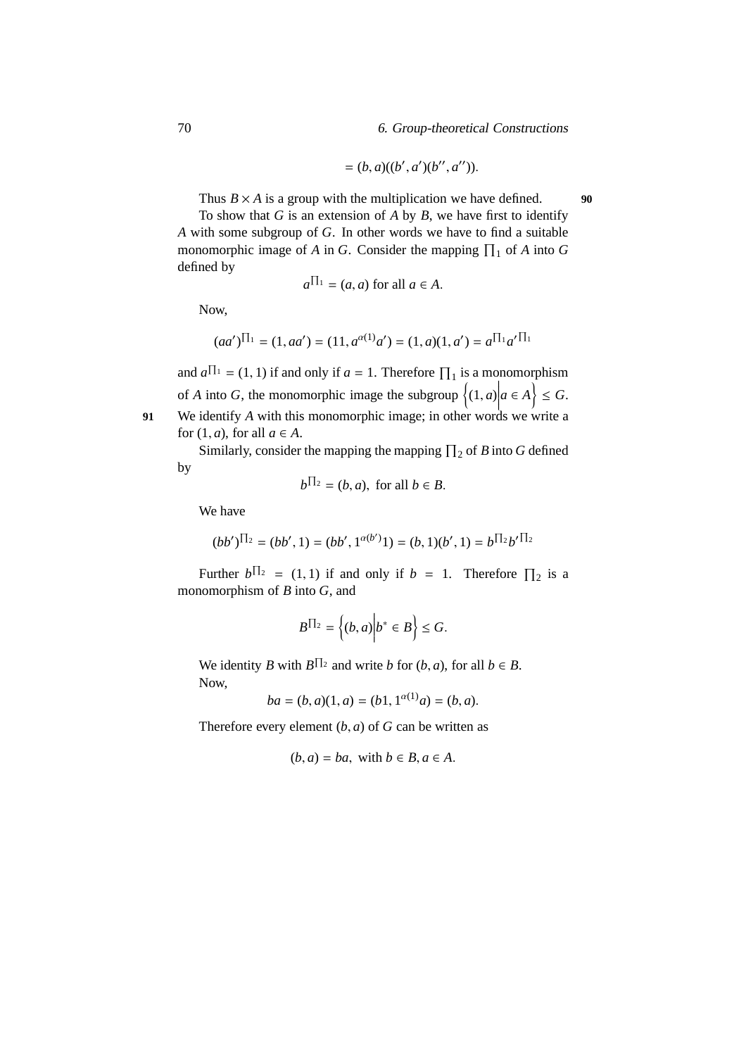$$= (b, a)((b', a')(b'', a'')).$$

Thus $B \times A$ is a group with the multiplication we have defined. **90**

To show that $G$ is an extension of $A$ by $B$, we have first to identify $A$ with some subgroup of $G$. In other words we have to find a suitable monomorphic image of $A$ in $G$. Consider the mapping $\prod_1$ of $A$ into $G$ defined by

$$a^{\prod_1} = (a, a) \text{ for all } a \in A.$$

Now,

$$(aa')^{\prod_1} = (1, aa') = (11, a^{\alpha(1)}a') = (1, a)(1, a') = a^{\prod_1} a'^{\prod_1}$$

and $a^{\prod_1} = (1, 1)$ if and only if $a = 1$. Therefore $\prod_1$ is a monomorphism of $A$ into $G$, the monomorphic image the subgroup $\left\{(1, a) \middle| a \in A\right\} \leq G$.

**91** We identify $A$ with this monomorphic image; in other words we write a for $(1, a)$, for all $a \in A$.

Similarly, consider the mapping the mapping $\prod_2$ of $B$ into $G$ defined by

$$b^{\prod_2} = (b, a), \text{ for all } b \in B.$$

We have

$$(bb')^{\prod_2} = (bb', 1) = (bb', 1^{\alpha(b')}1) = (b, 1)(b', 1) = b^{\prod_2} b'^{\prod_2}$$

Further $b^{\prod_2} = (1, 1)$ if and only if $b = 1$. Therefore $\prod_2$ is a monomorphism of $B$ into $G$, and

$$B^{\prod_2} = \left\{(b, a) \middle| b^* \in B\right\} \leq G.$$

We identity $B$ with $B^{\prod_2}$ and write $b$ for $(b, a)$, for all $b \in B$.

Now,

$$ba = (b, a)(1, a) = (b1, 1^{\alpha(1)}a) = (b, a).$$

Therefore every element $(b, a)$ of $G$ can be written as

$$(b, a) = ba, \text{ with } b \in B, a \in A.$$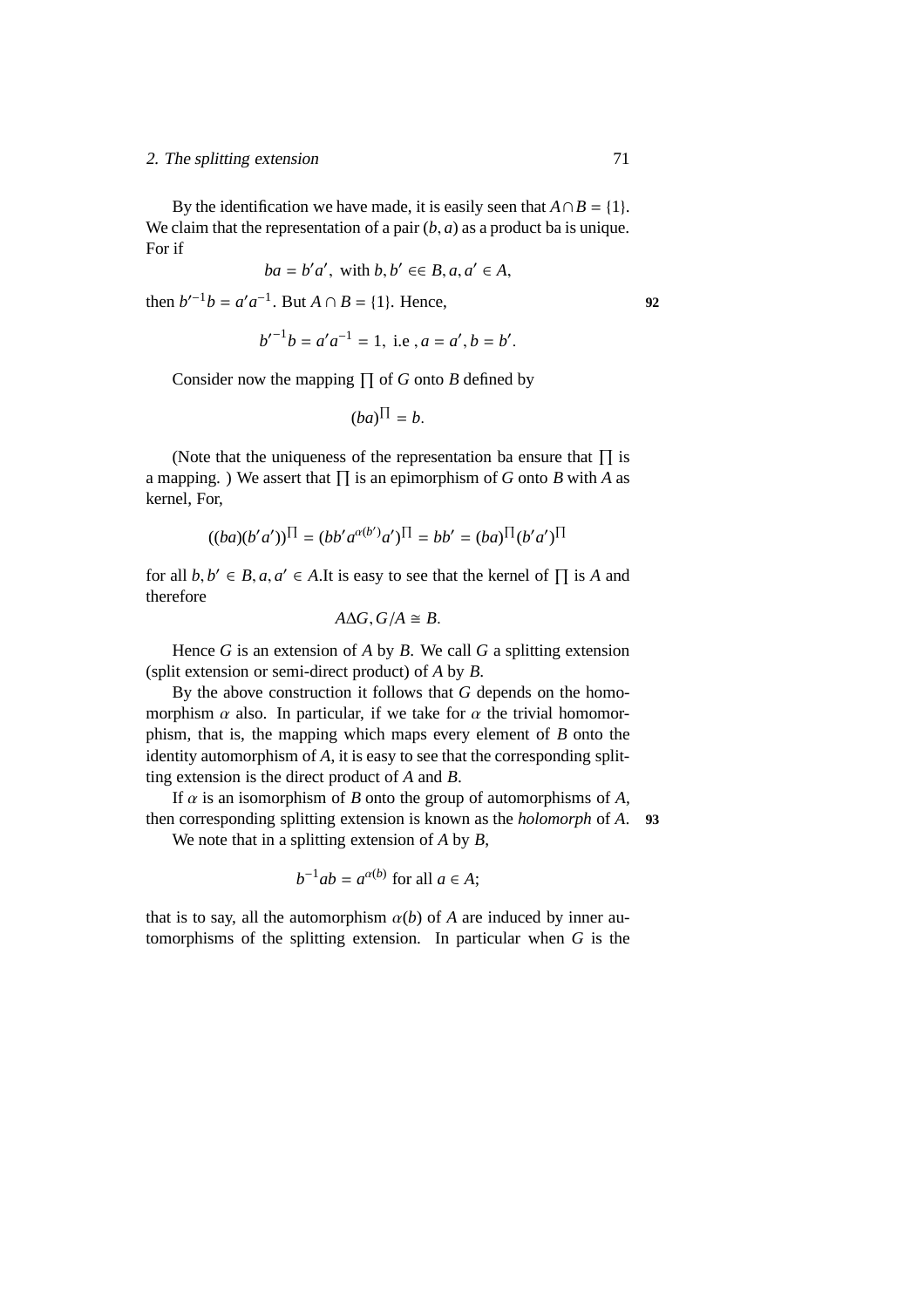By the identification we have made, it is easily seen that $A \cap B = \{1\}$. We claim that the representation of a pair $(b, a)$ as a product ba is unique. For if

$$ba = b'a', \text{ with } b, b' \in\in B, a, a' \in A,$$

then $b'^{-1}b = a'a^{-1}$. But $A \cap B = \{1\}$. Hence,

$$b'^{-1}b = a'a^{-1} = 1, \text{ i.e }, a = a', b = b'.$$

Consider now the mapping $\prod$ of $G$ onto $B$ defined by

$$(ba)^{\prod} = b.$$

(Note that the uniqueness of the representation ba ensure that $\prod$ is a mapping. ) We assert that $\prod$ is an epimorphism of $G$ onto $B$ with $A$ as kernel, For,

$$((ba)(b'a'))^{\prod} = (bb'a^{\alpha(b')}a')^{\prod} = bb' = (ba)^{\prod}(b'a')^{\prod}$$

for all $b, b' \in B, a, a' \in A$.It is easy to see that the kernel of $\prod$ is $A$ and therefore

$$A \Delta G, G/A \cong B.$$

Hence $G$ is an extension of $A$ by $B$. We call $G$ a splitting extension (split extension or semi-direct product) of $A$ by $B$.

By the above construction it follows that $G$ depends on the homomorphism $\alpha$ also. In particular, if we take for $\alpha$ the trivial homomorphism, that is, the mapping which maps every element of $B$ onto the identity automorphism of $A$, it is easy to see that the corresponding splitting extension is the direct product of $A$ and $B$.

If $\alpha$ is an isomorphism of $B$ onto the group of automorphisms of $A$, then corresponding splitting extension is known as the *holomorph* of $A$.

We note that in a splitting extension of $A$ by $B$,

$$b^{-1}ab = a^{\alpha(b)} \text{ for all } a \in A;$$

that is to say, all the automorphism $\alpha(b)$ of $A$ are induced by inner automorphisms of the splitting extension. In particular when $G$ is the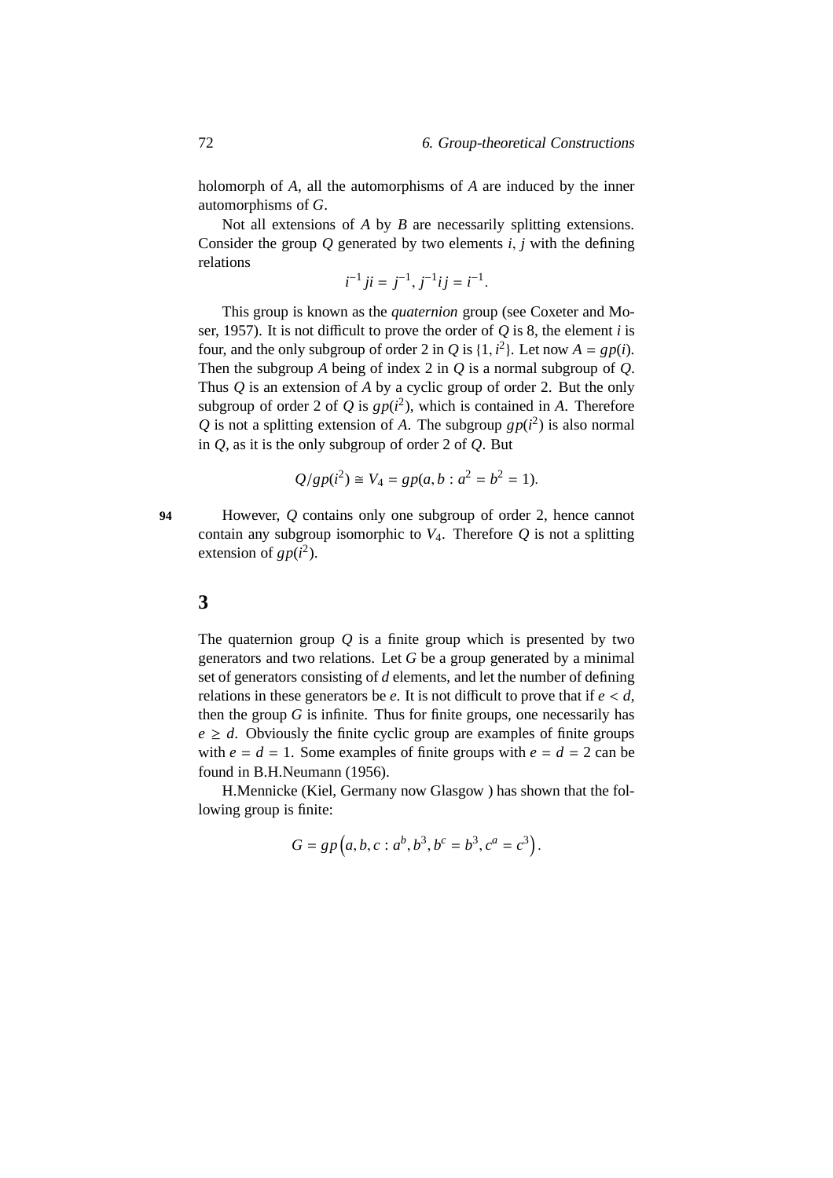holomorph of $A$, all the automorphisms of $A$ are induced by the inner automorphisms of $G$.

Not all extensions of $A$ by $B$ are necessarily splitting extensions. Consider the group $Q$ generated by two elements $i$, $j$ with the defining relations

$$i^{-1}ji = j^{-1}, j^{-1}ij = i^{-1}.$$

This group is known as the *quaternion* group (see Coxeter and Moser, 1957). It is not difficult to prove the order of $Q$ is 8, the element $i$ is four, and the only subgroup of order 2 in $Q$ is $\{1, i^2\}$. Let now $A = gp(i)$. Then the subgroup $A$ being of index 2 in $Q$ is a normal subgroup of $Q$. Thus $Q$ is an extension of $A$ by a cyclic group of order 2. But the only subgroup of order 2 of $Q$ is $gp(i^2)$, which is contained in $A$. Therefore $Q$ is not a splitting extension of $A$. The subgroup $gp(i^2)$ is also normal in $Q$, as it is the only subgroup of order 2 of $Q$. But

$$Q/gp(i^2) \cong V_4 = gp(a, b : a^2 = b^2 = 1).$$

However, $Q$ contains only one subgroup of order 2, hence cannot contain any subgroup isomorphic to $V_4$. Therefore $Q$ is not a splitting extension of $gp(i^2)$.

## 3

The quaternion group $Q$ is a finite group which is presented by two generators and two relations. Let $G$ be a group generated by a minimal set of generators consisting of $d$ elements, and let the number of defining relations in these generators be $e$. It is not difficult to prove that if $e < d$, then the group $G$ is infinite. Thus for finite groups, one necessarily has $e \geq d$. Obviously the finite cyclic group are examples of finite groups with $e = d = 1$. Some examples of finite groups with $e = d = 2$ can be found in B.H.Neumann (1956).

H.Mennicke (Kiel, Germany now Glasgow ) has shown that the following group is finite:

$$G = gp\left(a, b, c : a^b, b^3, b^c = b^3, c^a = c^3\right).$$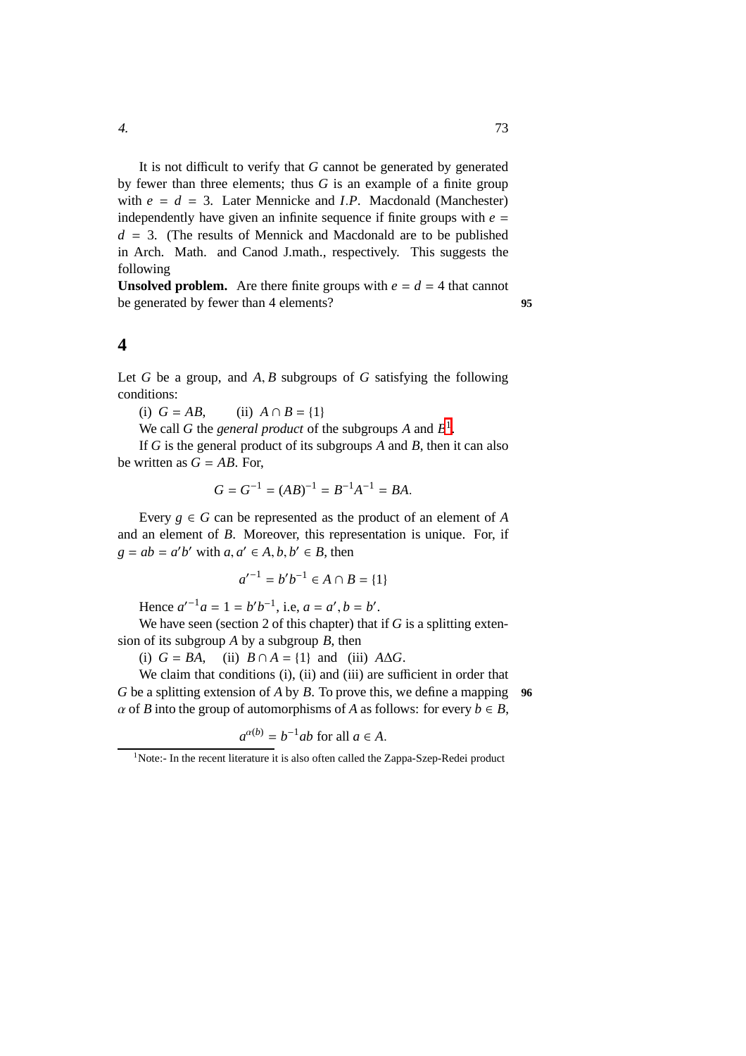It is not difficult to verify that $G$ cannot be generated by generated by fewer than three elements; thus $G$ is an example of a finite group with $e = d = 3$. Later Mennicke and $I.P.$ Macdonald (Manchester) independently have given an infinite sequence if finite groups with $e = d = 3$. (The results of Mennick and Macdonald are to be published in Arch. Math. and Canod J.math., respectively. This suggests the following

**Unsolved problem.** Are there finite groups with $e = d = 4$ that cannot be generated by fewer than 4 elements? **95**

## 4

Let $G$ be a group, and $A, B$ subgroups of $G$ satisfying the following conditions:

(i) $G = AB$, (ii) $A \cap B = \{1\}$

We call $G$ the *general product* of the subgroups $A$ and $B$[1].

If $G$ is the general product of its subgroups $A$ and $B$, then it can also be written as $G = AB$. For,

$$G = G^{-1} = (AB)^{-1} = B^{-1}A^{-1} = BA.$$

Every $g \in G$ can be represented as the product of an element of $A$ and an element of $B$. Moreover, this representation is unique. For, if $g = ab = a'b'$ with $a, a' \in A, b, b' \in B$, then

$$a'^{-1} = b'b^{-1} \in A \cap B = \{1\}$$

Hence $a'^{-1}a = 1 = b'b^{-1}$, i.e, $a = a', b = b'$.

We have seen (section 2 of this chapter) that if $G$ is a splitting extension of its subgroup $A$ by a subgroup $B$, then

(i) $G = BA$, (ii) $B \cap A = \{1\}$ and (iii) $A \Delta G$.

We claim that conditions (i), (ii) and (iii) are sufficient in order that $G$ be a splitting extension of $A$ by $B$. To prove this, we define a mapping **96** $\alpha$ of $B$ into the group of automorphisms of $A$ as follows: for every $b \in B$,

$$a^{\alpha(b)} = b^{-1}ab \text{ for all } a \in A.$$

[1] Note:- In the recent literature it is also often called the Zappa-Szep-Redei product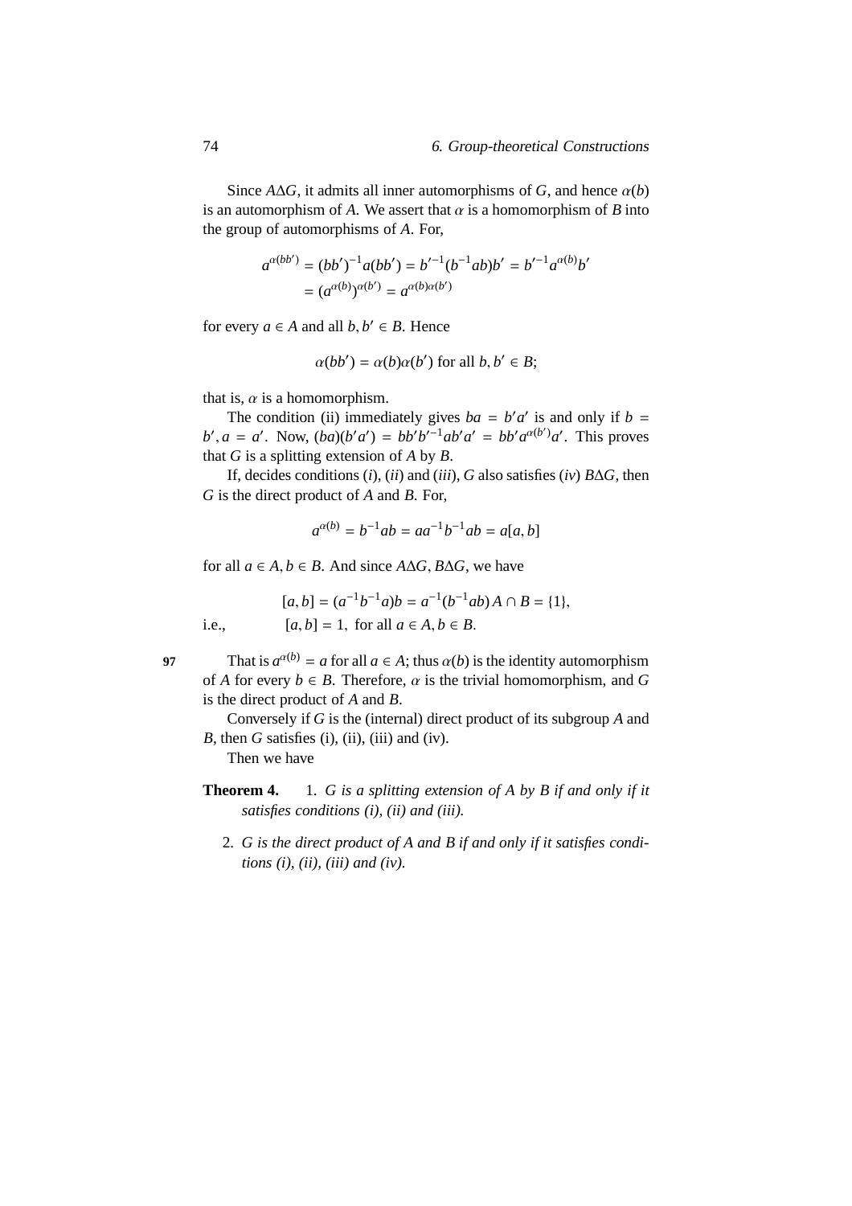Since $A \Delta G$, it admits all inner automorphisms of $G$, and hence $\alpha(b)$ is an automorphism of $A$. We assert that $\alpha$ is a homomorphism of $B$ into the group of automorphisms of $A$. For,

$$a^{\alpha(bb')} = (bb')^{-1}a(bb') = b'^{-1}(b^{-1}ab)b' = b'^{-1}a^{\alpha(b)}b'$$
$$= (a^{\alpha(b)})^{\alpha(b')} = a^{\alpha(b)\alpha(b')}$$

for every $a \in A$ and all $b, b' \in B$. Hence

$$\alpha(bb') = \alpha(b)\alpha(b') \text{ for all } b, b' \in B;$$

that is, $\alpha$ is a homomorphism.

The condition (ii) immediately gives $ba = b'a'$ is and only if $b = b', a = a'$. Now, $(ba)(b'a') = bb'b'^{-1}ab'a' = bb'a^{\alpha(b')}a'$. This proves that $G$ is a splitting extension of $A$ by $B$.

If, decides conditions (*i*), (*ii*) and (*iii*), $G$ also satisfies (*iv*) $B \Delta G$, then $G$ is the direct product of $A$ and $B$. For,

$$a^{\alpha(b)} = b^{-1}ab = aa^{-1}b^{-1}ab = a[a, b]$$

for all $a \in A, b \in B$. And since $A \Delta G$, $B \Delta G$, we have

$$[a, b] = (a^{-1}b^{-1}a)b = a^{-1}(b^{-1}ab)\, A \cap B = \{1\},$$

i.e., $\quad [a, b] = 1, \text{ for all } a \in A, b \in B.$

97

That is $a^{\alpha(b)} = a$ for all $a \in A$; thus $\alpha(b)$ is the identity automorphism of $A$ for every $b \in B$. Therefore, $\alpha$ is the trivial homomorphism, and $G$ is the direct product of $A$ and $B$.

Conversely if $G$ is the (internal) direct product of its subgroup $A$ and $B$, then $G$ satisfies (i), (ii), (iii) and (iv).

Then we have

**Theorem 4.** 1. *G is a splitting extension of A by B if and only if it satisfies conditions (i), (ii) and (iii).*

2. *G is the direct product of A and B if and only if it satisfies conditions (i), (ii), (iii) and (iv).*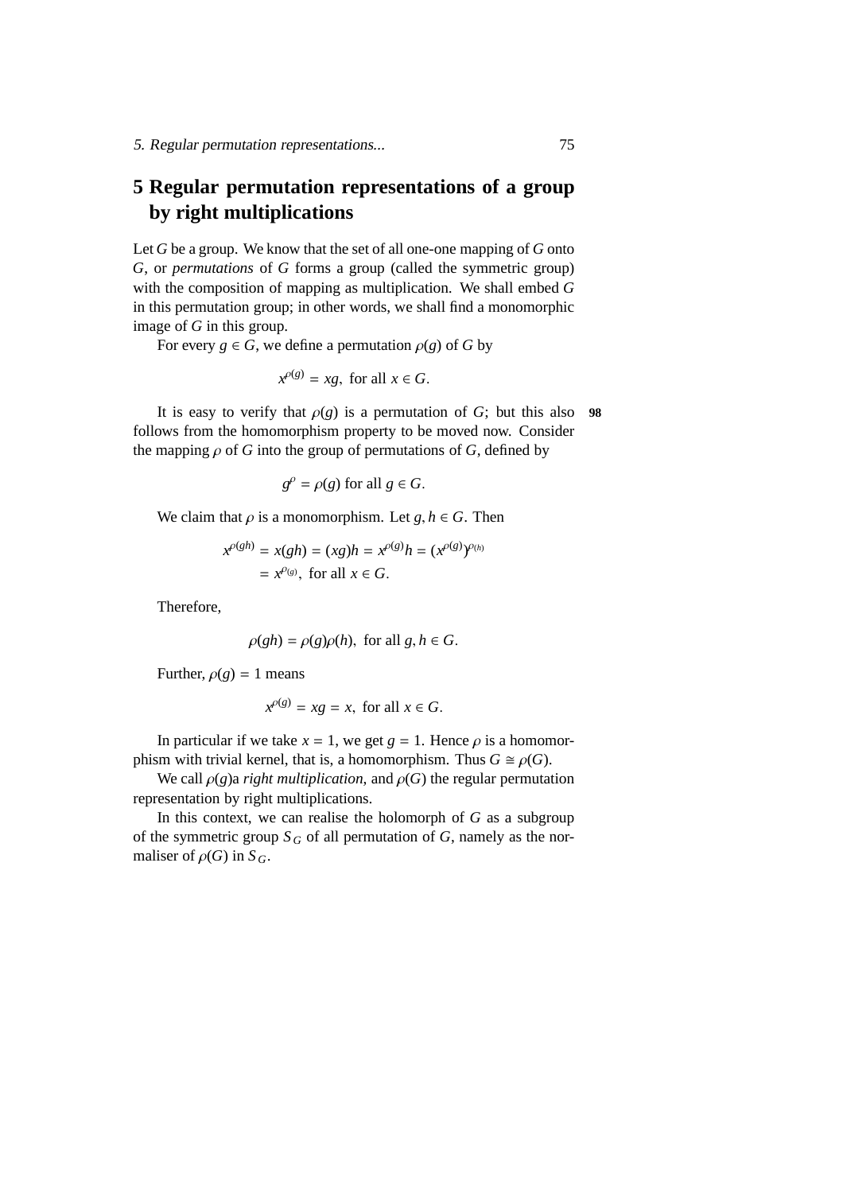# 5 Regular permutation representations of a group by right multiplications

Let $G$ be a group. We know that the set of all one-one mapping of $G$ onto $G$, or *permutations* of $G$ forms a group (called the symmetric group) with the composition of mapping as multiplication. We shall embed $G$ in this permutation group; in other words, we shall find a monomorphic image of $G$ in this group.

For every $g \in G$, we define a permutation $\rho(g)$ of $G$ by

$$x^{\rho(g)} = xg, \text{ for all } x \in G.$$

It is easy to verify that $\rho(g)$ is a permutation of $G$; but this also **98** follows from the homomorphism property to be moved now. Consider the mapping $\rho$ of $G$ into the group of permutations of $G$, defined by

$$g^{\rho} = \rho(g) \text{ for all } g \in G.$$

We claim that $\rho$ is a monomorphism. Let $g, h \in G$. Then

$$\begin{aligned} x^{\rho(gh)} &= x(gh) = (xg)h = x^{\rho(g)}h = (x^{\rho(g)})^{\rho(h)} \\ &= x^{\rho(g)}, \text{ for all } x \in G. \end{aligned}$$

Therefore,

$$\rho(gh) = \rho(g)\rho(h), \text{ for all } g, h \in G.$$

Further, $\rho(g) = 1$ means

$$x^{\rho(g)} = xg = x, \text{ for all } x \in G.$$

In particular if we take $x = 1$, we get $g = 1$. Hence $\rho$ is a homomorphism with trivial kernel, that is, a homomorphism. Thus $G \cong \rho(G)$.

We call $\rho(g)$a *right multiplication*, and $\rho(G)$ the regular permutation representation by right multiplications.

In this context, we can realise the holomorph of $G$ as a subgroup of the symmetric group $S_G$ of all permutation of $G$, namely as the normaliser of $\rho(G)$ in $S_G$.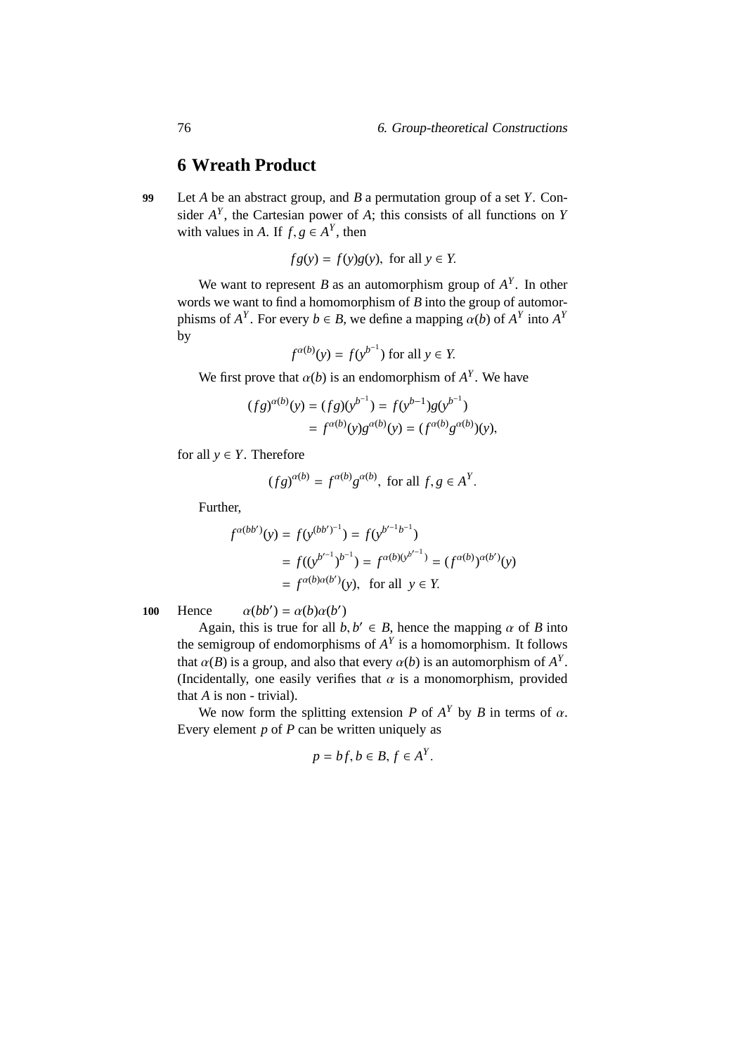## 6 Wreath Product

**99** Let $A$ be an abstract group, and $B$ a permutation group of a set $Y$. Consider $A^Y$, the Cartesian power of $A$; this consists of all functions on $Y$ with values in $A$. If $f, g \in A^Y$, then

$$fg(y) = f(y)g(y), \text{ for all } y \in Y.$$

We want to represent $B$ as an automorphism group of $A^Y$. In other words we want to find a homomorphism of $B$ into the group of automorphisms of $A^Y$. For every $b \in B$, we define a mapping $\alpha(b)$ of $A^Y$ into $A^Y$ by

$$f^{\alpha(b)}(y) = f(y^{b^{-1}}) \text{ for all } y \in Y.$$

We first prove that $\alpha(b)$ is an endomorphism of $A^Y$. We have

$$\begin{aligned}(fg)^{\alpha(b)}(y) &= (fg)(y^{b^{-1}}) = f(y^{b-1})g(y^{b^{-1}}) \\ &= f^{\alpha(b)}(y)g^{\alpha(b)}(y) = (f^{\alpha(b)}g^{\alpha(b)})(y),\end{aligned}$$

for all $y \in Y$. Therefore

$$(fg)^{\alpha(b)} = f^{\alpha(b)}g^{\alpha(b)}, \text{ for all } f, g \in A^Y.$$

Further,

$$\begin{aligned}f^{\alpha(bb')}(y) &= f(y^{(bb')^{-1}}) = f(y^{b'^{-1}b^{-1}}) \\ &= f((y^{b'^{-1}})^{b^{-1}}) = f^{\alpha(b)(y^{b'^{-1}})} = (f^{\alpha(b)})^{\alpha(b')}(y) \\ &= f^{\alpha(b)\alpha(b')}(y), \quad \text{for all } y \in Y.\end{aligned}$$

**100** Hence $\qquad \alpha(bb') = \alpha(b)\alpha(b')$

Again, this is true for all $b, b' \in B$, hence the mapping $\alpha$ of $B$ into the semigroup of endomorphisms of $A^Y$ is a homomorphism. It follows that $\alpha(B)$ is a group, and also that every $\alpha(b)$ is an automorphism of $A^Y$. (Incidentally, one easily verifies that $\alpha$ is a monomorphism, provided that $A$ is non - trivial).

We now form the splitting extension $P$ of $A^Y$ by $B$ in terms of $\alpha$. Every element $p$ of $P$ can be written uniquely as

$$p = bf, b \in B, f \in A^Y.$$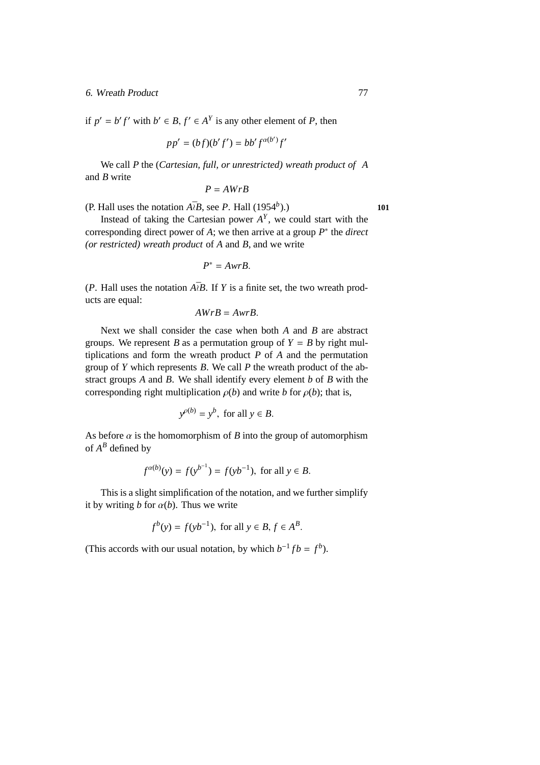if $p' = b'f'$ with $b' \in B$, $f' \in A^Y$ is any other element of $P$, then

$$pp' = (bf)(b'f') = bb'f^{\alpha(b')}f'$$

We call $P$ the (*Cartesian, full, or unrestricted) wreath product of* $A$ and $B$ write

$$P = AWrB$$

(P. Hall uses the notation $A\bar{\wr}B$, see $P$. Hall (1954[b]).) **101**

Instead of taking the Cartesian power $A^Y$, we could start with the corresponding direct power of $A$; we then arrive at a group $P^*$ the *direct (or restricted) wreath product* of $A$ and $B$, and we write

$$P^* = AwrB.$$

($P$. Hall uses the notation $A\bar{\wr}B$. If $Y$ is a finite set, the two wreath products are equal:

$$AWrB = AwrB.$$

Next we shall consider the case when both $A$ and $B$ are abstract groups. We represent $B$ as a permutation group of $Y = B$ by right multiplications and form the wreath product $P$ of $A$ and the permutation group of $Y$ which represents $B$. We call $P$ the wreath product of the abstract groups $A$ and $B$. We shall identify every element $b$ of $B$ with the corresponding right multiplication $\rho(b)$ and write $b$ for $\rho(b)$; that is,

$$y^{\rho(b)} = y^b, \text{ for all } y \in B.$$

As before $\alpha$ is the homomorphism of $B$ into the group of automorphism of $A^B$ defined by

$$f^{\alpha(b)}(y) = f(y^{b^{-1}}) = f(yb^{-1}), \text{ for all } y \in B.$$

This is a slight simplification of the notation, and we further simplify it by writing $b$ for $\alpha(b)$. Thus we write

$$f^b(y) = f(yb^{-1}), \text{ for all } y \in B, f \in A^B.$$

(This accords with our usual notation, by which $b^{-1}fb = f^b$).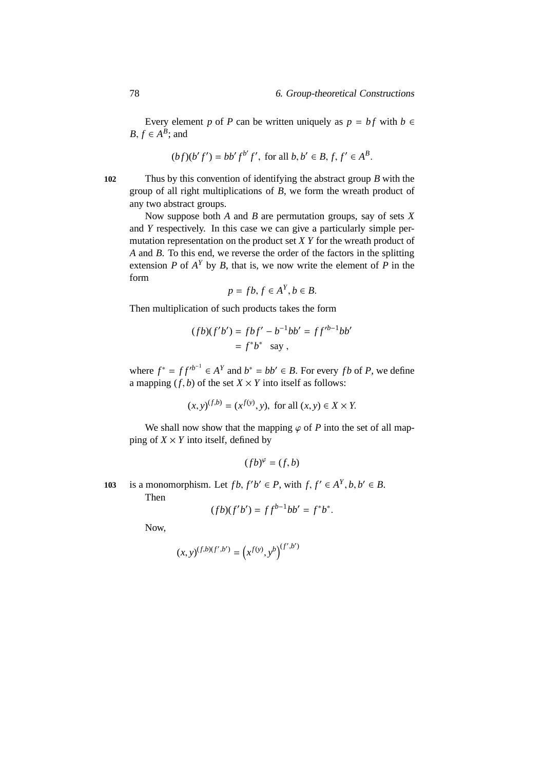Every element $p$ of $P$ can be written uniquely as $p = bf$ with $b \in B$, $f \in A^B$; and

$$(bf)(b'f') = bb'f^{b'}f', \text{ for all } b, b' \in B, f, f' \in A^B.$$

Thus by this convention of identifying the abstract group $B$ with the group of all right multiplications of $B$, we form the wreath product of any two abstract groups.

Now suppose both $A$ and $B$ are permutation groups, say of sets $X$ and $Y$ respectively. In this case we can give a particularly simple permutation representation on the product set $XY$ for the wreath product of $A$ and $B$. To this end, we reverse the order of the factors in the splitting extension $P$ of $A^Y$ by $B$, that is, we now write the element of $P$ in the form

$$p = fb, f \in A^Y, b \in B.$$

Then multiplication of such products takes the form

$$\begin{aligned}(fb)(f'b') &= fbf' - b^{-1}bb' = ff'^{b-1}bb' \\ &= f^*b^* \quad \text{say },\end{aligned}$$

where $f^* = ff'^{b^{-1}} \in A^Y$ and $b^* = bb' \in B$. For every $fb$ of $P$, we define a mapping $(f, b)$ of the set $X \times Y$ into itself as follows:

$$(x, y)^{(f,b)} = (x^{f(y)}, y), \text{ for all } (x, y) \in X \times Y.$$

We shall now show that the mapping $\varphi$ of $P$ into the set of all mapping of $X \times Y$ into itself, defined by

$$(fb)^{\varphi} = (f, b)$$

is a monomorphism. Let $fb, f'b' \in P$, with $f, f' \in A^Y, b, b' \in B$.

Then

$$(fb)(f'b') = ff^{b-1}bb' = f^*b^*.$$

Now,

$$(x, y)^{(f,b)(f',b')} = \left(x^{f(y)}, y^b\right)^{(f',b')}$$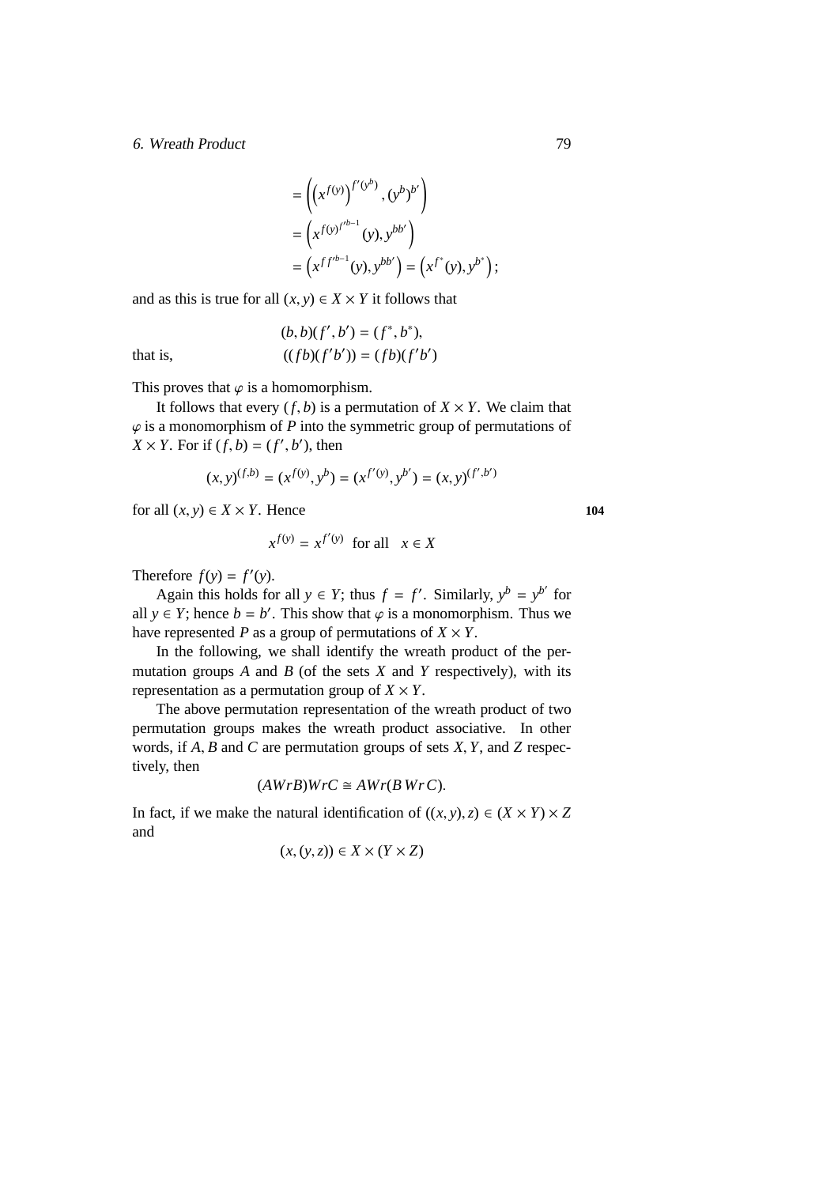$$= \left(\left(x^{f(y)}\right)^{f'(y^b)}, (y^b)^{b'}\right)$$
$$= \left(x^{f(y)f'^{b-1}}(y), y^{bb'}\right)$$
$$= \left(x^{ff'^{b-1}}(y), y^{bb'}\right) = \left(x^{f^*}(y), y^{b^*}\right);$$

and as this is true for all $(x, y) \in X \times Y$ it follows that

$$(b, b)(f', b') = (f^*, b^*),$$

that is,

$$((fb)(f'b')) = (fb)(f'b')$$

This proves that $\varphi$ is a homomorphism.

It follows that every $(f, b)$ is a permutation of $X \times Y$. We claim that $\varphi$ is a monomorphism of $P$ into the symmetric group of permutations of $X \times Y$. For if $(f, b) = (f', b')$, then

$$(x, y)^{(f,b)} = (x^{f(y)}, y^b) = (x^{f'(y)}, y^{b'}) = (x, y)^{(f',b')}$$

for all $(x, y) \in X \times Y$. Hence **104**

$$x^{f(y)} = x^{f'(y)} \text{ for all } \quad x \in X$$

Therefore $f(y) = f'(y)$.

Again this holds for all $y \in Y$; thus $f = f'$. Similarly, $y^b = y^{b'}$ for all $y \in Y$; hence $b = b'$. This show that $\varphi$ is a monomorphism. Thus we have represented $P$ as a group of permutations of $X \times Y$.

In the following, we shall identify the wreath product of the permutation groups $A$ and $B$ (of the sets $X$ and $Y$ respectively), with its representation as a permutation group of $X \times Y$.

The above permutation representation of the wreath product of two permutation groups makes the wreath product associative. In other words, if $A, B$ and $C$ are permutation groups of sets $X, Y$, and $Z$ respectively, then

$$(AWrB)WrC \cong AWr(B\,Wr\,C).$$

In fact, if we make the natural identification of $((x, y), z) \in (X \times Y) \times Z$ and

$$(x, (y, z)) \in X \times (Y \times Z)$$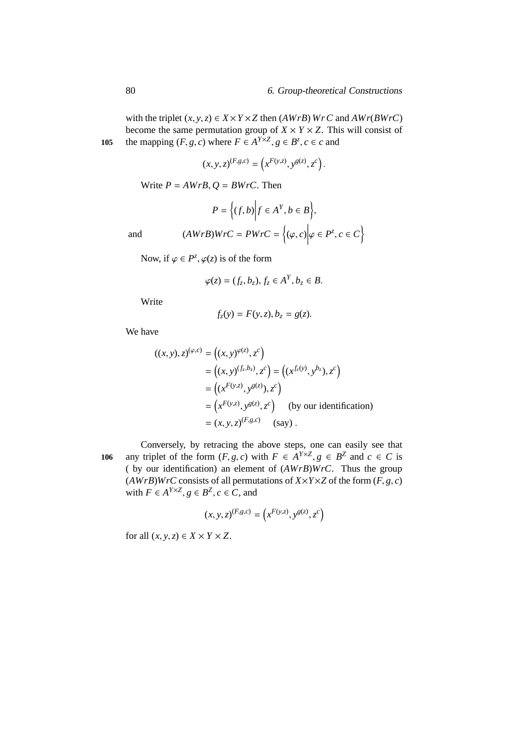with the triplet $(x, y, z) \in X \times Y \times Z$ then $(AWrB)\,Wr\,C$ and $AWr(BWrC)$ become the same permutation group of $X \times Y \times Z$. This will consist of the mapping $(F, g, c)$ where $F \in A^{Y \times Z}, g \in B^z, c \in c$ and

$$(x, y, z)^{(F,g,c)} = \left(x^{F(y,z)}, y^{g(z)}, z^c\right).$$

Write $P = AWrB, Q = BWrC$. Then

$$P = \left\{(f, b)\middle| f \in A^Y, b \in B\right\},$$

and
$$(AWrB)WrC = PWrC = \left\{(\varphi, c)\middle|\varphi \in P^z, c \in C\right\}$$

Now, if $\varphi \in P^z, \varphi(z)$ is of the form

$$\varphi(z) = (f_z, b_z),\ f_z \in A^Y, b_z \in B.$$

Write

$$f_z(y) = F(y, z), b_z = g(z).$$

We have

$$\begin{aligned}
((x, y), z)^{(\varphi,c)} &= \left((x, y)^{\varphi(z)}, z^c\right) \\
&= \left((x, y)^{(f_z,b_z)}, z^c\right) = \left((x^{f_z(y)}, y^{b_z}), z^c\right) \\
&= \left((x^{F(y,z)}, y^{g(z)}), z^c\right) \\
&= \left(x^{F(y,z)}, y^{g(z)}, z^c\right) \quad \text{(by our identification)} \\
&= (x, y, z)^{(F,g,c)} \quad \text{(say)} .
\end{aligned}$$

Conversely, by retracing the above steps, one can easily see that any triplet of the form $(F, g, c)$ with $F \in A^{Y \times Z}, g \in B^Z$ and $c \in C$ is ( by our identification) an element of $(AWrB)WrC$. Thus the group $(AWrB)WrC$ consists of all permutations of $X \times Y \times Z$ of the form $(F, g, c)$ with $F \in A^{Y \times Z}, g \in B^Z, c \in C$, and

$$(x, y, z)^{(F,g,c)} = \left(x^{F(y,z)}, y^{g(z)}, z^c\right)$$

for all $(x, y, z) \in X \times Y \times Z$.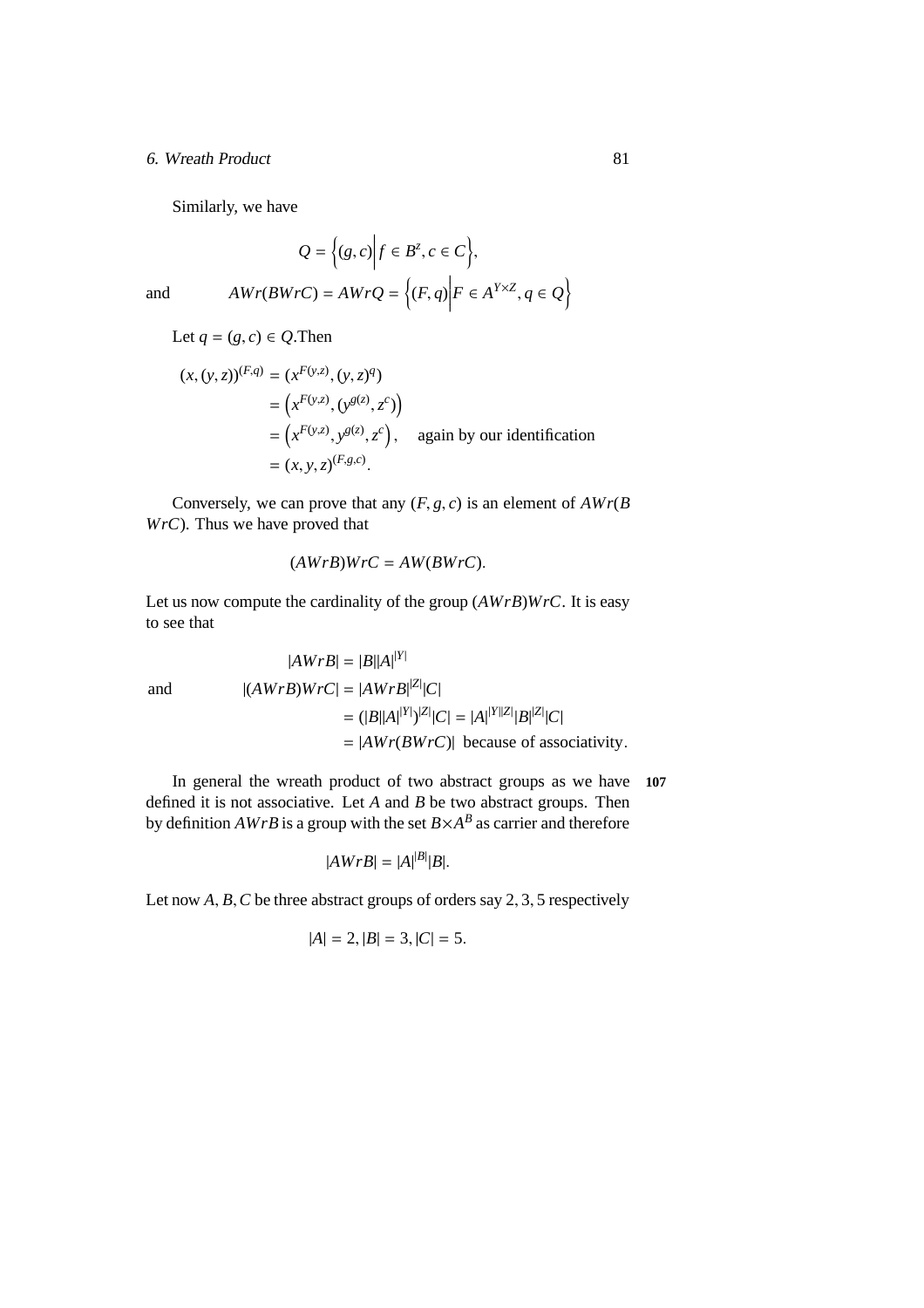Similarly, we have

$$Q = \left\{(g, c) \middle| f \in B^z, c \in C\right\},$$

and
$$AWr(BWrC) = AWrQ = \left\{(F, q) \middle| F \in A^{Y \times Z}, q \in Q\right\}$$

Let $q = (g, c) \in Q$.Then

$$\begin{aligned}
(x, (y, z))^{(F,q)} &= (x^{F(y,z)}, (y, z)^q) \\
&= \left(x^{F(y,z)}, (y^{g(z)}, z^c)\right) \\
&= \left(x^{F(y,z)}, y^{g(z)}, z^c\right), \quad \text{again by our identification} \\
&= (x, y, z)^{(F,g,c)}.
\end{aligned}$$

Conversely, we can prove that any $(F, g, c)$ is an element of $AWr(B\ WrC)$. Thus we have proved that

$$(AWrB)WrC = AW(BWrC).$$

Let us now compute the cardinality of the group $(AWrB)WrC$. It is easy to see that

$$|AWrB| = |B||A|^{|Y|}$$

and
$$\begin{aligned}
|(AWrB)WrC| &= |AWrB|^{|Z|}|C| \\
&= (|B||A|^{|Y|})^{|Z|}|C| = |A|^{|Y||Z|}|B|^{|Z|}|C| \\
&= |AWr(BWrC)| \text{ because of associativity}.
\end{aligned}$$

In general the wreath product of two abstract groups as we have **107** defined it is not associative. Let $A$ and $B$ be two abstract groups. Then by definition $AWrB$ is a group with the set $B \times A^B$ as carrier and therefore

$$|AWrB| = |A|^{|B|}|B|.$$

Let now $A, B, C$ be three abstract groups of orders say $2, 3, 5$ respectively

$$|A| = 2, |B| = 3, |C| = 5.$$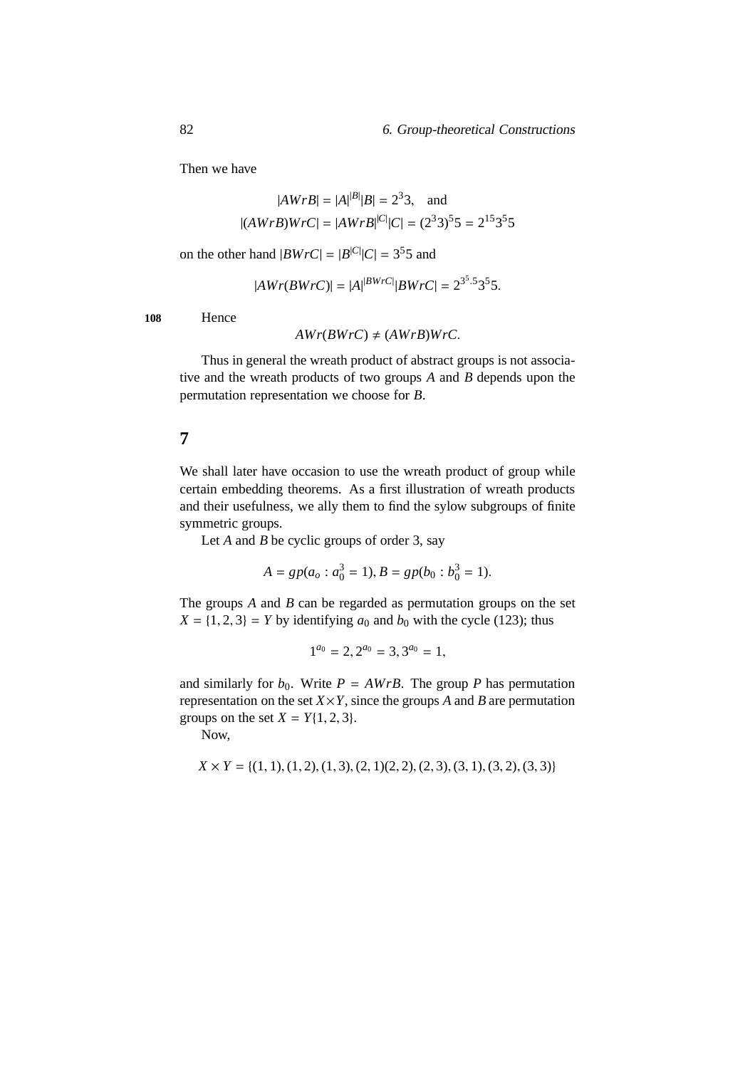Then we have

$$|AWrB| = |A|^{|B|}|B| = 2^3 3, \quad \text{and}$$
$$|(AWrB)WrC| = |AWrB|^{|C|}|C| = (2^3 3)^5 5 = 2^{15} 3^5 5$$

on the other hand $|BWrC| = |B^{|C|}|C| = 3^5 5$ and

$$|AWr(BWrC)| = |A|^{|BWrC|}|BWrC| = 2^{3^5.5} 3^5 5.$$

108 Hence

$$AWr(BWrC) \neq (AWrB)WrC.$$

Thus in general the wreath product of abstract groups is not associative and the wreath products of two groups $A$ and $B$ depends upon the permutation representation we choose for $B$.

## 7

We shall later have occasion to use the wreath product of group while certain embedding theorems. As a first illustration of wreath products and their usefulness, we ally them to find the sylow subgroups of finite symmetric groups.

Let $A$ and $B$ be cyclic groups of order 3, say

$$A = gp(a_o : a_0^3 = 1), B = gp(b_0 : b_0^3 = 1).$$

The groups $A$ and $B$ can be regarded as permutation groups on the set $X = \{1, 2, 3\} = Y$ by identifying $a_0$ and $b_0$ with the cycle (123); thus

$$1^{a_0} = 2, 2^{a_0} = 3, 3^{a_0} = 1,$$

and similarly for $b_0$. Write $P = AWrB$. The group $P$ has permutation representation on the set $X \times Y$, since the groups $A$ and $B$ are permutation groups on the set $X = Y\{1, 2, 3\}$.

Now,

$$X \times Y = \{(1, 1), (1, 2), (1, 3), (2, 1)(2, 2), (2, 3), (3, 1), (3, 2), (3, 3)\}$$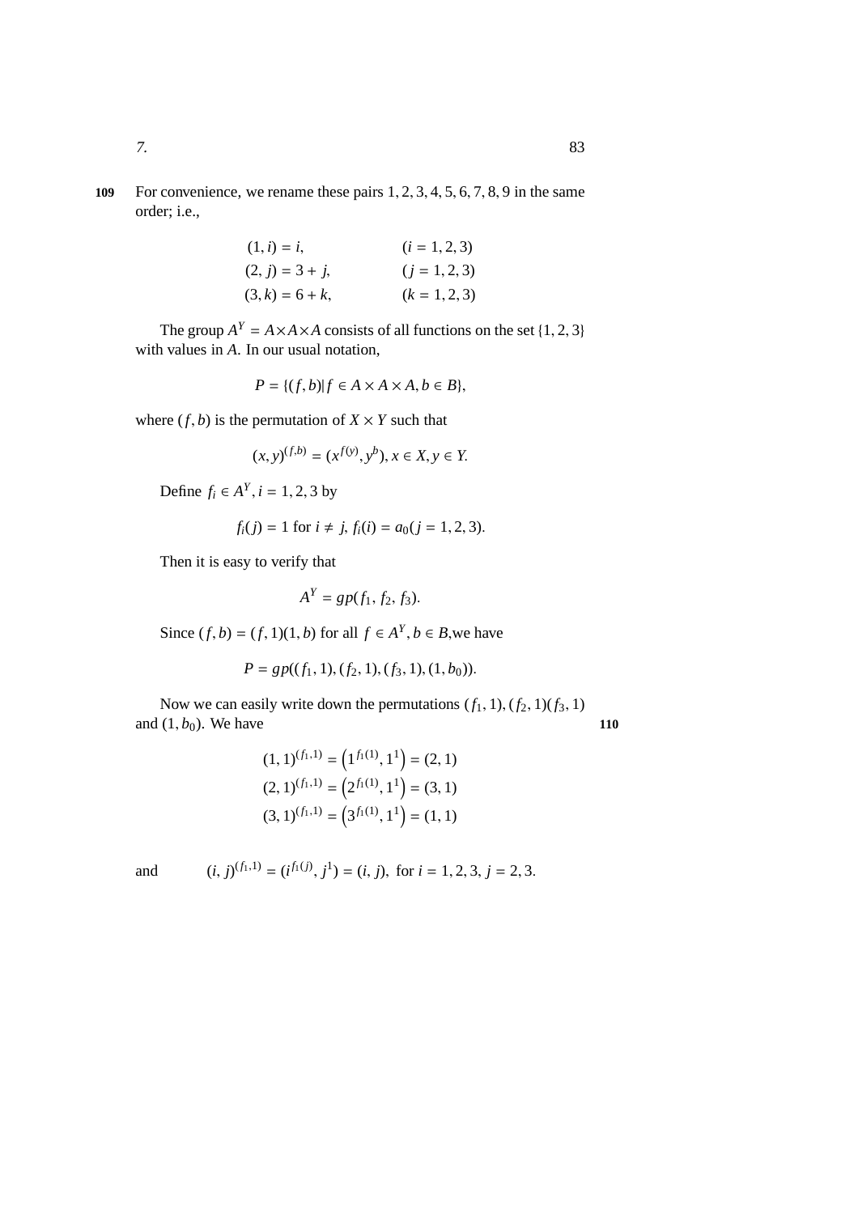For convenience, we rename these pairs 1, 2, 3, 4, 5, 6, 7, 8, 9 in the same order; i.e.,

$$
\begin{aligned}
(1, i) &= i, && (i = 1, 2, 3)\\
(2, j) &= 3 + j, && (j = 1, 2, 3)\\
(3, k) &= 6 + k, && (k = 1, 2, 3)
\end{aligned}
$$

The group $A^Y = A \times A \times A$ consists of all functions on the set $\{1, 2, 3\}$ with values in $A$. In our usual notation,

$$P = \{(f, b) | f \in A \times A \times A, b \in B\},$$

where $(f, b)$ is the permutation of $X \times Y$ such that

$$(x, y)^{(f,b)} = (x^{f(y)}, y^b), x \in X, y \in Y.$$

Define $f_i \in A^Y, i = 1, 2, 3$ by

$$f_i(j) = 1 \text{ for } i \neq j, f_i(i) = a_0 (j = 1, 2, 3).$$

Then it is easy to verify that

$$A^Y = gp(f_1, f_2, f_3).$$

Since $(f, b) = (f, 1)(1, b)$ for all $f \in A^Y, b \in B$, we have

$$P = gp((f_1, 1), (f_2, 1), (f_3, 1), (1, b_0)).$$

Now we can easily write down the permutations $(f_1, 1), (f_2, 1)(f_3, 1)$ and $(1, b_0)$. We have

$$
\begin{aligned}
(1, 1)^{(f_1,1)} &= \left(1^{f_1(1)}, 1^1\right) = (2, 1)\\
(2, 1)^{(f_1,1)} &= \left(2^{f_1(1)}, 1^1\right) = (3, 1)\\
(3, 1)^{(f_1,1)} &= \left(3^{f_1(1)}, 1^1\right) = (1, 1)
\end{aligned}
$$

and $\quad (i, j)^{(f_1,1)} = (i^{f_1(j)}, j^1) = (i, j),$ for $i = 1, 2, 3, j = 2, 3.$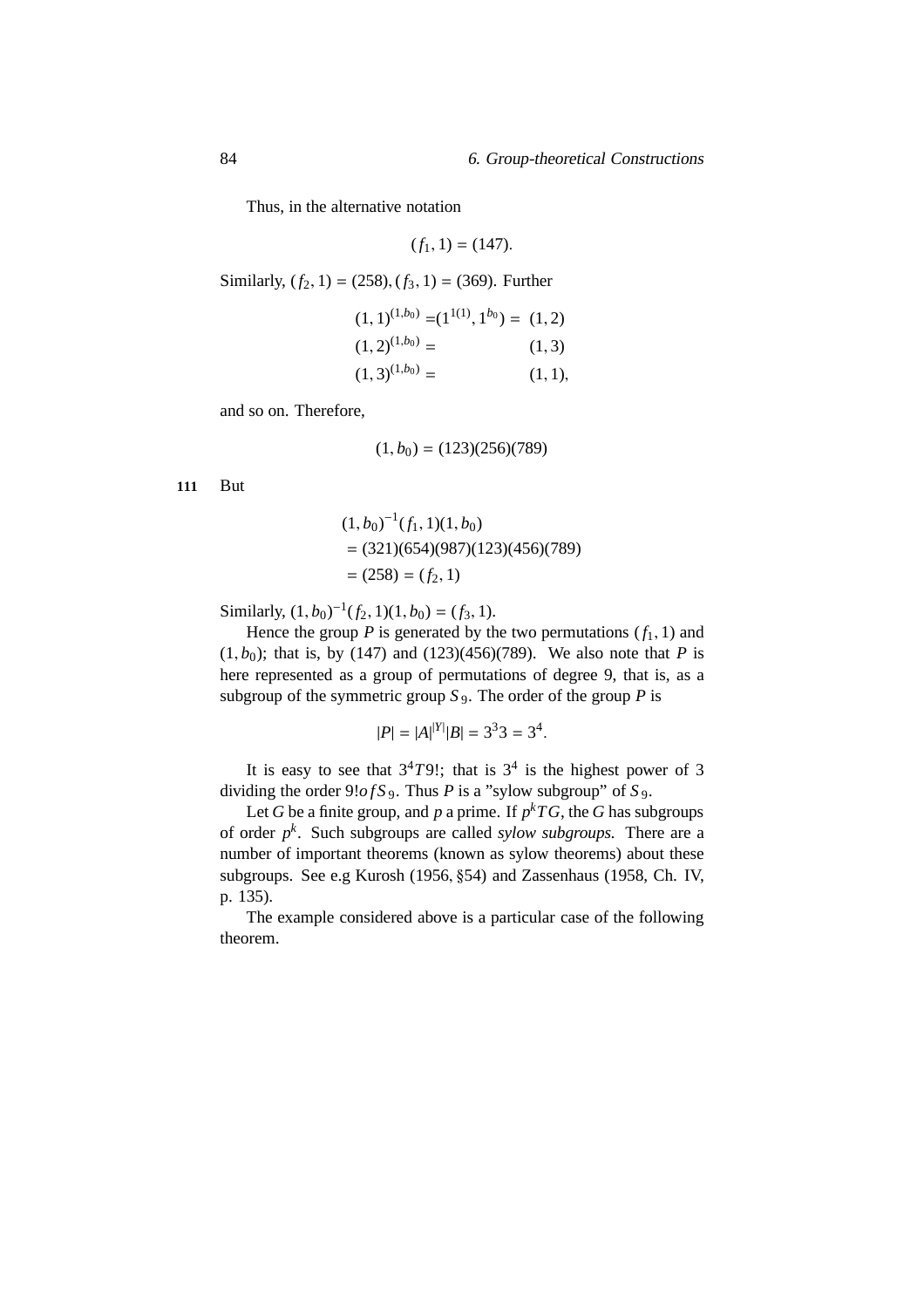Thus, in the alternative notation

$$(f_1, 1) = (147).$$

Similarly, $(f_2, 1) = (258), (f_3, 1) = (369)$. Further

$$\begin{aligned}
(1, 1)^{(1,b_0)} &= (1^{1(1)}, 1^{b_0}) = (1, 2) \\
(1, 2)^{(1,b_0)} &= (1, 3) \\
(1, 3)^{(1,b_0)} &= (1, 1),
\end{aligned}$$

and so on. Therefore,

$$(1, b_0) = (123)(256)(789)$$

111 But

$$\begin{aligned}
&(1, b_0)^{-1}(f_1, 1)(1, b_0) \\
&= (321)(654)(987)(123)(456)(789) \\
&= (258) = (f_2, 1)
\end{aligned}$$

Similarly, $(1, b_0)^{-1}(f_2, 1)(1, b_0) = (f_3, 1)$.

Hence the group $P$ is generated by the two permutations $(f_1, 1)$ and $(1, b_0)$; that is, by (147) and (123)(456)(789). We also note that $P$ is here represented as a group of permutations of degree 9, that is, as a subgroup of the symmetric group $S_9$. The order of the group $P$ is

$$|P| = |A|^{|Y|}|B| = 3^3 3 = 3^4.$$

It is easy to see that $3^4 T 9!$; that is $3^4$ is the highest power of 3 dividing the order $9! of S_9$. Thus $P$ is a "sylow subgroup" of $S_9$.

Let $G$ be a finite group, and $p$ a prime. If $p^k T G$, the $G$ has subgroups of order $p^k$. Such subgroups are called *sylow subgroups.* There are a number of important theorems (known as sylow theorems) about these subgroups. See e.g Kurosh (1956, §54) and Zassenhaus (1958, Ch. IV, p. 135).

The example considered above is a particular case of the following theorem.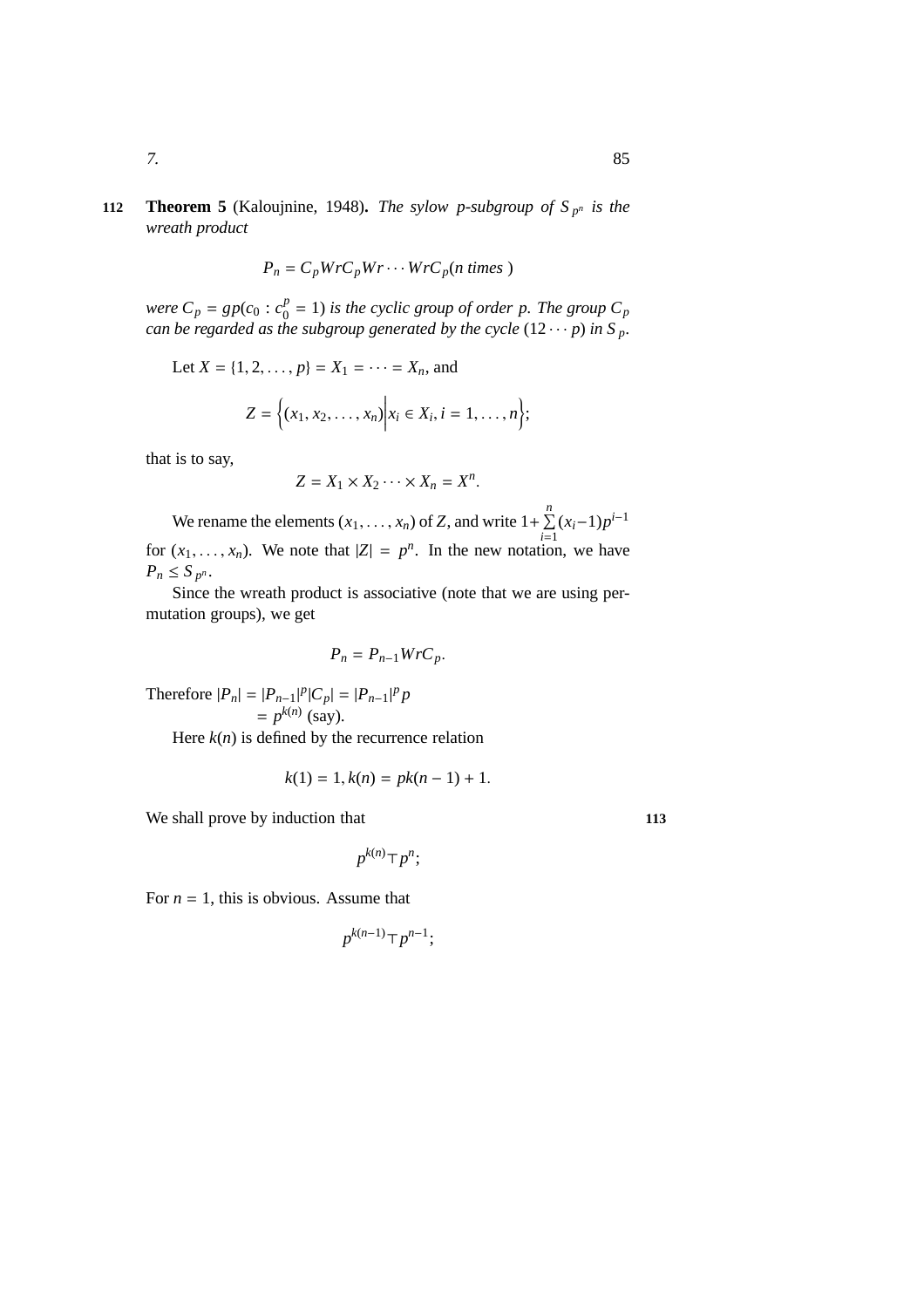**Theorem 5** (Kaloujnine, 1948)**.** *The sylow p-subgroup of $S_{p^n}$ is the wreath product*

$$P_n = C_p Wr C_p Wr \cdots Wr C_p (n \text{ times})$$

*were $C_p = gp(c_0 : c_0^p = 1)$ is the cyclic group of order p. The group $C_p$ can be regarded as the subgroup generated by the cycle $(12 \cdots p)$ in $S_p$.*

Let $X = \{1, 2, \ldots, p\} = X_1 = \cdots = X_n$, and

$$Z = \left\{(x_1, x_2, \ldots, x_n) \middle| x_i \in X_i, i = 1, \ldots, n\right\};$$

that is to say,

$$Z = X_1 \times X_2 \cdots \times X_n = X^n.$$

We rename the elements $(x_1, \ldots, x_n)$ of $Z$, and write $1 + \sum\limits_{i=1}^{n} (x_i - 1)p^{i-1}$ for $(x_1, \ldots, x_n)$. We note that $|Z| = p^n$. In the new notation, we have $P_n \leq S_{p^n}$.

Since the wreath product is associative (note that we are using permutation groups), we get

$$P_n = P_{n-1} Wr C_p.$$

Therefore $|P_n| = |P_{n-1}|^p |C_p| = |P_{n-1}|^p p$
$= p^{k(n)}$ (say).

Here $k(n)$ is defined by the recurrence relation

$$k(1) = 1, k(n) = pk(n-1) + 1.$$

We shall prove by induction that

$$p^{k(n)} \top p^n;$$

For $n = 1$, this is obvious. Assume that

$$p^{k(n-1)} \top p^{n-1};$$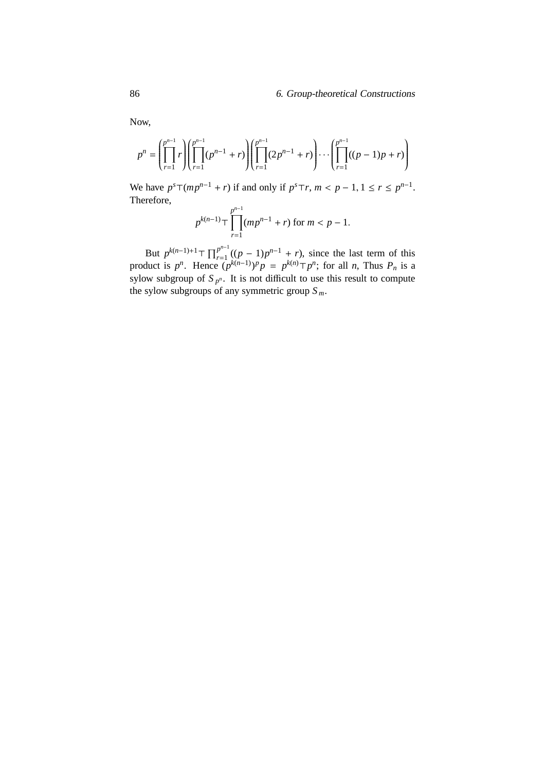Now,

$$p^n = \left(\prod_{r=1}^{p^{n-1}} r\right)\left(\prod_{r=1}^{p^{n-1}} (p^{n-1} + r)\right)\left(\prod_{r=1}^{p^{n-1}} (2p^{n-1} + r)\right) \cdots \left(\prod_{r=1}^{p^{n-1}} ((p-1)p + r)\right)$$

We have $p^s \top (mp^{n-1} + r)$ if and only if $p^s \top r$, $m < p - 1$, $1 \leq r \leq p^{n-1}$. Therefore,

$$p^{k(n-1)} \top \prod_{r=1}^{p^{n-1}} (mp^{n-1} + r) \text{ for } m < p - 1.$$

But $p^{k(n-1)+1} \top \prod_{r=1}^{p^{n-1}} ((p-1)p^{n-1} + r)$, since the last term of this product is $p^n$. Hence $(p^{k(n-1)})^p p = p^{k(n)} \top p^n$; for all $n$, Thus $P_n$ is a sylow subgroup of $S_{p^n}$. It is not difficult to use this result to compute the sylow subgroups of any symmetric group $S_m$.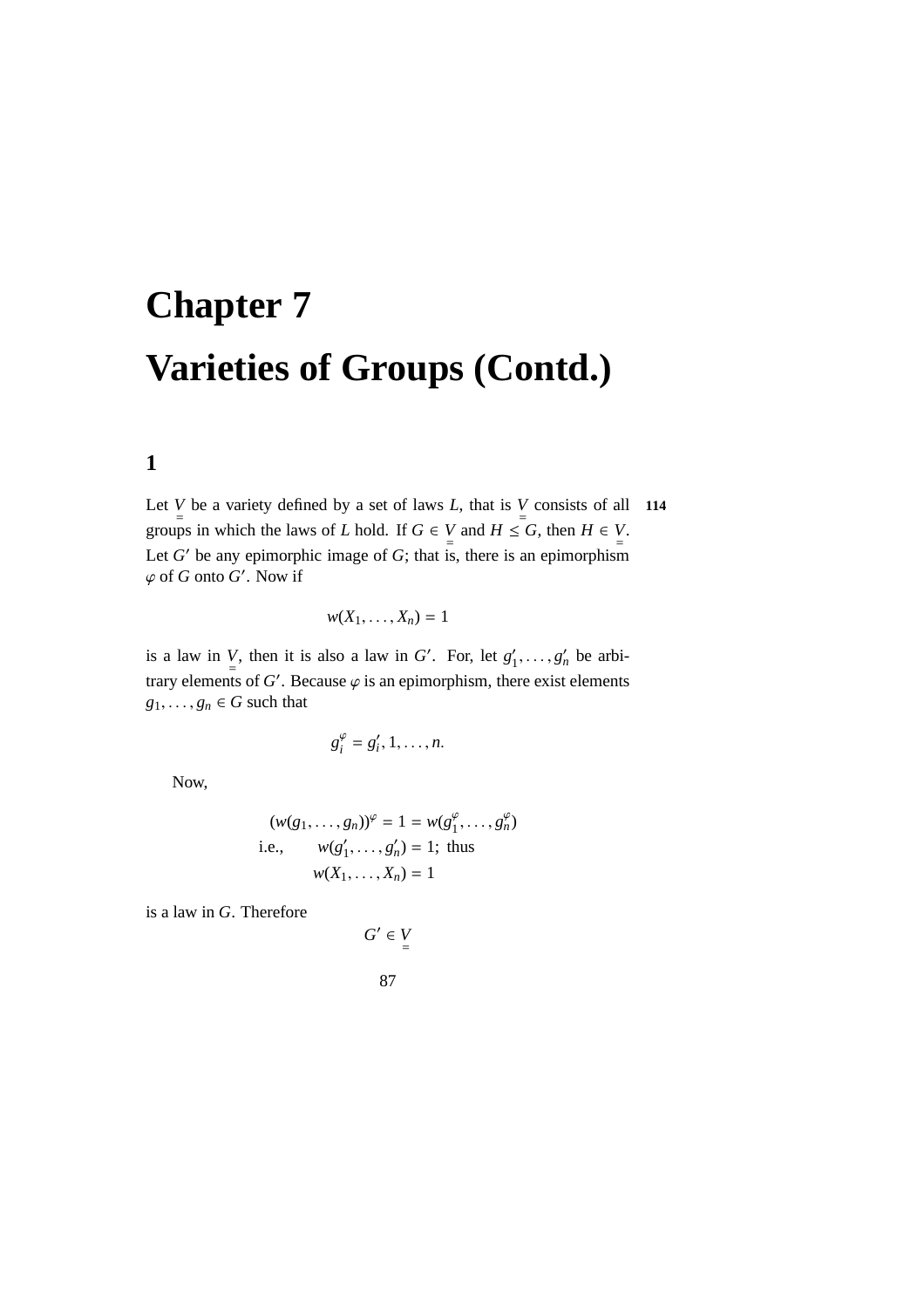# Chapter 7

# Varieties of Groups (Contd.)

## 1

Let $\underset{=}{V}$ be a variety defined by a set of laws $L$, that is $\underset{=}{V}$ consists of all groups in which the laws of $L$ hold. If $G \in \underset{=}{V}$ and $H \leq G$, then $H \in \underset{=}{V}$. Let $G'$ be any epimorphic image of $G$; that is, there is an epimorphism $\varphi$ of $G$ onto $G'$. Now if

**114**

$$w(X_1, \ldots, X_n) = 1$$

is a law in $\underset{=}{V}$, then it is also a law in $G'$. For, let $g'_1, \ldots, g'_n$ be arbitrary elements of $G'$. Because $\varphi$ is an epimorphism, there exist elements $g_1, \ldots, g_n \in G$ such that

$$g_i^{\varphi} = g'_i, 1, \ldots, n.$$

Now,

$$\begin{aligned} (w(g_1, \ldots, g_n))^{\varphi} &= 1 = w(g_1^{\varphi}, \ldots, g_n^{\varphi}) \\ \text{i.e.,} \qquad w(g'_1, \ldots, g'_n) &= 1; \text{ thus} \\ w(X_1, \ldots, X_n) &= 1 \end{aligned}$$

is a law in $G$. Therefore

$$G' \in \underset{=}{V}$$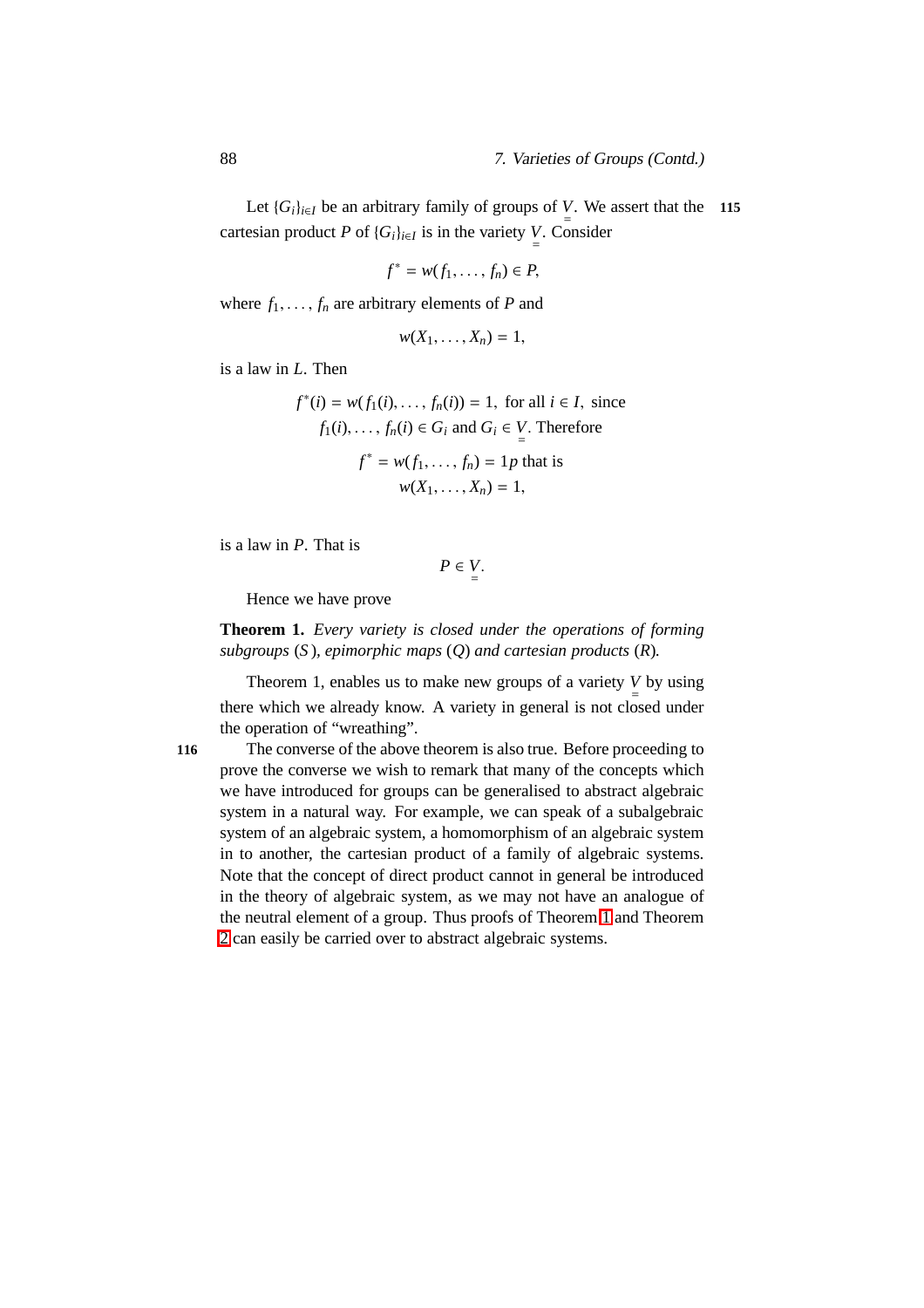Let $\{G_i\}_{i\in I}$ be an arbitrary family of groups of $\underset{=}{V}$. We assert that the cartesian product $P$ of $\{G_i\}_{i\in I}$ is in the variety $\underset{=}{V}$. Consider

$$f^* = w(f_1, \ldots, f_n) \in P,$$

where $f_1, \ldots, f_n$ are arbitrary elements of $P$ and

$$w(X_1, \ldots, X_n) = 1,$$

is a law in $L$. Then

$$f^*(i) = w(f_1(i), \ldots, f_n(i)) = 1, \text{ for all } i \in I, \text{ since}$$
$$f_1(i), \ldots, f_n(i) \in G_i \text{ and } G_i \in \underset{=}{V}. \text{ Therefore}$$
$$f^* = w(f_1, \ldots, f_n) = 1p \text{ that is}$$
$$w(X_1, \ldots, X_n) = 1,$$

is a law in $P$. That is

$$P \in \underset{=}{V}.$$

Hence we have prove

**Theorem 1.** *Every variety is closed under the operations of forming subgroups* ($S$), *epimorphic maps* ($Q$) *and cartesian products* ($R$).

Theorem 1, enables us to make new groups of a variety $\underset{=}{V}$ by using there which we already know. A variety in general is not closed under the operation of "wreathing".

The converse of the above theorem is also true. Before proceeding to prove the converse we wish to remark that many of the concepts which we have introduced for groups can be generalised to abstract algebraic system in a natural way. For example, we can speak of a subalgebraic system of an algebraic system, a homomorphism of an algebraic system in to another, the cartesian product of a family of algebraic systems. Note that the concept of direct product cannot in general be introduced in the theory of algebraic system, as we may not have an analogue of the neutral element of a group. Thus proofs of Theorem 1 and Theorem 2 can easily be carried over to abstract algebraic systems.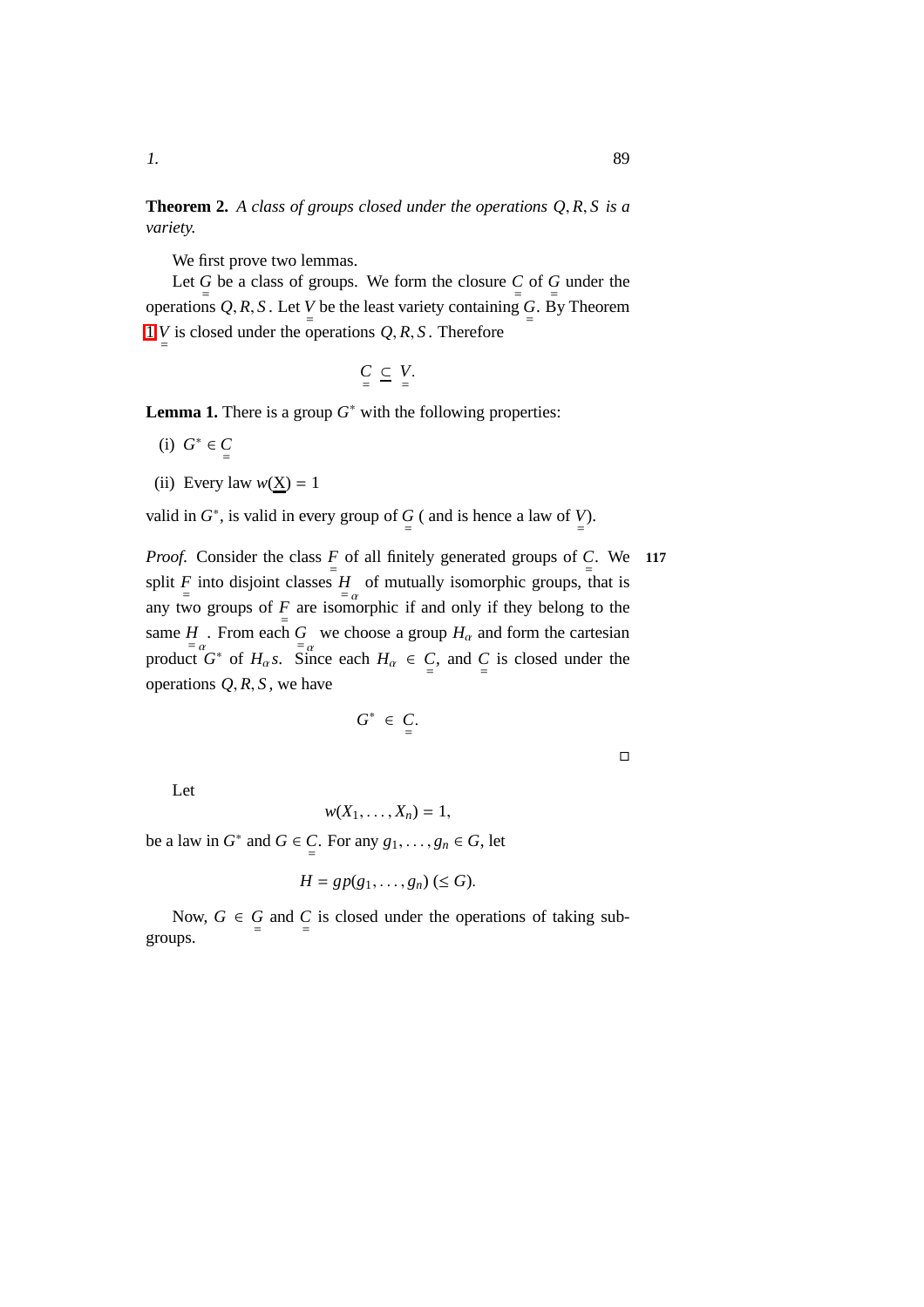**Theorem 2.** *A class of groups closed under the operations $Q, R, S$ is a variety.*

We first prove two lemmas.

Let $\underset{=}{G}$ be a class of groups. We form the closure $\underset{=}{C}$ of $\underset{=}{G}$ under the operations $Q, R, S$. Let $\underset{=}{V}$ be the least variety containing $\underset{=}{G}$. By Theorem 1 $\underset{=}{V}$ is closed under the operations $Q, R, S$. Therefore

$$\underset{=}{C} \subseteq \underset{=}{V}.$$

**Lemma 1.** There is a group $G^*$ with the following properties:

(i) $G^* \in \underset{=}{C}$

(ii) Every law $w(\underline{X}) = 1$

valid in $G^*$, is valid in every group of $\underset{=}{G}$ ( and is hence a law of $\underset{=}{V}$).

*Proof.* Consider the class $\underset{=}{F}$ of all finitely generated groups of $\underset{=}{C}$. We split $\underset{=}{F}$ into disjoint classes $\underset{=}{H}_\alpha$ of mutually isomorphic groups, that is any two groups of $\underset{=}{F}$ are isomorphic if and only if they belong to the same $\underset{=}{H}_\alpha$. From each $\underset{=}{G}_\alpha$ we choose a group $H_\alpha$ and form the cartesian product $G^*$ of $H_\alpha s$. Since each $H_\alpha \in \underset{=}{C}$, and $\underset{=}{C}$ is closed under the operations $Q, R, S$, we have

$$G^* \in \underset{=}{C}.$$

□

Let

$$w(X_1, \ldots, X_n) = 1,$$

be a law in $G^*$ and $G \in \underset{=}{C}$. For any $g_1, \ldots, g_n \in G$, let

$$H = gp(g_1, \ldots, g_n) \ (\leq G).$$

Now, $G \in \underset{=}{G}$ and $\underset{=}{C}$ is closed under the operations of taking subgroups.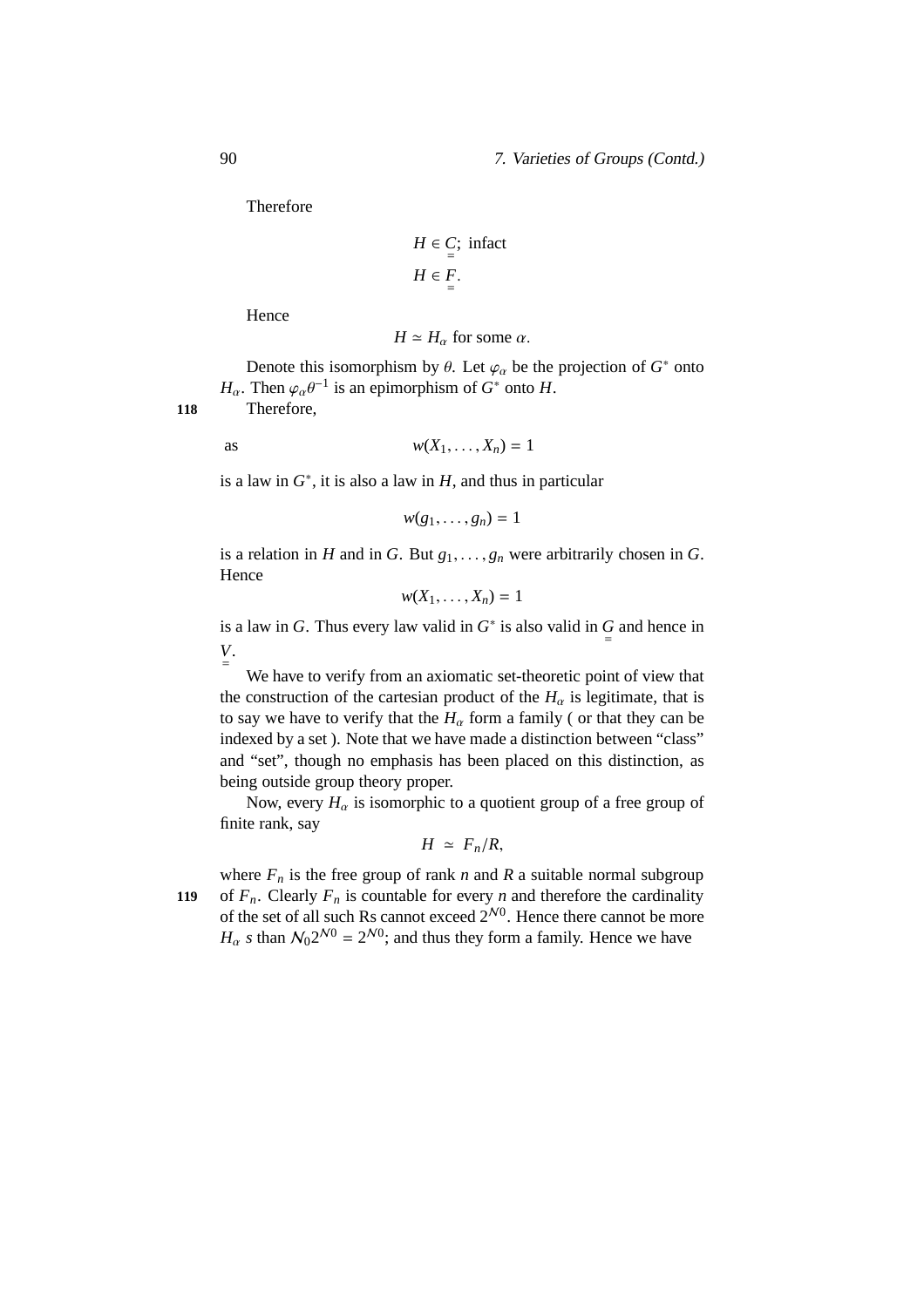Therefore

$$H \in \underset{=}{C}; \text{ infact}$$
$$H \in \underset{=}{F}.$$

Hence

$$H \simeq H_\alpha \text{ for some } \alpha.$$

Denote this isomorphism by $\theta$. Let $\varphi_\alpha$ be the projection of $G^*$ onto $H_\alpha$. Then $\varphi_\alpha \theta^{-1}$ is an epimorphism of $G^*$ onto $H$.

Therefore,

as
$$w(X_1, \ldots, X_n) = 1$$

is a law in $G^*$, it is also a law in $H$, and thus in particular

$$w(g_1, \ldots, g_n) = 1$$

is a relation in $H$ and in $G$. But $g_1, \ldots, g_n$ were arbitrarily chosen in $G$. Hence

$$w(X_1, \ldots, X_n) = 1$$

is a law in $G$. Thus every law valid in $G^*$ is also valid in $\underset{=}{G}$ and hence in $\underset{=}{V}$.

We have to verify from an axiomatic set-theoretic point of view that the construction of the cartesian product of the $H_\alpha$ is legitimate, that is to say we have to verify that the $H_\alpha$ form a family ( or that they can be indexed by a set ). Note that we have made a distinction between "class" and "set", though no emphasis has been placed on this distinction, as being outside group theory proper.

Now, every $H_\alpha$ is isomorphic to a quotient group of a free group of finite rank, say

$$H \simeq F_n/R,$$

where $F_n$ is the free group of rank $n$ and $R$ a suitable normal subgroup of $F_n$. Clearly $F_n$ is countable for every $n$ and therefore the cardinality of the set of all such Rs cannot exceed $2^{\aleph 0}$. Hence there cannot be more $H_\alpha$ *s* than $\aleph_0 2^{\aleph 0} = 2^{\aleph 0}$; and thus they form a family. Hence we have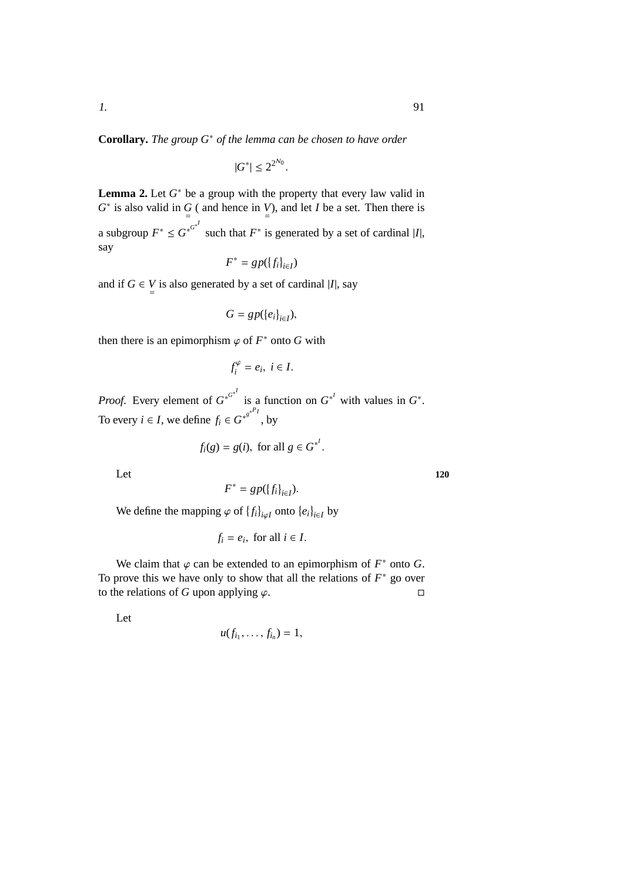**Corollary.** *The group $G^*$ of the lemma can be chosen to have order*

$$|G^*| \leq 2^{2^{\aleph_0}}.$$

**Lemma 2.** Let $G^*$ be a group with the property that every law valid in $G^*$ is also valid in $\underset{=}{G}$ ( and hence in $\underset{=}{V}$), and let $I$ be a set. Then there is a subgroup $F^* \leq G^{*^{G^{*^I}}}$ such that $F^*$ is generated by a set of cardinal $|I|$, say

$$F^* = gp(\{f_i\}_{i\in I})$$

and if $G \in \underset{=}{V}$ is also generated by a set of cardinal $|I|$, say

$$G = gp(\{e_i\}_{i\in I}),$$

then there is an epimorphism $\varphi$ of $F^*$ onto $G$ with

$$f_i^{\varphi} = e_i, \; i \in I.$$

*Proof.* Every element of $G^{*^{G^{*^I}}}$ is a function on $G^{*^I}$ with values in $G^*$. To every $i \in I$, we define $f_i \in G^{*^{g^{*^{P_I}}}}$, by

$$f_i(g) = g(i), \text{ for all } g \in G^{*^I}.$$

Let

$$F^* = gp(\{f_i\}_{i\in I}).$$

We define the mapping $\varphi$ of $\{f_i\}_{i\varphi I}$ onto $\{e_i\}_{i\in I}$ by

$$f_i = e_i, \text{ for all } i \in I.$$

We claim that $\varphi$ can be extended to an epimorphism of $F^*$ onto $G$. To prove this we have only to show that all the relations of $F^*$ go over to the relations of $G$ upon applying $\varphi$. □

Let

$$u(f_{i_1}, \ldots, f_{i_n}) = 1,$$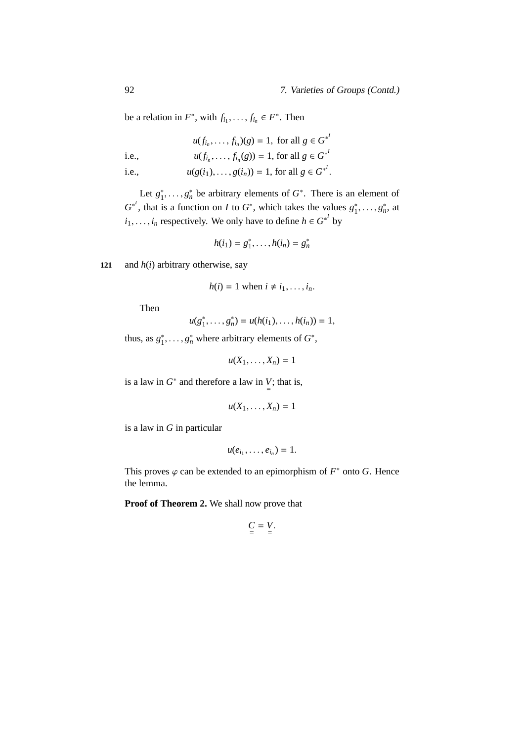be a relation in $F^*$, with $f_{i_1}, \ldots, f_{i_n} \in F^*$. Then

$$u(f_{i_n}, \ldots, f_{i_n})(g) = 1, \text{ for all } g \in G^{*^I}$$

i.e.,
$$u(f_{i_n}, \ldots, f_{i_n}(g)) = 1, \text{ for all } g \in G^{*^I}$$

i.e.,
$$u(g(i_1), \ldots, g(i_n)) = 1, \text{ for all } g \in G^{*^I}.$$

Let $g_1^*, \ldots, g_n^*$ be arbitrary elements of $G^*$. There is an element of $G^{*^I}$, that is a function on $I$ to $G^*$, which takes the values $g_1^*, \ldots, g_n^*$, at $i_1, \ldots, i_n$ respectively. We only have to define $h \in G^{*^I}$ by

$$h(i_1) = g_1^*, \ldots, h(i_n) = g_n^*$$

and $h(i)$ arbitrary otherwise, say

$$h(i) = 1 \text{ when } i \neq i_1, \ldots, i_n.$$

Then

$$u(g_1^*, \ldots, g_n^*) = u(h(i_1), \ldots, h(i_n)) = 1,$$

thus, as $g_1^*, \ldots, g_n^*$ where arbitrary elements of $G^*$,

$$u(X_1, \ldots, X_n) = 1$$

is a law in $G^*$ and therefore a law in $\underline{\underline{V}}$; that is,

$$u(X_1, \ldots, X_n) = 1$$

is a law in $G$ in particular

$$u(e_{i_1}, \ldots, e_{i_n}) = 1.$$

This proves $\varphi$ can be extended to an epimorphism of $F^*$ onto $G$. Hence the lemma.

**Proof of Theorem 2.** We shall now prove that

$$\underline{\underline{C}} = \underline{\underline{V}}.$$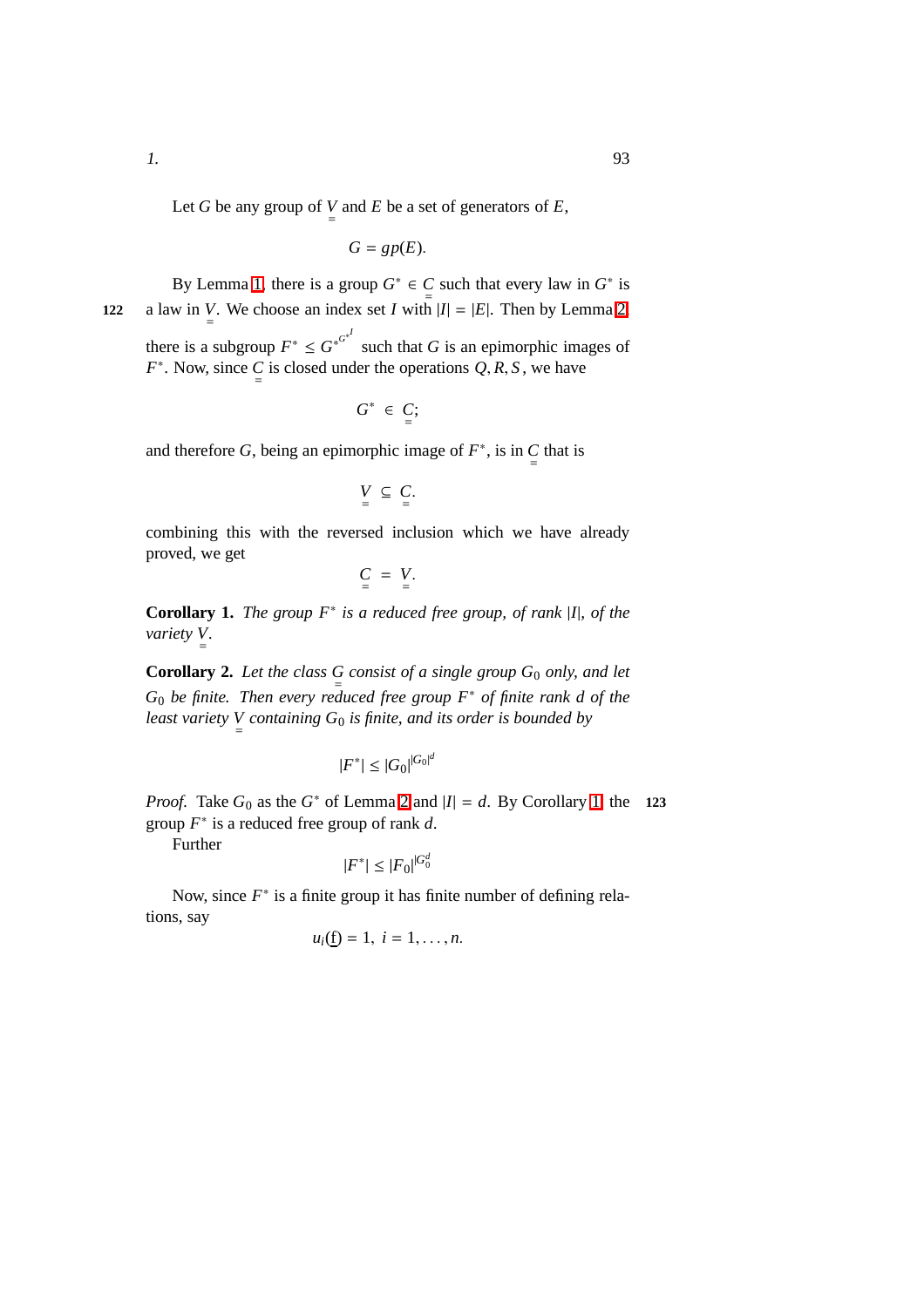Let $G$ be any group of $\underset{=}{V}$ and $E$ be a set of generators of $E$,

$$G = gp(E).$$

By Lemma 1, there is a group $G^* \in \underset{=}{C}$ such that every law in $G^*$ is a law in $\underset{=}{V}$. We choose an index set $I$ with $|I| = |E|$. Then by Lemma 2, there is a subgroup $F^* \leq G^{*^{G^{*^I}}}$ such that $G$ is an epimorphic images of $F^*$. Now, since $\underset{=}{C}$ is closed under the operations $Q, R, S$, we have

$$G^* \in \underset{=}{C};$$

and therefore $G$, being an epimorphic image of $F^*$, is in $\underset{=}{C}$ that is

$$\underset{=}{V} \subseteq \underset{=}{C}.$$

combining this with the reversed inclusion which we have already proved, we get

$$\underset{=}{C} = \underset{=}{V}.$$

**Corollary 1.** *The group $F^*$ is a reduced free group, of rank $|I|$, of the variety $\underset{=}{V}$.*

**Corollary 2.** *Let the class $\underset{=}{G}$ consist of a single group $G_0$ only, and let $G_0$ be finite. Then every reduced free group $F^*$ of finite rank $d$ of the least variety $\underset{=}{V}$ containing $G_0$ is finite, and its order is bounded by*

$$|F^*| \leq |G_0|^{|G_0|^d}$$

*Proof.* Take $G_0$ as the $G^*$ of Lemma 2 and $|I| = d$. By Corollary 1, the group $F^*$ is a reduced free group of rank $d$.

Further

$$|F^*| \leq |F_0|^{|G_0^d}$$

Now, since $F^*$ is a finite group it has finite number of defining relations, say

$$u_i(\underline{f}) = 1, \ i = 1, \ldots, n.$$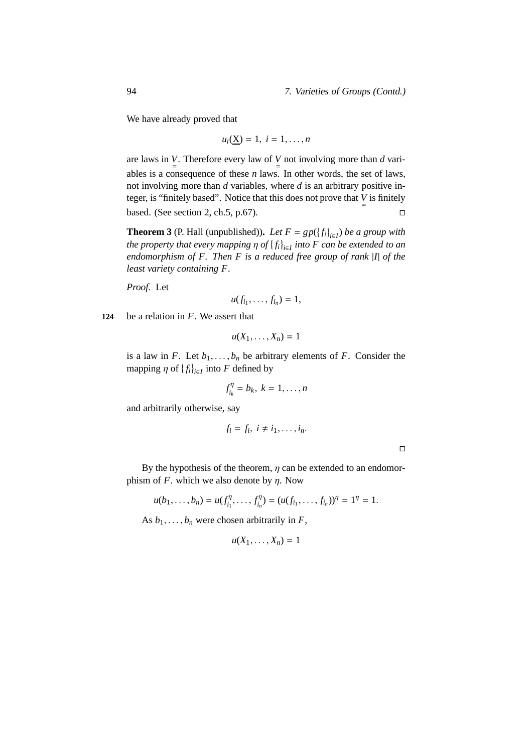We have already proved that

$$u_i(\underline{X}) = 1, \; i = 1, \ldots, n$$

are laws in $\underset{=}{V}$. Therefore every law of $\underset{=}{V}$ not involving more than $d$ variables is a consequence of these $n$ laws. In other words, the set of laws, not involving more than $d$ variables, where $d$ is an arbitrary positive integer, is "finitely based". Notice that this does not prove that $\underset{=}{V}$ is finitely based. (See section 2, ch.5, p.67). □

**Theorem 3** (P. Hall (unpublished))**.** *Let $F = gp(\{f_i\}_{i \in I})$ be a group with the property that every mapping $\eta$ of $\{f_i\}_{i \in I}$ into $F$ can be extended to an endomorphism of $F$. Then $F$ is a reduced free group of rank $|I|$ of the least variety containing $F$.*

*Proof.* Let

$$u(f_{i_1}, \ldots, f_{i_n}) = 1,$$

124 be a relation in $F$. We assert that

$$u(X_1, \ldots, X_n) = 1$$

is a law in $F$. Let $b_1, \ldots, b_n$ be arbitrary elements of $F$. Consider the mapping $\eta$ of $\{f_i\}_{i \in I}$ into $F$ defined by

$$f_{i_k}^{\eta} = b_k, \; k = 1, \ldots, n$$

and arbitrarily otherwise, say

$$f_i = f_i, \; i \neq i_1, \ldots, i_n.$$

□

By the hypothesis of the theorem, $\eta$ can be extended to an endomorphism of $F$. which we also denote by $\eta$. Now

$$u(b_1, \ldots, b_n) = u(f_{i_1}^{\eta}, \ldots, f_{i_n}^{\eta}) = (u(f_{i_1}, \ldots, f_{i_n}))^{\eta} = 1^{\eta} = 1.$$

As $b_1, \ldots, b_n$ were chosen arbitrarily in $F$,

$$u(X_1, \ldots, X_n) = 1$$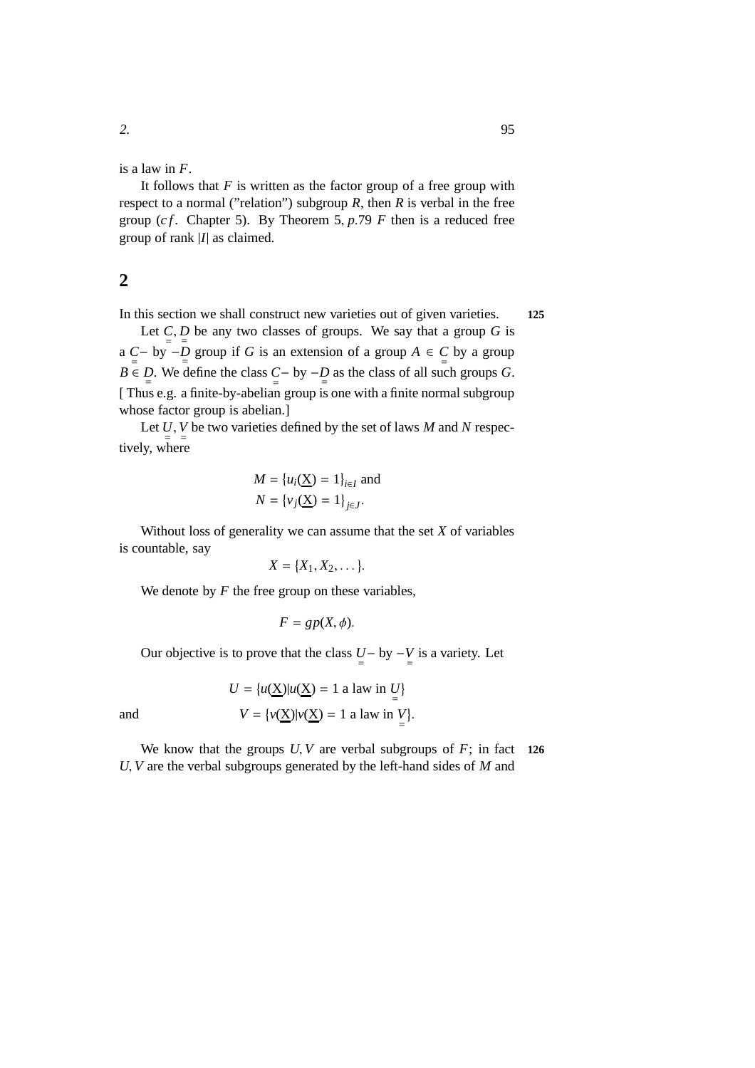is a law in $F$.

It follows that $F$ is written as the factor group of a free group with respect to a normal ("relation") subgroup $R$, then $R$ is verbal in the free group ($cf$. Chapter 5). By Theorem 5, $p$.79 $F$ then is a reduced free group of rank $|I|$ as claimed.

## 2

In this section we shall construct new varieties out of given varieties. **125**

Let $\underset{=}{C}, \underset{=}{D}$ be any two classes of groups. We say that a group $G$ is a $\underset{=}{C}-$ by $-\underset{=}{D}$ group if $G$ is an extension of a group $A \in \underset{=}{C}$ by a group $B \in \underset{=}{D}$. We define the class $\underset{=}{C}-$ by $-\underset{=}{D}$ as the class of all such groups $G$. [ Thus e.g. a finite-by-abelian group is one with a finite normal subgroup whose factor group is abelian.]

Let $\underset{=}{U}, \underset{=}{V}$ be two varieties defined by the set of laws $M$ and $N$ respectively, where

$$M = \{u_i(\underline{X}) = 1\}_{i \in I} \text{ and}$$
$$N = \{v_j(\underline{X}) = 1\}_{j \in J}.$$

Without loss of generality we can assume that the set $X$ of variables is countable, say

$$X = \{X_1, X_2, \dots\}.$$

We denote by $F$ the free group on these variables,

$$F = gp(X, \phi).$$

Our objective is to prove that the class $\underset{=}{U}-$ by $-\underset{=}{V}$ is a variety. Let

$$U = \{u(\underline{X}) | u(\underline{X}) = 1 \text{ a law in } \underset{=}{U}\}$$

and

$$V = \{v(\underline{X}) | v(\underline{X}) = 1 \text{ a law in } \underset{=}{V}\}.$$

We know that the groups $U, V$ are verbal subgroups of $F$; in fact $U, V$ are the verbal subgroups generated by the left-hand sides of $M$ and **126**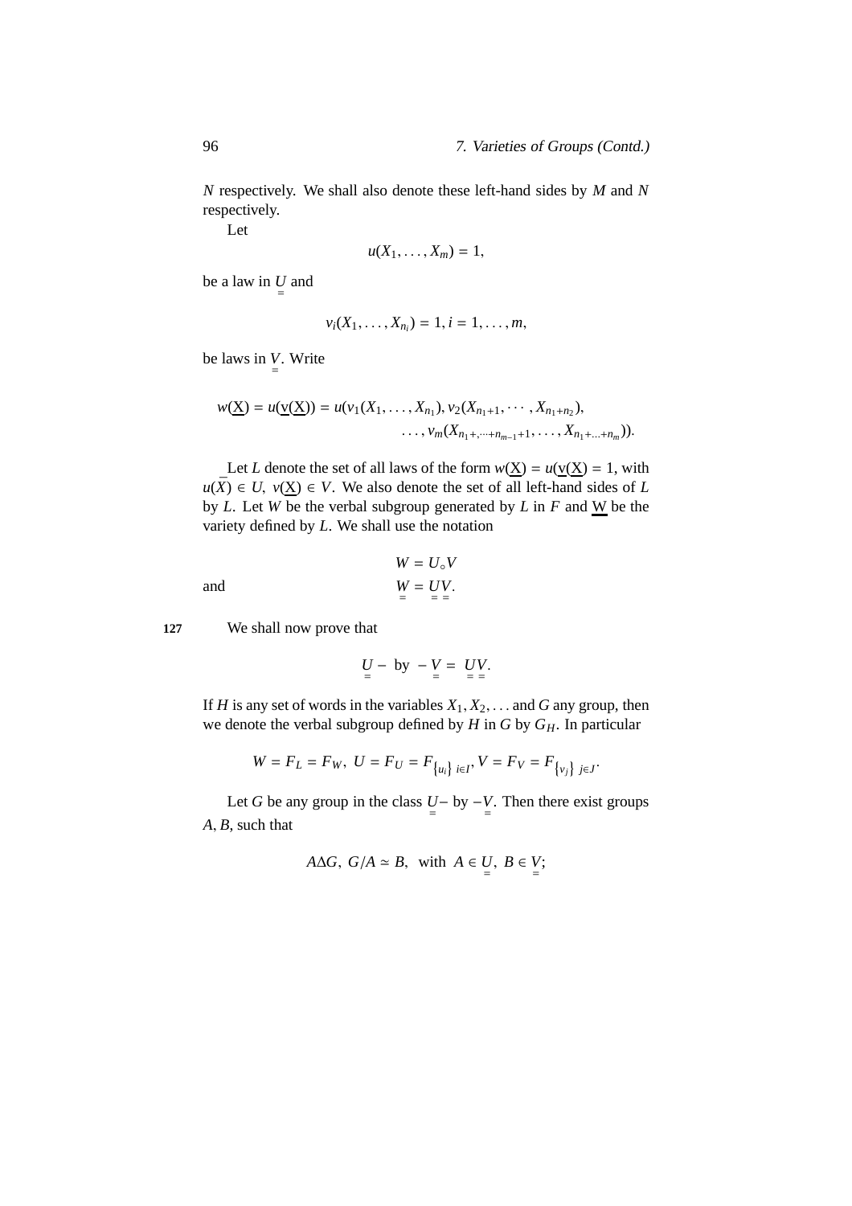$N$ respectively. We shall also denote these left-hand sides by $M$ and $N$ respectively.

Let

$$u(X_1, \ldots, X_m) = 1,$$

be a law in $\underset{=}{U}$ and

$$v_i(X_1, \ldots, X_{n_i}) = 1, i = 1, \ldots, m,$$

be laws in $\underset{=}{V}$. Write

$$w(\underline{X}) = u(\underline{v}(\underline{X})) = u(v_1(X_1, \ldots, X_{n_1}), v_2(X_{n_1+1}, \cdots, X_{n_1+n_2}), \ldots, v_m(X_{n_1+,\cdots+n_{m-1}+1}, \ldots, X_{n_1+\ldots+n_m})).$$

Let $L$ denote the set of all laws of the form $w(\underline{X}) = u(\underline{v}(\underline{X}) = 1$, with $u(\bar{X}) \in U$, $v(\underline{X}) \in V$. We also denote the set of all left-hand sides of $L$ by $L$. Let $W$ be the verbal subgroup generated by $L$ in $F$ and $\underline{W}$ be the variety defined by $L$. We shall use the notation

$$W = U_\circ V$$

and

$$\underset{=}{W} = \underset{=}{U}\underset{=}{V}.$$

We shall now prove that

$$\underset{=}{U} - \text{ by } - \underset{=}{V} = \underset{=}{U}\underset{=}{V}.$$

If $H$ is any set of words in the variables $X_1, X_2, \ldots$ and $G$ any group, then we denote the verbal subgroup defined by $H$ in $G$ by $G_H$. In particular

$$W = F_L = F_W,\ U = F_U = F_{\{u_i\}\ i \in I}, V = F_V = F_{\{v_j\}\ j \in J}.$$

Let $G$ be any group in the class $\underset{=}{U}-$ by $-\underset{=}{V}$. Then there exist groups $A, B$, such that

$$A \Delta G,\ G/A \simeq B, \text{ with } A \in \underset{=}{U},\ B \in \underset{=}{V};$$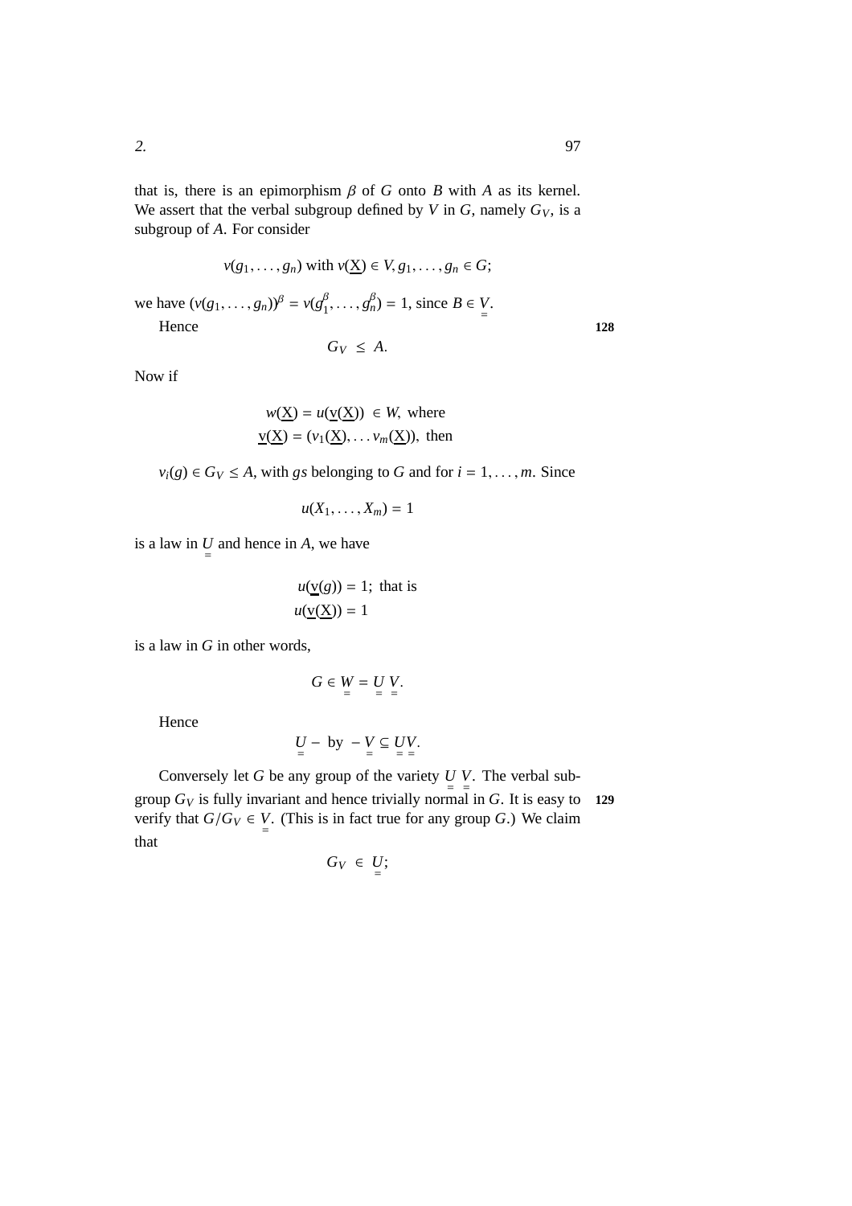that is, there is an epimorphism $\beta$ of $G$ onto $B$ with $A$ as its kernel. We assert that the verbal subgroup defined by $V$ in $G$, namely $G_V$, is a subgroup of $A$. For consider

$$v(g_1, \ldots, g_n) \text{ with } v(\underline{X}) \in V, g_1, \ldots, g_n \in G;$$

we have $(v(g_1, \ldots, g_n))^\beta = v(g_1^\beta, \ldots, g_n^\beta) = 1$, since $B \in \underline{\underline{V}}$.

Hence **128**

$$G_V \leq A.$$

Now if

$$w(\underline{X}) = u(\underline{v}(\underline{X})) \in W, \text{ where}$$
$$\underline{v}(\underline{X}) = (v_1(\underline{X}), \ldots v_m(\underline{X})), \text{ then}$$

$v_i(g) \in G_V \leq A$, with $g$s belonging to $G$ and for $i = 1, \ldots, m$. Since

$$u(X_1, \ldots, X_m) = 1$$

is a law in $\underline{\underline{U}}$ and hence in $A$, we have

$$u(\underline{v}(g)) = 1; \text{ that is}$$
$$u(\underline{v}(\underline{X})) = 1$$

is a law in $G$ in other words,

$$G \in \underline{\underline{W}} = \underline{\underline{U}}\,\underline{\underline{V}}.$$

Hence

$$\underline{\underline{U}} - \text{ by } - \underline{\underline{V}} \subseteq \underline{\underline{U}}\,\underline{\underline{V}}.$$

Conversely let $G$ be any group of the variety $\underline{\underline{U}}\,\underline{\underline{V}}$. The verbal subgroup $G_V$ is fully invariant and hence trivially normal in $G$. It is easy to verify that $G/G_V \in \underline{\underline{V}}$. (This is in fact true for any group $G$.) We claim that **129**

$$G_V \in \underline{\underline{U}};$$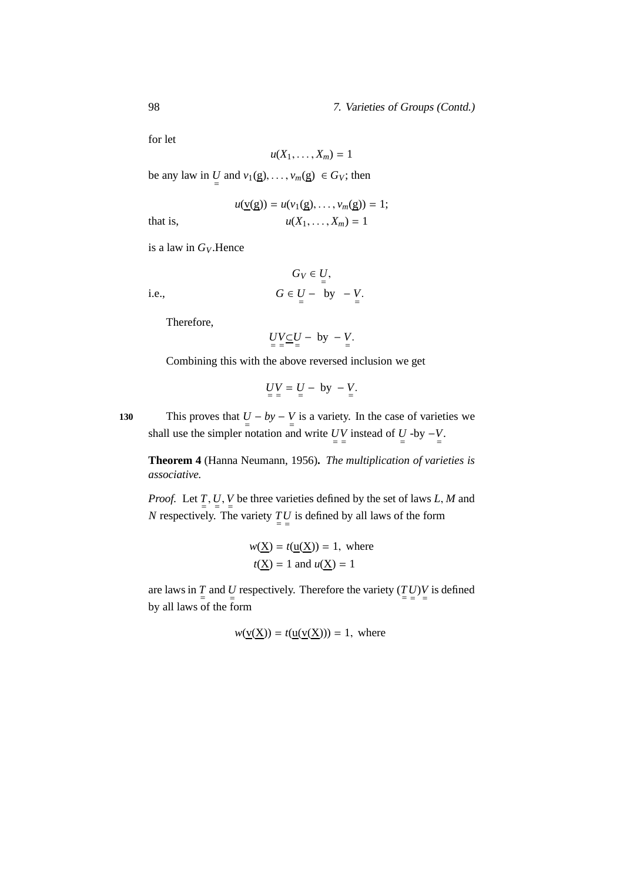for let

$$u(X_1, \ldots, X_m) = 1$$

be any law in $\underset{=}{U}$ and $v_1(\underline{g}), \ldots, v_m(\underline{g}) \in G_V$; then

$$u(\underline{v}(\underline{g})) = u(v_1(\underline{g}), \ldots, v_m(\underline{g})) = 1;$$

that is,

$$u(X_1, \ldots, X_m) = 1$$

is a law in $G_V$. Hence

$$G_V \in \underset{=}{U},$$

i.e.,

$$G \in \underset{=}{U} - \text{ by } - \underset{=}{V}.$$

Therefore,

$$\underset{=}{U}\underset{=}{V} \subseteq \underset{=}{U} - \text{ by } - \underset{=}{V}.$$

Combining this with the above reversed inclusion we get

$$\underset{=}{U}\underset{=}{V} = \underset{=}{U} - \text{ by } - \underset{=}{V}.$$

130 This proves that $\underset{=}{U} - by - \underset{=}{V}$ is a variety. In the case of varieties we shall use the simpler notation and write $\underset{=}{U}\underset{=}{V}$ instead of $\underset{=}{U}$ -by $-\underset{=}{V}$.

**Theorem 4** (Hanna Neumann, 1956)**.** *The multiplication of varieties is associative.*

*Proof.* Let $\underset{=}{T}, \underset{=}{U}, \underset{=}{V}$ be three varieties defined by the set of laws $L$, $M$ and $N$ respectively. The variety $\underset{=}{T}\underset{=}{U}$ is defined by all laws of the form

$$w(\underline{X}) = t(\underline{u}(\underline{X})) = 1, \text{ where}$$
$$t(\underline{X}) = 1 \text{ and } u(\underline{X}) = 1$$

are laws in $\underset{=}{T}$ and $\underset{=}{U}$ respectively. Therefore the variety $(\underset{=}{T}\underset{=}{U})\underset{=}{V}$ is defined by all laws of the form

$$w(\underline{v}(\underline{X})) = t(\underline{u}(\underline{v}(\underline{X}))) = 1, \text{ where}$$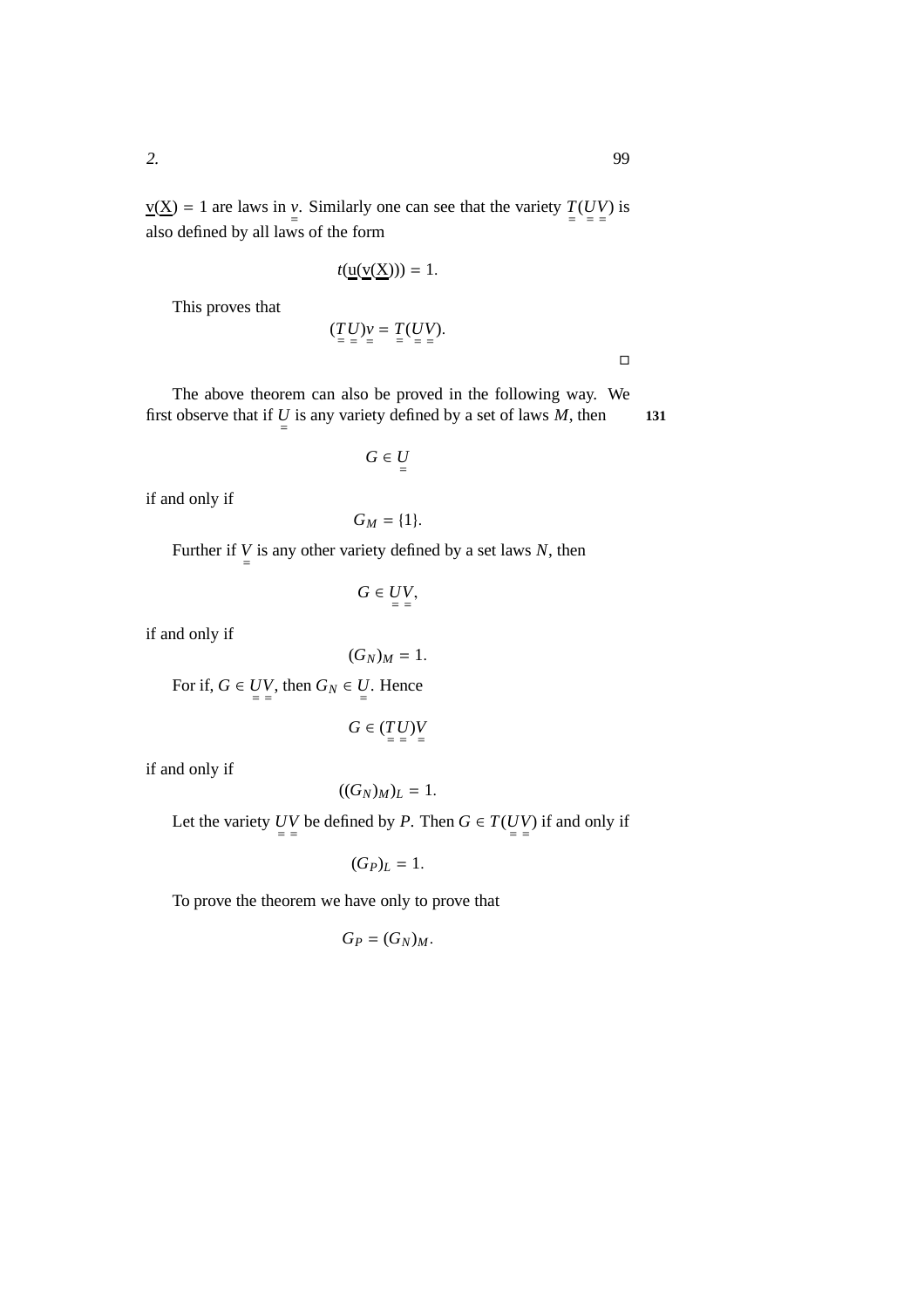$\underline{v}(\underline{X}) = 1$ are laws in $\underset{=}{v}$. Similarly one can see that the variety $\underset{=}{T}(\underset{=}{U}\underset{=}{V})$ is also defined by all laws of the form

$$t(\underline{u}(\underline{v}(\underline{X}))) = 1.$$

This proves that

$$(\underset{=}{T}\underset{=}{U})\underset{=}{v} = \underset{=}{T}(\underset{=}{U}\underset{=}{V}).$$

□

The above theorem can also be proved in the following way. We first observe that if $\underset{=}{U}$ is any variety defined by a set of laws $M$, then

131

$$G \in \underset{=}{U}$$

if and only if

$$G_M = \{1\}.$$

Further if $\underset{=}{V}$ is any other variety defined by a set laws $N$, then

$$G \in \underset{=}{U}\underset{=}{V},$$

if and only if

$$(G_N)_M = 1.$$

For if, $G \in \underset{=}{U}\underset{=}{V}$, then $G_N \in \underset{=}{U}$. Hence

$$G \in (\underset{=}{T}\underset{=}{U})\underset{=}{V}$$

if and only if

$$((G_N)_M)_L = 1.$$

Let the variety $\underset{=}{U}\underset{=}{V}$ be defined by $P$. Then $G \in T(\underset{=}{U}\underset{=}{V})$ if and only if

$$(G_P)_L = 1.$$

To prove the theorem we have only to prove that

$$G_P = (G_N)_M.$$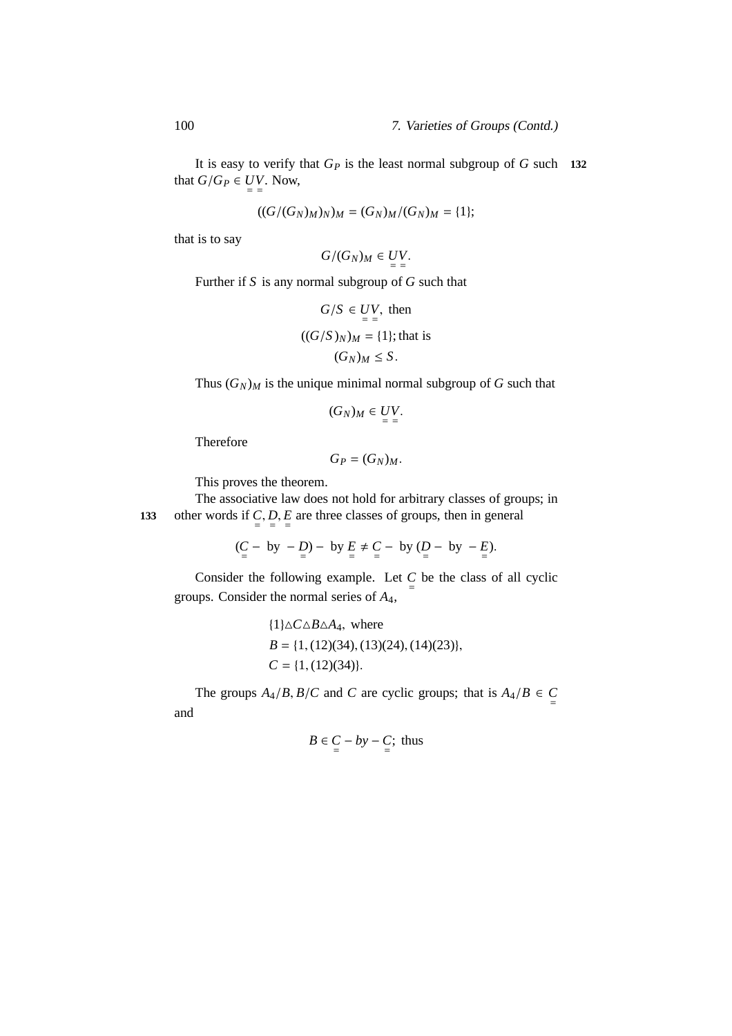It is easy to verify that $G_P$ is the least normal subgroup of $G$ such that $G/G_P \in \underset{=}{U}\underset{=}{V}$. Now,

132

$$((G/(G_N)_M)_N)_M = (G_N)_M/(G_N)_M = \{1\};$$

that is to say

$$G/(G_N)_M \in \underset{=}{U}\underset{=}{V}.$$

Further if $S$ is any normal subgroup of $G$ such that

$$G/S \in \underset{=}{U}\underset{=}{V}, \text{ then}$$
$$((G/S)_N)_M = \{1\}; \text{that is}$$
$$(G_N)_M \leq S.$$

Thus $(G_N)_M$ is the unique minimal normal subgroup of $G$ such that

$$(G_N)_M \in \underset{=}{U}\underset{=}{V}.$$

Therefore

$$G_P = (G_N)_M.$$

This proves the theorem.

The associative law does not hold for arbitrary classes of groups; in other words if $\underset{=}{C}, \underset{=}{D}, \underset{=}{E}$ are three classes of groups, then in general

133

$$(\underset{=}{C} - \text{ by } - \underset{=}{D}) - \text{ by } \underset{=}{E} \neq \underset{=}{C} - \text{ by } (\underset{=}{D} - \text{ by } - \underset{=}{E}).$$

Consider the following example. Let $\underset{=}{C}$ be the class of all cyclic groups. Consider the normal series of $A_4$,

$$\{1\} \triangle C \triangle B \triangle A_4, \text{ where}$$
$$B = \{1, (12)(34), (13)(24), (14)(23)\},$$
$$C = \{1, (12)(34)\}.$$

The groups $A_4/B, B/C$ and $C$ are cyclic groups; that is $A_4/B \in \underset{=}{C}$ and

$$B \in \underset{=}{C} - by - \underset{=}{C}; \text{ thus}$$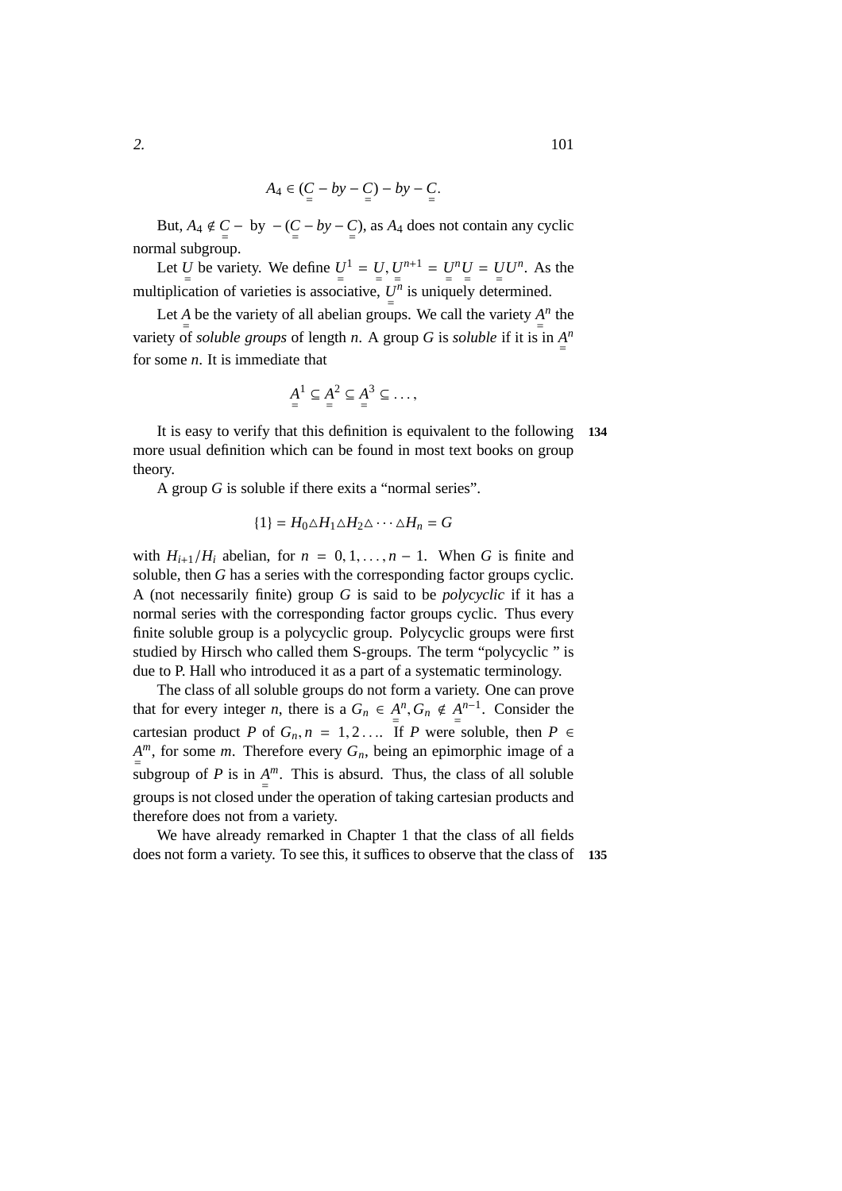$$A_4 \in (\underset{=}{C} - by - \underset{=}{C}) - by - \underset{=}{C}.$$

But, $A_4 \notin \underset{=}{C} -$ by $-(\underset{=}{C} - by - \underset{=}{C})$, as $A_4$ does not contain any cyclic normal subgroup.

Let $\underset{=}{U}$ be variety. We define $\underset{=}{U}^1 = \underset{=}{U}, \underset{=}{U}^{n+1} = \underset{=}{U}^n\underset{=}{U} = \underset{=}{U}\underset{=}{U}^n$. As the multiplication of varieties is associative, $\underset{=}{U}^n$ is uniquely determined.

Let $\underset{=}{A}$ be the variety of all abelian groups. We call the variety $\underset{=}{A}^n$ the variety of *soluble groups* of length $n$. A group $G$ is *soluble* if it is in $\underset{=}{A}^n$ for some $n$. It is immediate that

$$\underset{=}{A}^1 \subseteq \underset{=}{A}^2 \subseteq \underset{=}{A}^3 \subseteq \ldots,$$

It is easy to verify that this definition is equivalent to the following more usual definition which can be found in most text books on group theory.

A group $G$ is soluble if there exits a "normal series".

$$\{1\} = H_0 \triangle H_1 \triangle H_2 \triangle \cdots \triangle H_n = G$$

with $H_{i+1}/H_i$ abelian, for $n = 0, 1, \ldots, n-1$. When $G$ is finite and soluble, then $G$ has a series with the corresponding factor groups cyclic. A (not necessarily finite) group $G$ is said to be *polycyclic* if it has a normal series with the corresponding factor groups cyclic. Thus every finite soluble group is a polycyclic group. Polycyclic groups were first studied by Hirsch who called them S-groups. The term "polycyclic " is due to P. Hall who introduced it as a part of a systematic terminology.

The class of all soluble groups do not form a variety. One can prove that for every integer $n$, there is a $G_n \in \underset{=}{A}^n, G_n \notin \underset{=}{A}^{n-1}$. Consider the cartesian product $P$ of $G_n, n = 1, 2 \ldots$. If $P$ were soluble, then $P \in \underset{=}{A}^m$, for some $m$. Therefore every $G_n$, being an epimorphic image of a subgroup of $P$ is in $\underset{=}{A}^m$. This is absurd. Thus, the class of all soluble groups is not closed under the operation of taking cartesian products and therefore does not from a variety.

We have already remarked in Chapter 1 that the class of all fields does not form a variety. To see this, it suffices to observe that the class of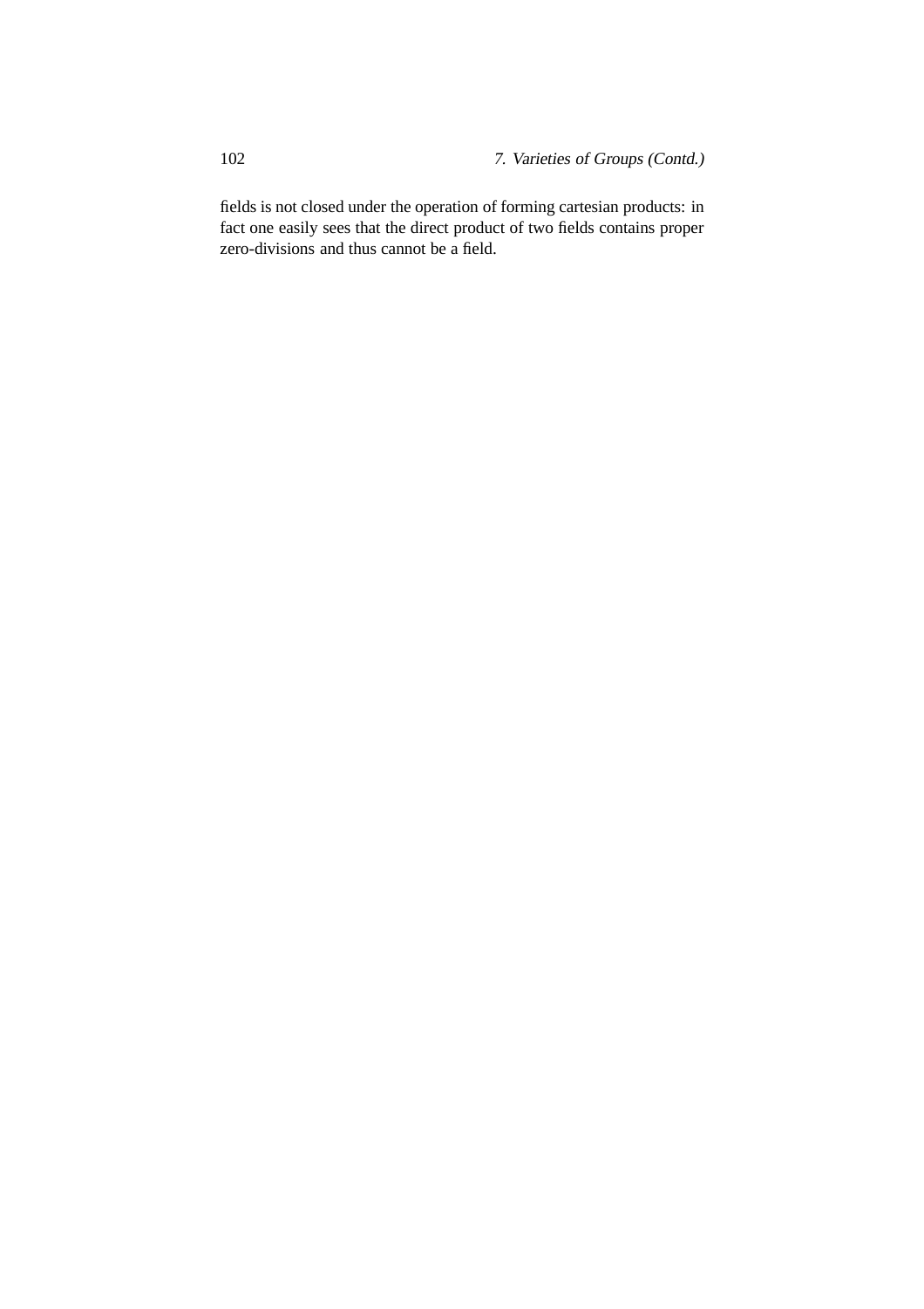fields is not closed under the operation of forming cartesian products: in fact one easily sees that the direct product of two fields contains proper zero-divisions and thus cannot be a field.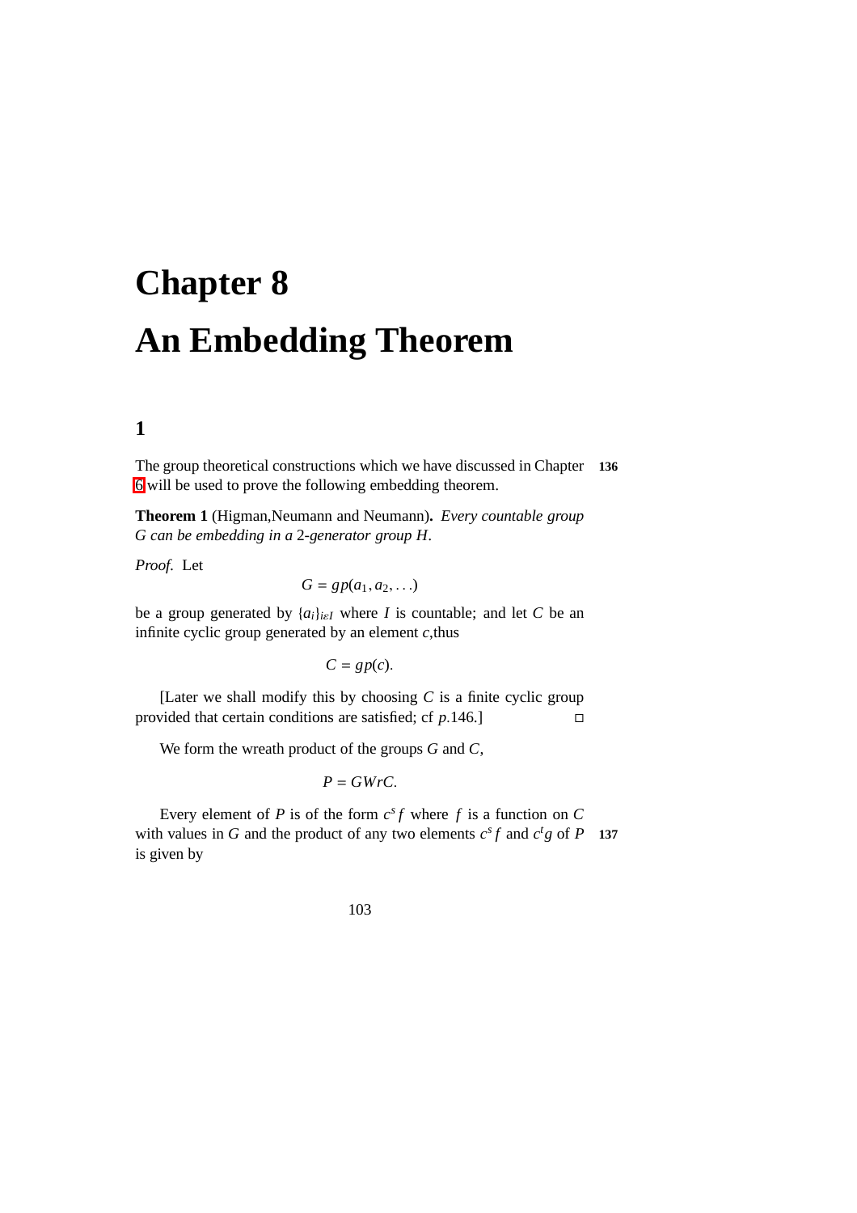# Chapter 8

# An Embedding Theorem

## 1

The group theoretical constructions which we have discussed in Chapter 6 will be used to prove the following embedding theorem.

**Theorem 1** (Higman,Neumann and Neumann)**.** *Every countable group $G$ can be embedding in a 2-generator group $H$.*

*Proof.* Let

$$G = gp(a_1, a_2, \ldots)$$

be a group generated by $\{a_i\}_{i \varepsilon I}$ where $I$ is countable; and let $C$ be an infinite cyclic group generated by an element $c$,thus

$$C = gp(c).$$

[Later we shall modify this by choosing $C$ is a finite cyclic group provided that certain conditions are satisfied; cf $p$.146.] □

We form the wreath product of the groups $G$ and $C$,

$$P = GWrC.$$

Every element of $P$ is of the form $c^s f$ where $f$ is a function on $C$ with values in $G$ and the product of any two elements $c^s f$ and $c^t g$ of $P$ is given by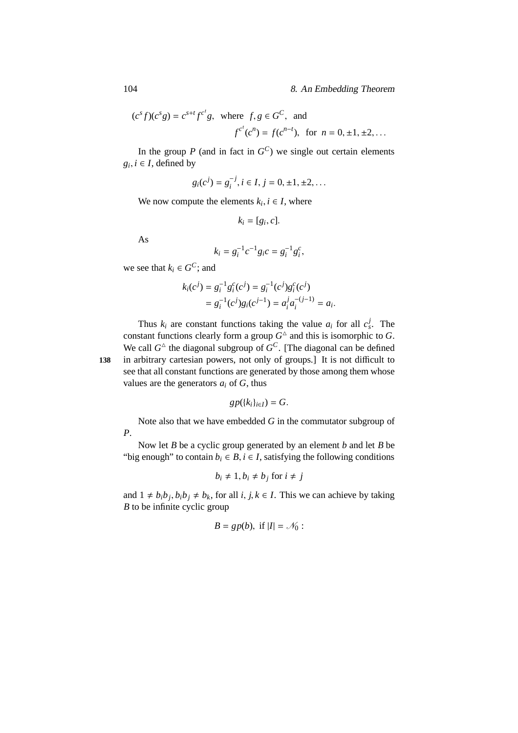$$(c^s f)(c^s g) = c^{s+t} f^{c^t} g, \text{ where } f, g \in G^C, \text{ and}$$
$$f^{c^t}(c^n) = f(c^{n-t}), \text{ for } n = 0, \pm 1, \pm 2, \ldots$$

In the group $P$ (and in fact in $G^C$) we single out certain elements $g_i, i \in I$, defined by

$$g_i(c^j) = g_i^{-j}, i \in I, j = 0, \pm 1, \pm 2, \ldots$$

We now compute the elements $k_i, i \in I$, where

$$k_i = [g_i, c].$$

As

$$k_i = g_i^{-1} c^{-1} g_i c = g_i^{-1} g_i^c,$$

we see that $k_i \in G^C$; and

$$\begin{aligned} k_i(c^j) &= g_i^{-1} g_i^c(c^j) = g_i^{-1}(c^j) g_i^c(c^j) \\ &= g_i^{-1}(c^j) g_i(c^{j-1}) = a_i^j a_i^{-(j-1)} = a_i. \end{aligned}$$

Thus $k_i$ are constant functions taking the value $a_i$ for all $c_s^j$. The constant functions clearly form a group $G^\triangle$ and this is isomorphic to $G$. We call $G^\triangle$ the diagonal subgroup of $G^C$. [The diagonal can be defined in arbitrary cartesian powers, not only of groups.] It is not difficult to see that all constant functions are generated by those among them whose values are the generators $a_i$ of $G$, thus

$$gp(\{k_i\}_{i \in I}) = G.$$

Note also that we have embedded $G$ in the commutator subgroup of $P$.

Now let $B$ be a cyclic group generated by an element $b$ and let $B$ be "big enough" to contain $b_i \in B, i \in I$, satisfying the following conditions

$$b_i \neq 1, b_i \neq b_j \text{ for } i \neq j$$

and $1 \neq b_i b_j, b_i b_j \neq b_k$, for all $i, j, k \in I$. This we can achieve by taking $B$ to be infinite cyclic group

$$B = gp(b), \text{ if } |I| = \mathscr{N}_0 :$$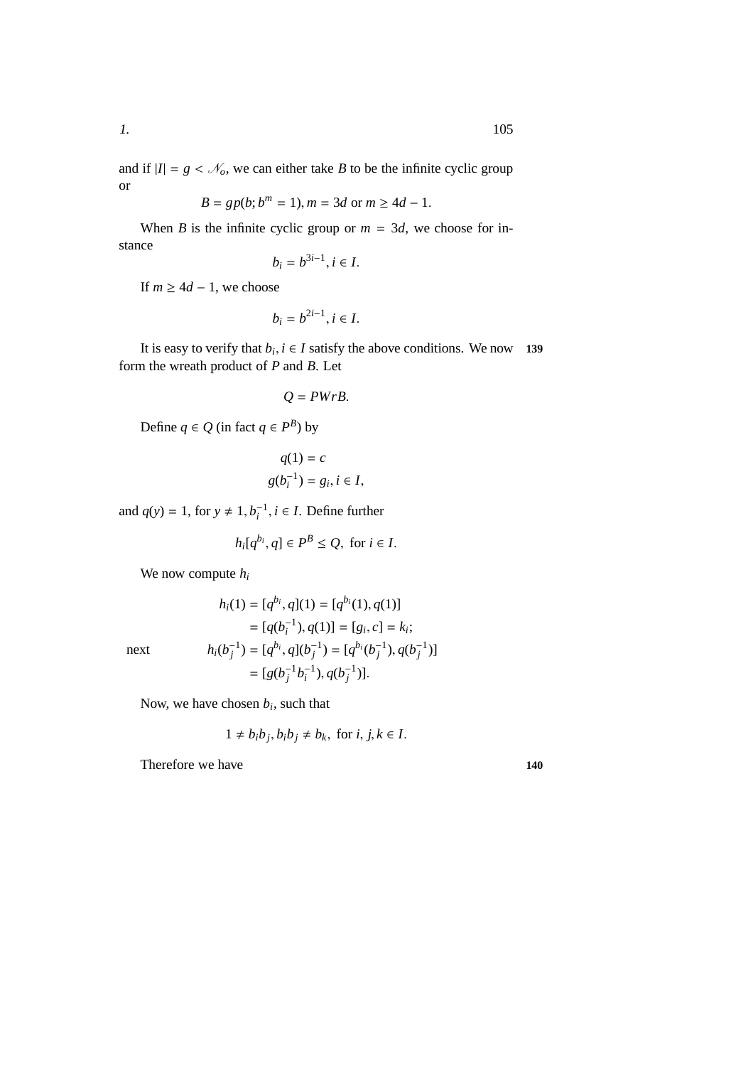and if $|I| = g < \mathcal{N}_o$, we can either take $B$ to be the infinite cyclic group or

$$B = gp(b; b^m = 1), m = 3d \text{ or } m \geq 4d - 1.$$

When $B$ is the infinite cyclic group or $m = 3d$, we choose for instance

$$b_i = b^{3i-1}, i \in I.$$

If $m \geq 4d - 1$, we choose

$$b_i = b^{2i-1}, i \in I.$$

It is easy to verify that $b_i, i \in I$ satisfy the above conditions. We now form the wreath product of $P$ and $B$. Let

$$Q = PWrB.$$

Define $q \in Q$ (in fact $q \in P^B$) by

$$q(1) = c$$
$$g(b_i^{-1}) = g_i, i \in I,$$

and $q(y) = 1$, for $y \neq 1, b_i^{-1}, i \in I$. Define further

$$h_i[q^{b_i}, q] \in P^B \leq Q, \text{ for } i \in I.$$

We now compute $h_i$

$$h_i(1) = [q^{b_i}, q](1) = [q^{b_i}(1), q(1)]$$
$$= [q(b_i^{-1}), q(1)] = [g_i, c] = k_i;$$

next

$$h_i(b_j^{-1}) = [q^{b_i}, q](b_j^{-1}) = [q^{b_i}(b_j^{-1}), q(b_j^{-1})]$$
$$= [g(b_j^{-1} b_i^{-1}), q(b_j^{-1})].$$

Now, we have chosen $b_i$, such that

$$1 \neq b_i b_j, b_i b_j \neq b_k, \text{ for } i, j, k \in I.$$

Therefore we have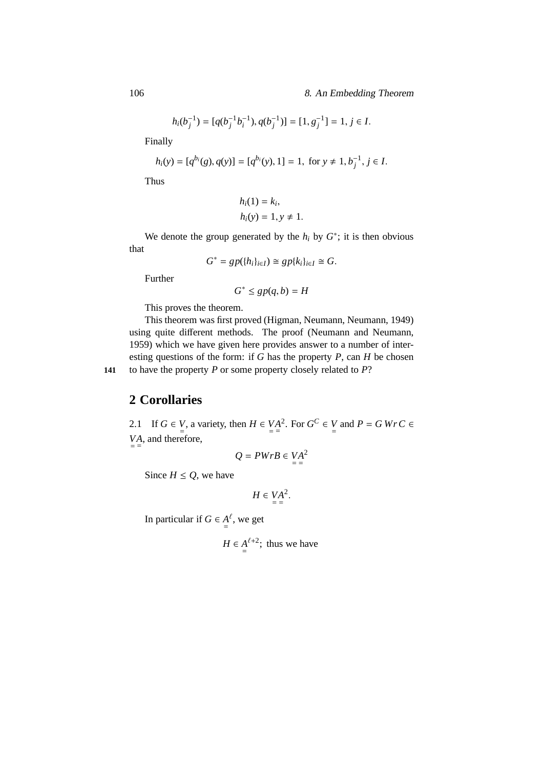$$h_i(b_j^{-1}) = [q(b_j^{-1}b_i^{-1}), q(b_j^{-1})] = [1, g_j^{-1}] = 1, \, j \in I.$$

Finally

$$h_i(y) = [q^{b_i}(g), q(y)] = [q^{b_i}(y), 1] = 1, \text{ for } y \neq 1, b_j^{-1}, \, j \in I.$$

Thus

$$h_i(1) = k_i,$$
$$h_i(y) = 1, y \neq 1.$$

We denote the group generated by the $h_i$ by $G^*$; it is then obvious that

$$G^* = gp(\{h_i\}_{i \in I}) \cong gp\{k_i\}_{i \in I} \cong G.$$

Further

$$G^* \leq gp(q, b) = H$$

This proves the theorem.

This theorem was first proved (Higman, Neumann, Neumann, 1949) using quite different methods. The proof (Neumann and Neumann, 1959) which we have given here provides answer to a number of interesting questions of the form: if $G$ has the property $P$, can $H$ be chosen to have the property $P$ or some property closely related to $P$?

## 2 Corollaries

2.1 If $G \in \underline{\underline{V}}$, a variety, then $H \in \underline{\underline{V}}\,\underline{\underline{A}}^2$. For $G^C \in \underline{\underline{V}}$ and $P = G \, Wr \, C \in \underline{\underline{V}}\,\underline{\underline{A}}$, and therefore,

$$Q = PWrB \in \underline{\underline{V}}\,\underline{\underline{A}}^2$$

Since $H \leq Q$, we have

$$H \in \underline{\underline{V}}\,\underline{\underline{A}}^2.$$

In particular if $G \in \underline{\underline{A}}^{\ell}$, we get

$$H \in \underline{\underline{A}}^{\ell+2}; \text{ thus we have}$$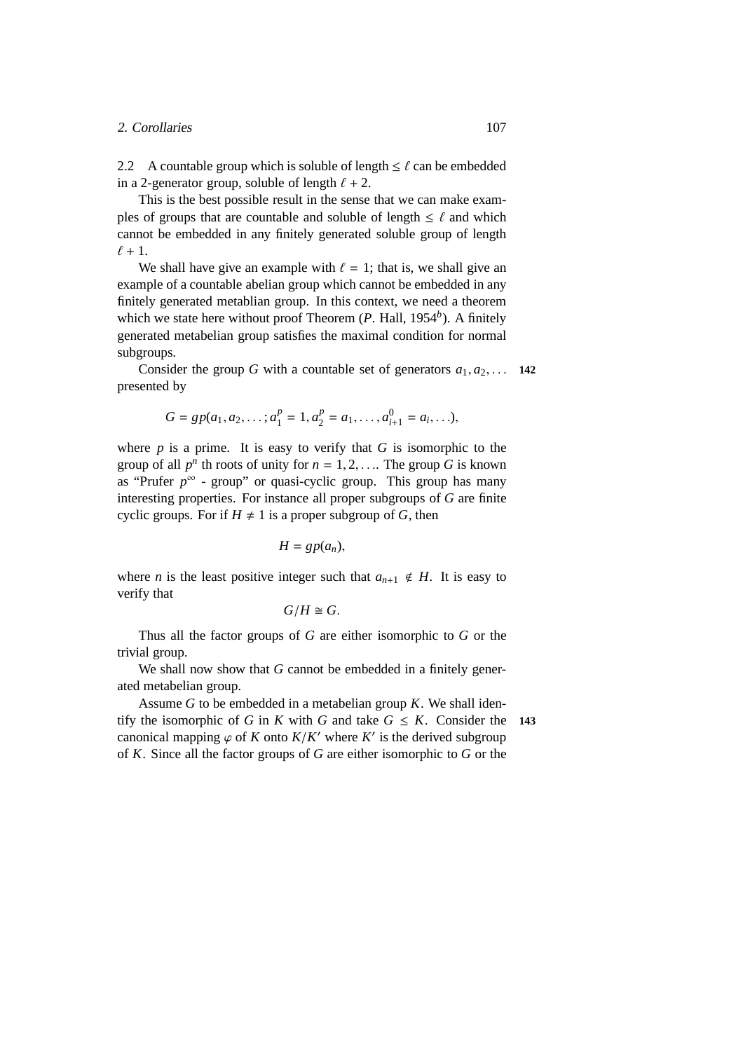2.2 A countable group which is soluble of length $\leq \ell$ can be embedded in a 2-generator group, soluble of length $\ell + 2$.

This is the best possible result in the sense that we can make examples of groups that are countable and soluble of length $\leq \ell$ and which cannot be embedded in any finitely generated soluble group of length $\ell + 1$.

We shall have give an example with $\ell = 1$; that is, we shall give an example of a countable abelian group which cannot be embedded in any finitely generated metablian group. In this context, we need a theorem which we state here without proof Theorem (*P*. Hall, 1954[b]). A finitely generated metabelian group satisfies the maximal condition for normal subgroups.

Consider the group $G$ with a countable set of generators $a_1, a_2, \ldots$ **142** presented by

$$G = gp(a_1, a_2, \ldots; a_1^p = 1, a_2^p = a_1, \ldots, a_{i+1}^0 = a_i, \ldots),$$

where $p$ is a prime. It is easy to verify that $G$ is isomorphic to the group of all $p^n$ th roots of unity for $n = 1, 2, \ldots$. The group $G$ is known as "Prufer $p^\infty$ - group" or quasi-cyclic group. This group has many interesting properties. For instance all proper subgroups of $G$ are finite cyclic groups. For if $H \neq 1$ is a proper subgroup of $G$, then

$$H = gp(a_n),$$

where $n$ is the least positive integer such that $a_{n+1} \notin H$. It is easy to verify that

$$G/H \cong G.$$

Thus all the factor groups of $G$ are either isomorphic to $G$ or the trivial group.

We shall now show that $G$ cannot be embedded in a finitely generated metabelian group.

Assume $G$ to be embedded in a metabelian group $K$. We shall identify the isomorphic of $G$ in $K$ with $G$ and take $G \leq K$. Consider the **143** canonical mapping $\varphi$ of $K$ onto $K/K'$ where $K'$ is the derived subgroup of $K$. Since all the factor groups of $G$ are either isomorphic to $G$ or the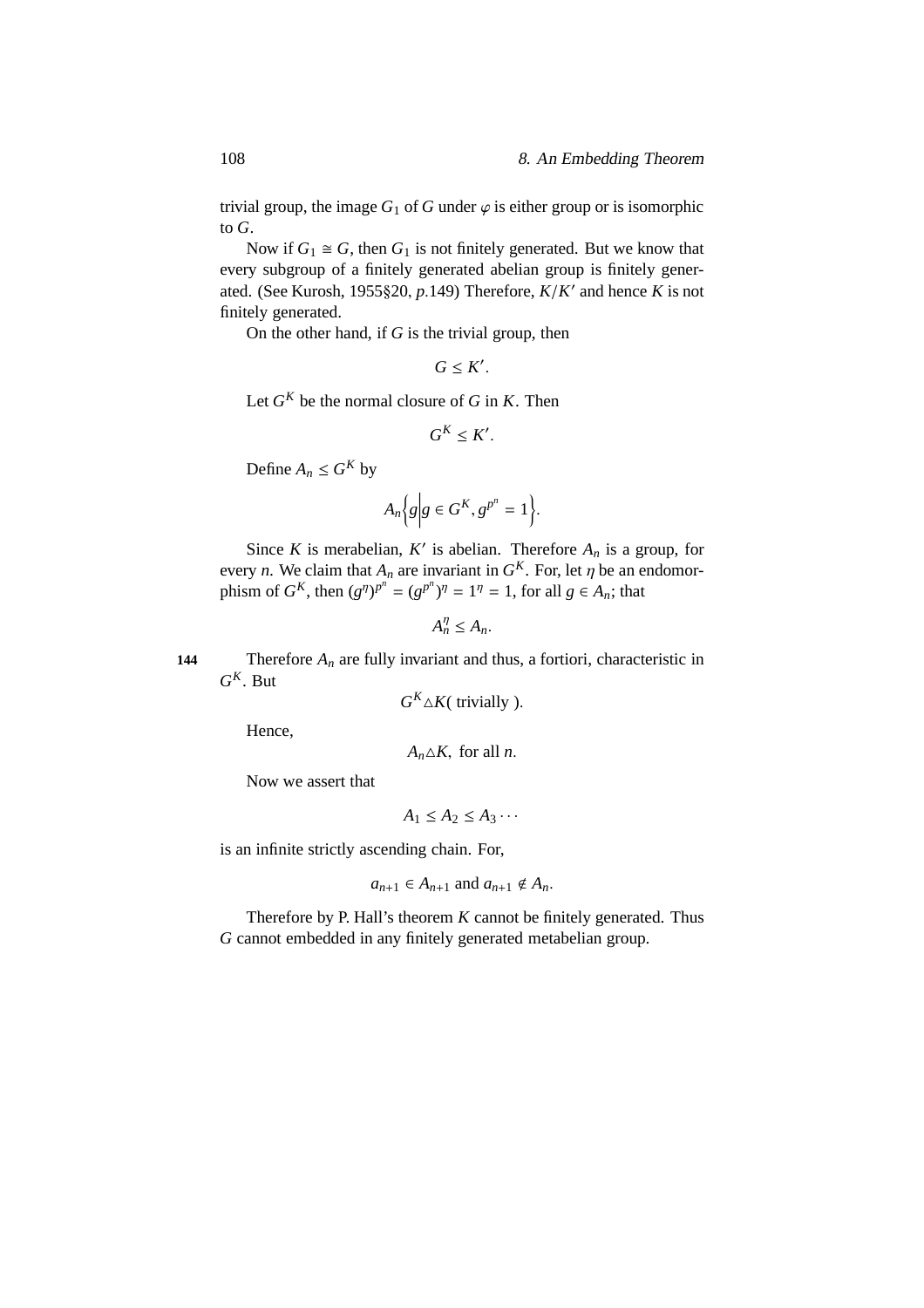trivial group, the image $G_1$ of $G$ under $\varphi$ is either group or is isomorphic to $G$.

Now if $G_1 \cong G$, then $G_1$ is not finitely generated. But we know that every subgroup of a finitely generated abelian group is finitely generated. (See Kurosh, 1955§20, $p$.149) Therefore, $K/K'$ and hence $K$ is not finitely generated.

On the other hand, if $G$ is the trivial group, then

$$G \leq K'.$$

Let $G^K$ be the normal closure of $G$ in $K$. Then

$$G^K \leq K'.$$

Define $A_n \leq G^K$ by

$$A_n \Big\{ g \Big| g \in G^K, g^{p^n} = 1 \Big\}.$$

Since $K$ is merabelian, $K'$ is abelian. Therefore $A_n$ is a group, for every $n$. We claim that $A_n$ are invariant in $G^K$. For, let $\eta$ be an endomorphism of $G^K$, then $(g^\eta)^{p^n} = (g^{p^n})^\eta = 1^\eta = 1$, for all $g \in A_n$; that

$$A_n^\eta \leq A_n.$$

Therefore $A_n$ are fully invariant and thus, a fortiori, characteristic in $G^K$. But

$$G^K \triangle K (\text{ trivially }).$$

Hence,

$$A_n \triangle K, \text{ for all } n.$$

Now we assert that

$$A_1 \leq A_2 \leq A_3 \cdots$$

is an infinite strictly ascending chain. For,

$$a_{n+1} \in A_{n+1} \text{ and } a_{n+1} \notin A_n.$$

Therefore by P. Hall's theorem $K$ cannot be finitely generated. Thus $G$ cannot embedded in any finitely generated metabelian group.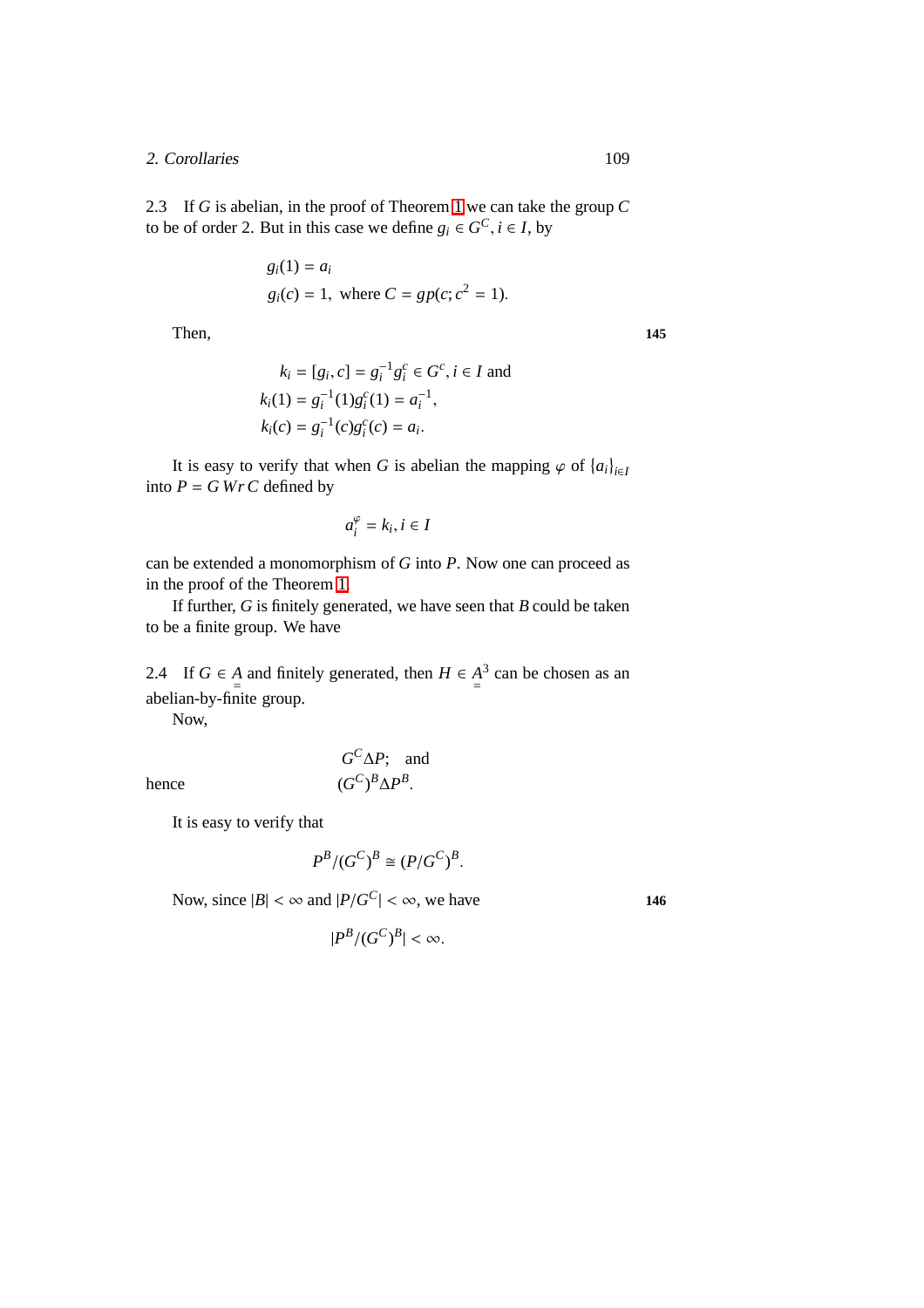2.3 If $G$ is abelian, in the proof of Theorem 1 we can take the group $C$ to be of order 2. But in this case we define $g_i \in G^C, i \in I$, by

$$g_i(1) = a_i$$
$$g_i(c) = 1, \text{ where } C = gp(c; c^2 = 1).$$

Then,

145

$$k_i = [g_i, c] = g_i^{-1} g_i^c \in G^c, i \in I \text{ and}$$
$$k_i(1) = g_i^{-1}(1) g_i^c(1) = a_i^{-1},$$
$$k_i(c) = g_i^{-1}(c) g_i^c(c) = a_i.$$

It is easy to verify that when $G$ is abelian the mapping $\varphi$ of $\{a_i\}_{i \in I}$ into $P = G\, Wr\, C$ defined by

$$a_i^{\varphi} = k_i, i \in I$$

can be extended a monomorphism of $G$ into $P$. Now one can proceed as in the proof of the Theorem 1.

If further, $G$ is finitely generated, we have seen that $B$ could be taken to be a finite group. We have

2.4 If $G \in \underset{=}{A}$ and finitely generated, then $H \in \underset{=}{A}^3$ can be chosen as an abelian-by-finite group.

Now,

$$G^C \Delta P; \quad \text{and}$$

hence

$$(G^C)^B \Delta P^B.$$

It is easy to verify that

$$P^B/(G^C)^B \cong (P/G^C)^B.$$

Now, since $|B| < \infty$ and $|P/G^C| < \infty$, we have

146

$$|P^B/(G^C)^B| < \infty.$$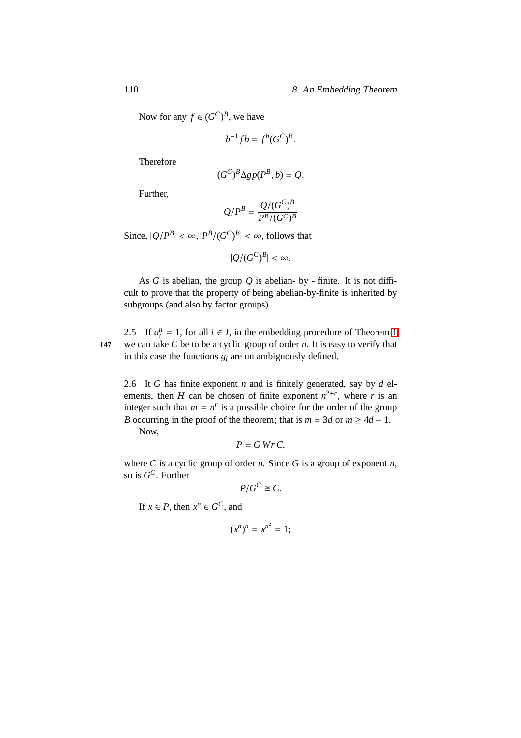Now for any $f \in (G^C)^B$, we have

$$b^{-1} f b = f^b (G^C)^B.$$

Therefore

$$(G^C)^B \Delta gp(P^B, b) = Q.$$

Further,

$$Q/P^B = \frac{Q/(G^C)^B}{P^B/(G^C)^B}$$

Since, $|Q/P^B| < \infty, |P^B/(G^C)^B| < \infty$, follows that

$$|Q/(G^C)^B| < \infty.$$

As $G$ is abelian, the group $Q$ is abelian- by - finite. It is not difficult to prove that the property of being abelian-by-finite is inherited by subgroups (and also by factor groups).

2.5 If $a_i^n = 1$, for all $i \in I$, in the embedding procedure of Theorem 1 we can take $C$ be to be a cyclic group of order $n$. It is easy to verify that in this case the functions $g_i$ are un ambiguously defined.

2.6 It $G$ has finite exponent $n$ and is finitely generated, say by $d$ elements, then $H$ can be chosen of finite exponent $n^{2+r}$, where $r$ is an integer such that $m = n^r$ is a possible choice for the order of the group $B$ occurring in the proof of the theorem; that is $m = 3d$ or $m \geq 4d - 1$.

Now,

$$P = G \, Wr \, C,$$

where $C$ is a cyclic group of order $n$. Since $G$ is a group of exponent $n$, so is $G^C$. Further

$$P/G^C \cong C.$$

If $x \in P$, then $x^n \in G^C$, and

$$(x^n)^n = x^{n^2} = 1;$$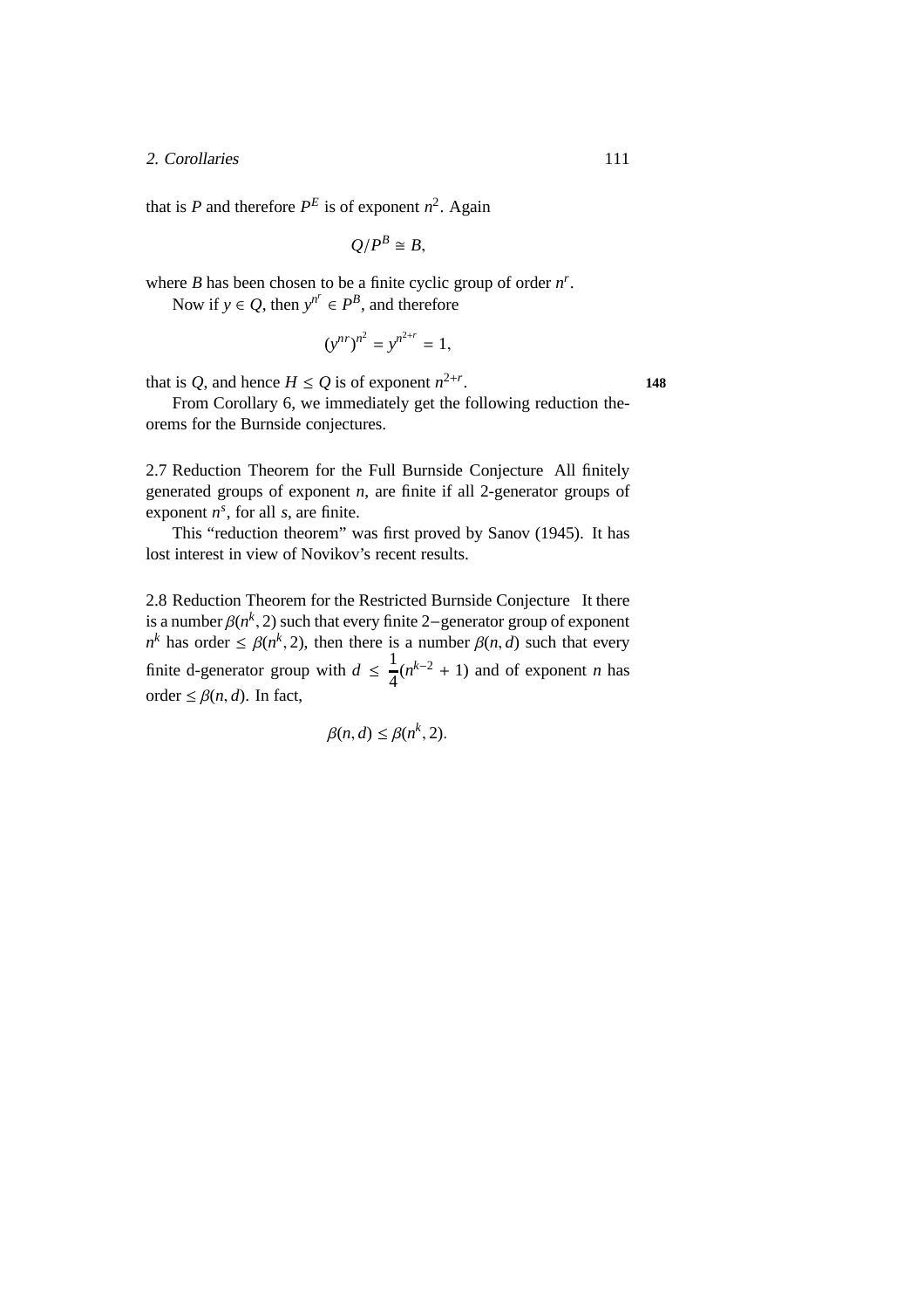that is $P$ and therefore $P^E$ is of exponent $n^2$. Again

$$Q/P^B \cong B,$$

where $B$ has been chosen to be a finite cyclic group of order $n^r$.

Now if $y \in Q$, then $y^{n^r} \in P^B$, and therefore

$$(y^{nr})^{n^2} = y^{n^{2+r}} = 1,$$

that is $Q$, and hence $H \leq Q$ is of exponent $n^{2+r}$.

From Corollary 6, we immediately get the following reduction theorems for the Burnside conjectures.

2.7 Reduction Theorem for the Full Burnside Conjecture All finitely generated groups of exponent $n$, are finite if all 2-generator groups of exponent $n^s$, for all $s$, are finite.

This "reduction theorem" was first proved by Sanov (1945). It has lost interest in view of Novikov's recent results.

2.8 Reduction Theorem for the Restricted Burnside Conjecture It there is a number $\beta(n^k, 2)$ such that every finite 2−generator group of exponent $n^k$ has order $\leq \beta(n^k, 2)$, then there is a number $\beta(n, d)$ such that every finite d-generator group with $d \leq \dfrac{1}{4}(n^{k-2} + 1)$ and of exponent $n$ has order $\leq \beta(n, d)$. In fact,

$$\beta(n, d) \leq \beta(n^k, 2).$$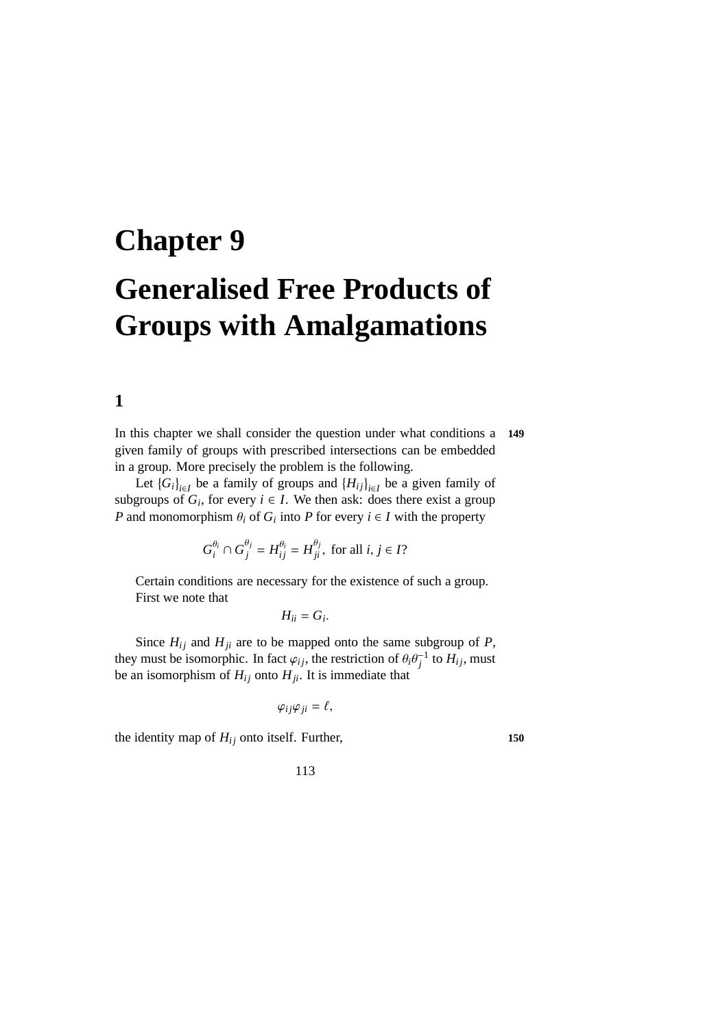# Chapter 9

# Generalised Free Products of Groups with Amalgamations

## 1

In this chapter we shall consider the question under what conditions a given family of groups with prescribed intersections can be embedded in a group. More precisely the problem is the following.

Let $\{G_i\}_{i \in I}$ be a family of groups and $\{H_{ij}\}_{i \in I}$ be a given family of subgroups of $G_i$, for every $i \in I$. We then ask: does there exist a group $P$ and monomorphism $\theta_i$ of $G_i$ into $P$ for every $i \in I$ with the property

$$G_i^{\theta_i} \cap G_j^{\theta_j} = H_{ij}^{\theta_i} = H_{ji}^{\theta_j}, \text{ for all } i, j \in I?$$

Certain conditions are necessary for the existence of such a group.

First we note that

$$H_{ii} = G_i.$$

Since $H_{ij}$ and $H_{ji}$ are to be mapped onto the same subgroup of $P$, they must be isomorphic. In fact $\varphi_{ij}$, the restriction of $\theta_i \theta_j^{-1}$ to $H_{ij}$, must be an isomorphism of $H_{ij}$ onto $H_{ji}$. It is immediate that

$$\varphi_{ij} \varphi_{ji} = \ell,$$

the identity map of $H_{ij}$ onto itself. Further,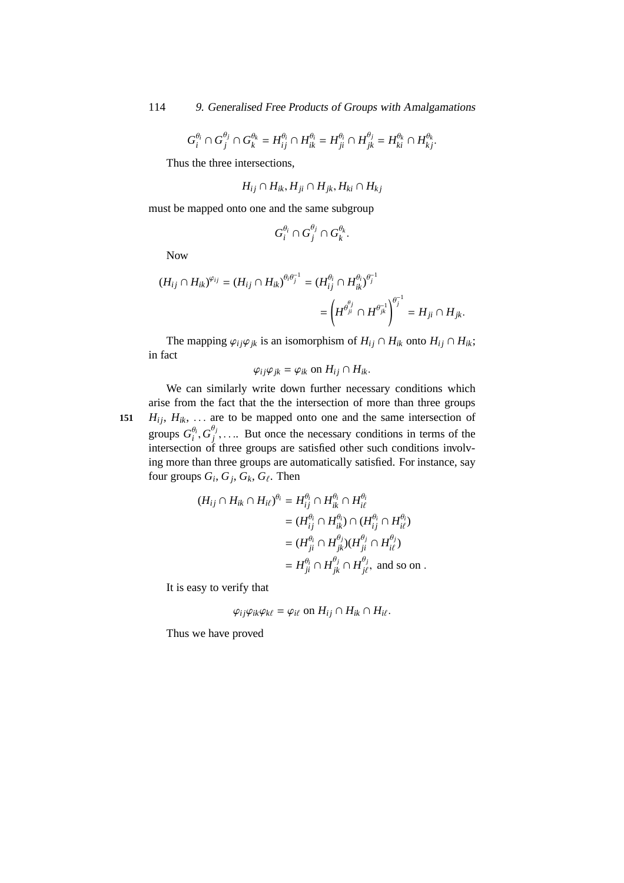$$G_i^{\theta_i} \cap G_j^{\theta_j} \cap G_k^{\theta_k} = H_{ij}^{\theta_i} \cap H_{ik}^{\theta_i} = H_{ji}^{\theta_i} \cap H_{jk}^{\theta_j} = H_{ki}^{\theta_k} \cap H_{kj}^{\theta_k}.$$

Thus the three intersections,

$$H_{ij} \cap H_{ik}, H_{ji} \cap H_{jk}, H_{ki} \cap H_{kj}$$

must be mapped onto one and the same subgroup

$$G_i^{\theta_i} \cap G_j^{\theta_j} \cap G_k^{\theta_k}.$$

Now

$$(H_{ij} \cap H_{ik})^{\varphi_{ij}} = (H_{ij} \cap H_{ik})^{\theta_i \theta_j^{-1}} = (H_{ij}^{\theta_i} \cap H_{ik}^{\theta_i})^{\theta_j^{-1}}$$
$$= \left(H^{\theta_{ji}^{j}} \cap H^{\theta_{jk}^{-1}}\right)^{\theta_j^{-1}} = H_{ji} \cap H_{jk}.$$

The mapping $\varphi_{ij}\varphi_{jk}$ is an isomorphism of $H_{ij} \cap H_{ik}$ onto $H_{ij} \cap H_{ik}$; in fact

$$\varphi_{ij}\varphi_{jk} = \varphi_{ik} \text{ on } H_{ij} \cap H_{ik}.$$

We can similarly write down further necessary conditions which arise from the fact that the the intersection of more than three groups $H_{ij}$, $H_{ik}$, ... are to be mapped onto one and the same intersection of groups $G_i^{\theta_i}, G_j^{\theta_j}, \ldots$. But once the necessary conditions in terms of the intersection of three groups are satisfied other such conditions involving more than three groups are automatically satisfied. For instance, say four groups $G_i, G_j, G_k, G_\ell$. Then

$$\begin{aligned}
(H_{ij} \cap H_{ik} \cap H_{i\ell})^{\theta_i} &= H_{ij}^{\theta_i} \cap H_{ik}^{\theta_i} \cap H_{i\ell}^{\theta_i} \\
&= (H_{ij}^{\theta_i} \cap H_{ik}^{\theta_i}) \cap (H_{ij}^{\theta_i} \cap H_{i\ell}^{\theta_i}) \\
&= (H_{ji}^{\theta_i} \cap H_{jk}^{\theta_j})(H_{ji}^{\theta_j} \cap H_{i\ell}^{\theta_j}) \\
&= H_{ji}^{\theta_i} \cap H_{jk}^{\theta_j} \cap H_{j\ell}^{\theta_j}, \text{ and so on .}
\end{aligned}$$

It is easy to verify that

$$\varphi_{ij}\varphi_{ik}\varphi_{k\ell} = \varphi_{i\ell} \text{ on } H_{ij} \cap H_{ik} \cap H_{i\ell}.$$

Thus we have proved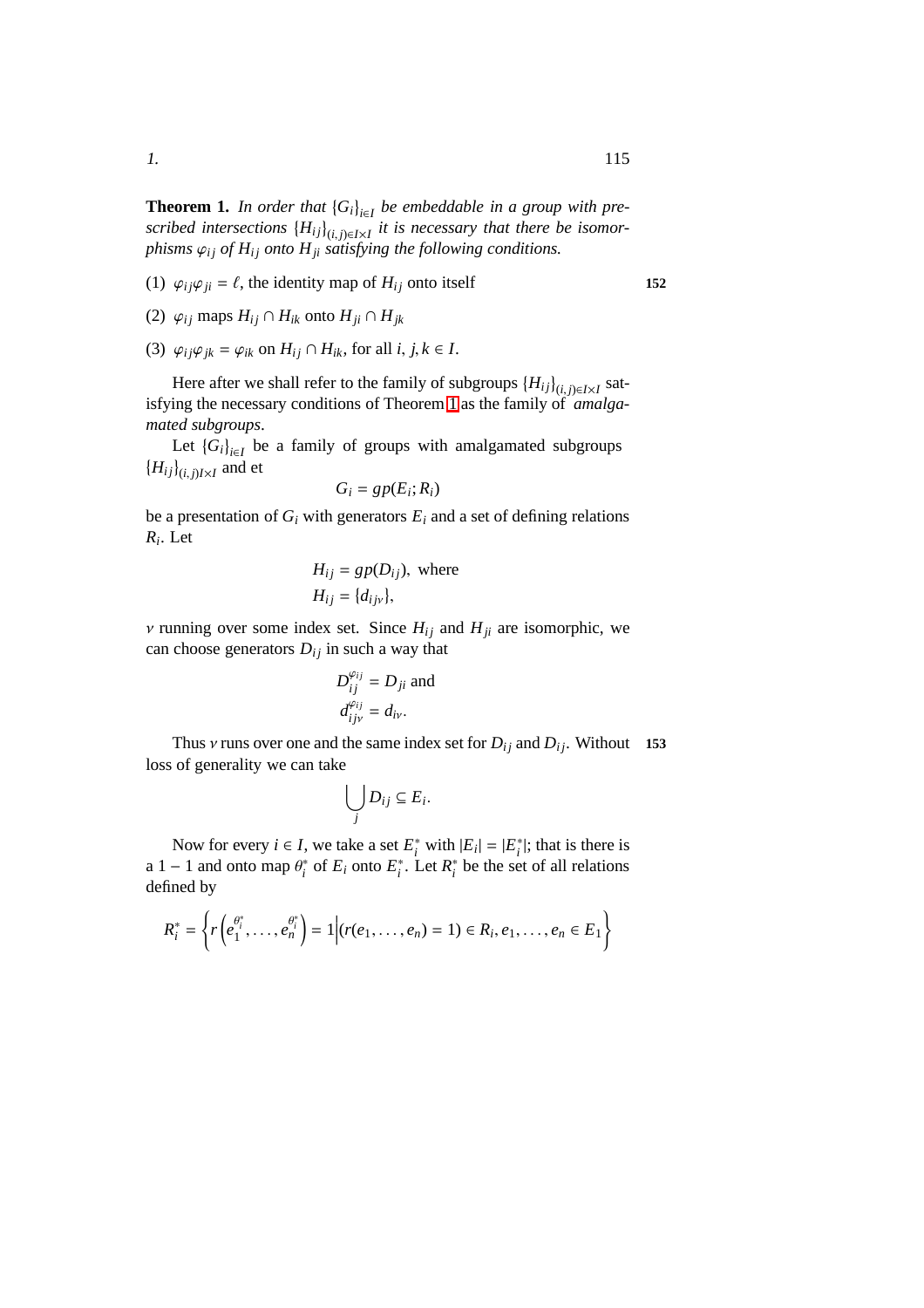**Theorem 1.** *In order that $\{G_i\}_{i\in I}$ be embeddable in a group with prescribed intersections $\{H_{ij}\}_{(i,j)\in I\times I}$ it is necessary that there be isomorphisms $\varphi_{ij}$ of $H_{ij}$ onto $H_{ji}$ satisfying the following conditions.*

(1) $\varphi_{ij}\varphi_{ji} = \ell$, the identity map of $H_{ij}$ onto itself

(2) $\varphi_{ij}$ maps $H_{ij} \cap H_{ik}$ onto $H_{ji} \cap H_{jk}$

(3) $\varphi_{ij}\varphi_{jk} = \varphi_{ik}$ on $H_{ij} \cap H_{ik}$, for all $i, j, k \in I$.

Here after we shall refer to the family of subgroups $\{H_{ij}\}_{(i,j)\in I\times I}$ satisfying the necessary conditions of Theorem 1 as the family of *amalgamated subgroups*.

Let $\{G_i\}_{i\in I}$ be a family of groups with amalgamated subgroups $\{H_{ij}\}_{(i,j)I\times I}$ and et

$$G_i = gp(E_i; R_i)$$

be a presentation of $G_i$ with generators $E_i$ and a set of defining relations $R_i$. Let

$$\begin{aligned} H_{ij} &= gp(D_{ij}), \text{ where} \\ H_{ij} &= \{d_{ij\nu}\}, \end{aligned}$$

$\nu$ running over some index set. Since $H_{ij}$ and $H_{ji}$ are isomorphic, we can choose generators $D_{ij}$ in such a way that

$$\begin{aligned} D_{ij}^{\varphi_{ij}} &= D_{ji} \text{ and} \\ d_{ij\nu}^{\varphi_{ij}} &= d_{i\nu}. \end{aligned}$$

Thus $\nu$ runs over one and the same index set for $D_{ij}$ and $D_{ij}$. Without loss of generality we can take

$$\bigcup_j D_{ij} \subseteq E_i.$$

Now for every $i \in I$, we take a set $E_i^*$ with $|E_i| = |E_i^*|$; that is there is a $1-1$ and onto map $\theta_i^*$ of $E_i$ onto $E_i^*$. Let $R_i^*$ be the set of all relations defined by

$$R_i^* = \left\{ r\left(e_1^{\theta_i^*}, \ldots, e_n^{\theta_i^*}\right) = 1 \middle| (r(e_1, \ldots, e_n) = 1) \in R_i, e_1, \ldots, e_n \in E_1 \right\}$$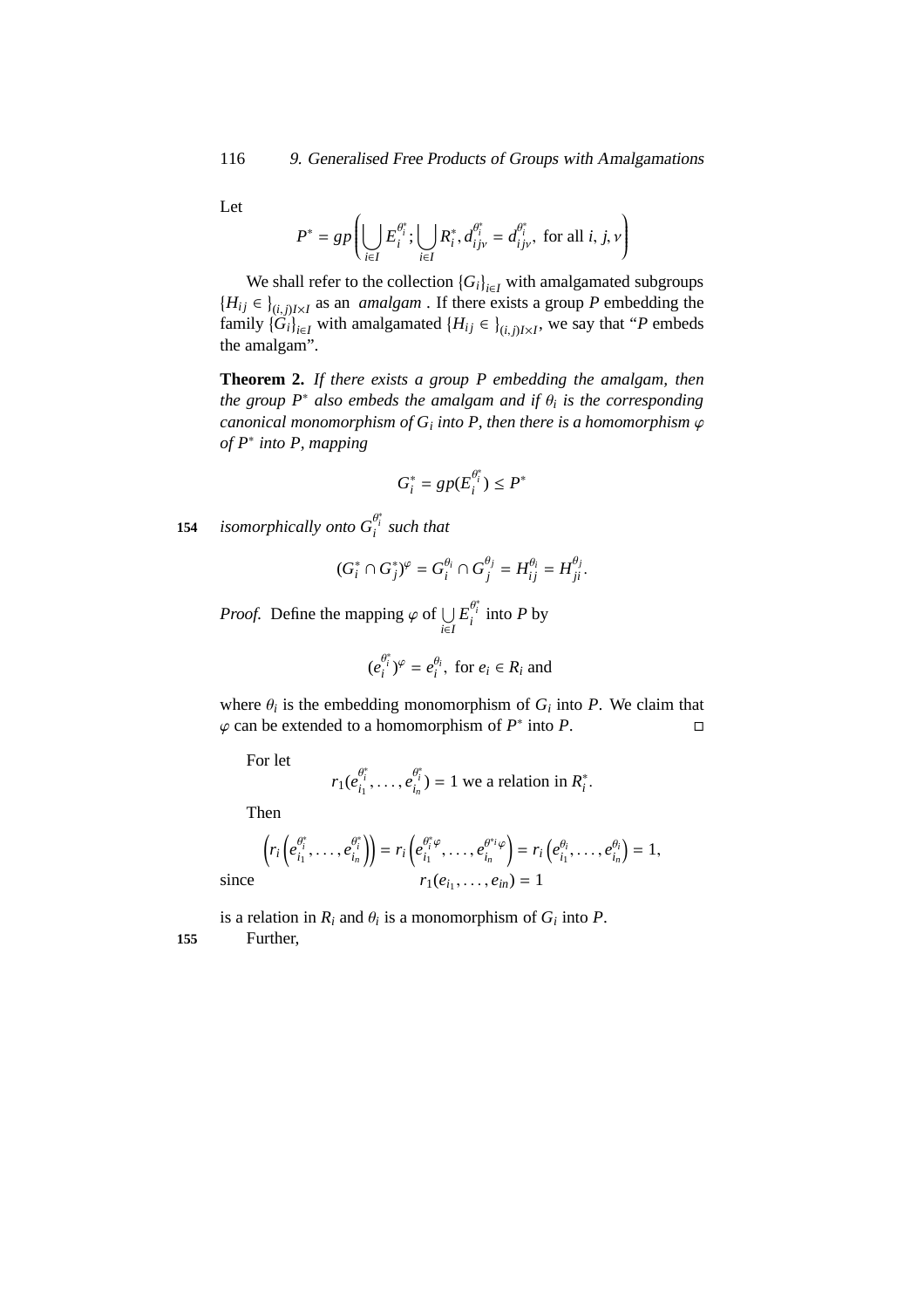Let

$$P^* = gp\left(\bigcup_{i \in I} E_i^{\theta_i^*}; \bigcup_{i \in I} R_i^*, d_{ij\nu}^{\theta_i^*} = d_{ij\nu}^{\theta_i^*}, \text{ for all } i, j, \nu\right)$$

We shall refer to the collection $\{G_i\}_{i \in I}$ with amalgamated subgroups $\{H_{ij} \in\}_{(i,j)I \times I}$ as an *amalgam*. If there exists a group $P$ embedding the family $\{G_i\}_{i \in I}$ with amalgamated $\{H_{ij} \in\}_{(i,j)I \times I}$, we say that "$P$ embeds the amalgam".

**Theorem 2.** *If there exists a group $P$ embedding the amalgam, then the group $P^*$ also embeds the amalgam and if $\theta_i$ is the corresponding canonical monomorphism of $G_i$ into $P$, then there is a homomorphism $\varphi$ of $P^*$ into $P$, mapping*

$$G_i^* = gp(E_i^{\theta_i^*}) \leq P^*$$

154 *isomorphically onto $G_i^{\theta_i^*}$ such that*

$$(G_i^* \cap G_j^*)^\varphi = G_i^{\theta_i} \cap G_j^{\theta_j} = H_{ij}^{\theta_i} = H_{ji}^{\theta_j}.$$

*Proof.* Define the mapping $\varphi$ of $\bigcup_{i \in I} E_i^{\theta_i^*}$ into $P$ by

$$(e_i^{\theta_i^*})^\varphi = e_i^{\theta_i}, \text{ for } e_i \in R_i \text{ and}$$

where $\theta_i$ is the embedding monomorphism of $G_i$ into $P$. We claim that $\varphi$ can be extended to a homomorphism of $P^*$ into $P$. □

For let

$$r_1(e_{i_1}^{\theta_i^*}, \ldots, e_{i_n}^{\theta_i^*}) = 1 \text{ we a relation in } R_i^*.$$

Then

$$\left(r_i\left(e_{i_1}^{\theta_i^*}, \ldots, e_{i_n}^{\theta_i^*}\right)\right) = r_i\left(e_{i_1}^{\theta_i^* \varphi}, \ldots, e_{i_n}^{\theta^*{}_i \varphi}\right) = r_i\left(e_{i_1}^{\theta_i}, \ldots, e_{i_n}^{\theta_i}\right) = 1,$$

since

$$r_1(e_{i_1}, \ldots, e_{in}) = 1$$

is a relation in $R_i$ and $\theta_i$ is a monomorphism of $G_i$ into $P$.

155 Further,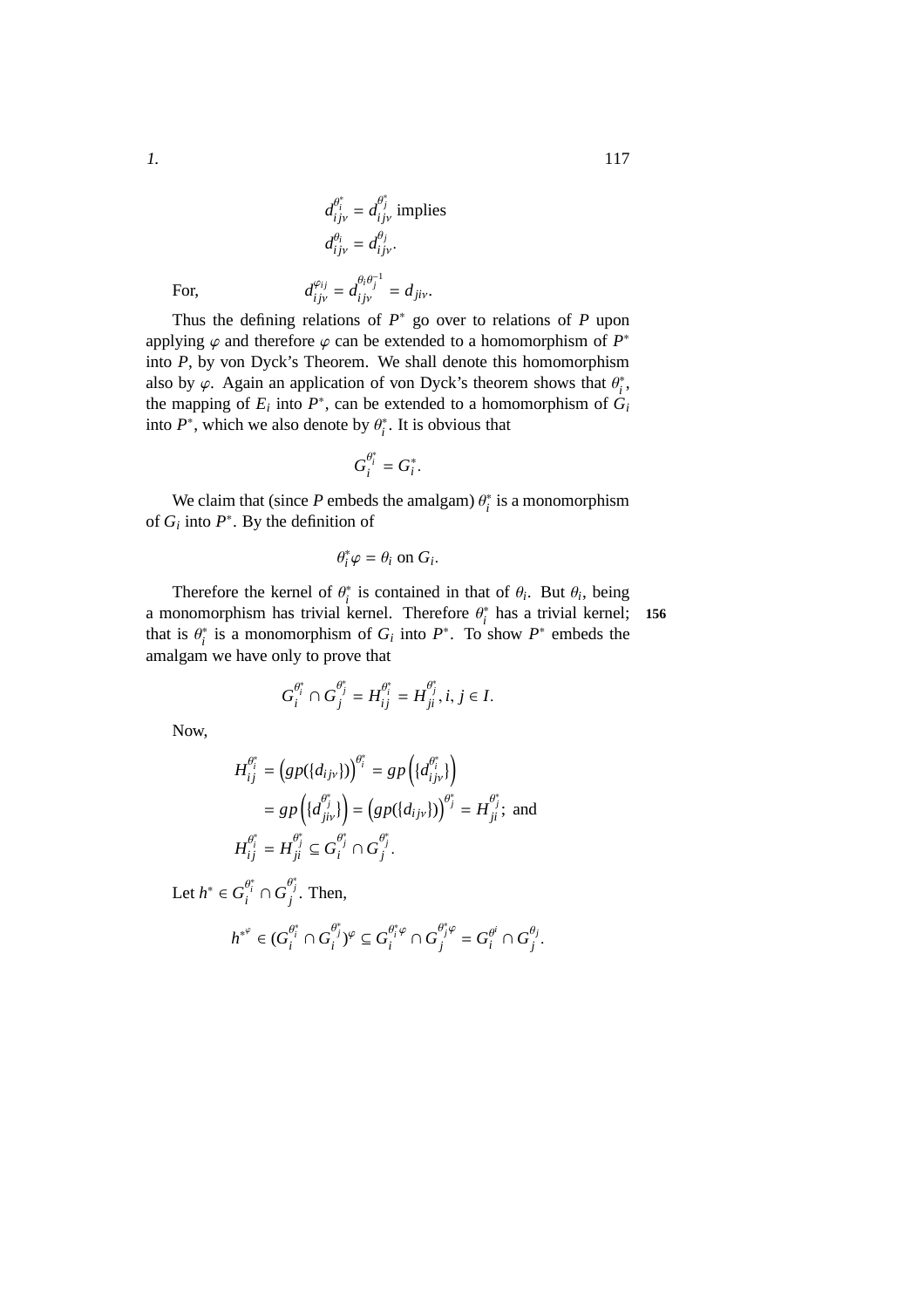$$d_{ij\nu}^{\theta_i^*} = d_{ij\nu}^{\theta_j^*} \text{ implies}$$

$$d_{ij\nu}^{\theta_i} = d_{ij\nu}^{\theta_j}.$$

For, $$d_{ij\nu}^{\varphi_{ij}} = d_{ij\nu}^{\theta_i \theta_j^{-1}} = d_{ji\nu}.$$

Thus the defining relations of $P^*$ go over to relations of $P$ upon applying $\varphi$ and therefore $\varphi$ can be extended to a homomorphism of $P^*$ into $P$, by von Dyck's Theorem. We shall denote this homomorphism also by $\varphi$. Again an application of von Dyck's theorem shows that $\theta_i^*$, the mapping of $E_i$ into $P^*$, can be extended to a homomorphism of $G_i$ into $P^*$, which we also denote by $\theta_i^*$. It is obvious that

$$G_i^{\theta_i^*} = G_i^*.$$

We claim that (since $P$ embeds the amalgam) $\theta_i^*$ is a monomorphism of $G_i$ into $P^*$. By the definition of

$$\theta_i^* \varphi = \theta_i \text{ on } G_i.$$

Therefore the kernel of $\theta_i^*$ is contained in that of $\theta_i$. But $\theta_i$, being a monomorphism has trivial kernel. Therefore $\theta_i^*$ has a trivial kernel; that is $\theta_i^*$ is a monomorphism of $G_i$ into $P^*$. To show $P^*$ embeds the amalgam we have only to prove that

$$G_i^{\theta_i^*} \cap G_j^{\theta_j^*} = H_{ij}^{\theta_i^*} = H_{ji}^{\theta_j^*}, i, j \in I.$$

Now,

$$\begin{aligned}
H_{ij}^{\theta_i^*} &= \left(gp(\{d_{ij\nu}\})\right)^{\theta_i^*} = gp\left(\{d_{ij\nu}^{\theta_i^*}\}\right) \\
&= gp\left(\{d_{ji\nu}^{\theta_j^*}\}\right) = \left(gp(\{d_{ij\nu}\})\right)^{\theta_j^*} = H_{ji}^{\theta_j^*}; \text{ and} \\
H_{ij}^{\theta_i^*} &= H_{ji}^{\theta_j^*} \subseteq G_i^{\theta_j^*} \cap G_j^{\theta_j^*}.
\end{aligned}$$

Let $h^* \in G_i^{\theta_i^*} \cap G_j^{\theta_j^*}$. Then,

$$h^{*\varphi} \in (G_i^{\theta_i^*} \cap G_i^{\theta_j^*})^{\varphi} \subseteq G_i^{\theta_i^* \varphi} \cap G_j^{\theta_j^* \varphi} = G_i^{\theta^i} \cap G_j^{\theta_j}.$$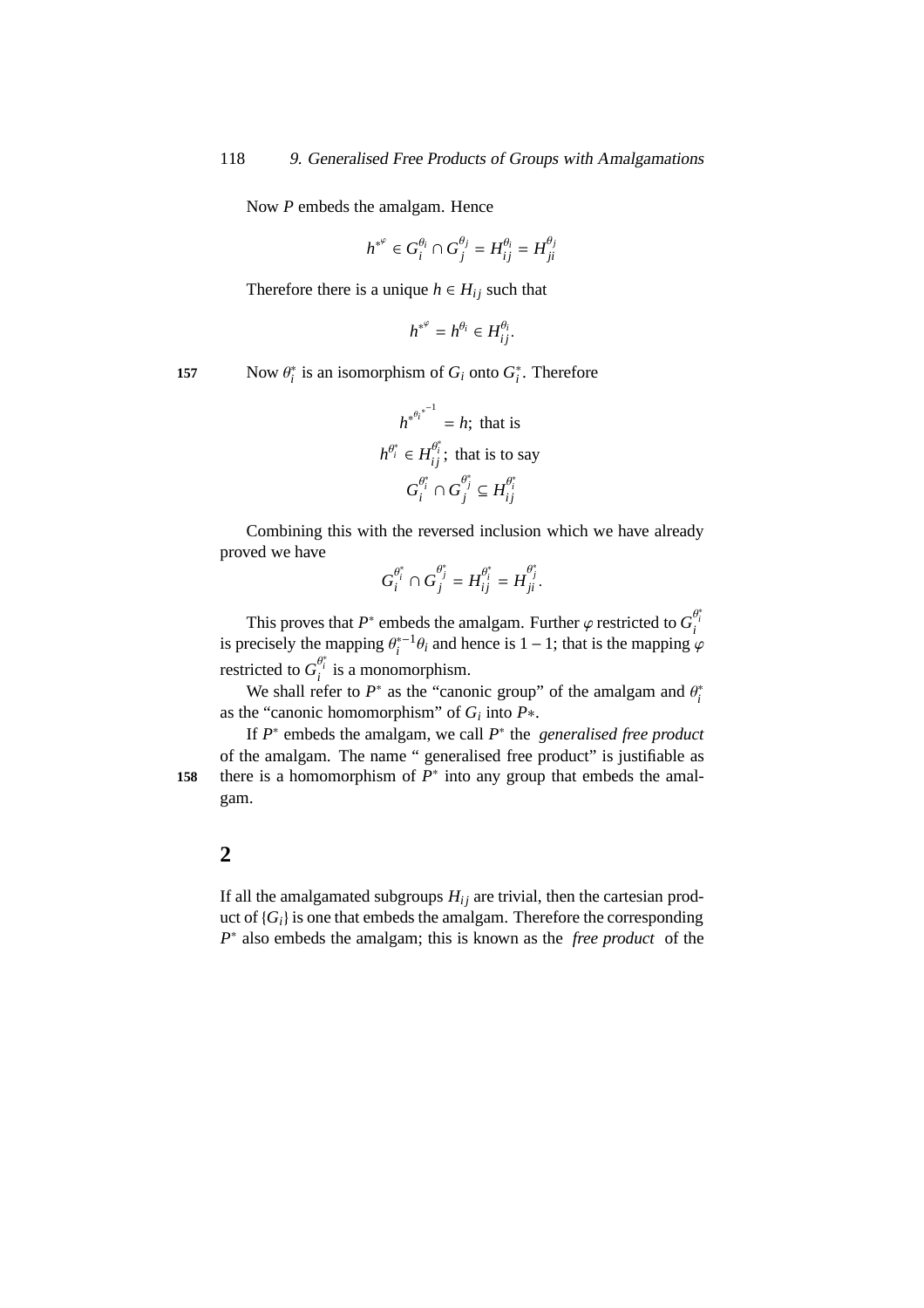Now $P$ embeds the amalgam. Hence

$$h^{*^{\varphi}} \in G_i^{\theta_i} \cap G_j^{\theta_j} = H_{ij}^{\theta_i} = H_{ji}^{\theta_j}$$

Therefore there is a unique $h \in H_{ij}$ such that

$$h^{*^{\varphi}} = h^{\theta_i} \in H_{ij}^{\theta_i}.$$

157 Now $\theta_i^*$ is an isomorphism of $G_i$ onto $G_i^*$. Therefore

$$h^{*^{\theta_i {*}^{-1}}} = h; \text{ that is}$$

$$h^{\theta_i^*} \in H_{ij}^{\theta_i^*}; \text{ that is to say}$$

$$G_i^{\theta_i^*} \cap G_j^{\theta_j^*} \subseteq H_{ij}^{\theta_i^*}$$

Combining this with the reversed inclusion which we have already proved we have

$$G_i^{\theta_i^*} \cap G_j^{\theta_j^*} = H_{ij}^{\theta_i^*} = H_{ji}^{\theta_j^*}.$$

This proves that $P^*$ embeds the amalgam. Further $\varphi$ restricted to $G_i^{\theta_i^*}$ is precisely the mapping $\theta_i^{*-1}\theta_i$ and hence is $1-1$; that is the mapping $\varphi$ restricted to $G_i^{\theta_i^*}$ is a monomorphism.

We shall refer to $P^*$ as the "canonic group" of the amalgam and $\theta_i^*$ as the "canonic homomorphism" of $G_i$ into $P*$.

If $P^*$ embeds the amalgam, we call $P^*$ the *generalised free product* of the amalgam. The name " generalised free product" is justifiable as
158 there is a homomorphism of $P^*$ into any group that embeds the amalgam.

## 2

If all the amalgamated subgroups $H_{ij}$ are trivial, then the cartesian product of $\{G_i\}$ is one that embeds the amalgam. Therefore the corresponding $P^*$ also embeds the amalgam; this is known as the *free product* of the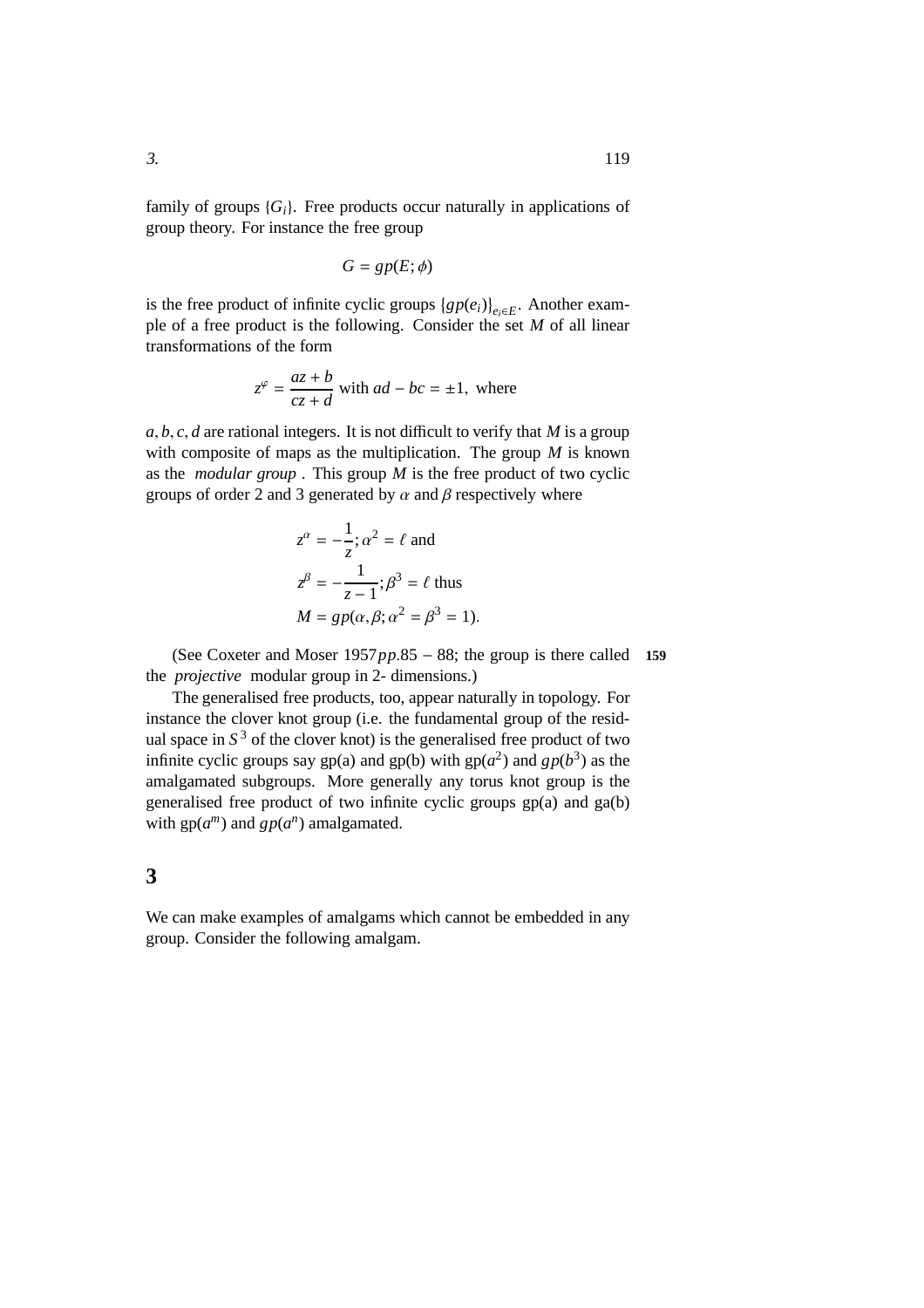family of groups $\{G_i\}$. Free products occur naturally in applications of group theory. For instance the free group

$$G = gp(E; \phi)$$

is the free product of infinite cyclic groups $\{gp(e_i)\}_{e_i \in E}$. Another example of a free product is the following. Consider the set $M$ of all linear transformations of the form

$$z^{\varphi} = \frac{az + b}{cz + d} \text{ with } ad - bc = \pm 1, \text{ where}$$

$a, b, c, d$ are rational integers. It is not difficult to verify that $M$ is a group with composite of maps as the multiplication. The group $M$ is known as the *modular group* . This group $M$ is the free product of two cyclic groups of order 2 and 3 generated by $\alpha$ and $\beta$ respectively where

$$\begin{aligned}
z^{\alpha} &= -\frac{1}{z}; \alpha^2 = \ell \text{ and} \\
z^{\beta} &= -\frac{1}{z - 1}; \beta^3 = \ell \text{ thus} \\
M &= gp(\alpha, \beta; \alpha^2 = \beta^3 = 1).
\end{aligned}$$

(See Coxeter and Moser 1957$pp$.85 – 88; the group is there called the *projective* modular group in 2- dimensions.) **159**

The generalised free products, too, appear naturally in topology. For instance the clover knot group (i.e. the fundamental group of the residual space in $S^3$ of the clover knot) is the generalised free product of two infinite cyclic groups say gp(a) and gp(b) with gp($a^2$) and $gp(b^3)$ as the amalgamated subgroups. More generally any torus knot group is the generalised free product of two infinite cyclic groups gp(a) and ga(b) with gp($a^m$) and $gp(a^n)$ amalgamated.

# 3

We can make examples of amalgams which cannot be embedded in any group. Consider the following amalgam.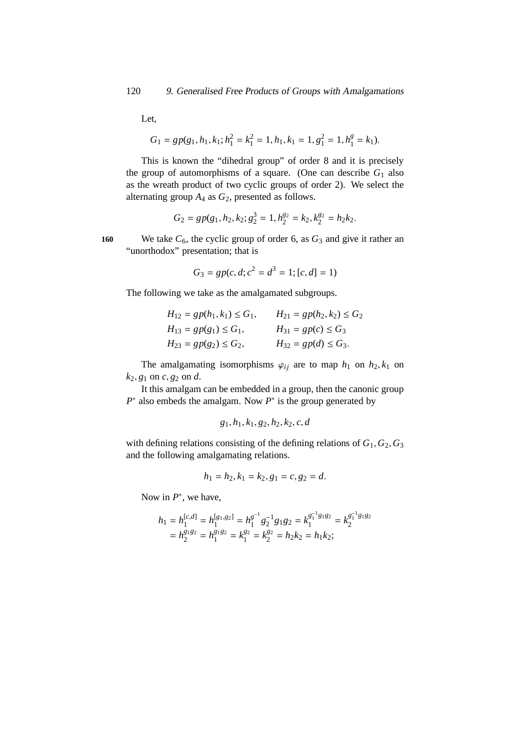Let,

$$G_1 = gp(g_1, h_1, k_1; h_1^2 = k_1^2 = 1, h_1, k_1 = 1, g_1^2 = 1, h_1^g = k_1).$$

This is known the "dihedral group" of order 8 and it is precisely the group of automorphisms of a square. (One can describe $G_1$ also as the wreath product of two cyclic groups of order 2). We select the alternating group $A_4$ as $G_2$, presented as follows.

$$G_2 = gp(g_1, h_2, k_2; g_2^3 = 1, h_2^{g_2} = k_2, k_2^{g_2} = h_2 k_2.$$

**160** We take $C_6$, the cyclic group of order 6, as $G_3$ and give it rather an "unorthodox" presentation; that is

$$G_3 = gp(c, d; c^2 = d^3 = 1; [c, d] = 1)$$

The following we take as the amalgamated subgroups.

$$\begin{aligned}
H_{12} &= gp(h_1, k_1) \leq G_1, & H_{21} &= gp(h_2, k_2) \leq G_2 \\
H_{13} &= gp(g_1) \leq G_1, & H_{31} &= gp(c) \leq G_3 \\
H_{23} &= gp(g_2) \leq G_2, & H_{32} &= gp(d) \leq G_3.
\end{aligned}$$

The amalgamating isomorphisms $\varphi_{ij}$ are to map $h_1$ on $h_2, k_1$ on $k_2, g_1$ on $c, g_2$ on $d$.

It this amalgam can be embedded in a group, then the canonic group $P^*$ also embeds the amalgam. Now $P^*$ is the group generated by

$$g_1, h_1, k_1, g_2, h_2, k_2, c, d$$

with defining relations consisting of the defining relations of $G_1, G_2, G_3$ and the following amalgamating relations.

$$h_1 = h_2, k_1 = k_2, g_1 = c, g_2 = d.$$

Now in $P^*$, we have,

$$\begin{aligned}
h_1 &= h_1^{[c,d]} = h_1^{[g_1, g_2]} = h_1^{g^{-1}} g_2^{-1} g_1 g_2 = k_1^{g_1^{-1} g_1 g_2} = k_2^{g_1^{-1} g_1 g_2} \\
&= h_2^{g_1 g_2} = h_1^{g_1 g_2} = k_1^{g_2} = k_2^{g_2} = h_2 k_2 = h_1 k_2;
\end{aligned}$$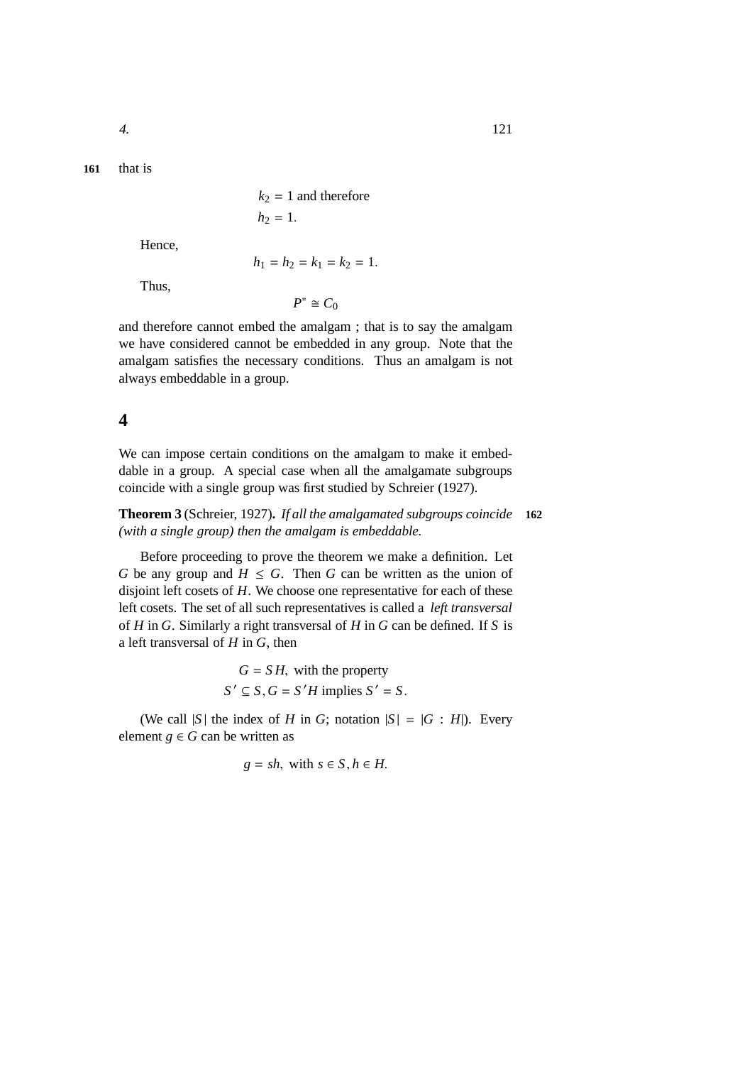that is

$$k_2 = 1 \text{ and therefore}$$
$$h_2 = 1.$$

Hence,

$$h_1 = h_2 = k_1 = k_2 = 1.$$

Thus,

$$P^* \cong C_0$$

and therefore cannot embed the amalgam ; that is to say the amalgam we have considered cannot be embedded in any group. Note that the amalgam satisfies the necessary conditions. Thus an amalgam is not always embeddable in a group.

## 4

We can impose certain conditions on the amalgam to make it embeddable in a group. A special case when all the amalgamate subgroups coincide with a single group was first studied by Schreier (1927).

**Theorem 3** (Schreier, 1927)**.** *If all the amalgamated subgroups coincide (with a single group) then the amalgam is embeddable.*

Before proceeding to prove the theorem we make a definition. Let $G$ be any group and $H \leq G$. Then $G$ can be written as the union of disjoint left cosets of $H$. We choose one representative for each of these left cosets. The set of all such representatives is called a *left transversal* of $H$ in $G$. Similarly a right transversal of $H$ in $G$ can be defined. If $S$ is a left transversal of $H$ in $G$, then

$$G = SH, \text{ with the property}$$
$$S' \subseteq S, G = S'H \text{ implies } S' = S.$$

(We call $|S|$ the index of $H$ in $G$; notation $|S| = |G : H|$). Every element $g \in G$ can be written as

$$g = sh, \text{ with } s \in S, h \in H.$$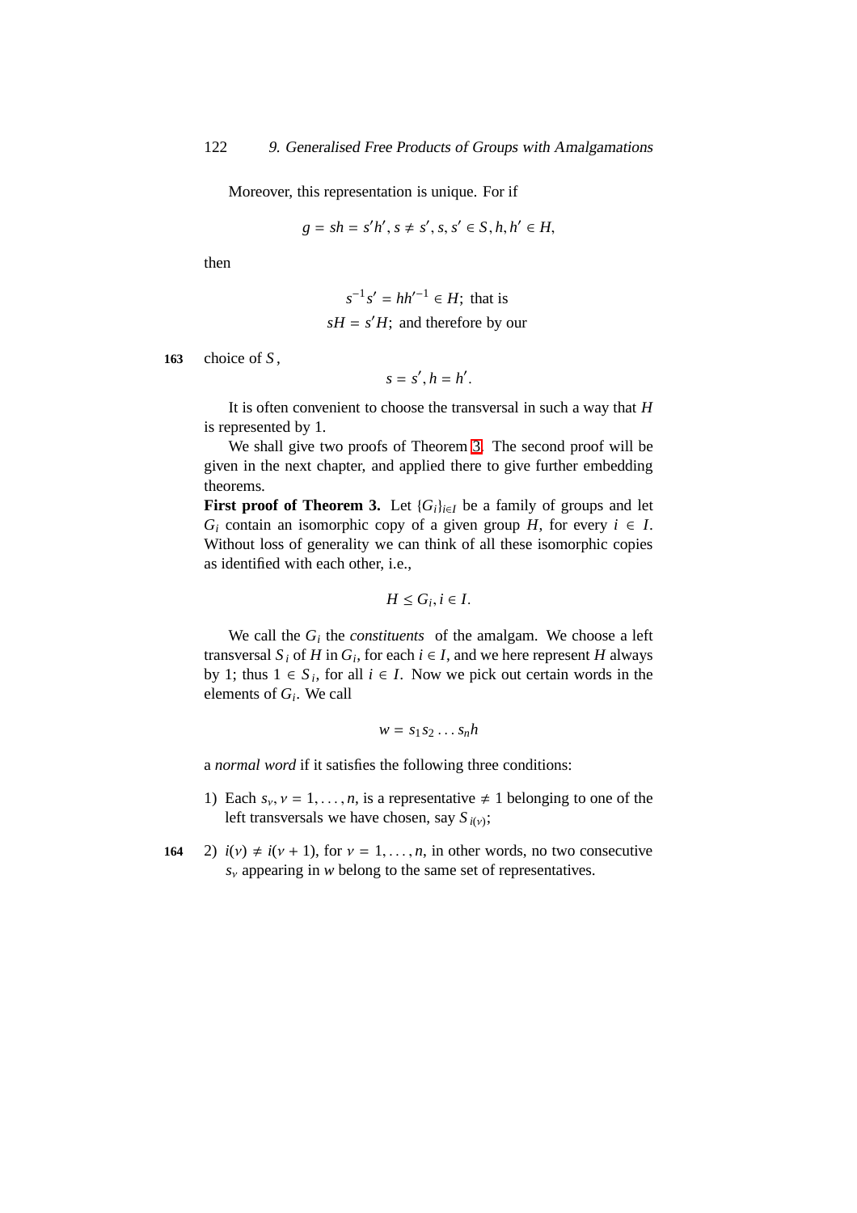Moreover, this representation is unique. For if

$$g = sh = s'h', s \neq s', s, s' \in S, h, h' \in H,$$

then

$$s^{-1}s' = hh'^{-1} \in H; \text{ that is}$$
$$sH = s'H; \text{ and therefore by our}$$

choice of $S$,

$$s = s', h = h'.$$

It is often convenient to choose the transversal in such a way that $H$ is represented by 1.

We shall give two proofs of Theorem 3. The second proof will be given in the next chapter, and applied there to give further embedding theorems.

**First proof of Theorem 3.** Let $\{G_i\}_{i \in I}$ be a family of groups and let $G_i$ contain an isomorphic copy of a given group $H$, for every $i \in I$. Without loss of generality we can think of all these isomorphic copies as identified with each other, i.e.,

$$H \leq G_i, i \in I.$$

We call the $G_i$ the *constituents* of the amalgam. We choose a left transversal $S_i$ of $H$ in $G_i$, for each $i \in I$, and we here represent $H$ always by 1; thus $1 \in S_i$, for all $i \in I$. Now we pick out certain words in the elements of $G_i$. We call

$$w = s_1 s_2 \ldots s_n h$$

a *normal word* if it satisfies the following three conditions:

1) Each $s_\nu, \nu = 1, \ldots, n$, is a representative $\neq 1$ belonging to one of the left transversals we have chosen, say $S_{i(\nu)}$;

2) $i(\nu) \neq i(\nu + 1)$, for $\nu = 1, \ldots, n$, in other words, no two consecutive $s_\nu$ appearing in $w$ belong to the same set of representatives.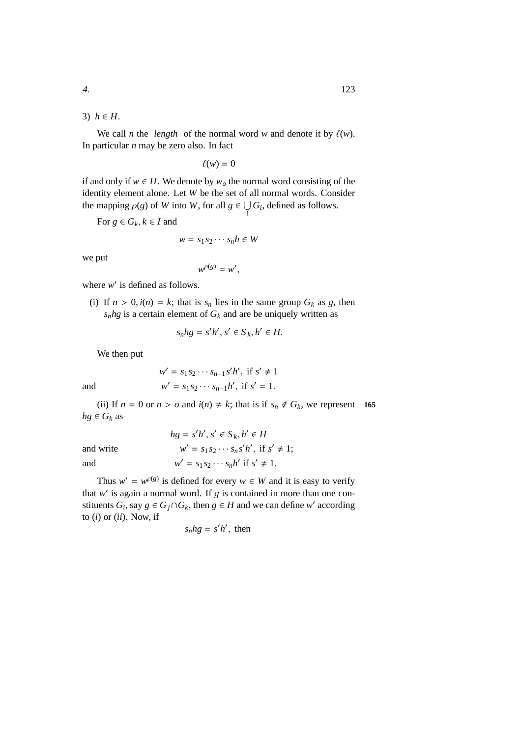3) $h \in H$.

We call $n$ the *length* of the normal word $w$ and denote it by $\ell(w)$. In particular $n$ may be zero also. In fact

$$\ell(w) = 0$$

if and only if $w \in H$. We denote by $w_o$ the normal word consisting of the identity element alone. Let $W$ be the set of all normal words. Consider the mapping $\rho(g)$ of $W$ into $W$, for all $g \in \bigcup_i G_i$, defined as follows.

For $g \in G_k, k \in I$ and

$$w = s_1 s_2 \cdots s_n h \in W$$

we put

$$w^{\rho(g)} = w',$$

where $w'$ is defined as follows.

(i) If $n > 0, i(n) = k$; that is $s_n$ lies in the same group $G_k$ as $g$, then $s_n hg$ is a certain element of $G_k$ and are be uniquely written as

$$s_n hg = s'h', s' \in S_k, h' \in H.$$

We then put

$$w' = s_1 s_2 \cdots s_{n-1} s'h', \text{ if } s' \neq 1$$

and
$$w' = s_1 s_2 \cdots s_{n-1} h', \text{ if } s' = 1.$$

(ii) If $n = 0$ or $n > o$ and $i(n) \neq k$; that is if $s_n \notin G_k$, we represent $hg \in G_k$ as

$$hg = s'h', s' \in S_k, h' \in H$$

and write
$$w' = s_1 s_2 \cdots s_n s'h', \text{ if } s' \neq 1;$$

and
$$w' = s_1 s_2 \cdots s_n h' \text{ if } s' \neq 1.$$

Thus $w' = w^{\rho(g)}$ is defined for every $w \in W$ and it is easy to verify that $w'$ is again a normal word. If $g$ is contained in more than one constituents $G_i$, say $g \in G_j \cap G_k$, then $g \in H$ and we can define $w'$ according to ($i$) or ($ii$). Now, if

$$s_n hg = s'h', \text{ then}$$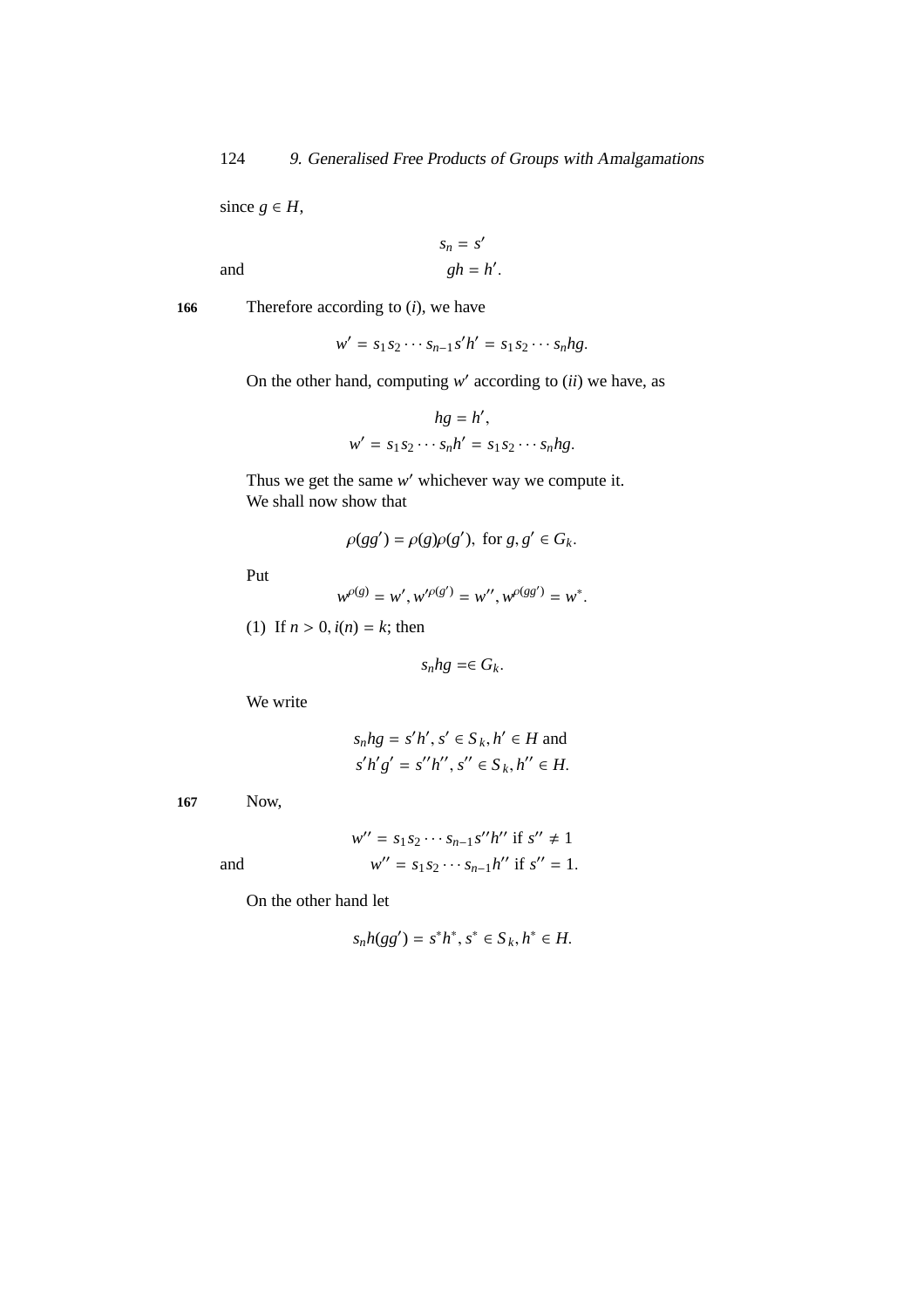since $g \in H$,

$$s_n = s'$$

and
$$gh = h'.$$

166 Therefore according to ($i$), we have

$$w' = s_1 s_2 \cdots s_{n-1} s' h' = s_1 s_2 \cdots s_n hg.$$

On the other hand, computing $w'$ according to ($ii$) we have, as

$$hg = h',$$
$$w' = s_1 s_2 \cdots s_n h' = s_1 s_2 \cdots s_n hg.$$

Thus we get the same $w'$ whichever way we compute it.
We shall now show that

$$\rho(gg') = \rho(g)\rho(g'), \text{ for } g, g' \in G_k.$$

Put

$$w^{\rho(g)} = w', w'^{\rho(g')} = w'', w^{\rho(gg')} = w^*.$$

(1) If $n > 0, i(n) = k$; then

$$s_n hg =\in G_k.$$

We write

$$s_n hg = s'h', s' \in S_k, h' \in H \text{ and}$$
$$s'h'g' = s''h'', s'' \in S_k, h'' \in H.$$

167 Now,

$$w'' = s_1 s_2 \cdots s_{n-1} s'' h'' \text{ if } s'' \neq 1$$

and
$$w'' = s_1 s_2 \cdots s_{n-1} h'' \text{ if } s'' = 1.$$

On the other hand let

$$s_n h(gg') = s^* h^*, s^* \in S_k, h^* \in H.$$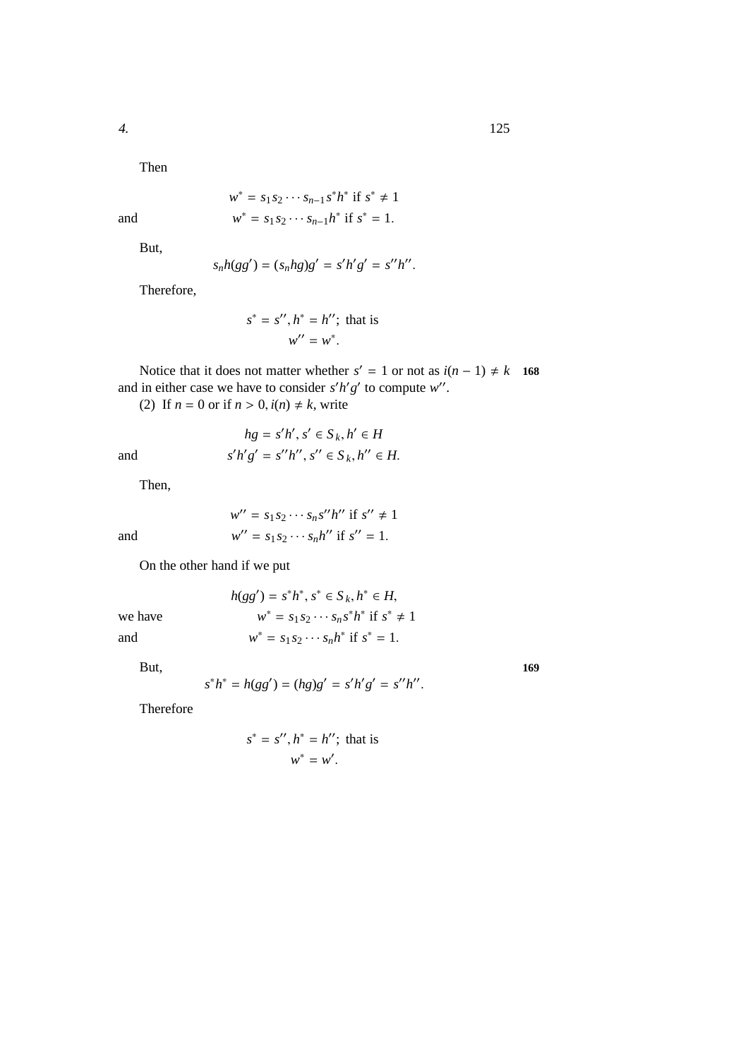Then

$$w^* = s_1 s_2 \cdots s_{n-1} s^* h^* \text{ if } s^* \neq 1$$

and

$$w^* = s_1 s_2 \cdots s_{n-1} h^* \text{ if } s^* = 1.$$

But,

$$s_n h(gg') = (s_n hg)g' = s'h'g' = s''h''.$$

Therefore,

$$s^* = s'', h^* = h''; \text{ that is}$$
$$w'' = w^*.$$

Notice that it does not matter whether $s' = 1$ or not as $i(n-1) \neq k$ and in either case we have to consider $s'h'g'$ to compute $w''$.

(2) If $n = 0$ or if $n > 0, i(n) \neq k$, write

$$hg = s'h', s' \in S_k, h' \in H$$

and

$$s'h'g' = s''h'', s'' \in S_k, h'' \in H.$$

Then,

$$w'' = s_1 s_2 \cdots s_n s'' h'' \text{ if } s'' \neq 1$$

and

$$w'' = s_1 s_2 \cdots s_n h'' \text{ if } s'' = 1.$$

On the other hand if we put

$$h(gg') = s^* h^*, s^* \in S_k, h^* \in H,$$

we have

$$w^* = s_1 s_2 \cdots s_n s^* h^* \text{ if } s^* \neq 1$$

and

$$w^* = s_1 s_2 \cdots s_n h^* \text{ if } s^* = 1.$$

But,

$$s^* h^* = h(gg') = (hg)g' = s'h'g' = s''h''.$$

Therefore

$$s^* = s'', h^* = h''; \text{ that is}$$
$$w^* = w'.$$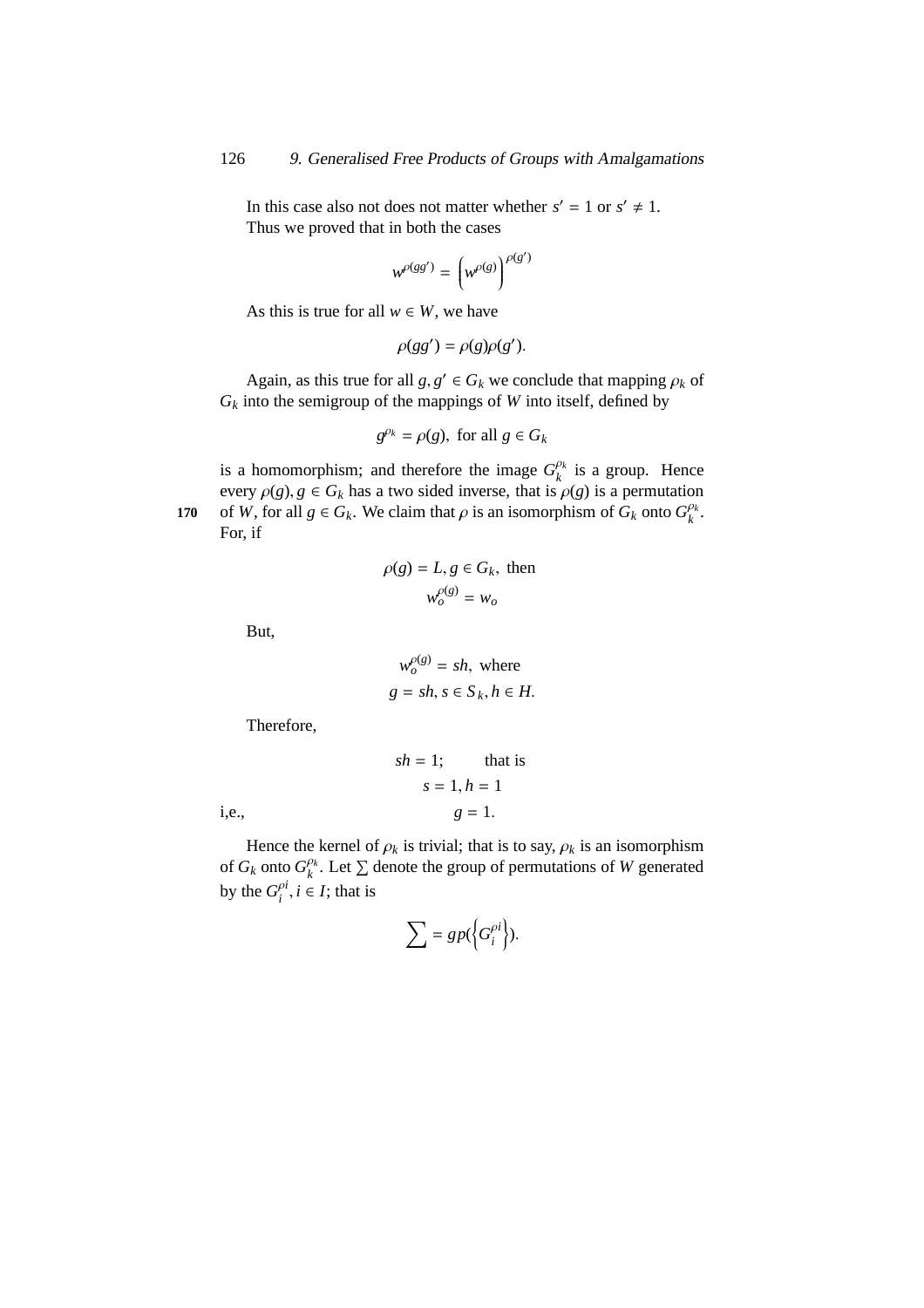In this case also not does not matter whether $s' = 1$ or $s' \neq 1$.
Thus we proved that in both the cases

$$w^{\rho(gg')} = \left(w^{\rho(g)}\right)^{\rho(g')}$$

As this is true for all $w \in W$, we have

$$\rho(gg') = \rho(g)\rho(g').$$

Again, as this true for all $g, g' \in G_k$ we conclude that mapping $\rho_k$ of $G_k$ into the semigroup of the mappings of $W$ into itself, defined by

$$g^{\rho_k} = \rho(g), \text{ for all } g \in G_k$$

is a homomorphism; and therefore the image $G_k^{\rho_k}$ is a group. Hence every $\rho(g), g \in G_k$ has a two sided inverse, that is $\rho(g)$ is a permutation of $W$, for all $g \in G_k$. We claim that $\rho$ is an isomorphism of $G_k$ onto $G_k^{\rho_k}$. For, if

$$\rho(g) = L, g \in G_k, \text{ then}$$
$$w_o^{\rho(g)} = w_o$$

But,

$$w_o^{\rho(g)} = sh, \text{ where}$$
$$g = sh, s \in S_k, h \in H.$$

Therefore,

$$sh = 1; \qquad \text{that is}$$
$$s = 1, h = 1$$

i,e.,

$$g = 1.$$

Hence the kernel of $\rho_k$ is trivial; that is to say, $\rho_k$ is an isomorphism of $G_k$ onto $G_k^{\rho_k}$. Let $\sum$ denote the group of permutations of $W$ generated by the $G_i^{\rho i}, i \in I$; that is

$$\sum = gp(\left\{G_i^{\rho i}\right\}).$$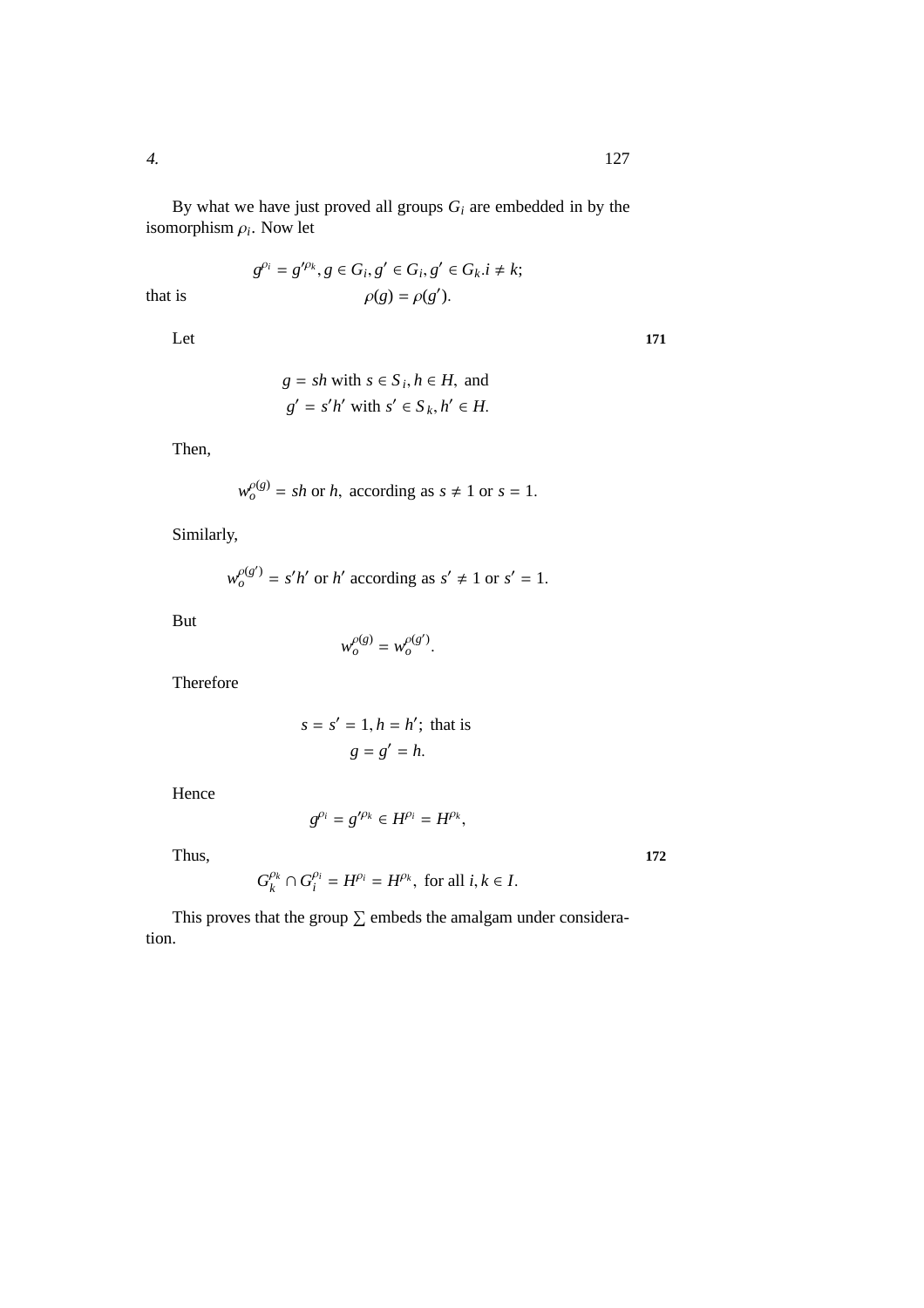By what we have just proved all groups $G_i$ are embedded in by the isomorphism $\rho_i$. Now let

$$g^{\rho_i} = g'^{\rho_k}, g \in G_i, g' \in G_i, g' \in G_k. i \neq k;$$

that is

$$\rho(g) = \rho(g').$$

Let

171

$$g = sh \text{ with } s \in S_i, h \in H, \text{ and}$$
$$g' = s'h' \text{ with } s' \in S_k, h' \in H.$$

Then,

$$w_o^{\rho(g)} = sh \text{ or } h, \text{ according as } s \neq 1 \text{ or } s = 1.$$

Similarly,

$$w_o^{\rho(g')} = s'h' \text{ or } h' \text{ according as } s' \neq 1 \text{ or } s' = 1.$$

But

$$w_o^{\rho(g)} = w_o^{\rho(g')}.$$

Therefore

$$s = s' = 1, h = h'; \text{ that is}$$
$$g = g' = h.$$

Hence

$$g^{\rho_i} = g'^{\rho_k} \in H^{\rho_i} = H^{\rho_k},$$

Thus,

172

$$G_k^{\rho_k} \cap G_i^{\rho_i} = H^{\rho_i} = H^{\rho_k}, \text{ for all } i, k \in I.$$

This proves that the group $\sum$ embeds the amalgam under consideration.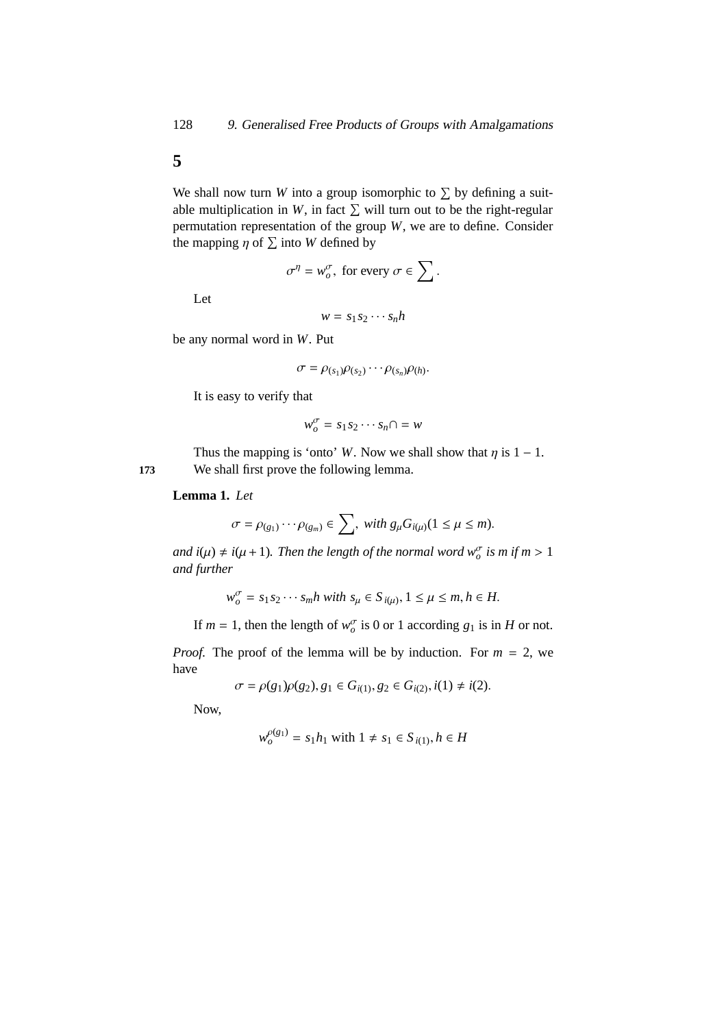## 5

We shall now turn $W$ into a group isomorphic to $\sum$ by defining a suitable multiplication in $W$, in fact $\sum$ will turn out to be the right-regular permutation representation of the group $W$, we are to define. Consider the mapping $\eta$ of $\sum$ into $W$ defined by

$$\sigma^{\eta} = w_o^{\sigma}, \text{ for every } \sigma \in \sum.$$

Let

$$w = s_1 s_2 \cdots s_n h$$

be any normal word in $W$. Put

$$\sigma = \rho_{(s_1)} \rho_{(s_2)} \cdots \rho_{(s_n)} \rho_{(h)}.$$

It is easy to verify that

$$w_o^{\sigma} = s_1 s_2 \cdots s_n \cap = w$$

Thus the mapping is 'onto' $W$. Now we shall show that $\eta$ is $1-1$.

We shall first prove the following lemma.

**Lemma 1.** *Let*

$$\sigma = \rho_{(g_1)} \cdots \rho_{(g_m)} \in \sum, \text{ with } g_{\mu} G_{i(\mu)} (1 \leq \mu \leq m).$$

*and* $i(\mu) \neq i(\mu+1)$*. Then the length of the normal word* $w_o^{\sigma}$ *is* $m$ *if* $m > 1$ *and further*

$$w_o^{\sigma} = s_1 s_2 \cdots s_m h \text{ with } s_{\mu} \in S_{i(\mu)}, 1 \leq \mu \leq m, h \in H.$$

If $m = 1$, then the length of $w_o^{\sigma}$ is 0 or 1 according $g_1$ is in $H$ or not.

*Proof.* The proof of the lemma will be by induction. For $m = 2$, we have

$$\sigma = \rho(g_1)\rho(g_2), g_1 \in G_{i(1)}, g_2 \in G_{i(2)}, i(1) \neq i(2).$$

Now,

$$w_o^{\rho(g_1)} = s_1 h_1 \text{ with } 1 \neq s_1 \in S_{i(1)}, h \in H$$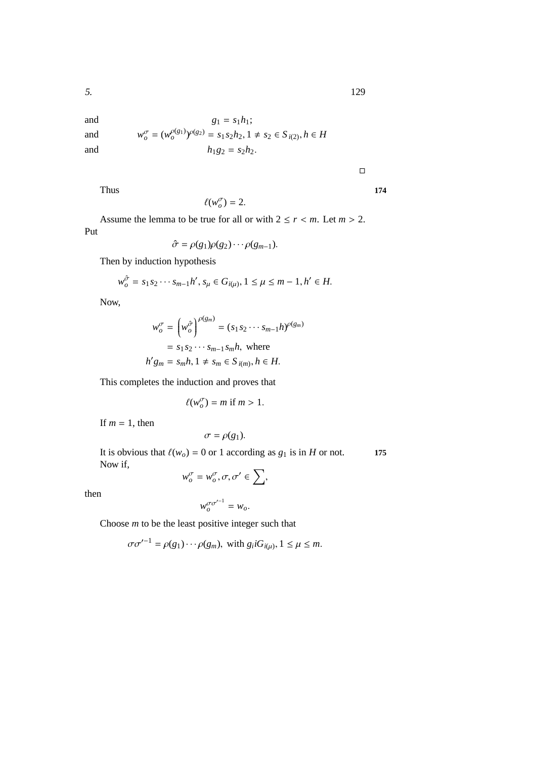and $$g_1 = s_1 h_1;$$

and $$w_o^{\sigma} = (w_o^{\rho(g_1)})^{\rho(g_2)} = s_1 s_2 h_2, 1 \neq s_2 \in S_{i(2)}, h \in H$$

and $$h_1 g_2 = s_2 h_2.$$

□

Thus

$$\ell(w_o^{\sigma}) = 2.$$

Assume the lemma to be true for all or with $2 \leq r < m$. Let $m > 2$. Put

$$\hat{\sigma} = \rho(g_1)\rho(g_2)\cdots\rho(g_{m-1}).$$

Then by induction hypothesis

$$w_o^{\hat{\sigma}} = s_1 s_2 \cdots s_{m-1} h', s_\mu \in G_{i(\mu)}, 1 \leq \mu \leq m-1, h' \in H.$$

Now,

$$w_o^{\sigma} = \left(w_o^{\hat{\sigma}}\right)^{\rho(g_m)} = (s_1 s_2 \cdots s_{m-1} h)^{\rho(g_m)}$$

$$= s_1 s_2 \cdots s_{m-1} s_m h, \text{ where}$$

$$h' g_m = s_m h, 1 \neq s_m \in S_{i(m)}, h \in H.$$

This completes the induction and proves that

$$\ell(w_o^{\sigma}) = m \text{ if } m > 1.$$

If $m = 1$, then

$$\sigma = \rho(g_1).$$

It is obvious that $\ell(w_o) = 0$ or 1 according as $g_1$ is in $H$ or not. Now if,

$$w_o^{\sigma} = w_o^{\sigma}, \sigma, \sigma' \in \sum,$$

then

$$w_o^{\sigma\sigma'^{-1}} = w_o.$$

Choose $m$ to be the least positive integer such that

$$\sigma\sigma'^{-1} = \rho(g_1)\cdots\rho(g_m), \text{ with } g_i i G_{i(\mu)}, 1 \leq \mu \leq m.$$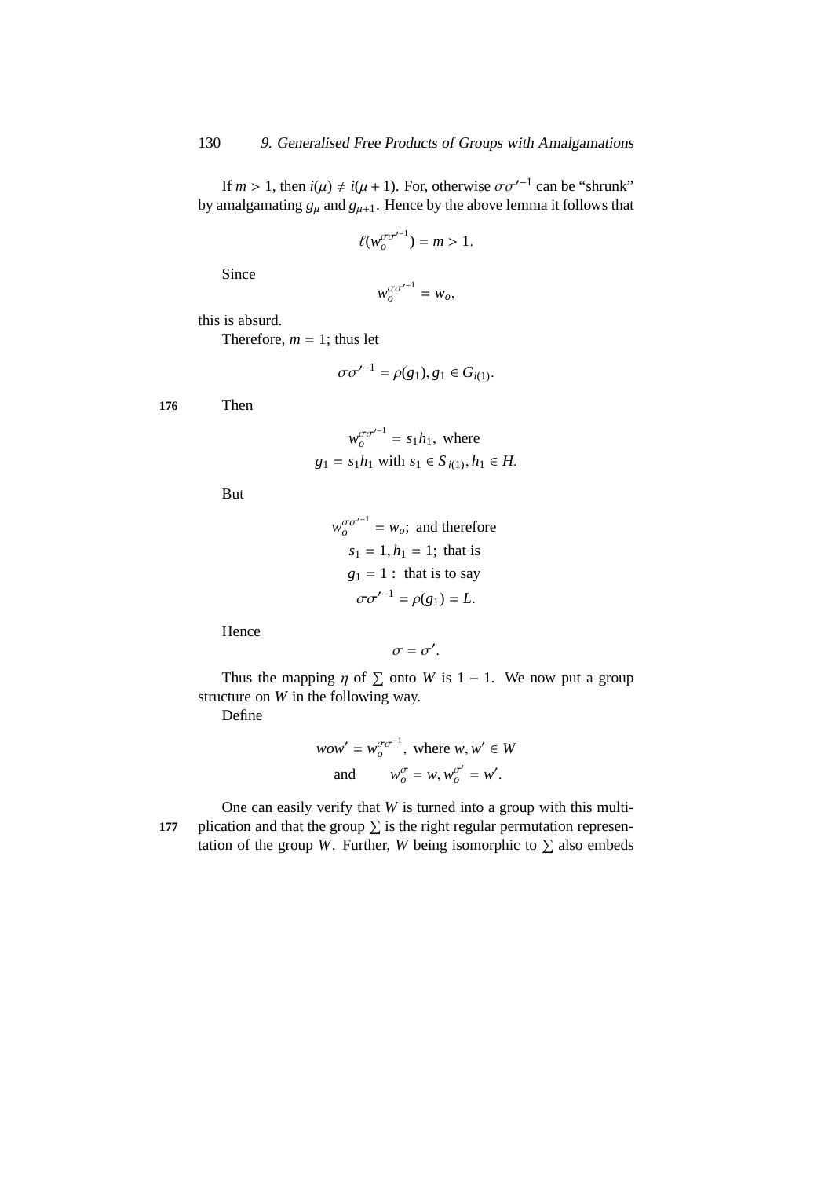If $m > 1$, then $i(\mu) \neq i(\mu + 1)$. For, otherwise $\sigma\sigma'^{-1}$ can be "shrunk" by amalgamating $g_\mu$ and $g_{\mu+1}$. Hence by the above lemma it follows that

$$\ell(w_o^{\sigma\sigma'^{-1}}) = m > 1.$$

Since

$$w_o^{\sigma\sigma'^{-1}} = w_o,$$

this is absurd.

Therefore, $m = 1$; thus let

$$\sigma\sigma'^{-1} = \rho(g_1), g_1 \in G_{i(1)}.$$

Then

$$w_o^{\sigma\sigma'^{-1}} = s_1 h_1, \text{ where}$$
$$g_1 = s_1 h_1 \text{ with } s_1 \in S_{i(1)}, h_1 \in H.$$

But

$$w_o^{\sigma\sigma'^{-1}} = w_o; \text{ and therefore}$$
$$s_1 = 1, h_1 = 1; \text{ that is}$$
$$g_1 = 1: \text{ that is to say}$$
$$\sigma\sigma'^{-1} = \rho(g_1) = L.$$

Hence

$$\sigma = \sigma'.$$

Thus the mapping $\eta$ of $\sum$ onto $W$ is $1 - 1$. We now put a group structure on $W$ in the following way.

Define

$$wow' = w_o^{\sigma\sigma^{-1}}, \text{ where } w, w' \in W$$
$$\text{and} \qquad w_o^{\sigma} = w, w_o^{\sigma'} = w'.$$

One can easily verify that $W$ is turned into a group with this multiplication and that the group $\sum$ is the right regular permutation representation of the group $W$. Further, $W$ being isomorphic to $\sum$ also embeds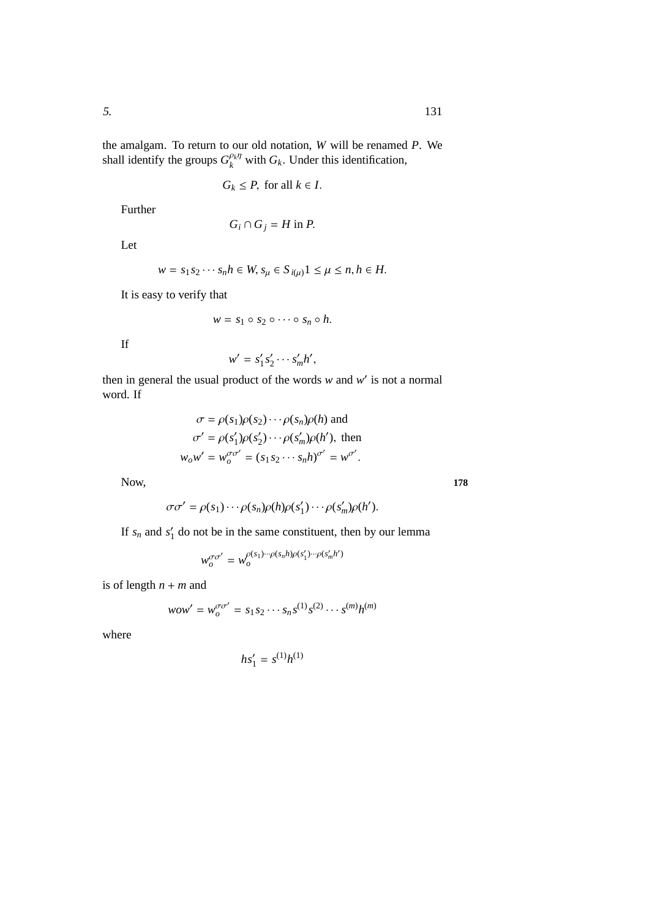the amalgam. To return to our old notation, $W$ will be renamed $P$. We shall identify the groups $G_k^{\rho_k\eta}$ with $G_k$. Under this identification,

$$G_k \leq P, \text{ for all } k \in I.$$

Further

$$G_i \cap G_j = H \text{ in } P.$$

Let

$$w = s_1 s_2 \cdots s_n h \in W, s_\mu \in S_{i(\mu)} 1 \leq \mu \leq n, h \in H.$$

It is easy to verify that

$$w = s_1 \circ s_2 \circ \cdots \circ s_n \circ h.$$

If

$$w' = s_1' s_2' \cdots s_m' h',$$

then in general the usual product of the words $w$ and $w'$ is not a normal word. If

$$\begin{aligned}
\sigma &= \rho(s_1)\rho(s_2)\cdots\rho(s_n)\rho(h) \text{ and} \\
\sigma' &= \rho(s_1')\rho(s_2')\cdots\rho(s_m')\rho(h'), \text{ then} \\
w_o w' &= w_o^{\sigma\sigma'} = (s_1 s_2 \cdots s_n h)^{\sigma'} = w^{\sigma'}.
\end{aligned}$$

Now, 178

$$\sigma\sigma' = \rho(s_1)\cdots\rho(s_n)\rho(h)\rho(s_1')\cdots\rho(s_m')\rho(h').$$

If $s_n$ and $s_1'$ do not be in the same constituent, then by our lemma

$$w_o^{\sigma\sigma'} = w_o^{\rho(s_1)\cdots\rho(s_n h)\rho(s_1')\cdots\rho(s_m' h')}$$

is of length $n + m$ and

$$wow' = w_o^{\sigma\sigma'} = s_1 s_2 \cdots s_n s^{(1)} s^{(2)} \cdots s^{(m)} h^{(m)}$$

where

$$hs_1' = s^{(1)} h^{(1)}$$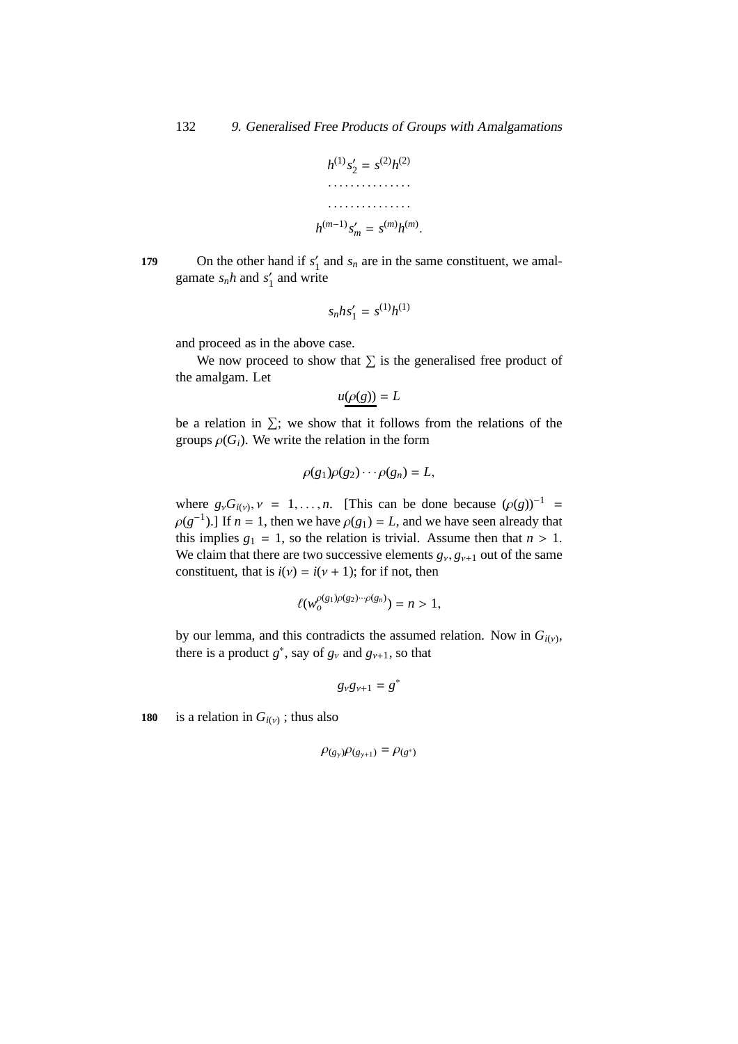$$h^{(1)}s'_2 = s^{(2)}h^{(2)}$$
$$\cdots\cdots\cdots\cdots\cdots$$
$$\cdots\cdots\cdots\cdots\cdots$$
$$h^{(m-1)}s'_m = s^{(m)}h^{(m)}.$$

179 On the other hand if $s'_1$ and $s_n$ are in the same constituent, we amalgamate $s_n h$ and $s'_1$ and write

$$s_n h s'_1 = s^{(1)}h^{(1)}$$

and proceed as in the above case.

We now proceed to show that $\sum$ is the generalised free product of the amalgam. Let

$$\underline{u(\rho(g))} = L$$

be a relation in $\sum$; we show that it follows from the relations of the groups $\rho(G_i)$. We write the relation in the form

$$\rho(g_1)\rho(g_2)\cdots\rho(g_n) = L,$$

where $g_\nu G_{i(\nu)}, \nu = 1, \ldots, n$. [This can be done because $(\rho(g))^{-1} = \rho(g^{-1})$.] If $n = 1$, then we have $\rho(g_1) = L$, and we have seen already that this implies $g_1 = 1$, so the relation is trivial. Assume then that $n > 1$. We claim that there are two successive elements $g_\nu, g_{\nu+1}$ out of the same constituent, that is $i(\nu) = i(\nu + 1)$; for if not, then

$$\ell(w_o^{\rho(g_1)\rho(g_2)\cdots\rho(g_n)}) = n > 1,$$

by our lemma, and this contradicts the assumed relation. Now in $G_{i(\nu)}$, there is a product $g^*$, say of $g_\nu$ and $g_{\nu+1}$, so that

$$g_\nu g_{\nu+1} = g^*$$

180 is a relation in $G_{i(\nu)}$ ; thus also

$$\rho_{(g_\gamma)}\rho_{(g_{\gamma+1})} = \rho_{(g^*)}$$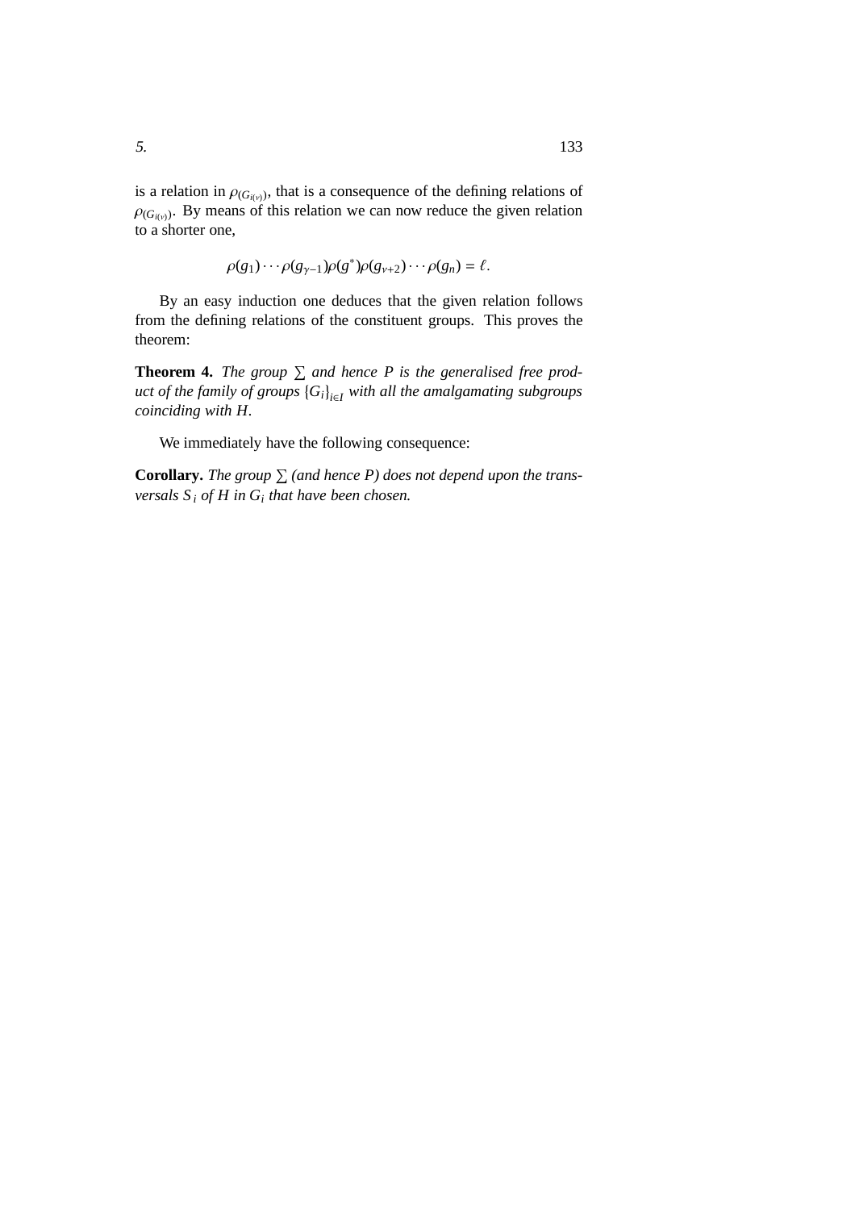is a relation in $\rho_{(G_{i(\nu)})}$, that is a consequence of the defining relations of $\rho_{(G_{i(\nu)})}$. By means of this relation we can now reduce the given relation to a shorter one,

$$\rho(g_1)\cdots\rho(g_{\gamma-1})\rho(g^*)\rho(g_{\nu+2})\cdots\rho(g_n) = \ell.$$

By an easy induction one deduces that the given relation follows from the defining relations of the constituent groups. This proves the theorem:

**Theorem 4.** *The group $\sum$ and hence $P$ is the generalised free product of the family of groups $\{G_i\}_{i\in I}$ with all the amalgamating subgroups coinciding with $H$.*

We immediately have the following consequence:

**Corollary.** *The group $\sum$ (and hence $P$) does not depend upon the transversals $S_i$ of $H$ in $G_i$ that have been chosen.*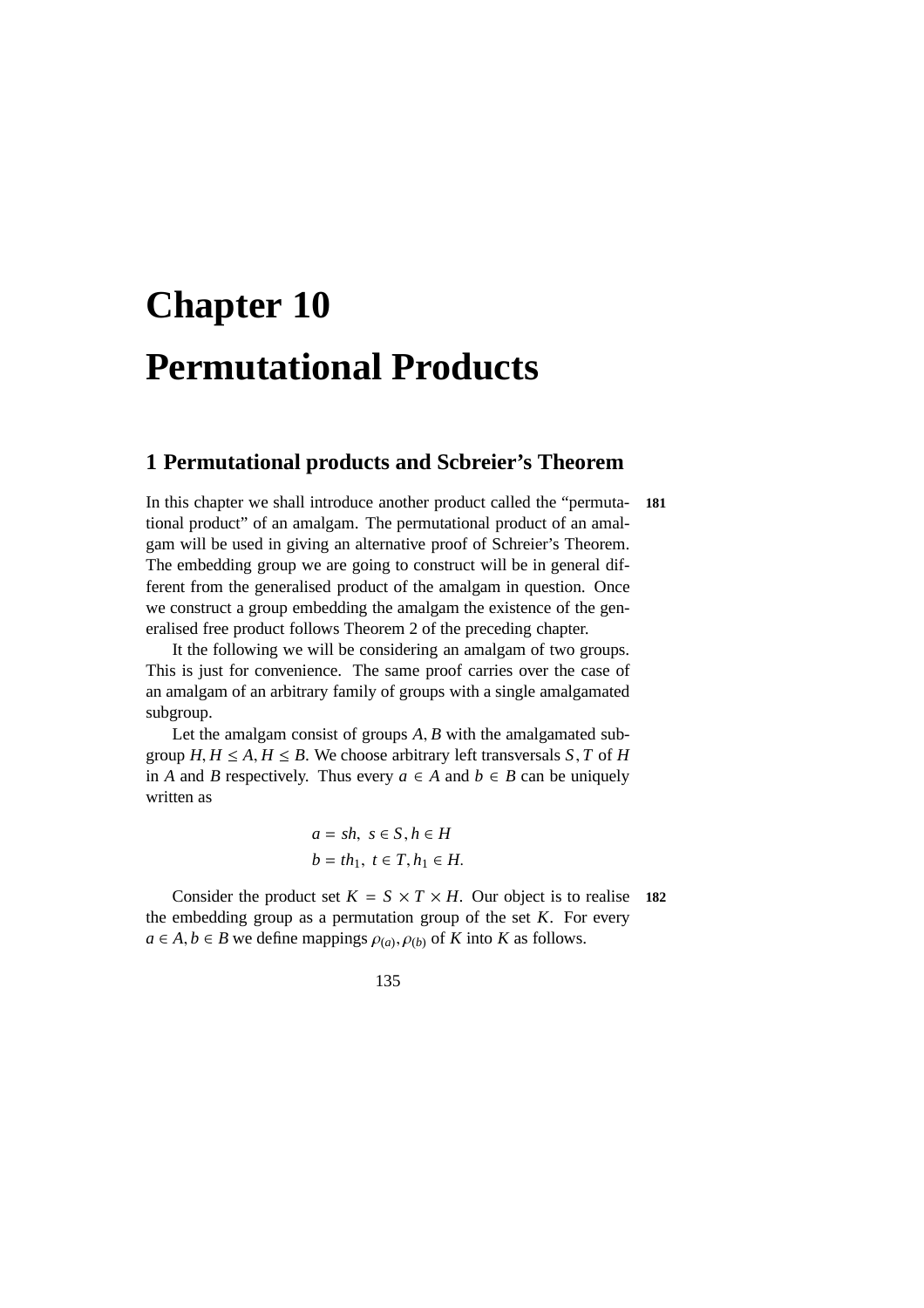# Chapter 10

# Permutational Products

## 1 Permutational products and Scbreier's Theorem

In this chapter we shall introduce another product called the "permutational product" of an amalgam. The permutational product of an amalgam will be used in giving an alternative proof of Schreier's Theorem. The embedding group we are going to construct will be in general different from the generalised product of the amalgam in question. Once we construct a group embedding the amalgam the existence of the generalised free product follows Theorem 2 of the preceding chapter.

181

It the following we will be considering an amalgam of two groups. This is just for convenience. The same proof carries over the case of an amalgam of an arbitrary family of groups with a single amalgamated subgroup.

Let the amalgam consist of groups $A, B$ with the amalgamated subgroup $H, H \leq A, H \leq B$. We choose arbitrary left transversals $S, T$ of $H$ in $A$ and $B$ respectively. Thus every $a \in A$ and $b \in B$ can be uniquely written as

$$a = sh, \ s \in S, h \in H$$
$$b = th_1, \ t \in T, h_1 \in H.$$

Consider the product set $K = S \times T \times H$. Our object is to realise the embedding group as a permutation group of the set $K$. For every $a \in A, b \in B$ we define mappings $\rho_{(a)}, \rho_{(b)}$ of $K$ into $K$ as follows.

182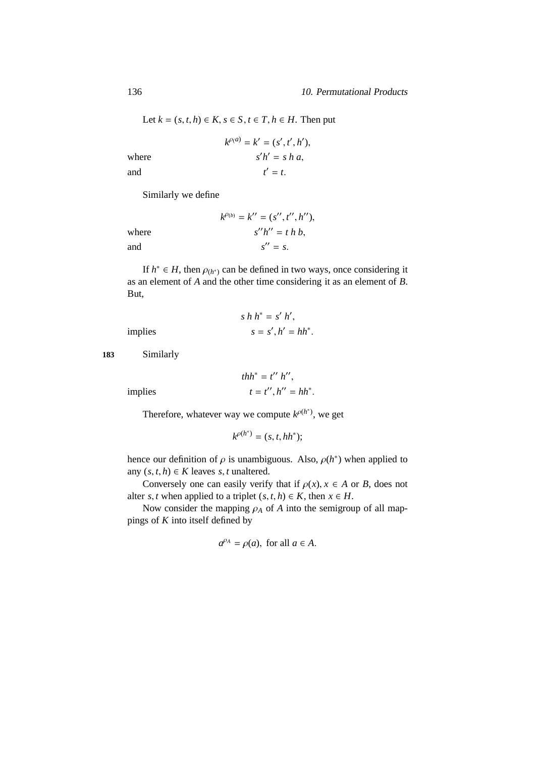Let $k = (s, t, h) \in K, s \in S, t \in T, h \in H$. Then put

$$k^{\rho(a)} = k' = (s', t', h'),$$

where
$$s'h' = s\, h\, a,$$

and
$$t' = t.$$

Similarly we define

$$k^{\rho(b)} = k'' = (s'', t'', h''),$$

where
$$s''h'' = t\, h\, b,$$

and
$$s'' = s.$$

If $h^* \in H$, then $\rho_{(h^*)}$ can be defined in two ways, once considering it as an element of $A$ and the other time considering it as an element of $B$. But,

$$s\, h\, h^* = s'\, h',$$

implies
$$s = s', h' = hh^*.$$

183 Similarly

$$thh^* = t''\, h'',$$

implies
$$t = t'', h'' = hh^*.$$

Therefore, whatever way we compute $k^{\rho(h^*)}$, we get

$$k^{\rho(h^*)} = (s, t, hh^*);$$

hence our definition of $\rho$ is unambiguous. Also, $\rho(h^*)$ when applied to any $(s, t, h) \in K$ leaves $s, t$ unaltered.

Conversely one can easily verify that if $\rho(x), x \in A$ or $B$, does not alter $s, t$ when applied to a triplet $(s, t, h) \in K$, then $x \in H$.

Now consider the mapping $\rho_A$ of $A$ into the semigroup of all mappings of $K$ into itself defined by

$$a^{\rho_A} = \rho(a), \text{ for all } a \in A.$$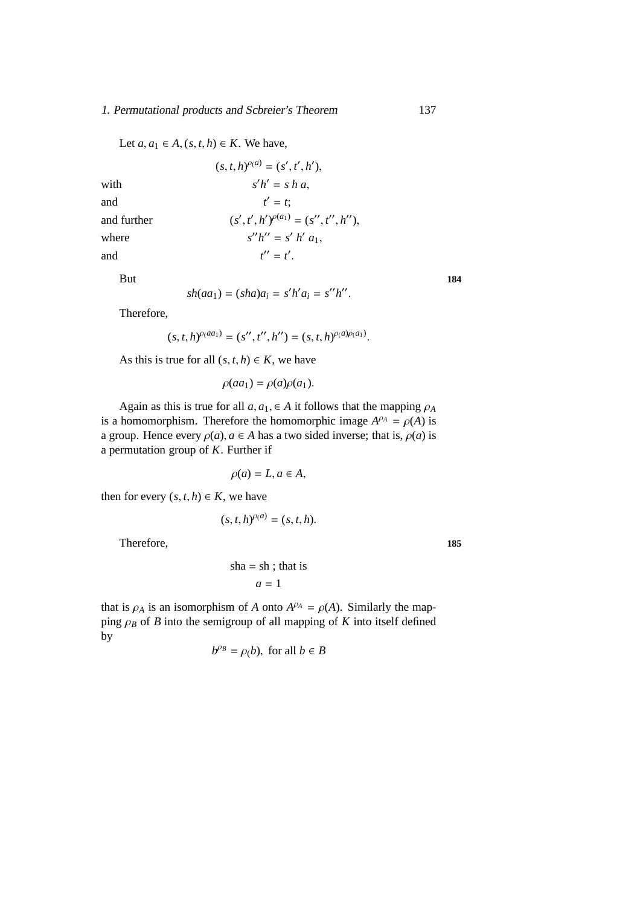Let $a, a_1 \in A, (s, t, h) \in K$. We have,

$$(s, t, h)^{\rho(a)} = (s', t', h'),$$

with $\quad s'h' = s\,h\,a,$

and $\quad t' = t;$

and further $\quad (s', t', h')^{\rho(a_1)} = (s'', t'', h''),$

where $\quad s''h'' = s'\,h'\,a_1,$

and $\quad t'' = t'.$

But

$$sh(aa_1) = (sha)a_i = s'h'a_i = s''h''.$$

Therefore,

$$(s, t, h)^{\rho(aa_1)} = (s'', t'', h'') = (s, t, h)^{\rho(a)\rho(a_1)}.$$

As this is true for all $(s, t, h) \in K$, we have

$$\rho(aa_1) = \rho(a)\rho(a_1).$$

Again as this is true for all $a, a_1, \in A$ it follows that the mapping $\rho_A$ is a homomorphism. Therefore the homomorphic image $A^{\rho_A} = \rho(A)$ is a group. Hence every $\rho(a), a \in A$ has a two sided inverse; that is, $\rho(a)$ is a permutation group of $K$. Further if

$$\rho(a) = L, a \in A,$$

then for every $(s, t, h) \in K$, we have

$$(s, t, h)^{\rho(a)} = (s, t, h).$$

Therefore,

$$\text{sha} = \text{sh} \text{ ; that is}$$
$$a = 1$$

that is $\rho_A$ is an isomorphism of $A$ onto $A^{\rho_A} = \rho(A)$. Similarly the mapping $\rho_B$ of $B$ into the semigroup of all mapping of $K$ into itself defined by

$$b^{\rho_B} = \rho(b), \text{ for all } b \in B$$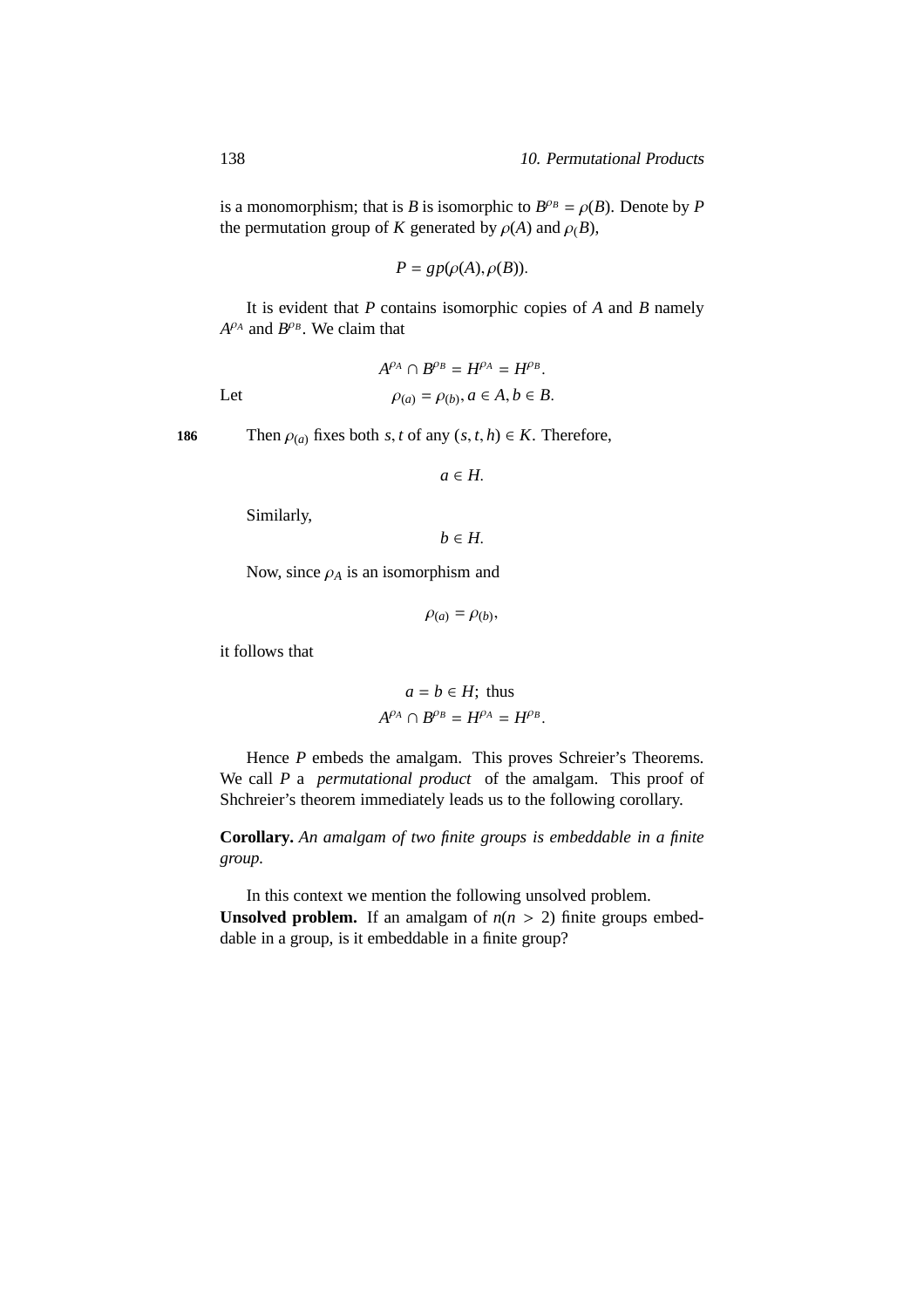is a monomorphism; that is $B$ is isomorphic to $B^{\rho_B} = \rho(B)$. Denote by $P$ the permutation group of $K$ generated by $\rho(A)$ and $\rho_(B)$,

$$P = gp(\rho(A), \rho(B)).$$

It is evident that $P$ contains isomorphic copies of $A$ and $B$ namely $A^{\rho_A}$ and $B^{\rho_B}$. We claim that

$$A^{\rho_A} \cap B^{\rho_B} = H^{\rho_A} = H^{\rho_B}.$$

Let

$$\rho_{(a)} = \rho_{(b)}, a \in A, b \in B.$$

186 Then $\rho_{(a)}$ fixes both $s, t$ of any $(s, t, h) \in K$. Therefore,

$$a \in H.$$

Similarly,

$$b \in H.$$

Now, since $\rho_A$ is an isomorphism and

$$\rho_{(a)} = \rho_{(b)},$$

it follows that

$$a = b \in H; \text{ thus}$$
$$A^{\rho_A} \cap B^{\rho_B} = H^{\rho_A} = H^{\rho_B}.$$

Hence $P$ embeds the amalgam. This proves Schreier's Theorems. We call $P$ a *permutational product* of the amalgam. This proof of Shchreier's theorem immediately leads us to the following corollary.

**Corollary.** *An amalgam of two finite groups is embeddable in a finite group.*

In this context we mention the following unsolved problem.

**Unsolved problem.** If an amalgam of $n(n > 2)$ finite groups embeddable in a group, is it embeddable in a finite group?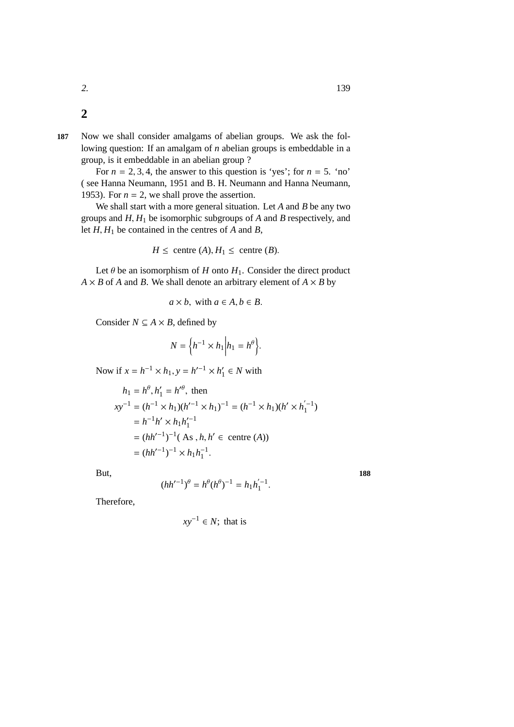## 2

Now we shall consider amalgams of abelian groups. We ask the following question: If an amalgam of $n$ abelian groups is embeddable in a group, is it embeddable in an abelian group ?

For $n = 2, 3, 4$, the answer to this question is 'yes'; for $n = 5$. 'no' ( see Hanna Neumann, 1951 and B. H. Neumann and Hanna Neumann, 1953). For $n = 2$, we shall prove the assertion.

We shall start with a more general situation. Let $A$ and $B$ be any two groups and $H, H_1$ be isomorphic subgroups of $A$ and $B$ respectively, and let $H, H_1$ be contained in the centres of $A$ and $B$,

$$H \leq \text{ centre } (A), H_1 \leq \text{ centre } (B).$$

Let $\theta$ be an isomorphism of $H$ onto $H_1$. Consider the direct product $A \times B$ of $A$ and $B$. We shall denote an arbitrary element of $A \times B$ by

$$a \times b, \text{ with } a \in A, b \in B.$$

Consider $N \subseteq A \times B$, defined by

$$N = \left\{ h^{-1} \times h_1 \middle| h_1 = h^{\theta} \right\}.$$

Now if $x = h^{-1} \times h_1, y = h'^{-1} \times h'_1 \in N$ with

$$\begin{aligned}
h_1 &= h^{\theta}, h'_1 = h'^{\theta}, \text{ then} \\
xy^{-1} &= (h^{-1} \times h_1)(h'^{-1} \times h_1)^{-1} = (h^{-1} \times h_1)(h' \times h_1^{'-1}) \\
&= h^{-1}h' \times h_1 h_1'^{-1} \\
&= (hh'^{-1})^{-1} (\text{ As }, h, h' \in \text{ centre } (A)) \\
&= (hh'^{-1})^{-1} \times h_1 h_1^{-1}.
\end{aligned}$$

But,

$$(hh'^{-1})^{\theta} = h^{\theta}(h^{\theta})^{-1} = h_1 h_1^{'-1}.$$

Therefore,

$$xy^{-1} \in N; \text{ that is}$$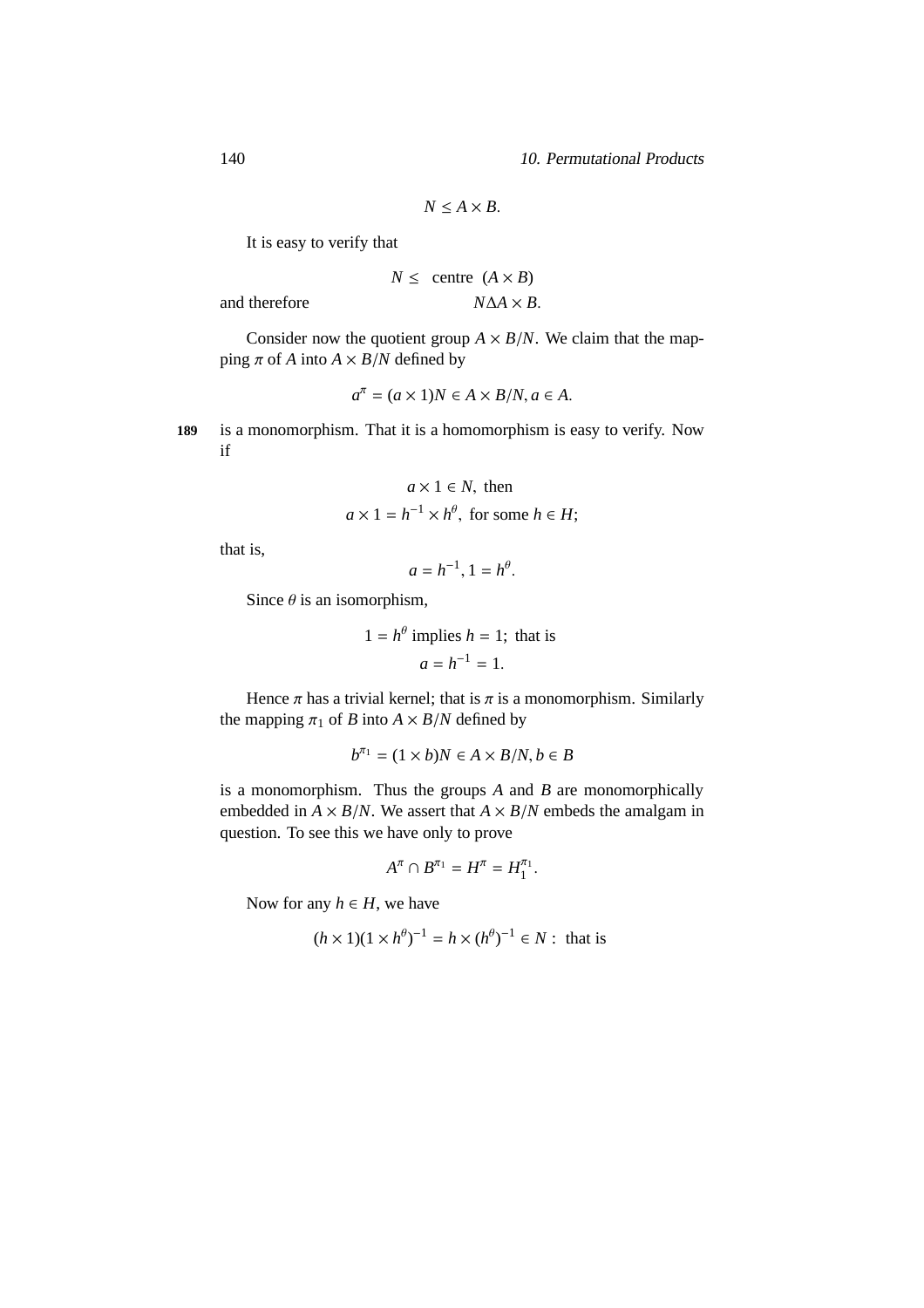$$N \leq A \times B.$$

It is easy to verify that

$$N \leq \text{ centre } (A \times B)$$

and therefore

$$N \Delta A \times B.$$

Consider now the quotient group $A \times B/N$. We claim that the mapping $\pi$ of $A$ into $A \times B/N$ defined by

$$a^{\pi} = (a \times 1)N \in A \times B/N, a \in A.$$

189 is a monomorphism. That it is a homomorphism is easy to verify. Now if

$$a \times 1 \in N, \text{ then}$$

$$a \times 1 = h^{-1} \times h^{\theta}, \text{ for some } h \in H;$$

that is,

$$a = h^{-1}, 1 = h^{\theta}.$$

Since $\theta$ is an isomorphism,

$$1 = h^{\theta} \text{ implies } h = 1; \text{ that is}$$

$$a = h^{-1} = 1.$$

Hence $\pi$ has a trivial kernel; that is $\pi$ is a monomorphism. Similarly the mapping $\pi_1$ of $B$ into $A \times B/N$ defined by

$$b^{\pi_1} = (1 \times b)N \in A \times B/N, b \in B$$

is a monomorphism. Thus the groups $A$ and $B$ are monomorphically embedded in $A \times B/N$. We assert that $A \times B/N$ embeds the amalgam in question. To see this we have only to prove

$$A^{\pi} \cap B^{\pi_1} = H^{\pi} = H_1^{\pi_1}.$$

Now for any $h \in H$, we have

$$(h \times 1)(1 \times h^{\theta})^{-1} = h \times (h^{\theta})^{-1} \in N: \text{ that is}$$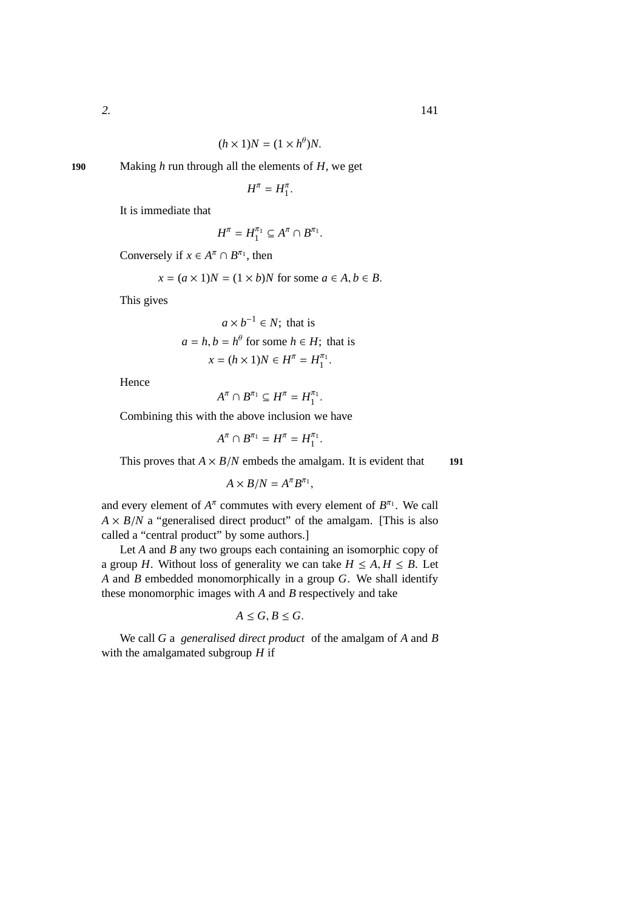$$(h \times 1)N = (1 \times h^\theta)N.$$

Making $h$ run through all the elements of $H$, we get

$$H^\pi = H_1^\pi.$$

It is immediate that

$$H^\pi = H_1^{\pi_1} \subseteq A^\pi \cap B^{\pi_1}.$$

Conversely if $x \in A^\pi \cap B^{\pi_1}$, then

$$x = (a \times 1)N = (1 \times b)N \text{ for some } a \in A, b \in B.$$

This gives

$$a \times b^{-1} \in N; \text{ that is}$$
$$a = h, b = h^\theta \text{ for some } h \in H; \text{ that is}$$
$$x = (h \times 1)N \in H^\pi = H_1^{\pi_1}.$$

Hence

$$A^\pi \cap B^{\pi_1} \subseteq H^\pi = H_1^{\pi_1}.$$

Combining this with the above inclusion we have

$$A^\pi \cap B^{\pi_1} = H^\pi = H_1^{\pi_1}.$$

This proves that $A \times B/N$ embeds the amalgam. It is evident that

$$A \times B/N = A^\pi B^{\pi_1},$$

and every element of $A^\pi$ commutes with every element of $B^{\pi_1}$. We call $A \times B/N$ a "generalised direct product" of the amalgam. [This is also called a "central product" by some authors.]

Let $A$ and $B$ any two groups each containing an isomorphic copy of a group $H$. Without loss of generality we can take $H \leq A, H \leq B$. Let $A$ and $B$ embedded monomorphically in a group $G$. We shall identify these monomorphic images with $A$ and $B$ respectively and take

$$A \leq G, B \leq G.$$

We call $G$ a *generalised direct product* of the amalgam of $A$ and $B$ with the amalgamated subgroup $H$ if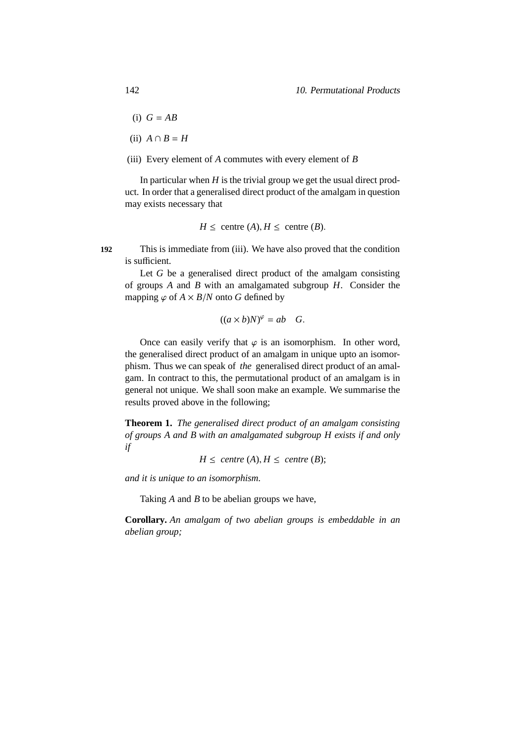(i) $G = AB$

(ii) $A \cap B = H$

(iii) Every element of $A$ commutes with every element of $B$

In particular when $H$ is the trivial group we get the usual direct product. In order that a generalised direct product of the amalgam in question may exists necessary that

$$H \leq \text{ centre } (A), H \leq \text{ centre } (B).$$

192 This is immediate from (iii). We have also proved that the condition is sufficient.

Let $G$ be a generalised direct product of the amalgam consisting of groups $A$ and $B$ with an amalgamated subgroup $H$. Consider the mapping $\varphi$ of $A \times B/N$ onto $G$ defined by

$$((a \times b)N)^{\varphi} = ab \quad G.$$

Once can easily verify that $\varphi$ is an isomorphism. In other word, the generalised direct product of an amalgam in unique upto an isomorphism. Thus we can speak of *the* generalised direct product of an amalgam. In contract to this, the permutational product of an amalgam is in general not unique. We shall soon make an example. We summarise the results proved above in the following;

**Theorem 1.** *The generalised direct product of an amalgam consisting of groups $A$ and $B$ with an amalgamated subgroup $H$ exists if and only if*

$$H \leq \textit{ centre } (A), H \leq \textit{ centre } (B);$$

*and it is unique to an isomorphism.*

Taking $A$ and $B$ to be abelian groups we have,

**Corollary.** *An amalgam of two abelian groups is embeddable in an abelian group;*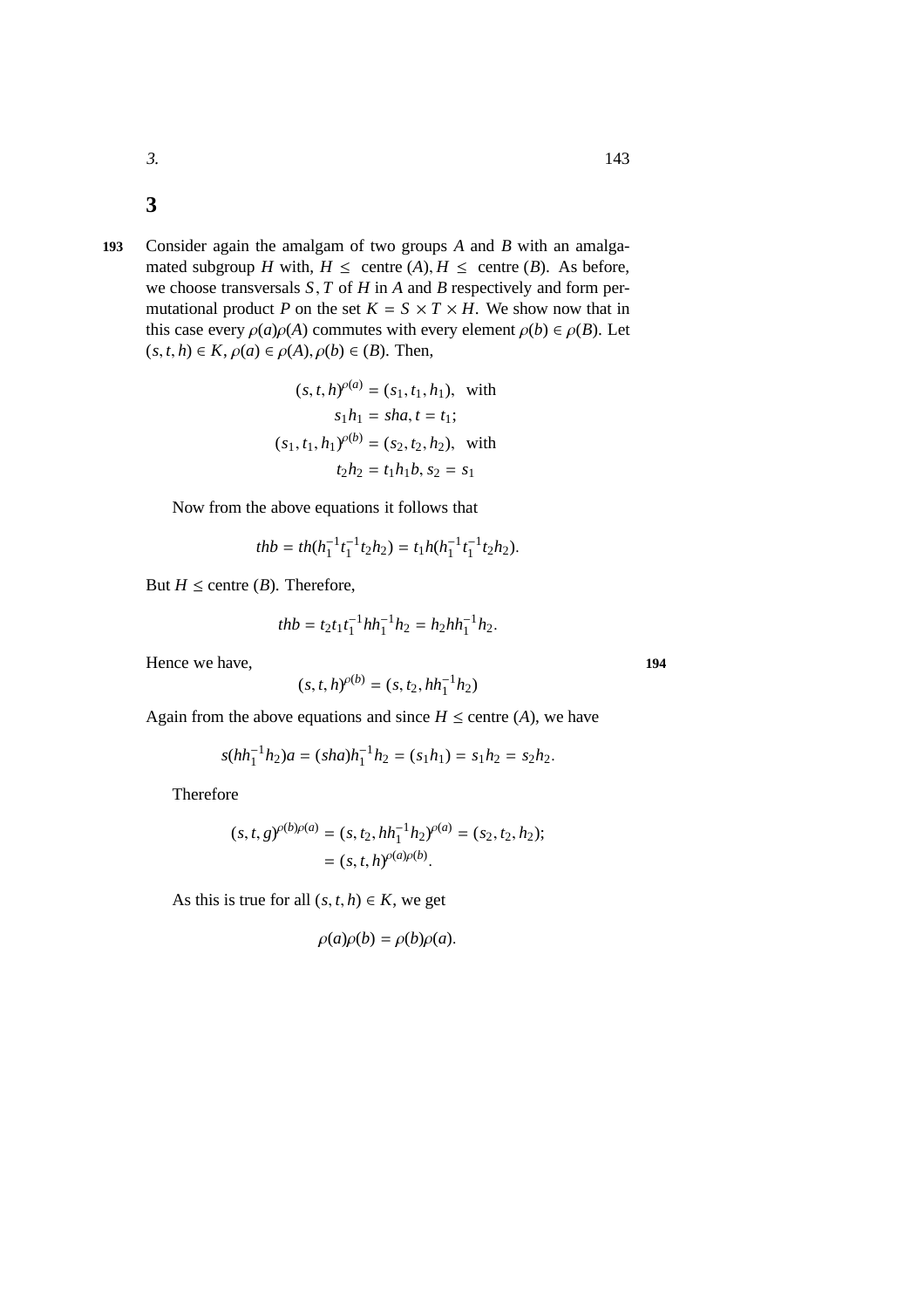## 3

Consider again the amalgam of two groups $A$ and $B$ with an amalgamated subgroup $H$ with, $H \leq$ centre $(A)$, $H \leq$ centre $(B)$. As before, we choose transversals $S, T$ of $H$ in $A$ and $B$ respectively and form permutational product $P$ on the set $K = S \times T \times H$. We show now that in this case every $\rho(a)\rho(A)$ commutes with every element $\rho(b) \in \rho(B)$. Let $(s, t, h) \in K$, $\rho(a) \in \rho(A)$, $\rho(b) \in (B)$. Then,

$$(s, t, h)^{\rho(a)} = (s_1, t_1, h_1), \text{ with}$$
$$s_1 h_1 = sha, t = t_1;$$
$$(s_1, t_1, h_1)^{\rho(b)} = (s_2, t_2, h_2), \text{ with}$$
$$t_2 h_2 = t_1 h_1 b, s_2 = s_1$$

Now from the above equations it follows that

$$thb = th(h_1^{-1} t_1^{-1} t_2 h_2) = t_1 h(h_1^{-1} t_1^{-1} t_2 h_2).$$

But $H \leq$ centre $(B)$. Therefore,

$$thb = t_2 t_1 t_1^{-1} h h_1^{-1} h_2 = h_2 h h_1^{-1} h_2.$$

Hence we have,

$$(s, t, h)^{\rho(b)} = (s, t_2, h h_1^{-1} h_2)$$

Again from the above equations and since $H \leq$ centre $(A)$, we have

$$s(h h_1^{-1} h_2)a = (sha) h_1^{-1} h_2 = (s_1 h_1) = s_1 h_2 = s_2 h_2.$$

Therefore

$$(s, t, g)^{\rho(b)\rho(a)} = (s, t_2, h h_1^{-1} h_2)^{\rho(a)} = (s_2, t_2, h_2);$$
$$= (s, t, h)^{\rho(a)\rho(b)}.$$

As this is true for all $(s, t, h) \in K$, we get

$$\rho(a)\rho(b) = \rho(b)\rho(a).$$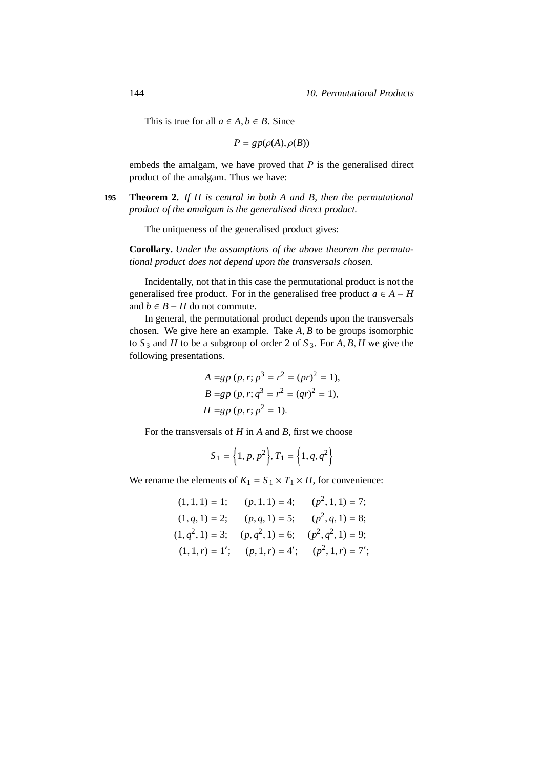This is true for all $a \in A, b \in B$. Since

$$P = gp(\rho(A), \rho(B))$$

embeds the amalgam, we have proved that $P$ is the generalised direct product of the amalgam. Thus we have:

195 **Theorem 2.** *If $H$ is central in both $A$ and $B$, then the permutational product of the amalgam is the generalised direct product.*

The uniqueness of the generalised product gives:

**Corollary.** *Under the assumptions of the above theorem the permutational product does not depend upon the transversals chosen.*

Incidentally, not that in this case the permutational product is not the generalised free product. For in the generalised free product $a \in A - H$ and $b \in B - H$ do not commute.

In general, the permutational product depends upon the transversals chosen. We give here an example. Take $A, B$ to be groups isomorphic to $S_3$ and $H$ to be a subgroup of order 2 of $S_3$. For $A, B, H$ we give the following presentations.

$$A = gp\ (p, r; p^3 = r^2 = (pr)^2 = 1),$$
$$B = gp\ (p, r; q^3 = r^2 = (qr)^2 = 1),$$
$$H = gp\ (p, r; p^2 = 1).$$

For the transversals of $H$ in $A$ and $B$, first we choose

$$S_1 = \left\{1, p, p^2\right\}, T_1 = \left\{1, q, q^2\right\}$$

We rename the elements of $K_1 = S_1 \times T_1 \times H$, for convenience:

$$(1, 1, 1) = 1; \quad (p, 1, 1) = 4; \quad (p^2, 1, 1) = 7;$$
$$(1, q, 1) = 2; \quad (p, q, 1) = 5; \quad (p^2, q, 1) = 8;$$
$$(1, q^2, 1) = 3; \quad (p, q^2, 1) = 6; \quad (p^2, q^2, 1) = 9;$$
$$(1, 1, r) = 1'; \quad (p, 1, r) = 4'; \quad (p^2, 1, r) = 7';$$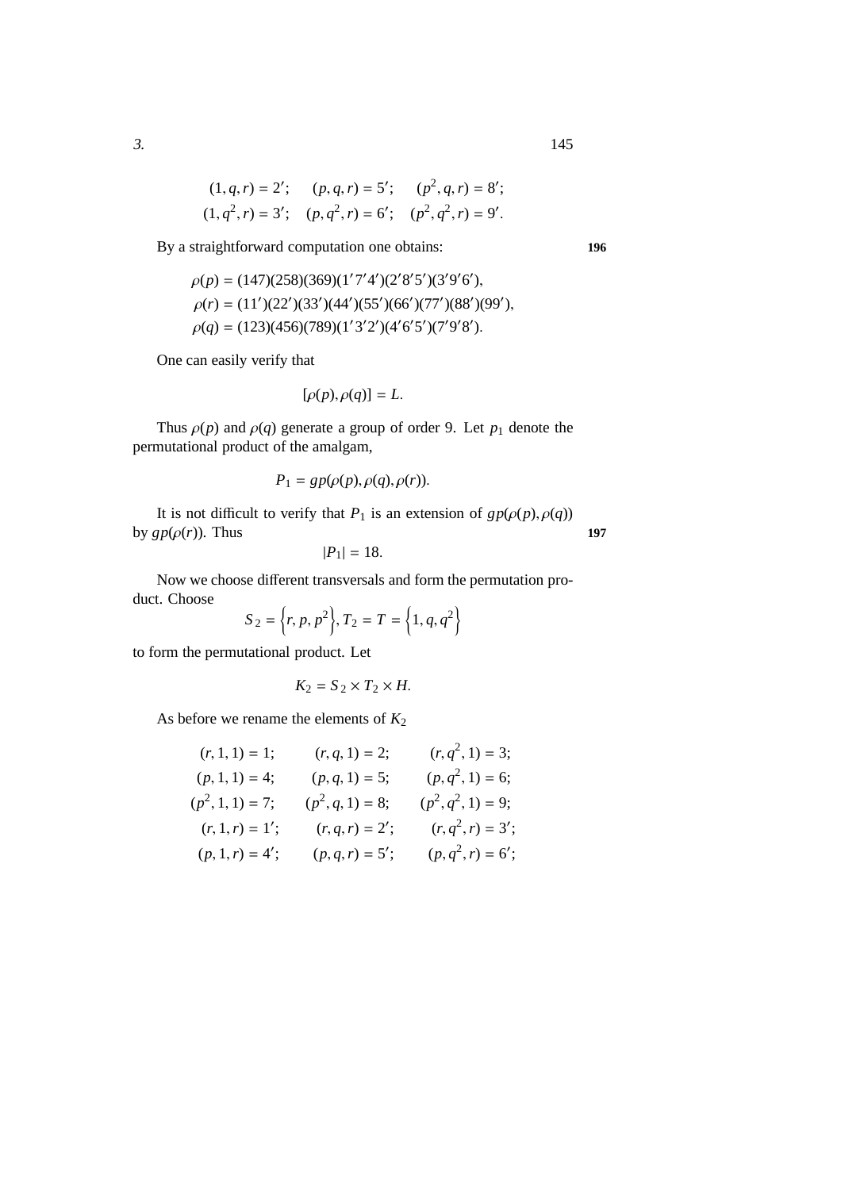$$(1, q, r) = 2'; \quad (p, q, r) = 5'; \quad (p^2, q, r) = 8';$$
$$(1, q^2, r) = 3'; \quad (p, q^2, r) = 6'; \quad (p^2, q^2, r) = 9'.$$

By a straightforward computation one obtains: **196**

$$\rho(p) = (147)(258)(369)(1'7'4')(2'8'5')(3'9'6'),$$
$$\rho(r) = (11')(22')(33')(44')(55')(66')(77')(88')(99'),$$
$$\rho(q) = (123)(456)(789)(1'3'2')(4'6'5')(7'9'8').$$

One can easily verify that

$$[\rho(p), \rho(q)] = L.$$

Thus $\rho(p)$ and $\rho(q)$ generate a group of order 9. Let $p_1$ denote the permutational product of the amalgam,

$$P_1 = gp(\rho(p), \rho(q), \rho(r)).$$

It is not difficult to verify that $P_1$ is an extension of $gp(\rho(p), \rho(q))$ by $gp(\rho(r))$. Thus **197**

$$|P_1| = 18.$$

Now we choose different transversals and form the permutation product. Choose

$$S_2 = \left\{r, p, p^2\right\}, T_2 = T = \left\{1, q, q^2\right\}$$

to form the permutational product. Let

$$K_2 = S_2 \times T_2 \times H.$$

As before we rename the elements of $K_2$

$$(r, 1, 1) = 1; \quad (r, q, 1) = 2; \quad (r, q^2, 1) = 3;$$
$$(p, 1, 1) = 4; \quad (p, q, 1) = 5; \quad (p, q^2, 1) = 6;$$
$$(p^2, 1, 1) = 7; \quad (p^2, q, 1) = 8; \quad (p^2, q^2, 1) = 9;$$
$$(r, 1, r) = 1'; \quad (r, q, r) = 2'; \quad (r, q^2, r) = 3';$$
$$(p, 1, r) = 4'; \quad (p, q, r) = 5'; \quad (p, q^2, r) = 6';$$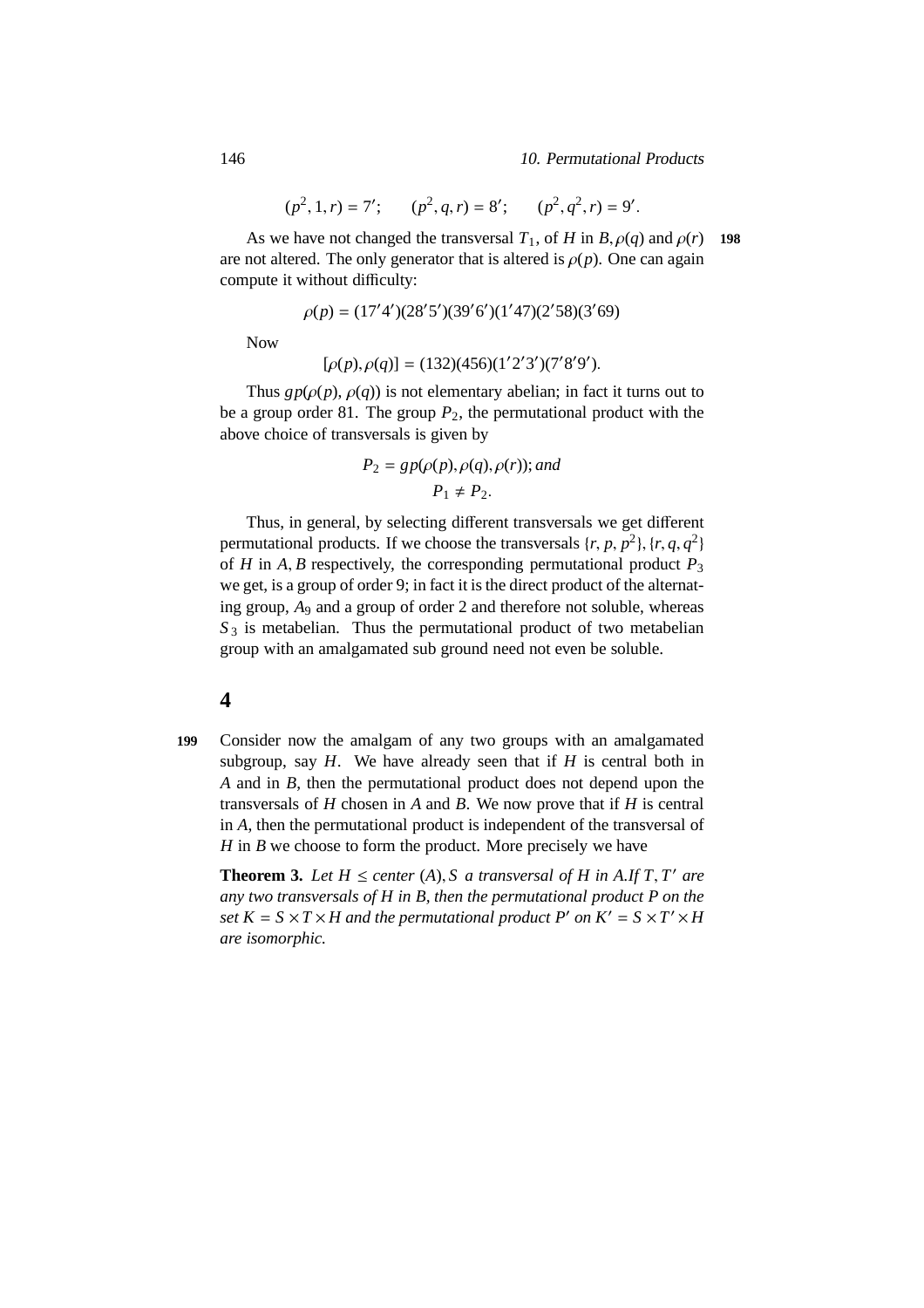$$(p^2, 1, r) = 7'; \qquad (p^2, q, r) = 8'; \qquad (p^2, q^2, r) = 9'.$$

As we have not changed the transversal $T_1$, of $H$ in $B, \rho(q)$ and $\rho(r)$ are not altered. The only generator that is altered is $\rho(p)$. One can again compute it without difficulty:

198

$$\rho(p) = (17'4')(28'5')(39'6')(1'47)(2'58)(3'69)$$

Now

$$[\rho(p), \rho(q)] = (132)(456)(1'2'3')(7'8'9').$$

Thus $gp(\rho(p), \rho(q))$ is not elementary abelian; in fact it turns out to be a group order 81. The group $P_2$, the permutational product with the above choice of transversals is given by

$$P_2 = gp(\rho(p), \rho(q), \rho(r)); \textit{and}$$
$$P_1 \neq P_2.$$

Thus, in general, by selecting different transversals we get different permutational products. If we choose the transversals $\{r, p, p^2\}, \{r, q, q^2\}$ of $H$ in $A, B$ respectively, the corresponding permutational product $P_3$ we get, is a group of order 9; in fact it is the direct product of the alternating group, $A_9$ and a group of order 2 and therefore not soluble, whereas $S_3$ is metabelian. Thus the permutational product of two metabelian group with an amalgamated sub ground need not even be soluble.

## 4

199

Consider now the amalgam of any two groups with an amalgamated subgroup, say $H$. We have already seen that if $H$ is central both in $A$ and in $B$, then the permutational product does not depend upon the transversals of $H$ chosen in $A$ and $B$. We now prove that if $H$ is central in $A$, then the permutational product is independent of the transversal of $H$ in $B$ we choose to form the product. More precisely we have

**Theorem 3.** *Let $H \leq$ center $(A), S$ a transversal of $H$ in $A$.If $T, T'$ are any two transversals of $H$ in $B$, then the permutational product $P$ on the set $K = S \times T \times H$ and the permutational product $P'$ on $K' = S \times T' \times H$ are isomorphic.*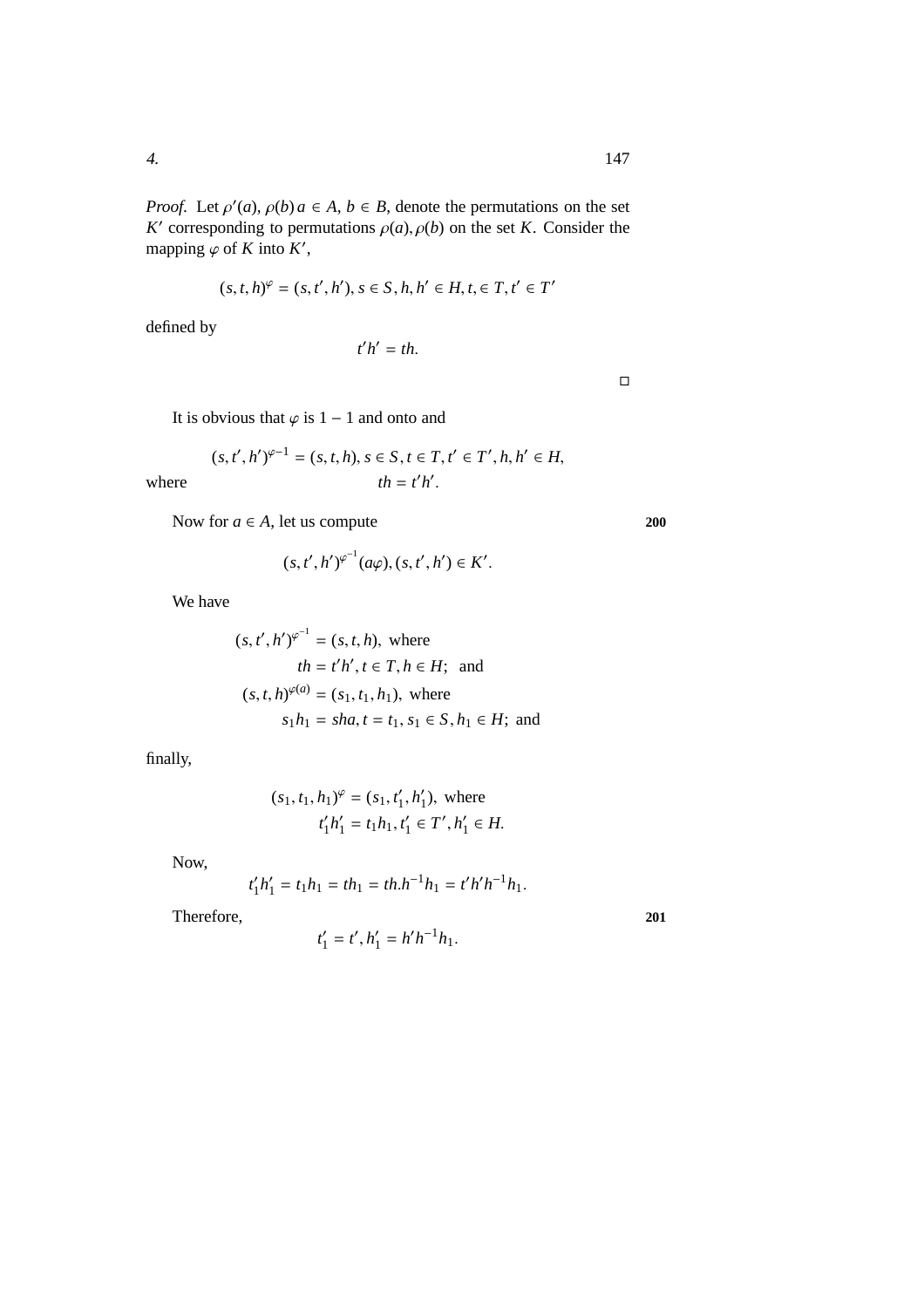*Proof.* Let $\rho'(a), \rho(b)\, a \in A,\, b \in B$, denote the permutations on the set $K'$ corresponding to permutations $\rho(a), \rho(b)$ on the set $K$. Consider the mapping $\varphi$ of $K$ into $K'$,

$$(s, t, h)^{\varphi} = (s, t', h'),\, s \in S, h, h' \in H, t, \in T, t' \in T'$$

defined by

$$t'h' = th.$$

□

It is obvious that $\varphi$ is $1-1$ and onto and

$$(s, t', h')^{\varphi-1} = (s, t, h),\, s \in S, t \in T, t' \in T', h, h' \in H,$$

where
$$th = t'h'.$$

Now for $a \in A$, let us compute

$$(s, t', h')^{\varphi^{-1}}(a\varphi), (s, t', h') \in K'.$$

We have

$$\begin{aligned}
(s, t', h')^{\varphi^{-1}} &= (s, t, h), \text{ where} \\
& \quad th = t'h', t \in T, h \in H; \text{ and} \\
(s, t, h)^{\varphi(a)} &= (s_1, t_1, h_1), \text{ where} \\
& \quad s_1 h_1 = sha, t = t_1, s_1 \in S, h_1 \in H; \text{ and}
\end{aligned}$$

finally,

$$\begin{aligned}
(s_1, t_1, h_1)^{\varphi} &= (s_1, t_1', h_1'), \text{ where} \\
& \quad t_1' h_1' = t_1 h_1, t_1' \in T', h_1' \in H.
\end{aligned}$$

Now,
$$t_1' h_1' = t_1 h_1 = t h_1 = th.h^{-1} h_1 = t' h' h^{-1} h_1.$$

Therefore,
$$t_1' = t', h_1' = h' h^{-1} h_1.$$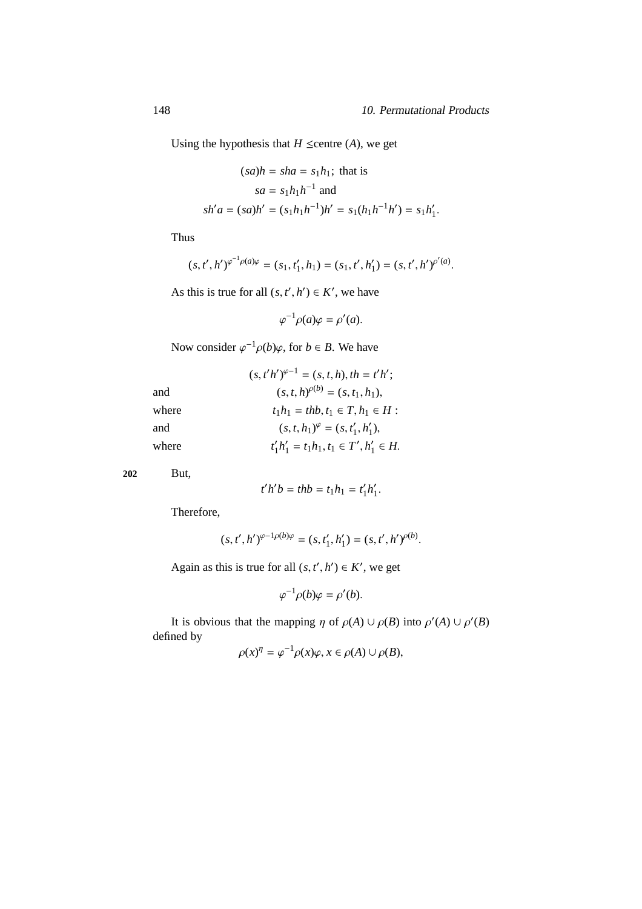Using the hypothesis that $H \leq$centre $(A)$, we get

$$(sa)h = sha = s_1 h_1; \text{ that is}$$
$$sa = s_1 h_1 h^{-1} \text{ and}$$
$$sh'a = (sa)h' = (s_1 h_1 h^{-1})h' = s_1(h_1 h^{-1} h') = s_1 h'_1.$$

Thus

$$(s, t', h')^{\varphi^{-1}\rho(a)\varphi} = (s_1, t'_1, h_1) = (s_1, t', h'_1) = (s, t', h')^{\rho'(a)}.$$

As this is true for all $(s, t', h') \in K'$, we have

$$\varphi^{-1}\rho(a)\varphi = \rho'(a).$$

Now consider $\varphi^{-1}\rho(b)\varphi$, for $b \in B$. We have

$$(s, t'h')^{\varphi-1} = (s, t, h), th = t'h';$$

and
$$(s, t, h)^{\rho(b)} = (s, t_1, h_1),$$

where
$$t_1 h_1 = thb, t_1 \in T, h_1 \in H:$$

and
$$(s, t, h_1)^{\varphi} = (s, t'_1, h'_1),$$

where
$$t'_1 h'_1 = t_1 h_1, t_1 \in T', h'_1 \in H.$$

**202** But,

$$t'h'b = thb = t_1 h_1 = t'_1 h'_1.$$

Therefore,

$$(s, t', h')^{\varphi-1\rho(b)\varphi} = (s, t'_1, h'_1) = (s, t', h')^{\rho(b)}.$$

Again as this is true for all $(s, t', h') \in K'$, we get

$$\varphi^{-1}\rho(b)\varphi = \rho'(b).$$

It is obvious that the mapping $\eta$ of $\rho(A) \cup \rho(B)$ into $\rho'(A) \cup \rho'(B)$ defined by

$$\rho(x)^{\eta} = \varphi^{-1}\rho(x)\varphi, x \in \rho(A) \cup \rho(B),$$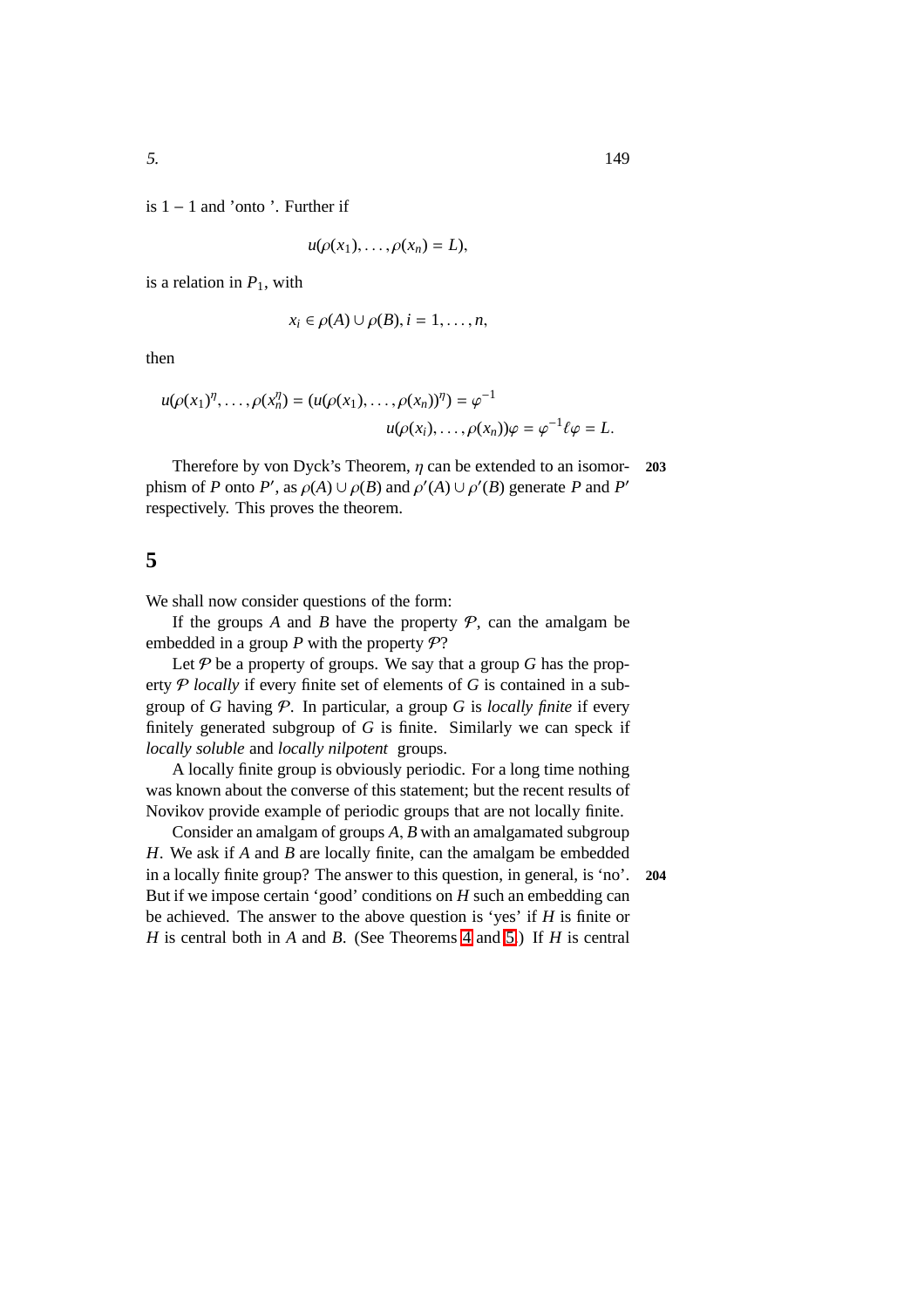is $1-1$ and 'onto '. Further if

$$u(\rho(x_1), \ldots, \rho(x_n) = L),$$

is a relation in $P_1$, with

$$x_i \in \rho(A) \cup \rho(B), i = 1, \ldots, n,$$

then

$$u(\rho(x_1)^{\eta}, \ldots, \rho(x_n^{\eta}) = (u(\rho(x_1), \ldots, \rho(x_n))^{\eta}) = \varphi^{-1}$$
$$u(\rho(x_i), \ldots, \rho(x_n))\varphi = \varphi^{-1}\ell\varphi = L.$$

Therefore by von Dyck's Theorem, $\eta$ can be extended to an isomorphism of $P$ onto $P'$, as $\rho(A) \cup \rho(B)$ and $\rho'(A) \cup \rho'(B)$ generate $P$ and $P'$ respectively. This proves the theorem.

# 5

We shall now consider questions of the form:

If the groups $A$ and $B$ have the property $\mathcal{P}$, can the amalgam be embedded in a group $P$ with the property $\mathcal{P}$?

Let $\mathcal{P}$ be a property of groups. We say that a group $G$ has the property $\mathcal{P}$ *locally* if every finite set of elements of $G$ is contained in a subgroup of $G$ having $\mathcal{P}$. In particular, a group $G$ is *locally finite* if every finitely generated subgroup of $G$ is finite. Similarly we can speck if *locally soluble* and *locally nilpotent* groups.

A locally finite group is obviously periodic. For a long time nothing was known about the converse of this statement; but the recent results of Novikov provide example of periodic groups that are not locally finite.

Consider an amalgam of groups $A, B$ with an amalgamated subgroup $H$. We ask if $A$ and $B$ are locally finite, can the amalgam be embedded in a locally finite group? The answer to this question, in general, is 'no'. But if we impose certain 'good' conditions on $H$ such an embedding can be achieved. The answer to the above question is 'yes' if $H$ is finite or $H$ is central both in $A$ and $B$. (See Theorems 4 and 5.) If $H$ is central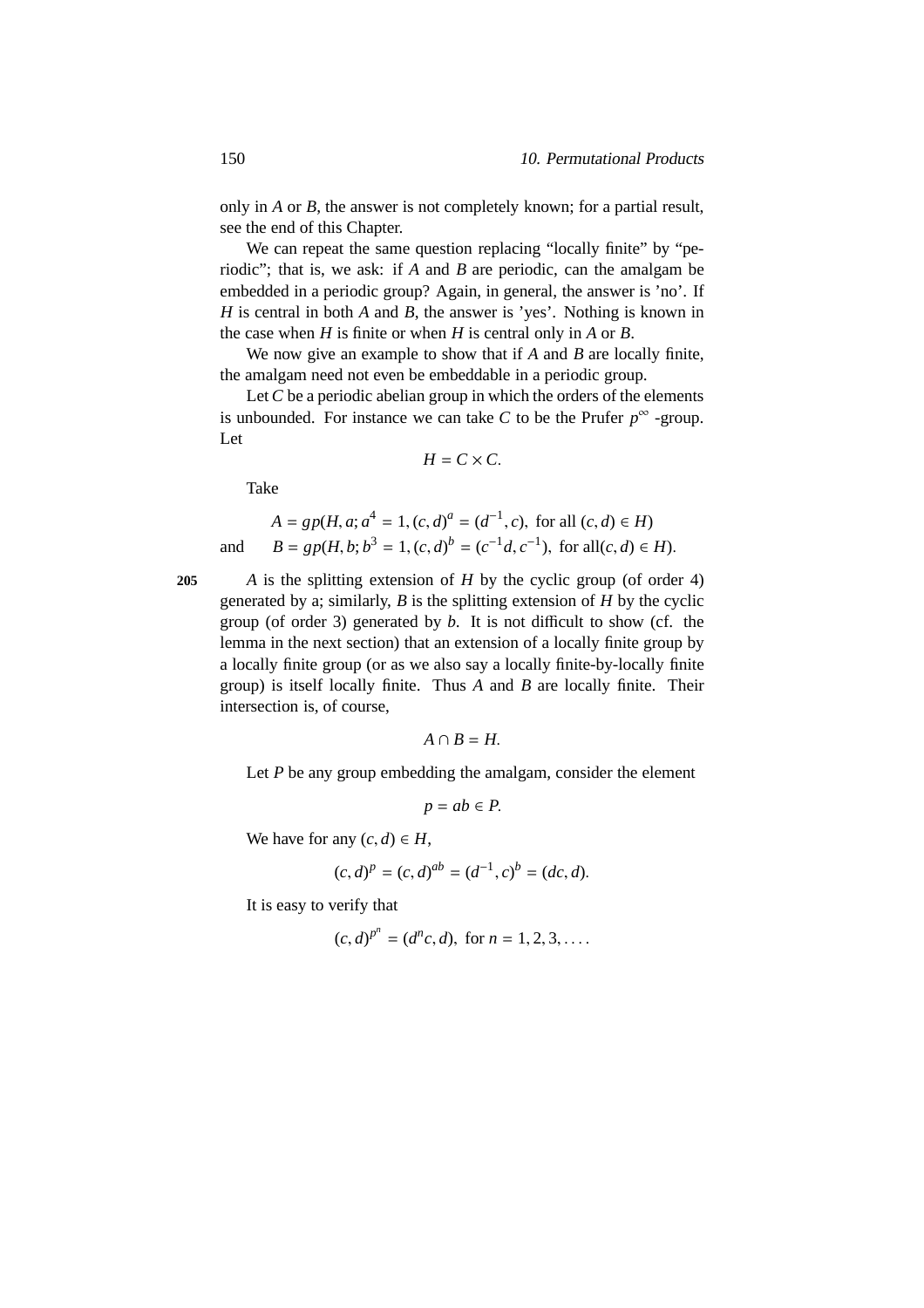only in $A$ or $B$, the answer is not completely known; for a partial result, see the end of this Chapter.

We can repeat the same question replacing "locally finite" by "periodic"; that is, we ask: if $A$ and $B$ are periodic, can the amalgam be embedded in a periodic group? Again, in general, the answer is 'no'. If $H$ is central in both $A$ and $B$, the answer is 'yes'. Nothing is known in the case when $H$ is finite or when $H$ is central only in $A$ or $B$.

We now give an example to show that if $A$ and $B$ are locally finite, the amalgam need not even be embeddable in a periodic group.

Let $C$ be a periodic abelian group in which the orders of the elements is unbounded. For instance we can take $C$ to be the Prufer $p^\infty$ -group. Let

$$H = C \times C.$$

Take

$$A = gp(H, a; a^4 = 1, (c, d)^a = (d^{-1}, c), \text{ for all } (c, d) \in H)$$

and $$B = gp(H, b; b^3 = 1, (c, d)^b = (c^{-1}d, c^{-1}), \text{ for all} (c, d) \in H).$$

205 $A$ is the splitting extension of $H$ by the cyclic group (of order 4) generated by a; similarly, $B$ is the splitting extension of $H$ by the cyclic group (of order 3) generated by $b$. It is not difficult to show (cf. the lemma in the next section) that an extension of a locally finite group by a locally finite group (or as we also say a locally finite-by-locally finite group) is itself locally finite. Thus $A$ and $B$ are locally finite. Their intersection is, of course,

$$A \cap B = H.$$

Let $P$ be any group embedding the amalgam, consider the element

$$p = ab \in P.$$

We have for any $(c, d) \in H$,

$$(c, d)^p = (c, d)^{ab} = (d^{-1}, c)^b = (dc, d).$$

It is easy to verify that

$$(c, d)^{p^n} = (d^n c, d), \text{ for } n = 1, 2, 3, \ldots.$$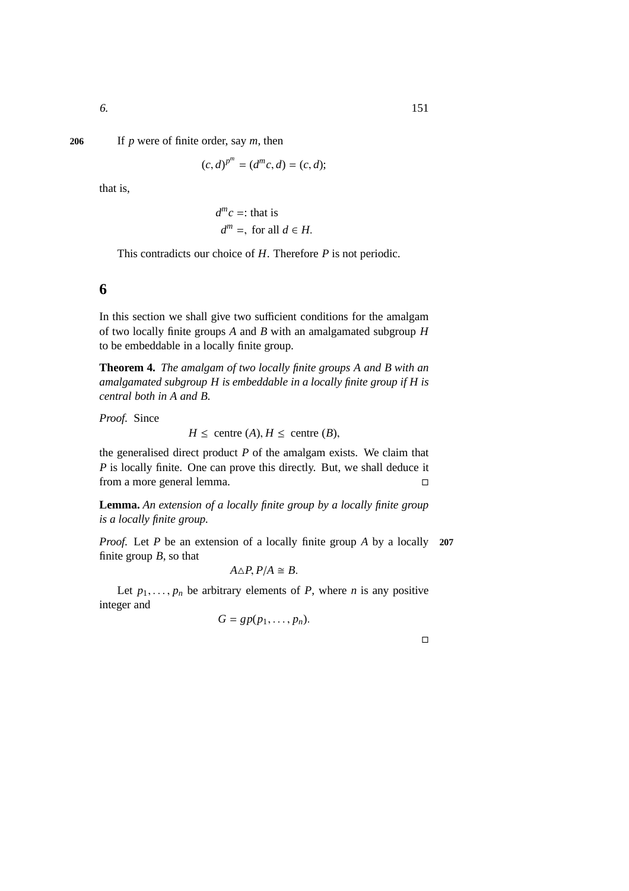206 If $p$ were of finite order, say $m$, then

$$(c,d)^{p^m} = (d^m c, d) = (c,d);$$

that is,

$$d^m c =: \text{that is}$$
$$d^m =, \text{ for all } d \in H.$$

This contradicts our choice of $H$. Therefore $P$ is not periodic.

# 6

In this section we shall give two sufficient conditions for the amalgam of two locally finite groups $A$ and $B$ with an amalgamated subgroup $H$ to be embeddable in a locally finite group.

**Theorem 4.** *The amalgam of two locally finite groups A and B with an amalgamated subgroup H is embeddable in a locally finite group if H is central both in A and B.*

*Proof.* Since

$$H \leq \text{ centre } (A), H \leq \text{ centre } (B),$$

the generalised direct product $P$ of the amalgam exists. We claim that $P$ is locally finite. One can prove this directly. But, we shall deduce it from a more general lemma. □

**Lemma.** *An extension of a locally finite group by a locally finite group is a locally finite group.*

*Proof.* Let $P$ be an extension of a locally finite group $A$ by a locally finite group $B$, so that 207

$$A \triangle P, P/A \cong B.$$

Let $p_1, \ldots, p_n$ be arbitrary elements of $P$, where $n$ is any positive integer and

$$G = gp(p_1, \ldots, p_n).$$

□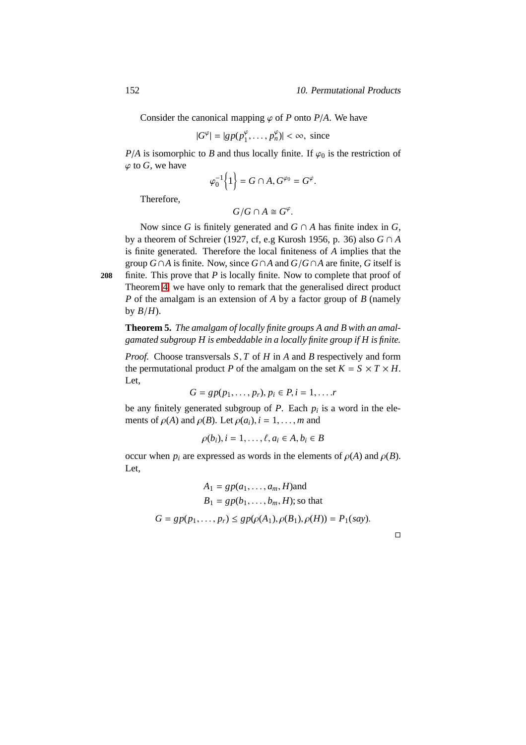Consider the canonical mapping $\varphi$ of $P$ onto $P/A$. We have

$$|G^{\varphi}| = |gp(p_1^{\varphi}, \ldots, p_n^{\varphi})| < \infty, \text{ since}$$

$P/A$ is isomorphic to $B$ and thus locally finite. If $\varphi_0$ is the restriction of $\varphi$ to $G$, we have

$$\varphi_0^{-1}\left\{1\right\} = G \cap A, G^{\varphi_0} = G^{\varphi}.$$

Therefore,

$$G/G \cap A \cong G^{\varphi}.$$

Now since $G$ is finitely generated and $G \cap A$ has finite index in $G$, by a theorem of Schreier (1927, cf, e.g Kurosh 1956, p. 36) also $G \cap A$ is finite generated. Therefore the local finiteness of $A$ implies that the group $G \cap A$ is finite. Now, since $G \cap A$ and $G/G \cap A$ are finite, $G$ itself is finite. This prove that $P$ is locally finite. Now to complete that proof of Theorem 4, we have only to remark that the generalised direct product $P$ of the amalgam is an extension of $A$ by a factor group of $B$ (namely by $B/H$).

**Theorem 5.** *The amalgam of locally finite groups A and B with an amalgamated subgroup H is embeddable in a locally finite group if H is finite.*

*Proof.* Choose transversals $S, T$ of $H$ in $A$ and $B$ respectively and form the permutational product $P$ of the amalgam on the set $K = S \times T \times H$. Let,

$$G = gp(p_1, \ldots, p_r), p_i \in P, i = 1, \ldots .r$$

be any finitely generated subgroup of $P$. Each $p_i$ is a word in the elements of $\rho(A)$ and $\rho(B)$. Let $\rho(a_i), i = 1, \ldots, m$ and

$$\rho(b_i), i = 1, \ldots, \ell, a_i \in A, b_i \in B$$

occur when $p_i$ are expressed as words in the elements of $\rho(A)$ and $\rho(B)$. Let,

$$A_1 = gp(a_1, \ldots, a_m, H) \text{and}$$
$$B_1 = gp(b_1, \ldots, b_m, H); \text{so that}$$

$$G = gp(p_1, \ldots, p_r) \leq gp(\rho(A_1), \rho(B_1), \rho(H)) = P_1(say).$$

□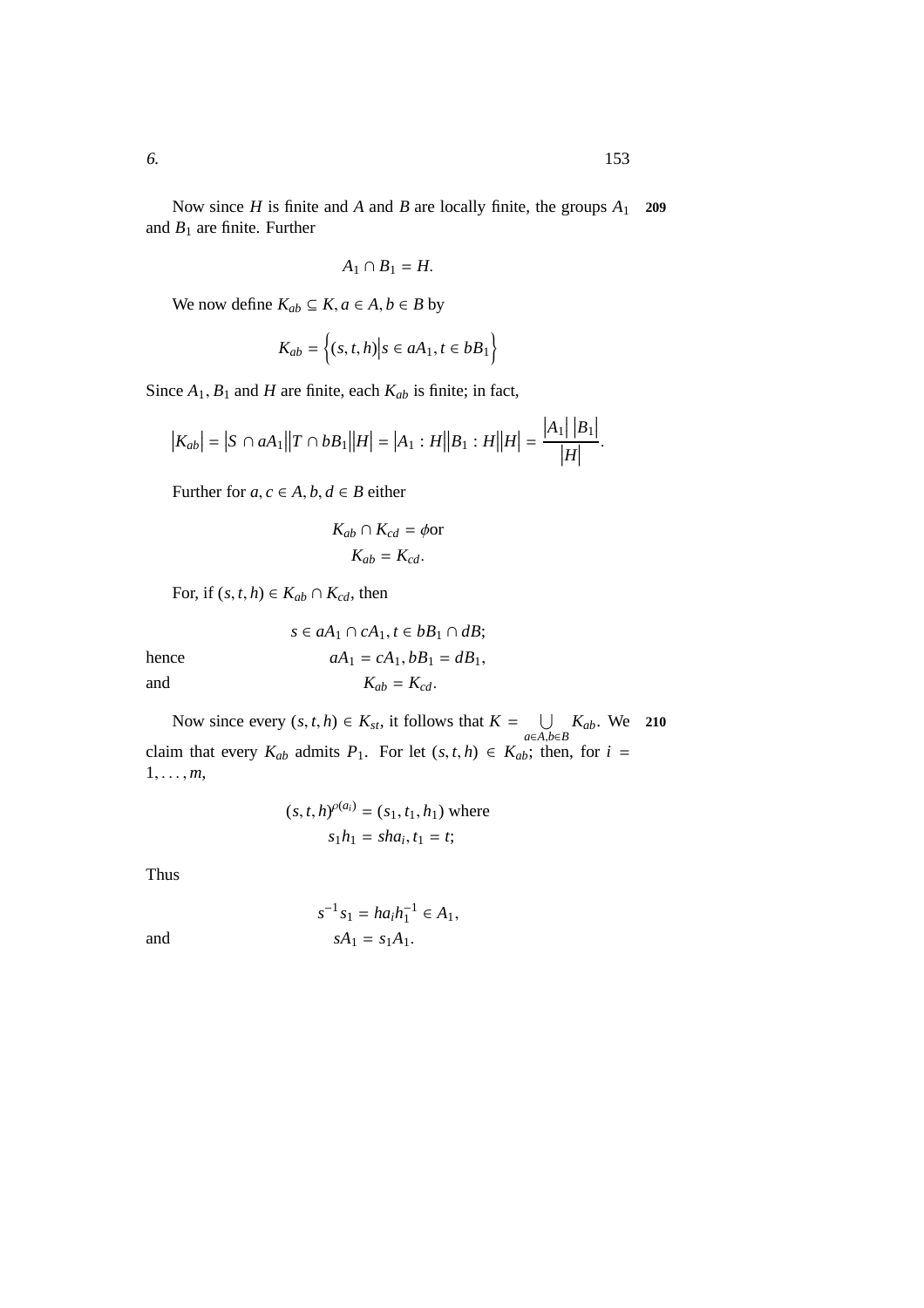Now since $H$ is finite and $A$ and $B$ are locally finite, the groups $A_1$ and $B_1$ are finite. Further

$$A_1 \cap B_1 = H.$$

We now define $K_{ab} \subseteq K, a \in A, b \in B$ by

$$K_{ab} = \left\{(s,t,h) \middle| s \in aA_1, t \in bB_1\right\}$$

Since $A_1, B_1$ and $H$ are finite, each $K_{ab}$ is finite; in fact,

$$\left|K_{ab}\right| = \left|S \cap aA_1\right|\left|T \cap bB_1\right|\left|H\right| = \left|A_1 : H\right|\left|B_1 : H\right|\left|H\right| = \frac{\left|A_1\right|\left|B_1\right|}{\left|H\right|}.$$

Further for $a, c \in A, b, d \in B$ either

$$K_{ab} \cap K_{cd} = \phi \text{or}$$
$$K_{ab} = K_{cd}.$$

For, if $(s,t,h) \in K_{ab} \cap K_{cd}$, then

$$s \in aA_1 \cap cA_1, t \in bB_1 \cap dB;$$

hence
$$aA_1 = cA_1, bB_1 = dB_1,$$

and
$$K_{ab} = K_{cd}.$$

Now since every $(s,t,h) \in K_{st}$, it follows that $K = \bigcup\limits_{a \in A, b \in B} K_{ab}$. We claim that every $K_{ab}$ admits $P_1$. For let $(s,t,h) \in K_{ab}$; then, for $i = 1, \ldots, m$,

$$(s,t,h)^{\rho(a_i)} = (s_1,t_1,h_1) \text{ where}$$
$$s_1h_1 = sha_i, t_1 = t;$$

Thus

$$s^{-1}s_1 = ha_ih_1^{-1} \in A_1,$$

and
$$sA_1 = s_1A_1.$$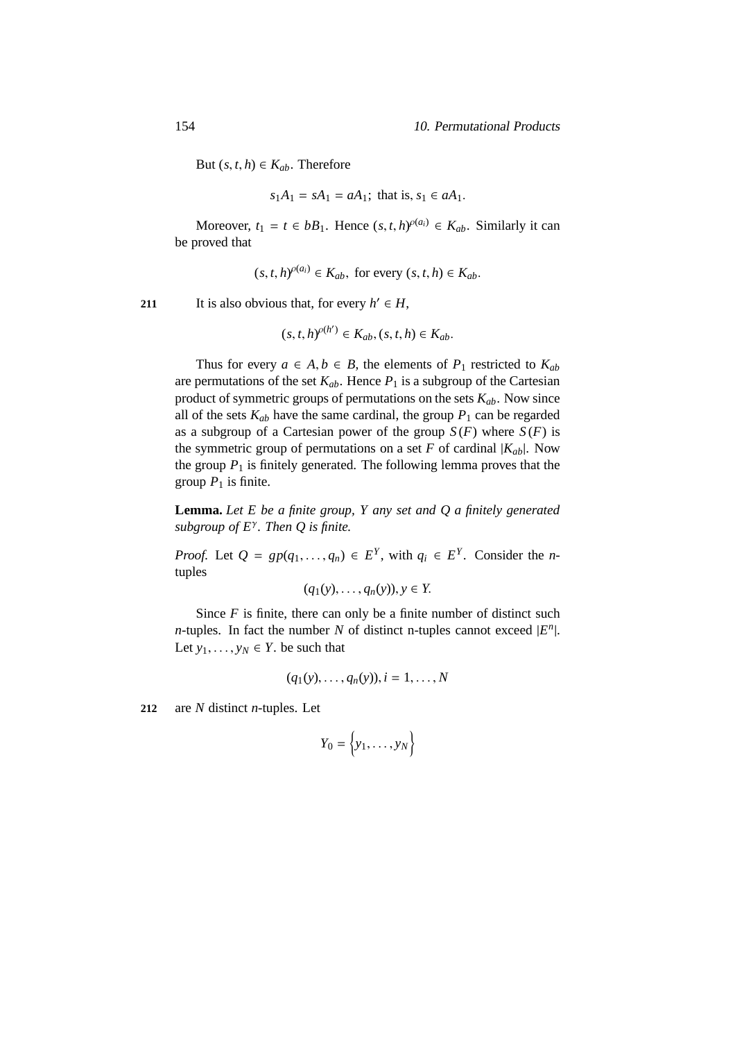But $(s, t, h) \in K_{ab}$. Therefore

$$s_1 A_1 = s A_1 = a A_1; \text{ that is, } s_1 \in a A_1.$$

Moreover, $t_1 = t \in b B_1$. Hence $(s, t, h)^{\rho(a_i)} \in K_{ab}$. Similarly it can be proved that

$$(s, t, h)^{\rho(a_i)} \in K_{ab}, \text{ for every } (s, t, h) \in K_{ab}.$$

211 It is also obvious that, for every $h' \in H$,

$$(s, t, h)^{\rho(h')} \in K_{ab}, (s, t, h) \in K_{ab}.$$

Thus for every $a \in A, b \in B$, the elements of $P_1$ restricted to $K_{ab}$ are permutations of the set $K_{ab}$. Hence $P_1$ is a subgroup of the Cartesian product of symmetric groups of permutations on the sets $K_{ab}$. Now since all of the sets $K_{ab}$ have the same cardinal, the group $P_1$ can be regarded as a subgroup of a Cartesian power of the group $S(F)$ where $S(F)$ is the symmetric group of permutations on a set $F$ of cardinal $|K_{ab}|$. Now the group $P_1$ is finitely generated. The following lemma proves that the group $P_1$ is finite.

**Lemma.** *Let $E$ be a finite group, $Y$ any set and $Q$ a finitely generated subgroup of $E^Y$. Then $Q$ is finite.*

*Proof.* Let $Q = gp(q_1, \ldots, q_n) \in E^Y$, with $q_i \in E^Y$. Consider the $n$-tuples

$$(q_1(y), \ldots, q_n(y)), y \in Y.$$

Since $F$ is finite, there can only be a finite number of distinct such $n$-tuples. In fact the number $N$ of distinct n-tuples cannot exceed $|E^n|$. Let $y_1, \ldots, y_N \in Y$. be such that

$$(q_1(y), \ldots, q_n(y)), i = 1, \ldots, N$$

212 are $N$ distinct $n$-tuples. Let

$$Y_0 = \left\{y_1, \ldots, y_N\right\}$$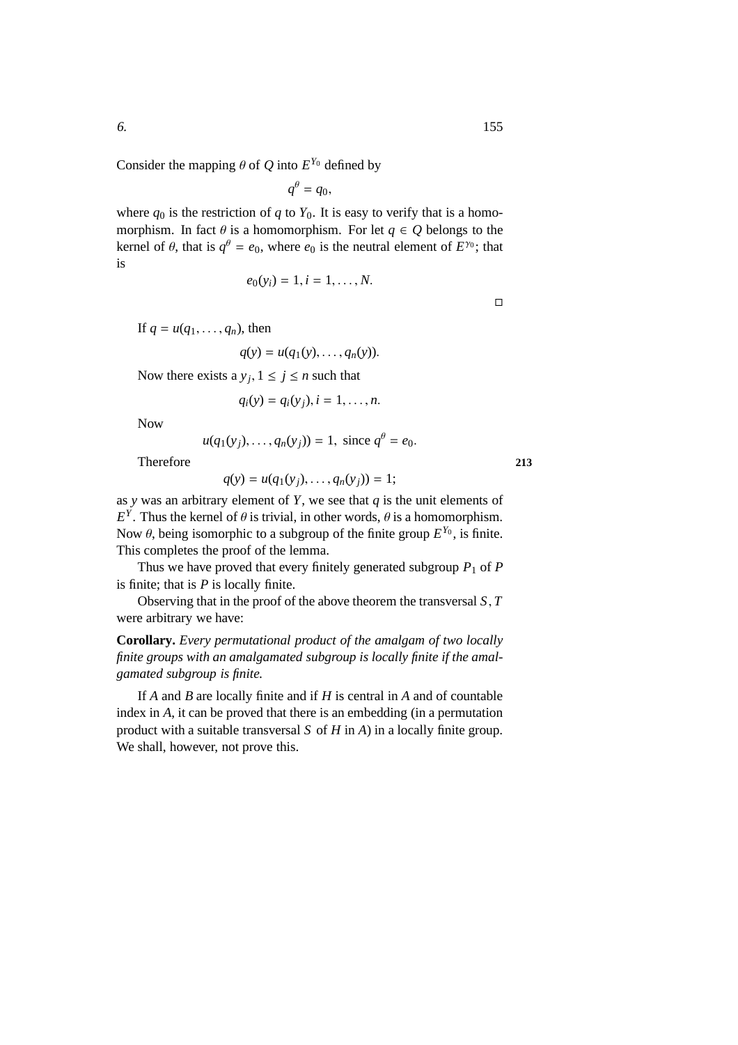Consider the mapping $\theta$ of $Q$ into $E^{Y_0}$ defined by

$$q^\theta = q_0,$$

where $q_0$ is the restriction of $q$ to $Y_0$. It is easy to verify that is a homomorphism. In fact $\theta$ is a homomorphism. For let $q \in Q$ belongs to the kernel of $\theta$, that is $q^\theta = e_0$, where $e_0$ is the neutral element of $E^{y_0}$; that is

$$e_0(y_i) = 1, i = 1, \ldots, N.$$

□

If $q = u(q_1, \ldots, q_n)$, then

$$q(y) = u(q_1(y), \ldots, q_n(y)).$$

Now there exists a $y_j, 1 \leq j \leq n$ such that

$$q_i(y) = q_i(y_j), i = 1, \ldots, n.$$

Now

$$u(q_1(y_j), \ldots, q_n(y_j)) = 1, \text{ since } q^\theta = e_0.$$

Therefore

$$q(y) = u(q_1(y_j), \ldots, q_n(y_j)) = 1;$$

as $y$ was an arbitrary element of $Y$, we see that $q$ is the unit elements of $E^Y$. Thus the kernel of $\theta$ is trivial, in other words, $\theta$ is a homomorphism. Now $\theta$, being isomorphic to a subgroup of the finite group $E^{Y_0}$, is finite. This completes the proof of the lemma.

Thus we have proved that every finitely generated subgroup $P_1$ of $P$ is finite; that is $P$ is locally finite.

Observing that in the proof of the above theorem the transversal $S, T$ were arbitrary we have:

**Corollary.** *Every permutational product of the amalgam of two locally finite groups with an amalgamated subgroup is locally finite if the amalgamated subgroup is finite.*

If $A$ and $B$ are locally finite and if $H$ is central in $A$ and of countable index in $A$, it can be proved that there is an embedding (in a permutation product with a suitable transversal $S$ of $H$ in $A$) in a locally finite group. We shall, however, not prove this.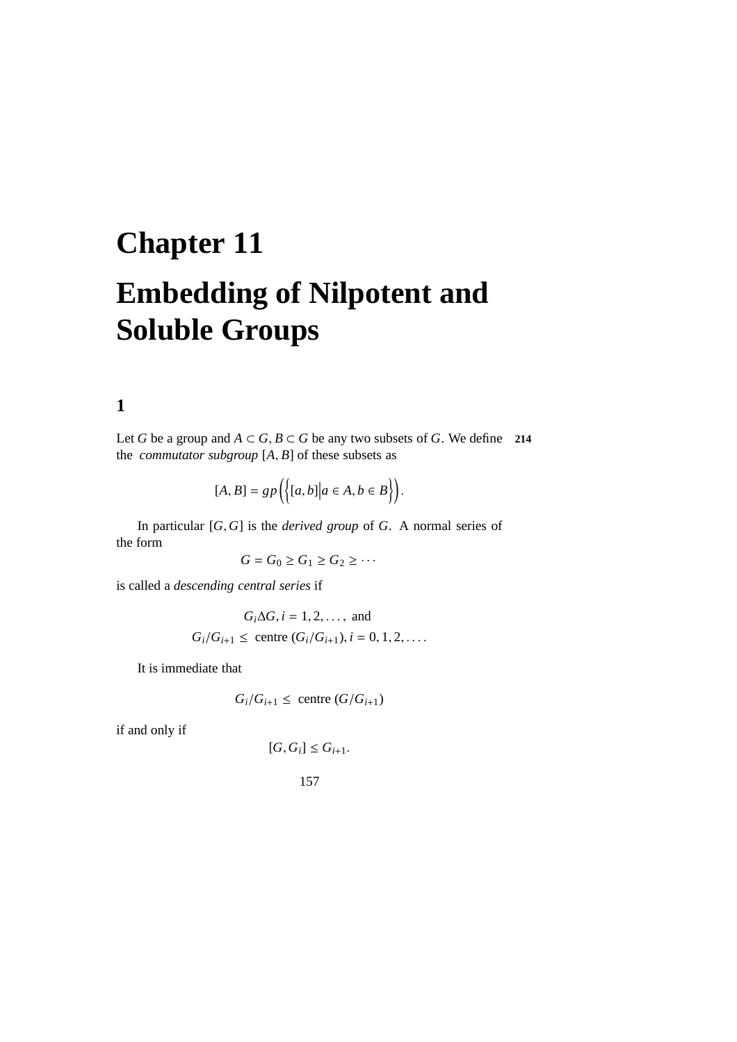# Chapter 11

# Embedding of Nilpotent and Soluble Groups

## 1

Let $G$ be a group and $A \subset G, B \subset G$ be any two subsets of $G$. We define the *commutator subgroup* $[A, B]$ of these subsets as

**214**

$$[A, B] = gp\left(\left\{[a, b]\middle| a \in A, b \in B\right\}\right).$$

In particular $[G, G]$ is the *derived group* of $G$. A normal series of the form

$$G = G_0 \geq G_1 \geq G_2 \geq \cdots$$

is called a *descending central series* if

$$G_i \Delta G, i = 1, 2, \ldots, \text{ and}$$

$$G_i/G_{i+1} \leq \text{ centre } (G_i/G_{i+1}), i = 0, 1, 2, \ldots.$$

It is immediate that

$$G_i/G_{i+1} \leq \text{ centre } (G/G_{i+1})$$

if and only if

$$[G, G_i] \leq G_{i+1}.$$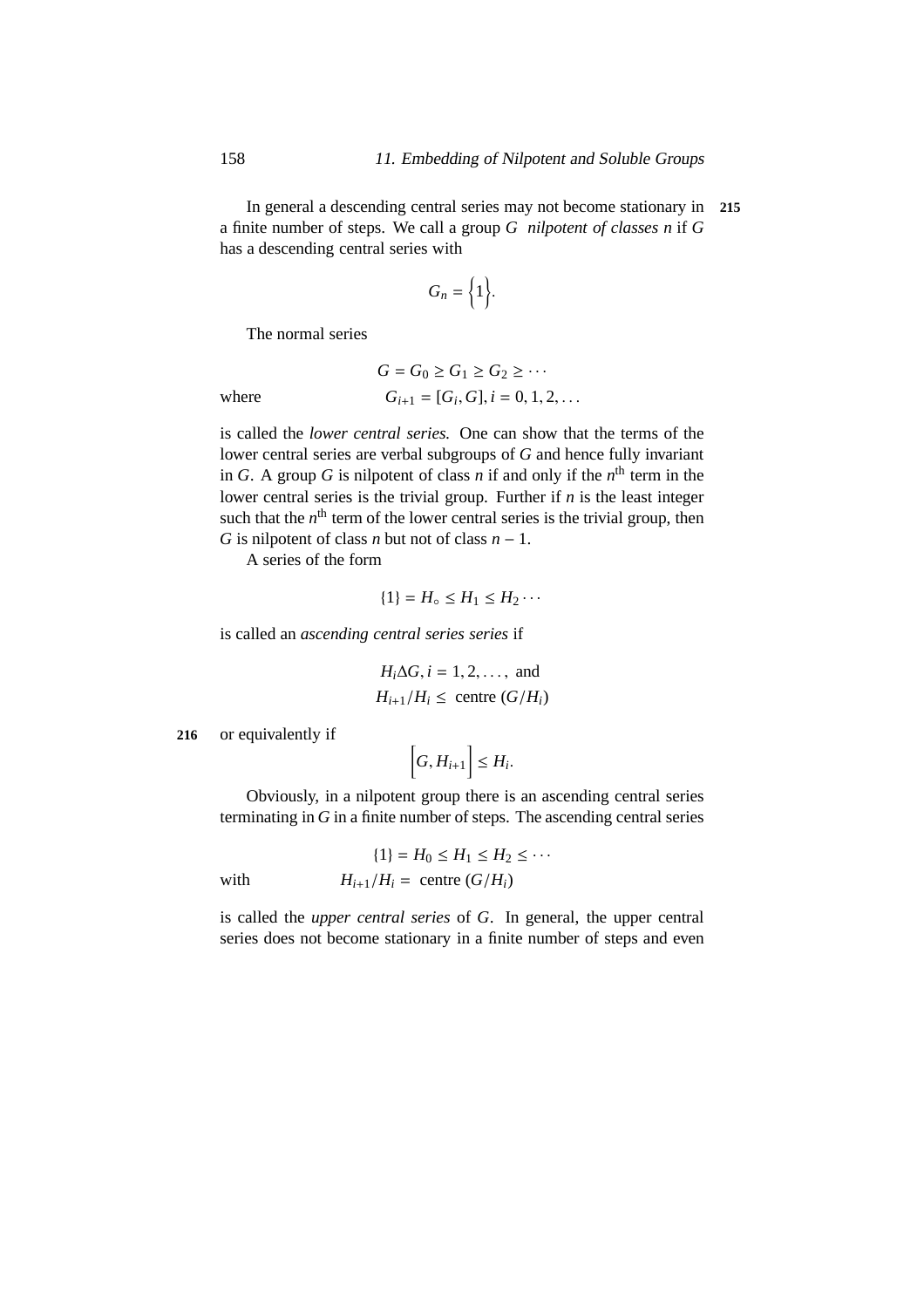In general a descending central series may not become stationary in a finite number of steps. We call a group $G$ *nilpotent of classes $n$* if $G$ has a descending central series with

$$G_n = \Big\{1\Big\}.$$

The normal series

$$G = G_0 \geq G_1 \geq G_2 \geq \cdots$$

where $$G_{i+1} = [G_i, G], i = 0, 1, 2, \ldots$$

is called the *lower central series.* One can show that the terms of the lower central series are verbal subgroups of $G$ and hence fully invariant in $G$. A group $G$ is nilpotent of class $n$ if and only if the $n^{\text{th}}$ term in the lower central series is the trivial group. Further if $n$ is the least integer such that the $n^{\text{th}}$ term of the lower central series is the trivial group, then $G$ is nilpotent of class $n$ but not of class $n-1$.

A series of the form

$$\{1\} = H_\circ \leq H_1 \leq H_2 \cdots$$

is called an *ascending central series series* if

$$H_i \Delta G, i = 1, 2, \ldots, \text{ and}$$
$$H_{i+1}/H_i \leq \text{ centre } (G/H_i)$$

or equivalently if

$$\Big[G, H_{i+1}\Big] \leq H_i.$$

Obviously, in a nilpotent group there is an ascending central series terminating in $G$ in a finite number of steps. The ascending central series

$$\{1\} = H_0 \leq H_1 \leq H_2 \leq \cdots$$

with $$H_{i+1}/H_i = \text{ centre } (G/H_i)$$

is called the *upper central series* of $G$. In general, the upper central series does not become stationary in a finite number of steps and even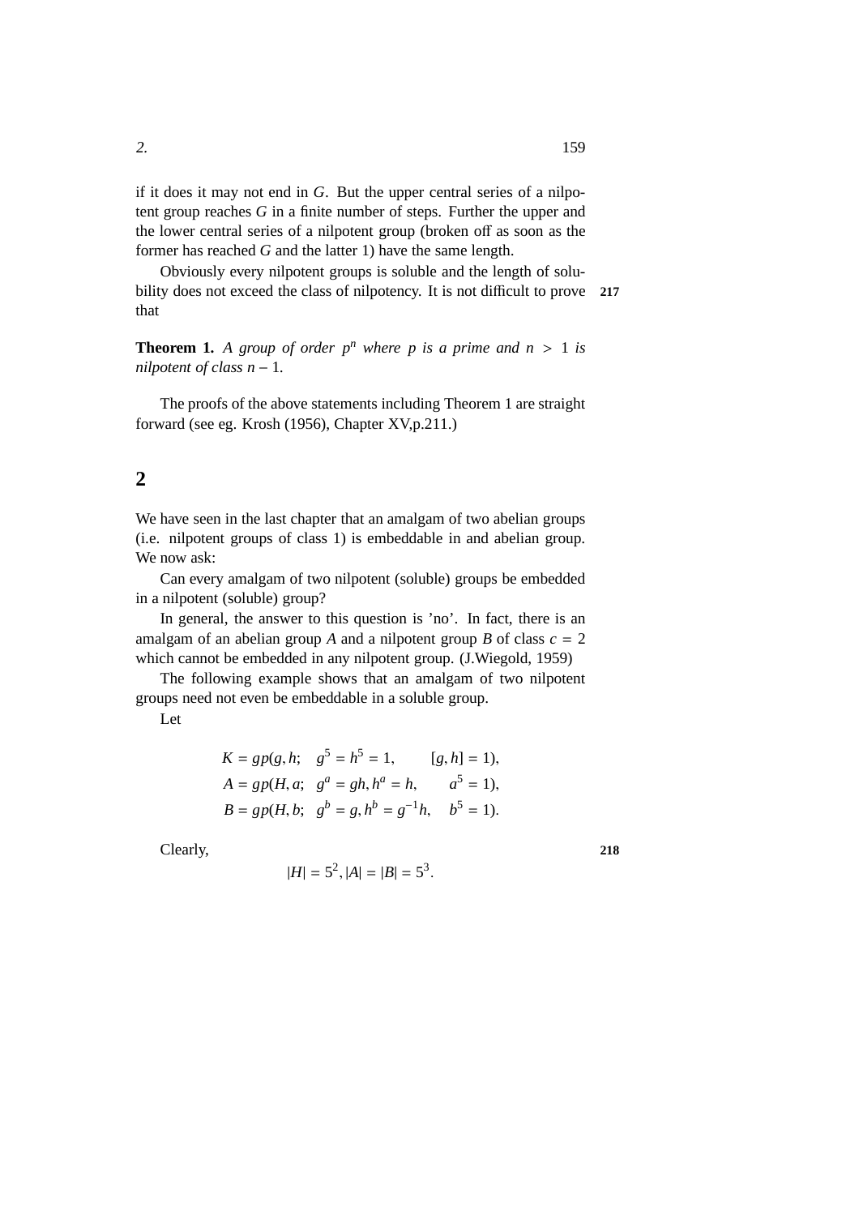if it does it may not end in $G$. But the upper central series of a nilpotent group reaches $G$ in a finite number of steps. Further the upper and the lower central series of a nilpotent group (broken off as soon as the former has reached $G$ and the latter 1) have the same length.

Obviously every nilpotent groups is soluble and the length of solubility does not exceed the class of nilpotency. It is not difficult to prove that

**Theorem 1.** *A group of order $p^n$ where $p$ is a prime and $n > 1$ is nilpotent of class $n - 1$.*

The proofs of the above statements including Theorem 1 are straight forward (see eg. Krosh (1956), Chapter XV,p.211.)

## 2

We have seen in the last chapter that an amalgam of two abelian groups (i.e. nilpotent groups of class 1) is embeddable in and abelian group. We now ask:

Can every amalgam of two nilpotent (soluble) groups be embedded in a nilpotent (soluble) group?

In general, the answer to this question is 'no'. In fact, there is an amalgam of an abelian group $A$ and a nilpotent group $B$ of class $c = 2$ which cannot be embedded in any nilpotent group. (J.Wiegold, 1959)

The following example shows that an amalgam of two nilpotent groups need not even be embeddable in a soluble group.

Let

$$
\begin{aligned}
K &= gp(g, h; \quad g^5 = h^5 = 1, \qquad [g, h] = 1), \\
A &= gp(H, a; \quad g^a = gh, h^a = h, \qquad a^5 = 1), \\
B &= gp(H, b; \quad g^b = g, h^b = g^{-1}h, \quad b^5 = 1).
\end{aligned}
$$

Clearly,

$$|H| = 5^2, |A| = |B| = 5^3.$$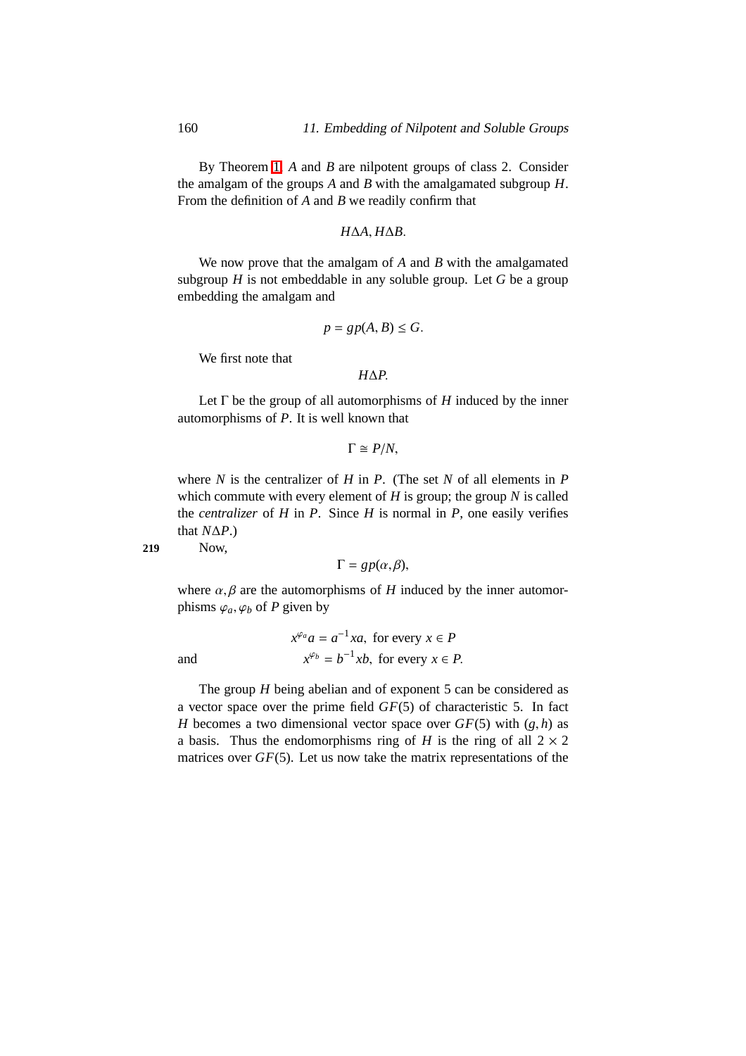By Theorem 1, $A$ and $B$ are nilpotent groups of class 2. Consider the amalgam of the groups $A$ and $B$ with the amalgamated subgroup $H$. From the definition of $A$ and $B$ we readily confirm that

$$H \Delta A, H \Delta B.$$

We now prove that the amalgam of $A$ and $B$ with the amalgamated subgroup $H$ is not embeddable in any soluble group. Let $G$ be a group embedding the amalgam and

$$p = gp(A, B) \leq G.$$

We first note that

$$H \Delta P.$$

Let $\Gamma$ be the group of all automorphisms of $H$ induced by the inner automorphisms of $P$. It is well known that

$$\Gamma \cong P/N,$$

where $N$ is the centralizer of $H$ in $P$. (The set $N$ of all elements in $P$ which commute with every element of $H$ is group; the group $N$ is called the *centralizer* of $H$ in $P$. Since $H$ is normal in $P$, one easily verifies that $N \Delta P$.)

219 Now,

$$\Gamma = gp(\alpha, \beta),$$

where $\alpha, \beta$ are the automorphisms of $H$ induced by the inner automorphisms $\varphi_a, \varphi_b$ of $P$ given by

$$x^{\varphi_a} a = a^{-1} x a, \text{ for every } x \in P$$

and

$$x^{\varphi_b} = b^{-1} x b, \text{ for every } x \in P.$$

The group $H$ being abelian and of exponent 5 can be considered as a vector space over the prime field $GF(5)$ of characteristic 5. In fact $H$ becomes a two dimensional vector space over $GF(5)$ with $(g, h)$ as a basis. Thus the endomorphisms ring of $H$ is the ring of all $2 \times 2$ matrices over $GF(5)$. Let us now take the matrix representations of the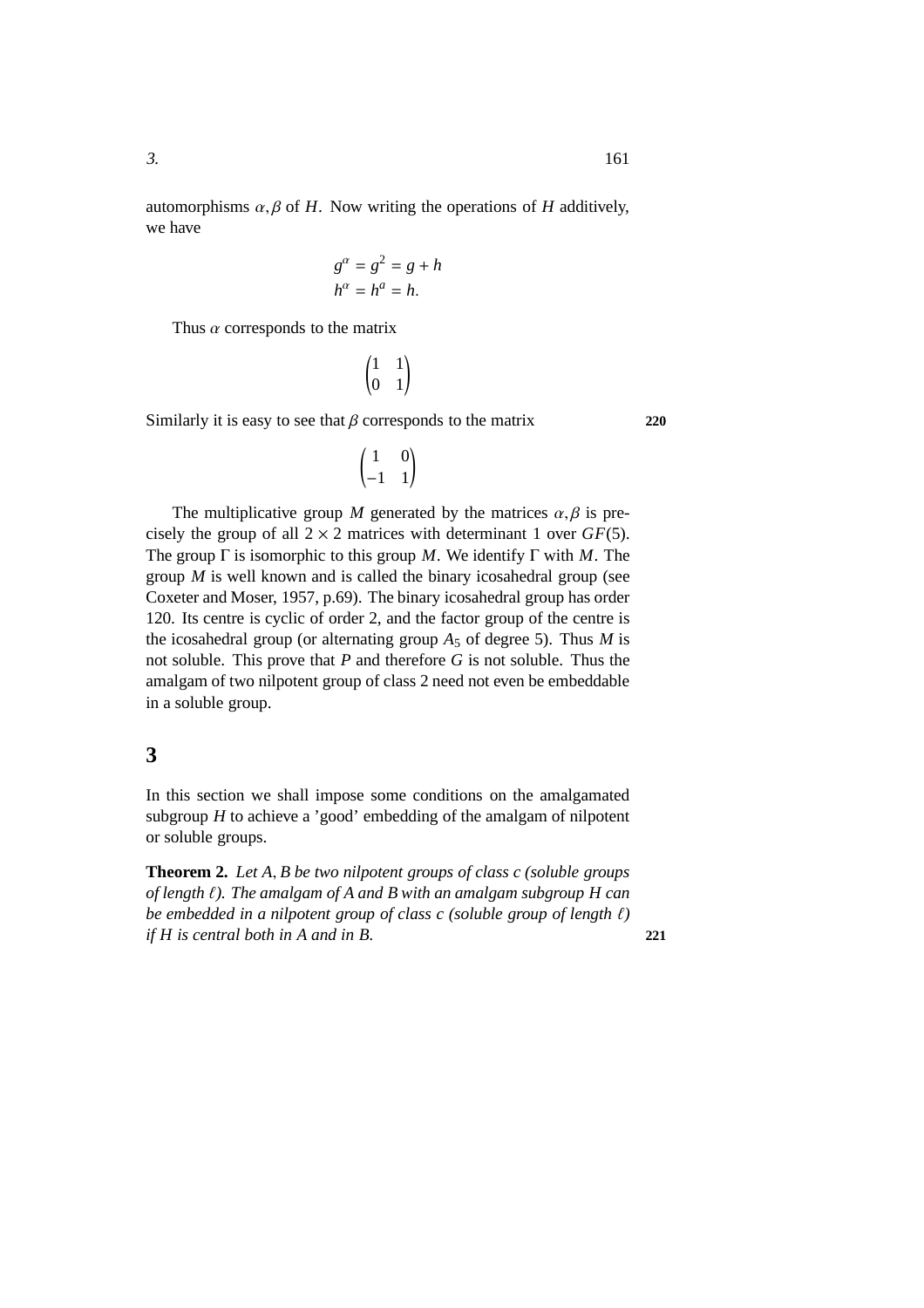automorphisms $\alpha, \beta$ of $H$. Now writing the operations of $H$ additively, we have

$$g^{\alpha} = g^2 = g + h$$
$$h^{\alpha} = h^a = h.$$

Thus $\alpha$ corresponds to the matrix

$$\begin{pmatrix} 1 & 1 \\ 0 & 1 \end{pmatrix}$$

Similarly it is easy to see that $\beta$ corresponds to the matrix **220**

$$\begin{pmatrix} 1 & 0 \\ -1 & 1 \end{pmatrix}$$

The multiplicative group $M$ generated by the matrices $\alpha, \beta$ is precisely the group of all $2 \times 2$ matrices with determinant 1 over $GF(5)$. The group $\Gamma$ is isomorphic to this group $M$. We identify $\Gamma$ with $M$. The group $M$ is well known and is called the binary icosahedral group (see Coxeter and Moser, 1957, p.69). The binary icosahedral group has order 120. Its centre is cyclic of order 2, and the factor group of the centre is the icosahedral group (or alternating group $A_5$ of degree 5). Thus $M$ is not soluble. This prove that $P$ and therefore $G$ is not soluble. Thus the amalgam of two nilpotent group of class 2 need not even be embeddable in a soluble group.

## 3

In this section we shall impose some conditions on the amalgamated subgroup $H$ to achieve a 'good' embedding of the amalgam of nilpotent or soluble groups.

**Theorem 2.** *Let $A$, $B$ be two nilpotent groups of class $c$ (soluble groups of length $\ell$). The amalgam of $A$ and $B$ with an amalgam subgroup $H$ can be embedded in a nilpotent group of class $c$ (soluble group of length $\ell$) if $H$ is central both in $A$ and in $B$.* **221**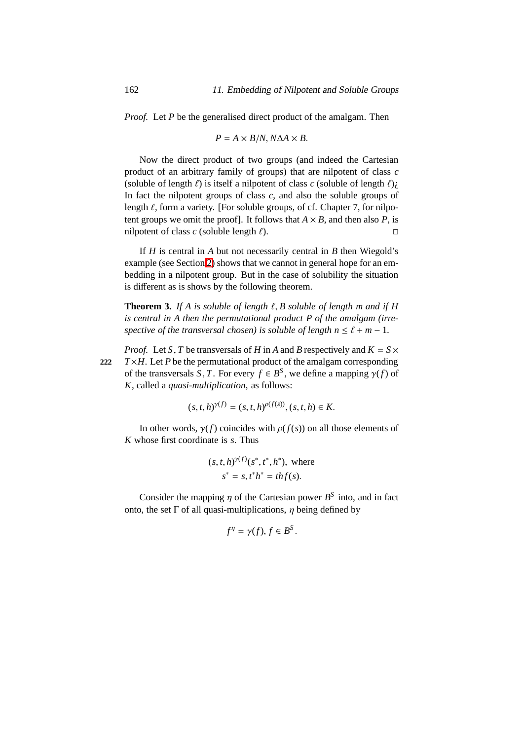*Proof.* Let $P$ be the generalised direct product of the amalgam. Then

$$P = A \times B/N, N\Delta A \times B.$$

Now the direct product of two groups (and indeed the Cartesian product of an arbitrary family of groups) that are nilpotent of class $c$ (soluble of length $\ell$) is itself a nilpotent of class $c$ (soluble of length $\ell$)¿ In fact the nilpotent groups of class $c$, and also the soluble groups of length $\ell$, form a variety. [For soluble groups, of cf. Chapter 7, for nilpotent groups we omit the proof]. It follows that $A \times B$, and then also $P$, is nilpotent of class $c$ (soluble length $\ell$). □

If $H$ is central in $A$ but not necessarily central in $B$ then Wiegold's example (see Section 2) shows that we cannot in general hope for an embedding in a nilpotent group. But in the case of solubility the situation is different as is shows by the following theorem.

**Theorem 3.** *If $A$ is soluble of length $\ell$, $B$ soluble of length $m$ and if $H$ is central in $A$ then the permutational product $P$ of the amalgam (irrespective of the transversal chosen) is soluble of length $n \leq \ell + m - 1$.*

*Proof.* Let $S, T$ be transversals of $H$ in $A$ and $B$ respectively and $K = S \times T \times H$. Let $P$ be the permutational product of the amalgam corresponding of the transversals $S, T$. For every $f \in B^S$, we define a mapping $\gamma(f)$ of $K$, called a *quasi-multiplication*, as follows:

$$(s, t, h)^{\gamma(f)} = (s, t, h)^{\rho(f(s))}, (s, t, h) \in K.$$

In other words, $\gamma(f)$ coincides with $\rho(f(s))$ on all those elements of $K$ whose first coordinate is $s$. Thus

$$(s, t, h)^{\gamma(f)}(s^*, t^*, h^*), \text{ where}$$
$$s^* = s, t^*h^* = thf(s).$$

Consider the mapping $\eta$ of the Cartesian power $B^S$ into, and in fact onto, the set $\Gamma$ of all quasi-multiplications, $\eta$ being defined by

$$f^{\eta} = \gamma(f), f \in B^S.$$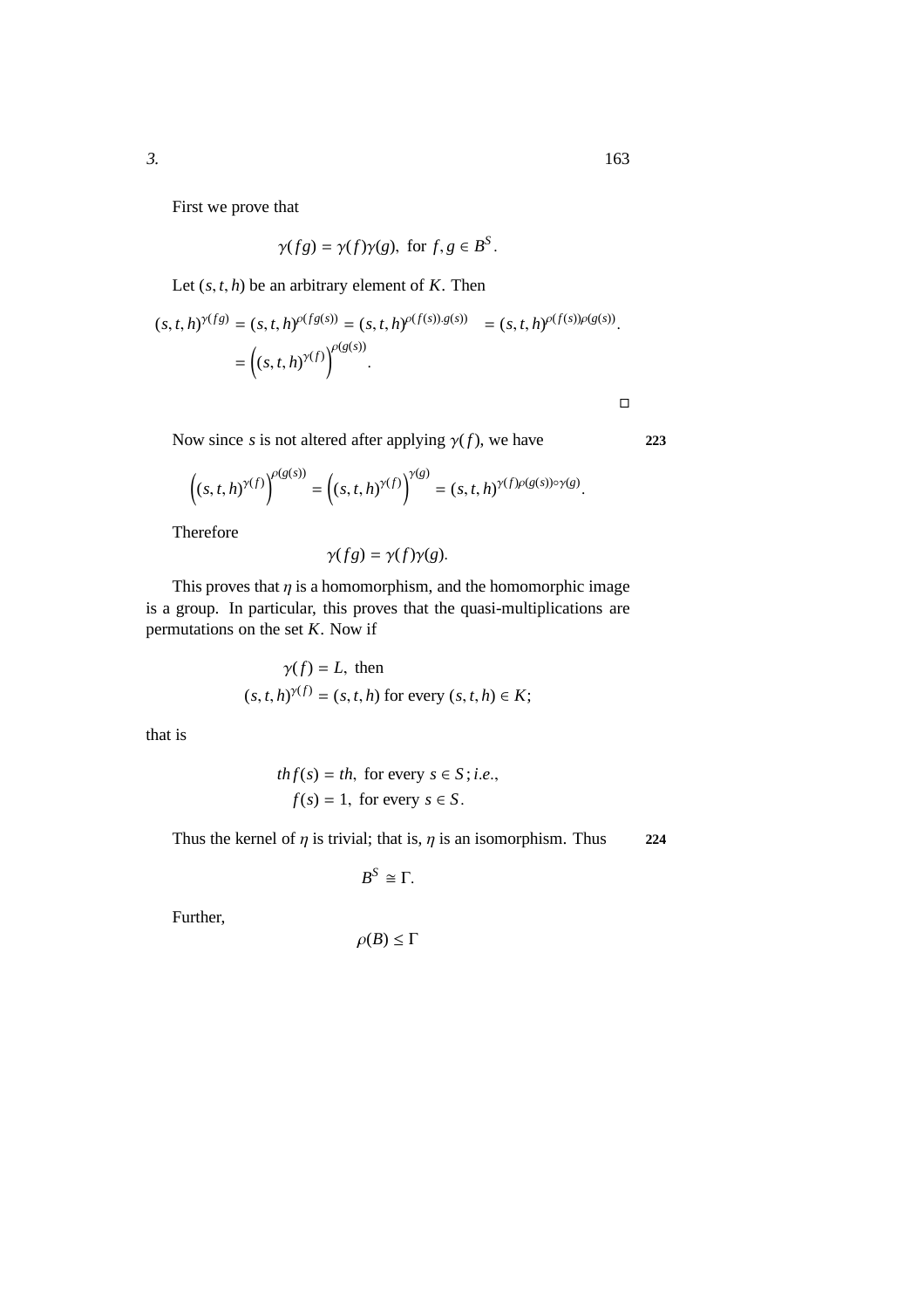First we prove that

$$\gamma(fg) = \gamma(f)\gamma(g), \text{ for } f, g \in B^S.$$

Let $(s, t, h)$ be an arbitrary element of $K$. Then

$$(s,t,h)^{\gamma(fg)} = (s,t,h)^{\rho(fg(s))} = (s,t,h)^{\rho(f(s)).g(s))} = (s,t,h)^{\rho(f(s))\rho(g(s))}.$$
$$= \left((s,t,h)^{\gamma(f)}\right)^{\rho(g(s))}.$$

□

Now since $s$ is not altered after applying $\gamma(f)$, we have **223**

$$\left((s,t,h)^{\gamma(f)}\right)^{\rho(g(s))} = \left((s,t,h)^{\gamma(f)}\right)^{\gamma(g)} = (s,t,h)^{\gamma(f)\rho(g(s))\circ\gamma(g)}.$$

Therefore

$$\gamma(fg) = \gamma(f)\gamma(g).$$

This proves that $\eta$ is a homomorphism, and the homomorphic image is a group. In particular, this proves that the quasi-multiplications are permutations on the set $K$. Now if

$$\gamma(f) = L, \text{ then}$$
$$(s,t,h)^{\gamma(f)} = (s,t,h) \text{ for every } (s,t,h) \in K;$$

that is

$$thf(s) = th, \text{ for every } s \in S; \textit{i.e.},$$
$$f(s) = 1, \text{ for every } s \in S.$$

Thus the kernel of $\eta$ is trivial; that is, $\eta$ is an isomorphism. Thus **224**

$$B^S \cong \Gamma.$$

Further,

$$\rho(B) \leq \Gamma$$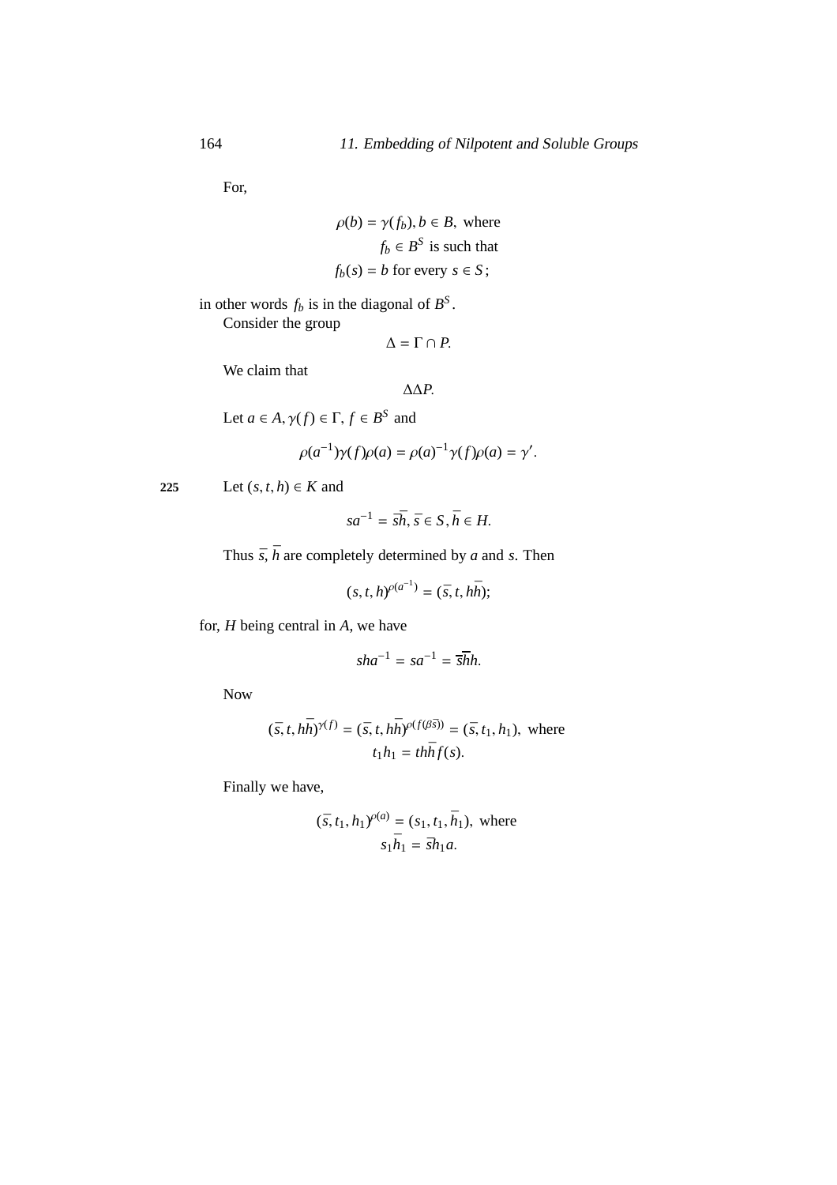For,

$$\rho(b) = \gamma(f_b), b \in B, \text{ where}$$
$$f_b \in B^S \text{ is such that}$$
$$f_b(s) = b \text{ for every } s \in S;$$

in other words $f_b$ is in the diagonal of $B^S$.

Consider the group

$$\Delta = \Gamma \cap P.$$

We claim that

$$\Delta \Delta P.$$

Let $a \in A, \gamma(f) \in \Gamma$, $f \in B^S$ and

$$\rho(a^{-1})\gamma(f)\rho(a) = \rho(a)^{-1}\gamma(f)\rho(a) = \gamma'.$$

225 Let $(s, t, h) \in K$ and

$$sa^{-1} = \bar{s}\bar{h}, \bar{s} \in S, \bar{h} \in H.$$

Thus $\bar{s}, \bar{h}$ are completely determined by $a$ and $s$. Then

$$(s, t, h)^{\rho(a^{-1})} = (\bar{s}, t, h\bar{h});$$

for, $H$ being central in $A$, we have

$$sha^{-1} = sa^{-1} = \bar{s}\bar{h}h.$$

Now

$$(\bar{s}, t, h\bar{h})^{\gamma(f)} = (\bar{s}, t, h\bar{h})^{\rho(f(\beta\bar{s}))} = (\bar{s}, t_1, h_1), \text{ where}$$
$$t_1 h_1 = th\bar{h}f(s).$$

Finally we have,

$$(\bar{s}, t_1, h_1)^{\rho(a)} = (s_1, t_1, \bar{h}_1), \text{ where}$$
$$s_1\bar{h}_1 = \bar{s}h_1 a.$$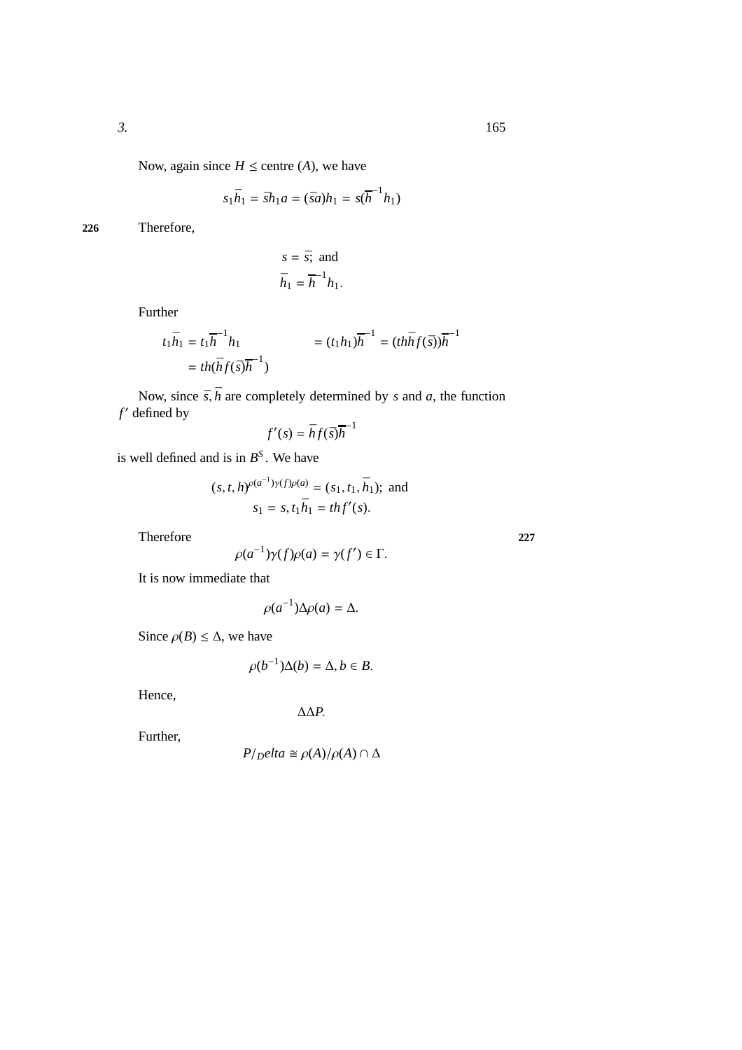Now, again since $H \leq$ centre $(A)$, we have

$$s_1\bar{h}_1 = \bar{s}h_1 a = (\bar{s}a)h_1 = s(\bar{h}^{-1}h_1)$$

226 Therefore,

$$s = \bar{s}; \text{ and}$$
$$\bar{h}_1 = \bar{h}^{-1}h_1.$$

Further

$$t_1\bar{h}_1 = t_1\bar{h}^{-1}h_1 \qquad = (t_1h_1)\bar{h}^{-1} = (th\bar{h}f(\bar{s}))\bar{h}^{-1}$$
$$= th(\bar{h}f(\bar{s})\bar{h}^{-1})$$

Now, since $\bar{s}, \bar{h}$ are completely determined by $s$ and $a$, the function $f'$ defined by

$$f'(s) = \bar{h}f(\bar{s})\bar{h}^{-1}$$

is well defined and is in $B^S$. We have

$$(s,t,h)^{\rho(a^{-1})\gamma(f)\rho(a)} = (s_1, t_1, \bar{h}_1); \text{ and}$$
$$s_1 = s, t_1\bar{h}_1 = thf'(s).$$

Therefore 227

$$\rho(a^{-1})\gamma(f)\rho(a) = \gamma(f') \in \Gamma.$$

It is now immediate that

$$\rho(a^{-1})\Delta\rho(a) = \Delta.$$

Since $\rho(B) \leq \Delta$, we have

$$\rho(b^{-1})\Delta(b) = \Delta, b \in B.$$

Hence,

$$\Delta\Delta P.$$

Further,

$$P/_D elta \cong \rho(A)/\rho(A) \cap \Delta$$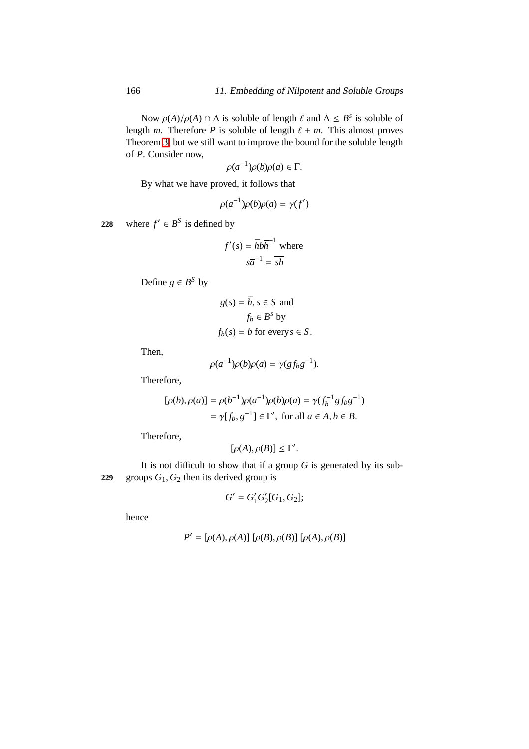Now $\rho(A)/\rho(A) \cap \Delta$ is soluble of length $\ell$ and $\Delta \leq B^s$ is soluble of length $m$. Therefore $P$ is soluble of length $\ell + m$. This almost proves Theorem 3, but we still want to improve the bound for the soluble length of $P$. Consider now,

$$\rho(a^{-1})\rho(b)\rho(a) \in \Gamma.$$

By what we have proved, it follows that

$$\rho(a^{-1})\rho(b)\rho(a) = \gamma(f')$$

**228** where $f' \in B^S$ is defined by

$$f'(s) = \bar{h}b\bar{\bar{h}}^{-1} \text{ where}$$
$$s\overline{a}^{-1} = \overline{sh}$$

Define $g \in B^S$ by

$$g(s) = \bar{h}, s \in S \text{ and}$$
$$f_b \in B^s \text{ by}$$
$$f_b(s) = b \text{ for every } s \in S.$$

Then,

$$\rho(a^{-1})\rho(b)\rho(a) = \gamma(g f_b g^{-1}).$$

Therefore,

$$\begin{aligned}[\rho(b), \rho(a)] &= \rho(b^{-1})\rho(a^{-1})\rho(b)\rho(a) = \gamma(f_b^{-1} g f_b g^{-1}) \\ &= \gamma[f_b, g^{-1}] \in \Gamma', \text{ for all } a \in A, b \in B.\end{aligned}$$

Therefore,

$$[\rho(A), \rho(B)] \leq \Gamma'.$$

It is not difficult to show that if a group $G$ is generated by its sub-
**229** groups $G_1, G_2$ then its derived group is

$$G' = G_1' G_2' [G_1, G_2];$$

hence

$$P' = [\rho(A), \rho(A)] \, [\rho(B), \rho(B)] \, [\rho(A), \rho(B)]$$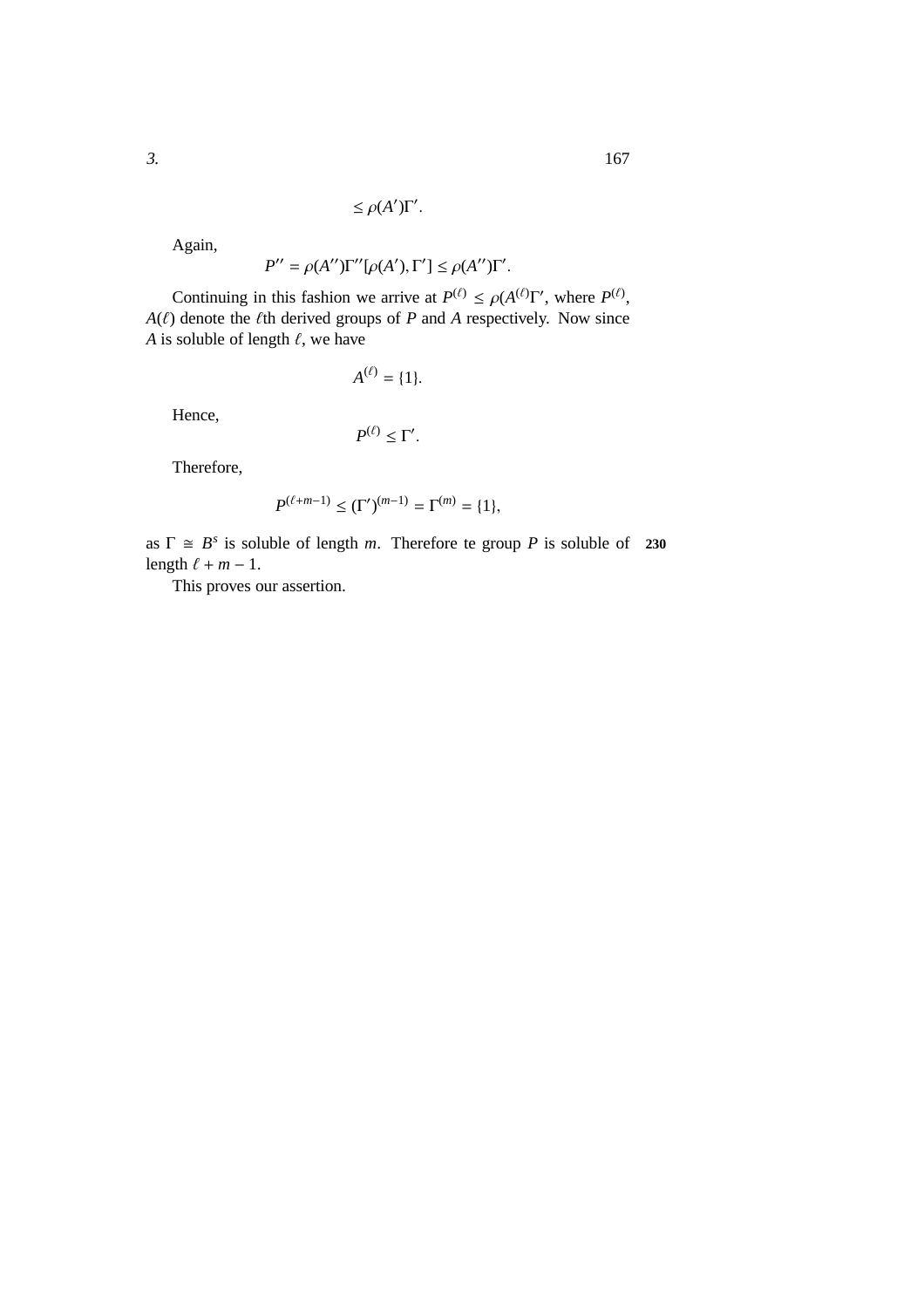$$\leq \rho(A')\Gamma'.$$

Again,

$$P'' = \rho(A'')\Gamma''[\rho(A'), \Gamma'] \leq \rho(A'')\Gamma'.$$

Continuing in this fashion we arrive at $P^{(\ell)} \leq \rho(A^{(\ell)}\Gamma'$, where $P^{(\ell)}$, $A(\ell)$ denote the $\ell$th derived groups of $P$ and $A$ respectively. Now since $A$ is soluble of length $\ell$, we have

$$A^{(\ell)} = \{1\}.$$

Hence,

$$P^{(\ell)} \leq \Gamma'.$$

Therefore,

$$P^{(\ell+m-1)} \leq (\Gamma')^{(m-1)} = \Gamma^{(m)} = \{1\},$$

as $\Gamma \cong B^s$ is soluble of length $m$. Therefore te group $P$ is soluble of length $\ell + m - 1$. **230**

This proves our assertion.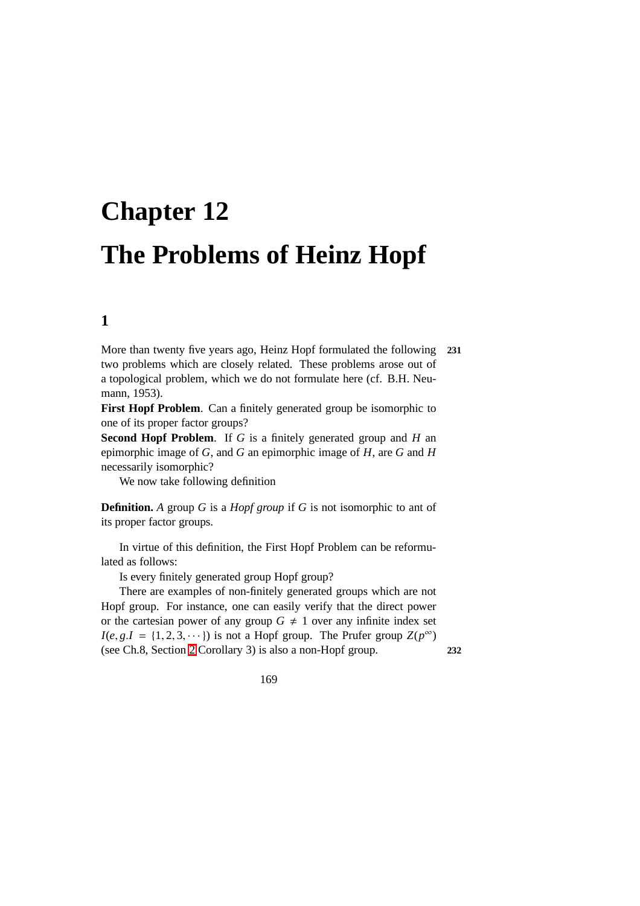# Chapter 12

# The Problems of Heinz Hopf

## 1

More than twenty five years ago, Heinz Hopf formulated the following two problems which are closely related. These problems arose out of a topological problem, which we do not formulate here (cf. B.H. Neumann, 1953).

**First Hopf Problem**. Can a finitely generated group be isomorphic to one of its proper factor groups?

**Second Hopf Problem**. If $G$ is a finitely generated group and $H$ an epimorphic image of $G$, and $G$ an epimorphic image of $H$, are $G$ and $H$ necessarily isomorphic?

We now take following definition

**Definition.** *A* group $G$ is a *Hopf group* if $G$ is not isomorphic to ant of its proper factor groups.

In virtue of this definition, the First Hopf Problem can be reformulated as follows:

Is every finitely generated group Hopf group?

There are examples of non-finitely generated groups which are not Hopf group. For instance, one can easily verify that the direct power or the cartesian power of any group $G \neq 1$ over any infinite index set $I(e, g.I = \{1, 2, 3, \cdots\})$ is not a Hopf group. The Prufer group $Z(p^{\infty})$ (see Ch.8, Section 2 Corollary 3) is also a non-Hopf group.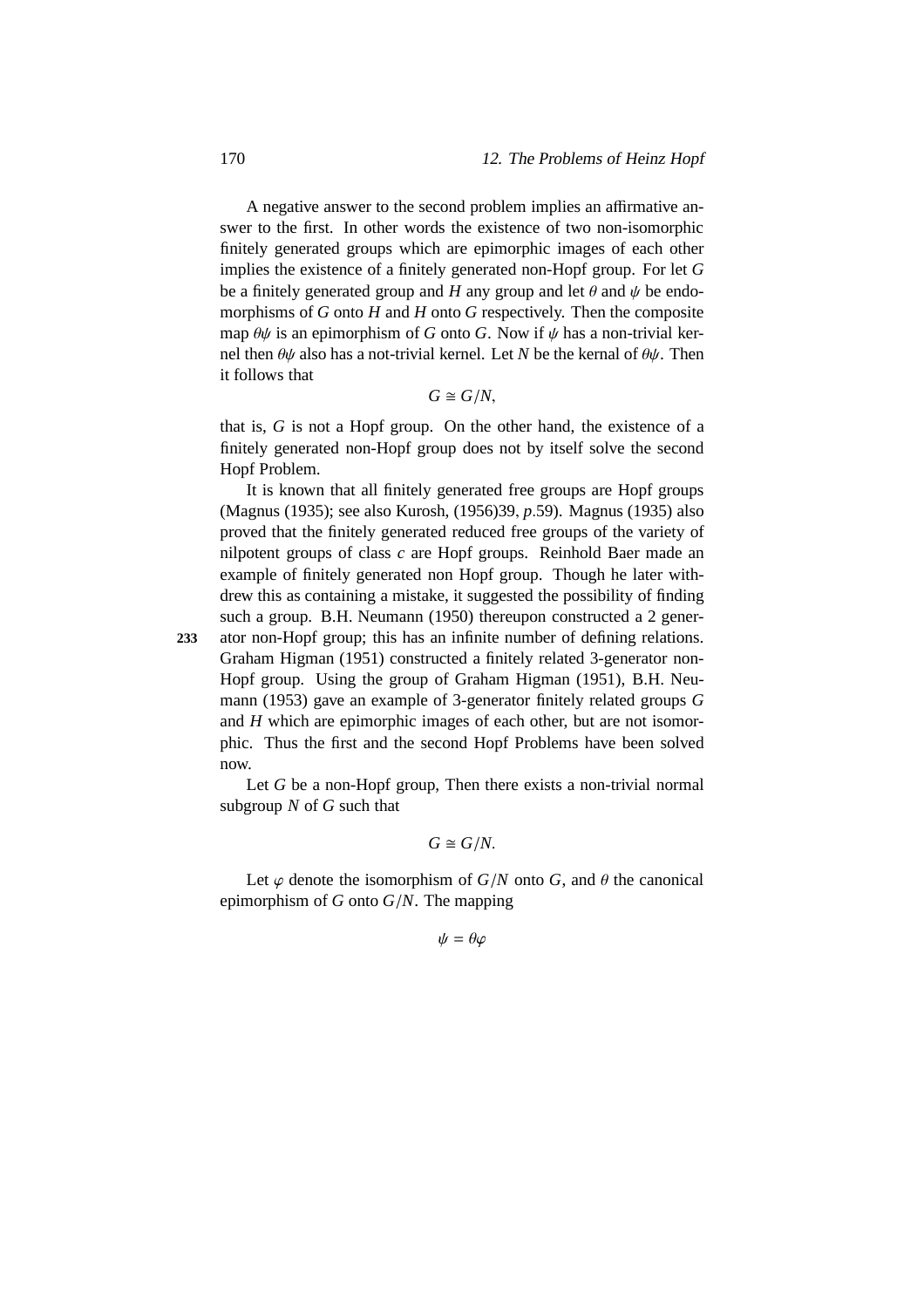A negative answer to the second problem implies an affirmative answer to the first. In other words the existence of two non-isomorphic finitely generated groups which are epimorphic images of each other implies the existence of a finitely generated non-Hopf group. For let $G$ be a finitely generated group and $H$ any group and let $\theta$ and $\psi$ be endomorphisms of $G$ onto $H$ and $H$ onto $G$ respectively. Then the composite map $\theta\psi$ is an epimorphism of $G$ onto $G$. Now if $\psi$ has a non-trivial kernel then $\theta\psi$ also has a not-trivial kernel. Let $N$ be the kernal of $\theta\psi$. Then it follows that

$$G \cong G/N,$$

that is, $G$ is not a Hopf group. On the other hand, the existence of a finitely generated non-Hopf group does not by itself solve the second Hopf Problem.

It is known that all finitely generated free groups are Hopf groups (Magnus (1935); see also Kurosh, (1956)39, *p*.59). Magnus (1935) also proved that the finitely generated reduced free groups of the variety of nilpotent groups of class $c$ are Hopf groups. Reinhold Baer made an example of finitely generated non Hopf group. Though he later withdrew this as containing a mistake, it suggested the possibility of finding such a group. B.H. Neumann (1950) thereupon constructed a 2 generator non-Hopf group; this has an infinite number of defining relations. Graham Higman (1951) constructed a finitely related 3-generator non-Hopf group. Using the group of Graham Higman (1951), B.H. Neumann (1953) gave an example of 3-generator finitely related groups $G$ and $H$ which are epimorphic images of each other, but are not isomorphic. Thus the first and the second Hopf Problems have been solved now.

Let $G$ be a non-Hopf group, Then there exists a non-trivial normal subgroup $N$ of $G$ such that

$$G \cong G/N.$$

Let $\varphi$ denote the isomorphism of $G/N$ onto $G$, and $\theta$ the canonical epimorphism of $G$ onto $G/N$. The mapping

$$\psi = \theta\varphi$$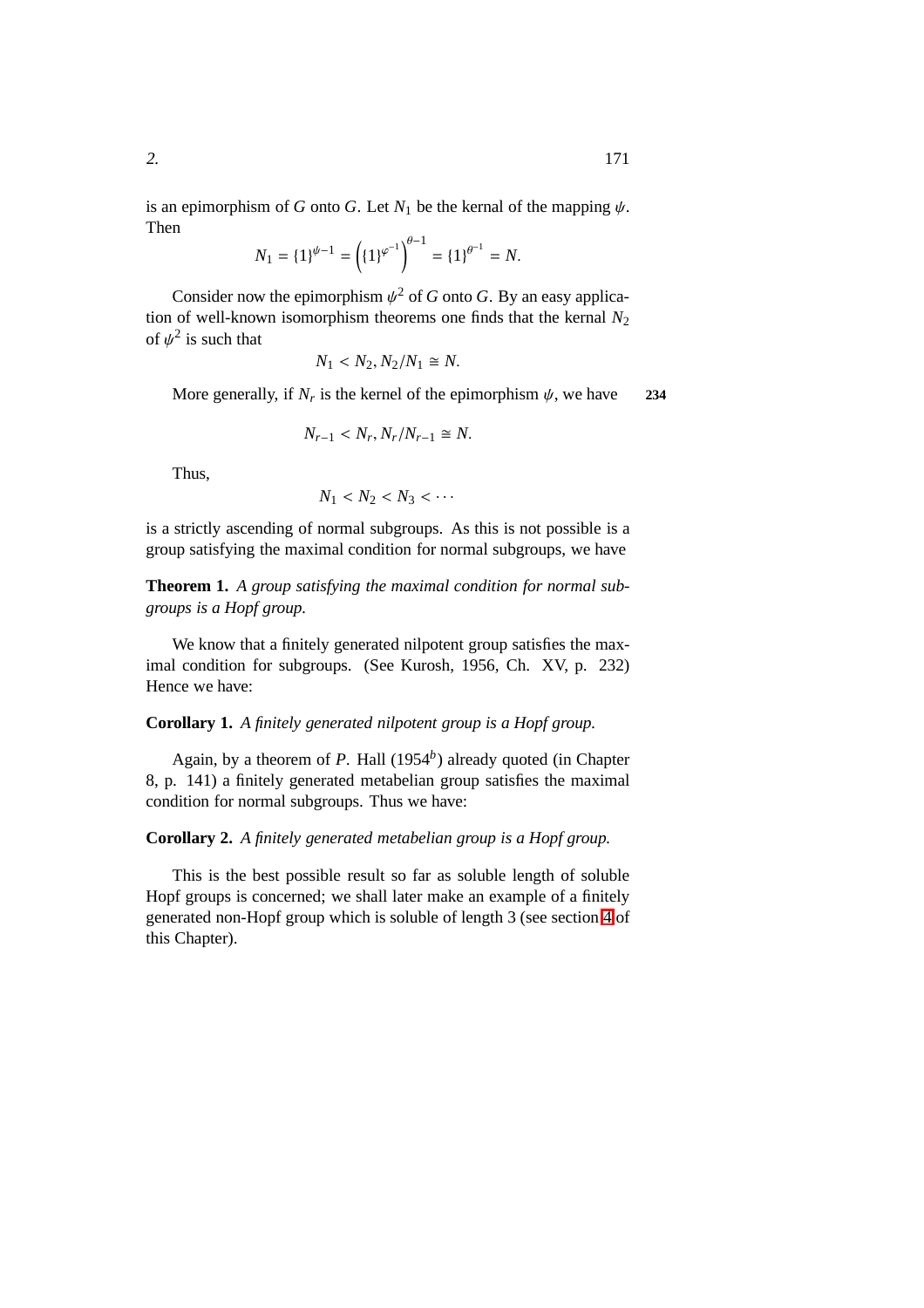is an epimorphism of $G$ onto $G$. Let $N_1$ be the kernal of the mapping $\psi$. Then

$$N_1 = \{1\}^{\psi-1} = \left(\{1\}^{\varphi^{-1}}\right)^{\theta-1} = \{1\}^{\theta^{-1}} = N.$$

Consider now the epimorphism $\psi^2$ of $G$ onto $G$. By an easy application of well-known isomorphism theorems one finds that the kernal $N_2$ of $\psi^2$ is such that

$$N_1 < N_2, N_2/N_1 \cong N.$$

More generally, if $N_r$ is the kernel of the epimorphism $\psi$, we have **234**

$$N_{r-1} < N_r, N_r/N_{r-1} \cong N.$$

Thus,

$$N_1 < N_2 < N_3 < \cdots$$

is a strictly ascending of normal subgroups. As this is not possible is a group satisfying the maximal condition for normal subgroups, we have

**Theorem 1.** *A group satisfying the maximal condition for normal subgroups is a Hopf group.*

We know that a finitely generated nilpotent group satisfies the maximal condition for subgroups. (See Kurosh, 1956, Ch. XV, p. 232) Hence we have:

**Corollary 1.** *A finitely generated nilpotent group is a Hopf group.*

Again, by a theorem of $P$. Hall (1954[b]) already quoted (in Chapter 8, p. 141) a finitely generated metabelian group satisfies the maximal condition for normal subgroups. Thus we have:

**Corollary 2.** *A finitely generated metabelian group is a Hopf group.*

This is the best possible result so far as soluble length of soluble Hopf groups is concerned; we shall later make an example of a finitely generated non-Hopf group which is soluble of length 3 (see section 4 of this Chapter).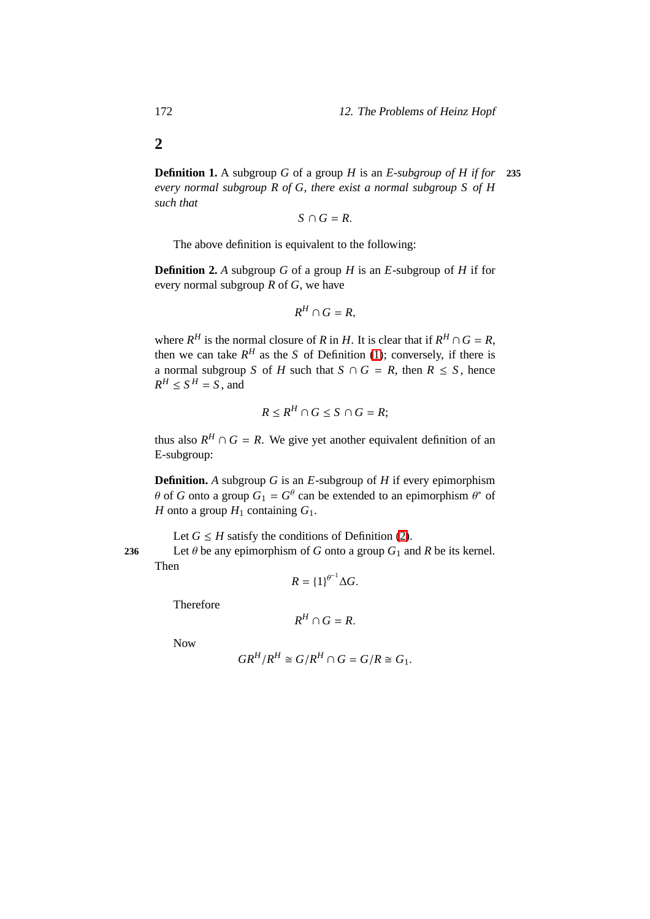## 2

**Definition 1.** A subgroup $G$ of a group $H$ is an *E-subgroup of $H$ if for every normal subgroup $R$ of $G$, there exist a normal subgroup $S$ of $H$ such that* **235**

$$S \cap G = R.$$

The above definition is equivalent to the following:

**Definition 2.** *A* subgroup $G$ of a group $H$ is an $E$-subgroup of $H$ if for every normal subgroup $R$ of $G$, we have

$$R^H \cap G = R,$$

where $R^H$ is the normal closure of $R$ in $H$. It is clear that if $R^H \cap G = R$, then we can take $R^H$ as the $S$ of Definition (1); conversely, if there is a normal subgroup $S$ of $H$ such that $S \cap G = R$, then $R \leq S$, hence $R^H \leq S^H = S$, and

$$R \leq R^H \cap G \leq S \cap G = R;$$

thus also $R^H \cap G = R$. We give yet another equivalent definition of an E-subgroup:

**Definition.** *A* subgroup $G$ is an $E$-subgroup of $H$ if every epimorphism $\theta$ of $G$ onto a group $G_1 = G^\theta$ can be extended to an epimorphism $\theta^*$ of $H$ onto a group $H_1$ containing $G_1$.

Let $G \leq H$ satisfy the conditions of Definition (2).

**236** Let $\theta$ be any epimorphism of $G$ onto a group $G_1$ and $R$ be its kernel. Then

$$R = \{1\}^{\theta^{-1}} \Delta G.$$

Therefore

$$R^H \cap G = R.$$

Now

$$GR^H/R^H \cong G/R^H \cap G = G/R \cong G_1.$$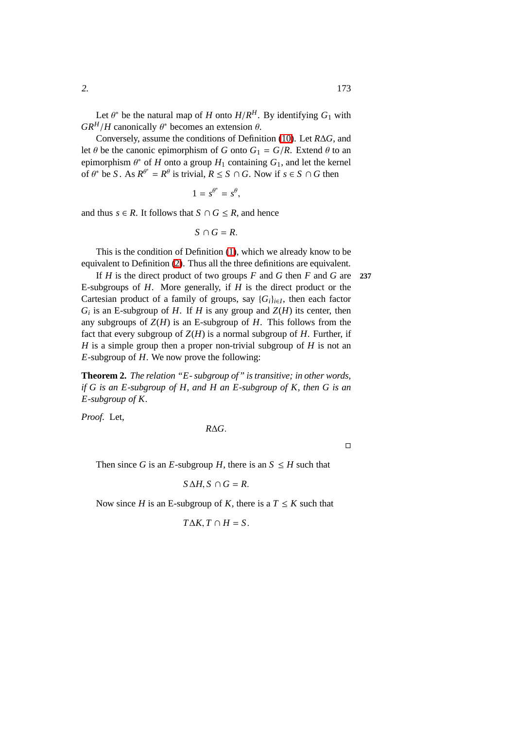Let $\theta^*$ be the natural map of $H$ onto $H/R^H$. By identifying $G_1$ with $GR^H/H$ canonically $\theta^*$ becomes an extension $\theta$.

Conversely, assume the conditions of Definition (10). Let $R\Delta G$, and let $\theta$ be the canonic epimorphism of $G$ onto $G_1 = G/R$. Extend $\theta$ to an epimorphism $\theta^*$ of $H$ onto a group $H_1$ containing $G_1$, and let the kernel of $\theta^*$ be $S$. As $R^{\theta^*} = R^{\theta}$ is trivial, $R \leq S \cap G$. Now if $s \in S \cap G$ then

$$1 = s^{\theta^*} = s^{\theta},$$

and thus $s \in R$. It follows that $S \cap G \leq R$, and hence

$$S \cap G = R.$$

This is the condition of Definition (1), which we already know to be equivalent to Definition (2). Thus all the three definitions are equivalent.

If $H$ is the direct product of two groups $F$ and $G$ then $F$ and $G$ are E-subgroups of $H$. More generally, if $H$ is the direct product or the Cartesian product of a family of groups, say $\{G_i\}_{i \in I}$, then each factor $G_i$ is an E-subgroup of $H$. If $H$ is any group and $Z(H)$ its center, then any subgroups of $Z(H)$ is an E-subgroup of $H$. This follows from the fact that every subgroup of $Z(H)$ is a normal subgroup of $H$. Further, if $H$ is a simple group then a proper non-trivial subgroup of $H$ is not an $E$-subgroup of $H$. We now prove the following:

**Theorem 2.** *The relation "E- subgroup of" is transitive; in other words, if $G$ is an E-subgroup of $H$, and $H$ an E-subgroup of $K$, then $G$ is an E-subgroup of $K$.*

*Proof.* Let,

$$R\Delta G.$$

□

Then since $G$ is an $E$-subgroup $H$, there is an $S \leq H$ such that

$$S\Delta H, S \cap G = R.$$

Now since $H$ is an E-subgroup of $K$, there is a $T \leq K$ such that

$$T\Delta K, T \cap H = S.$$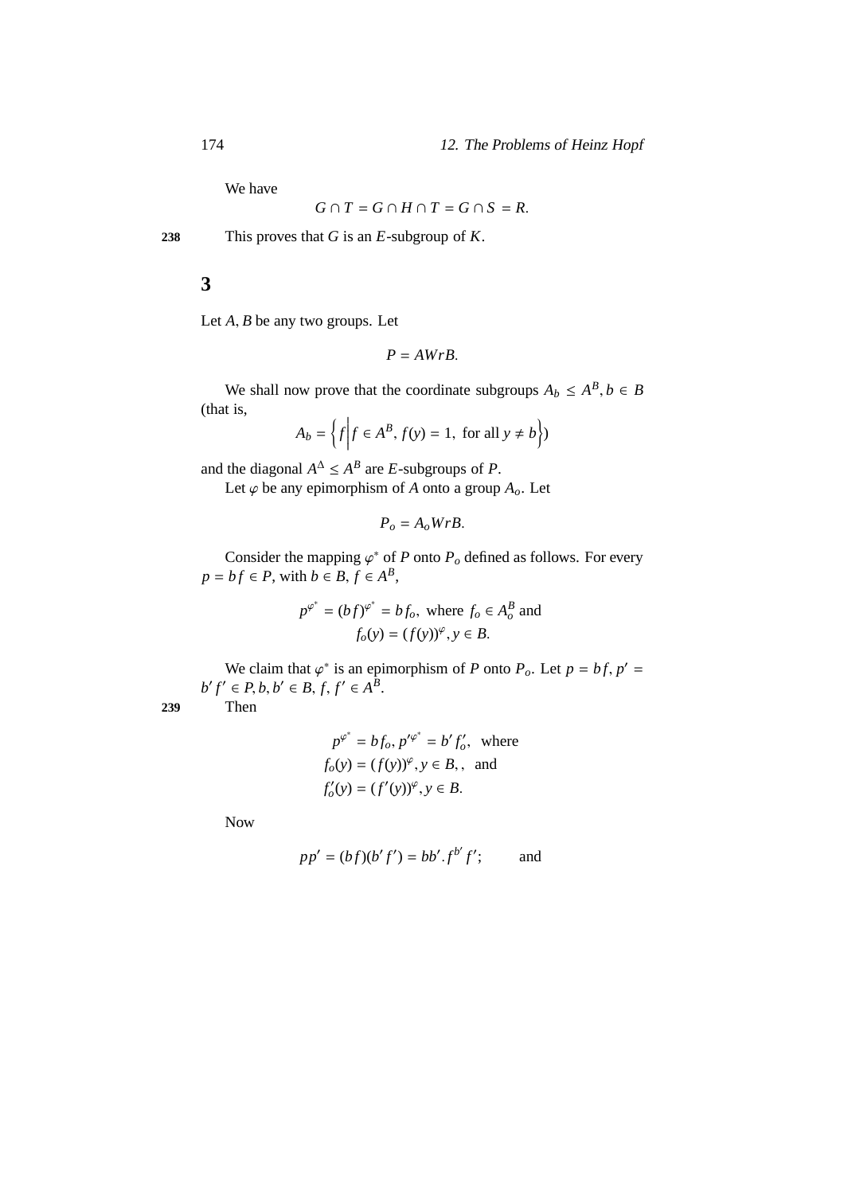We have

$$G \cap T = G \cap H \cap T = G \cap S = R.$$

238 This proves that $G$ is an $E$-subgroup of $K$.

## 3

Let $A, B$ be any two groups. Let

$$P = AWrB.$$

We shall now prove that the coordinate subgroups $A_b \leq A^B, b \in B$ (that is,

$$A_b = \left\{ f \middle| f \in A^B,\ f(y) = 1, \text{ for all } y \neq b \right\})$$

and the diagonal $A^\Delta \leq A^B$ are $E$-subgroups of $P$.

Let $\varphi$ be any epimorphism of $A$ onto a group $A_o$. Let

$$P_o = A_o WrB.$$

Consider the mapping $\varphi^*$ of $P$ onto $P_o$ defined as follows. For every $p = bf \in P$, with $b \in B$, $f \in A^B$,

$$p^{\varphi^*} = (bf)^{\varphi^*} = bf_o, \text{ where } f_o \in A_o^B \text{ and}$$
$$f_o(y) = (f(y))^\varphi, y \in B.$$

We claim that $\varphi^*$ is an epimorphism of $P$ onto $P_o$. Let $p = bf, p' = b'f' \in P, b, b' \in B, f, f' \in A^B$.

239 Then

$$p^{\varphi^*} = bf_o, p'^{\varphi^*} = b'f'_o, \text{ where}$$
$$f_o(y) = (f(y))^\varphi, y \in B,, \text{ and}$$
$$f'_o(y) = (f'(y))^\varphi, y \in B.$$

Now

$$pp' = (bf)(b'f') = bb'.f^{b'}f'; \qquad \text{and}$$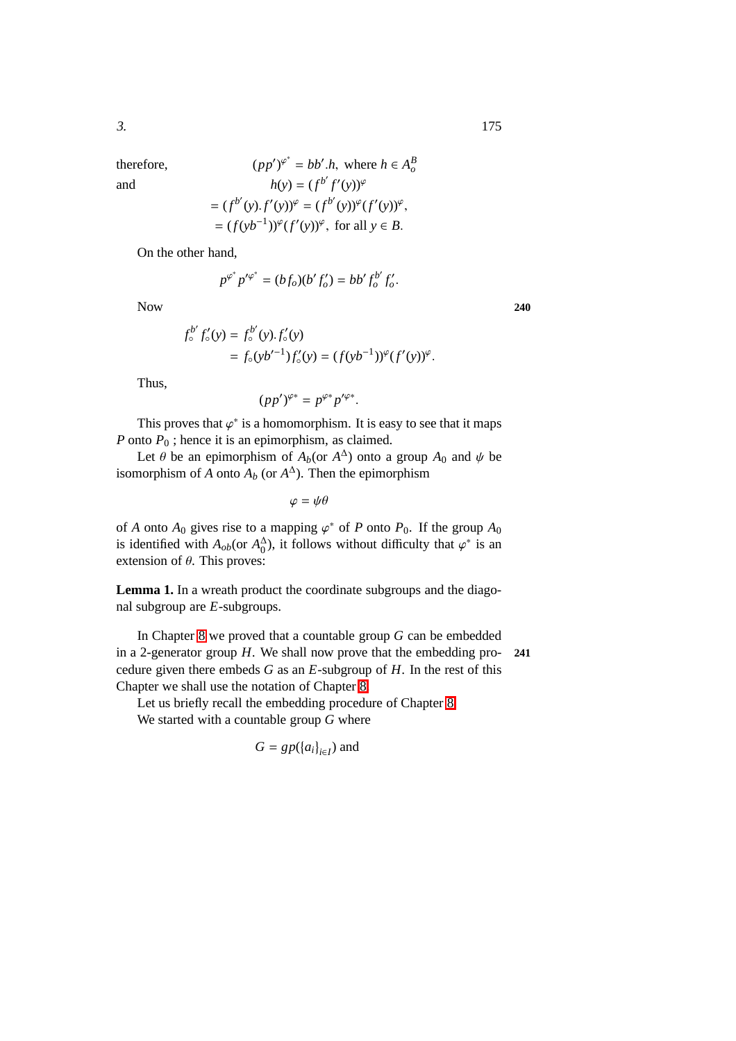therefore, $\qquad (pp')^{\varphi^*} = bb'.h,$ where $h \in A_o^B$

and $\qquad h(y) = (f^{b'} f'(y))^{\varphi}$

$$= (f^{b'}(y).f'(y))^{\varphi} = (f^{b'}(y))^{\varphi}(f'(y))^{\varphi},$$
$$= (f(yb^{-1}))^{\varphi}(f'(y))^{\varphi}, \text{ for all } y \in B.$$

On the other hand,

$$p^{\varphi^*} p'^{\varphi^*} = (b f_o)(b' f'_o) = bb' f_o^{b'} f'_o.$$

Now

240

$$f_\circ^{b'} f'_\circ(y) = f_\circ^{b'}(y).f'_\circ(y)$$
$$= f_\circ(yb'^{-1}) f'_\circ(y) = (f(yb^{-1}))^{\varphi}(f'(y))^{\varphi}.$$

Thus,

$$(pp')^{\varphi*} = p^{\varphi*} p'^{\varphi*}.$$

This proves that $\varphi^*$ is a homomorphism. It is easy to see that it maps $P$ onto $P_0$ ; hence it is an epimorphism, as claimed.

Let $\theta$ be an epimorphism of $A_b$(or $A^{\Delta}$) onto a group $A_0$ and $\psi$ be isomorphism of $A$ onto $A_b$ (or $A^{\Delta}$). Then the epimorphism

$$\varphi = \psi\theta$$

of $A$ onto $A_0$ gives rise to a mapping $\varphi^*$ of $P$ onto $P_0$. If the group $A_0$ is identified with $A_{ob}$(or $A_0^{\Delta}$), it follows without difficulty that $\varphi^*$ is an extension of $\theta$. This proves:

**Lemma 1.** In a wreath product the coordinate subgroups and the diagonal subgroup are $E$-subgroups.

In Chapter 8 we proved that a countable group $G$ can be embedded in a 2-generator group $H$. We shall now prove that the embedding procedure given there embeds $G$ as an $E$-subgroup of $H$. In the rest of this Chapter we shall use the notation of Chapter 8.

241

Let us briefly recall the embedding procedure of Chapter 8.

We started with a countable group $G$ where

$$G = gp(\{a_i\}_{i \in I}) \text{ and}$$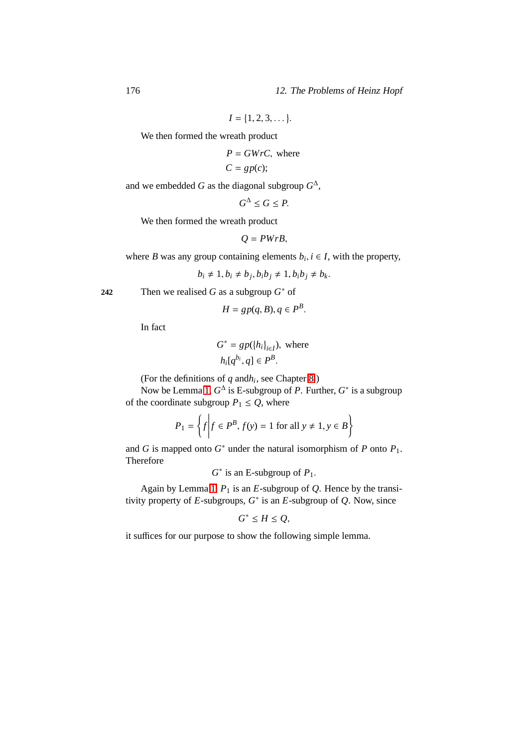$$I = \{1, 2, 3, \dots\}.$$

We then formed the wreath product

$$P = GWrC, \text{ where}$$
$$C = gp(c);$$

and we embedded $G$ as the diagonal subgroup $G^{\Delta}$,

$$G^{\Delta} \leq G \leq P.$$

We then formed the wreath product

$$Q = PWrB,$$

where $B$ was any group containing elements $b_i, i \in I$, with the property,

$$b_i \neq 1, b_i \neq b_j, b_i b_j \neq 1, b_i b_j \neq b_k.$$

242 Then we realised $G$ as a subgroup $G^*$ of

$$H = gp(q, B), q \in P^B.$$

In fact

$$G^* = gp(\{h_i\}_{i \in I}), \text{ where}$$
$$h_i[q^{b_i}, q] \in P^B.$$

(For the definitions of $q$ and$h_i$, see Chapter 8.)

Now be Lemma 1, $G^{\Delta}$ is E-subgroup of $P$. Further, $G^*$ is a subgroup of the coordinate subgroup $P_1 \leq Q$, where

$$P_1 = \left\{ f \,\middle|\, f \in P^B, f(y) = 1 \text{ for all } y \neq 1, y \in B \right\}$$

and $G$ is mapped onto $G^*$ under the natural isomorphism of $P$ onto $P_1$. Therefore

$$G^* \text{ is an E-subgroup of } P_1.$$

Again by Lemma 1, $P_1$ is an $E$-subgroup of $Q$. Hence by the transitivity property of $E$-subgroups, $G^*$ is an $E$-subgroup of $Q$. Now, since

$$G^* \leq H \leq Q,$$

it suffices for our purpose to show the following simple lemma.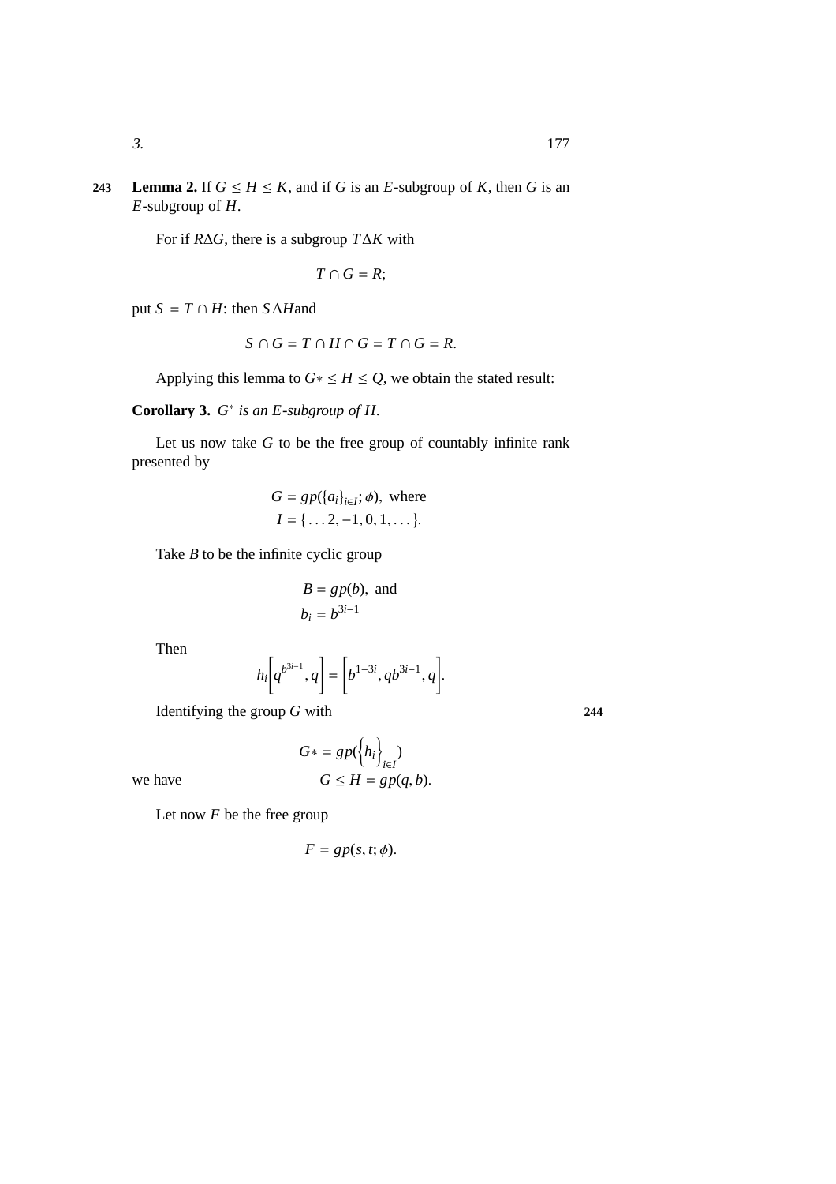**Lemma 2.** If $G \leq H \leq K$, and if $G$ is an $E$-subgroup of $K$, then $G$ is an $E$-subgroup of $H$.

For if $R \Delta G$, there is a subgroup $T \Delta K$ with

$$T \cap G = R;$$

put $S = T \cap H$: then $S \Delta H$and

$$S \cap G = T \cap H \cap G = T \cap G = R.$$

Applying this lemma to $G* \leq H \leq Q$, we obtain the stated result:

**Corollary 3.** *$G^*$ is an $E$-subgroup of $H$.*

Let us now take $G$ to be the free group of countably infinite rank presented by

$$G = gp(\{a_i\}_{i \in I}; \phi), \text{ where}$$
$$I = \{\ldots 2, -1, 0, 1, \ldots\}.$$

Take $B$ to be the infinite cyclic group

$$B = gp(b), \text{ and}$$
$$b_i = b^{3i-1}$$

Then

$$h_i \left[ q^{b^{3i-1}}, q \right] = \left[ b^{1-3i}, qb^{3i-1}, q \right].$$

Identifying the group $G$ with

$$G* = gp(\left\{h_i\right\}_{i \in I})$$

we have

$$G \leq H = gp(q, b).$$

Let now $F$ be the free group

$$F = gp(s, t; \phi).$$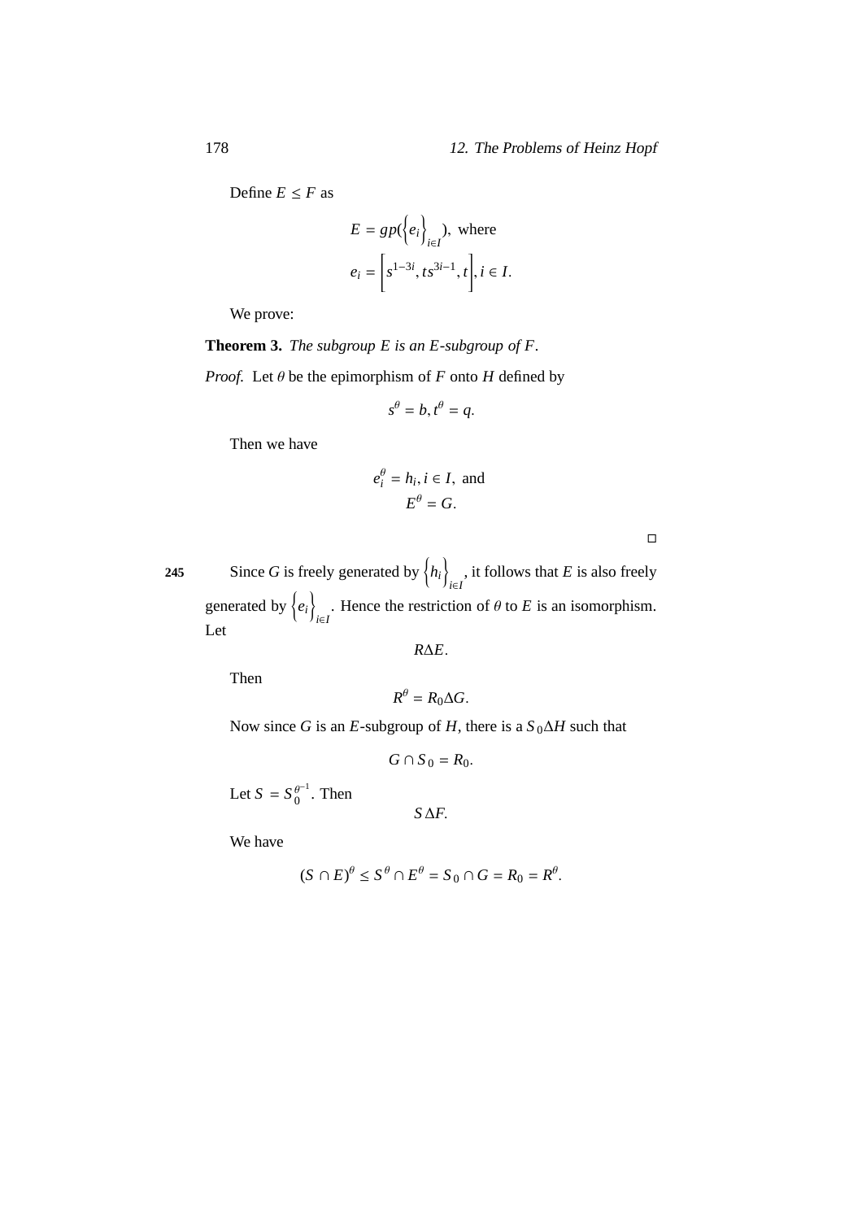Define $E \leq F$ as

$$E = gp(\left\{e_i\right\}_{i \in I}), \text{ where}$$
$$e_i = \left[s^{1-3i}, ts^{3i-1}, t\right], i \in I.$$

We prove:

**Theorem 3.** *The subgroup $E$ is an $E$-subgroup of $F$.*

*Proof.* Let $\theta$ be the epimorphism of $F$ onto $H$ defined by

$$s^{\theta} = b, t^{\theta} = q.$$

Then we have

$$e_i^{\theta} = h_i, i \in I, \text{ and}$$
$$E^{\theta} = G.$$

□

245 Since $G$ is freely generated by $\left\{h_i\right\}_{i \in I}$, it follows that $E$ is also freely generated by $\left\{e_i\right\}_{i \in I}$. Hence the restriction of $\theta$ to $E$ is an isomorphism. Let

$$R \Delta E.$$

Then

$$R^{\theta} = R_0 \Delta G.$$

Now since $G$ is an $E$-subgroup of $H$, there is a $S_0 \Delta H$ such that

$$G \cap S_0 = R_0.$$

Let $S = S_0^{\theta^{-1}}$. Then

$$S \Delta F.$$

We have

$$(S \cap E)^{\theta} \leq S^{\theta} \cap E^{\theta} = S_0 \cap G = R_0 = R^{\theta}.$$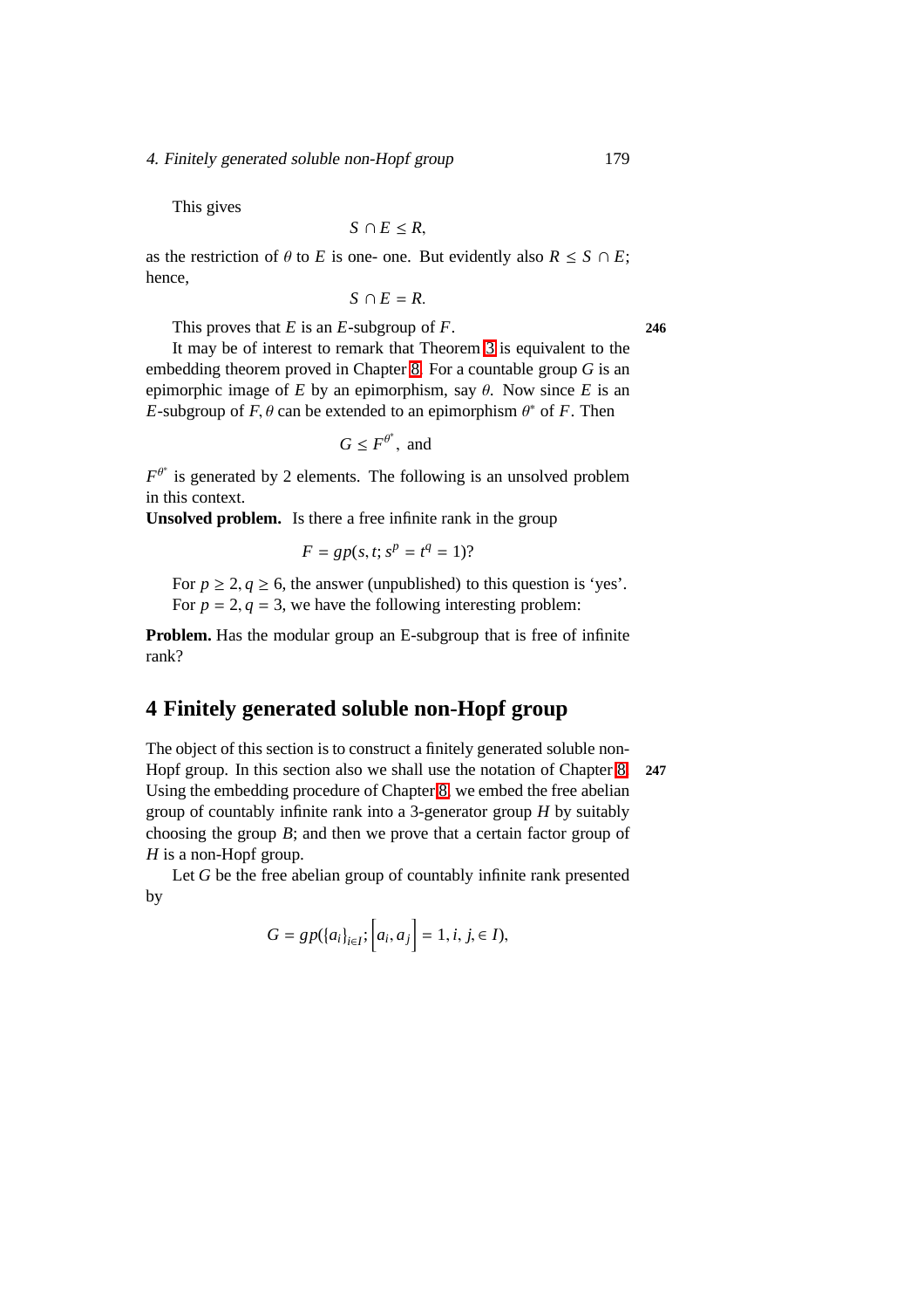This gives

$$S \cap E \leq R,$$

as the restriction of $\theta$ to $E$ is one- one. But evidently also $R \leq S \cap E$; hence,

$$S \cap E = R.$$

This proves that $E$ is an $E$-subgroup of $F$. **246**

It may be of interest to remark that Theorem 3 is equivalent to the embedding theorem proved in Chapter 8. For a countable group $G$ is an epimorphic image of $E$ by an epimorphism, say $\theta$. Now since $E$ is an $E$-subgroup of $F, \theta$ can be extended to an epimorphism $\theta^*$ of $F$. Then

$$G \leq F^{\theta^*}, \text{ and}$$

$F^{\theta^*}$ is generated by 2 elements. The following is an unsolved problem in this context.

**Unsolved problem.** Is there a free infinite rank in the group

$$F = gp(s, t; s^p = t^q = 1)?$$

For $p \geq 2, q \geq 6$, the answer (unpublished) to this question is 'yes'.

For $p = 2, q = 3$, we have the following interesting problem:

**Problem.** Has the modular group an E-subgroup that is free of infinite rank?

# 4 Finitely generated soluble non-Hopf group

The object of this section is to construct a finitely generated soluble non-Hopf group. In this section also we shall use the notation of Chapter 8. **247** Using the embedding procedure of Chapter 8, we embed the free abelian group of countably infinite rank into a 3-generator group $H$ by suitably choosing the group $B$; and then we prove that a certain factor group of $H$ is a non-Hopf group.

Let $G$ be the free abelian group of countably infinite rank presented by

$$G = gp(\{a_i\}_{i \in I}; \left[a_i, a_j\right] = 1, i, j, \in I),$$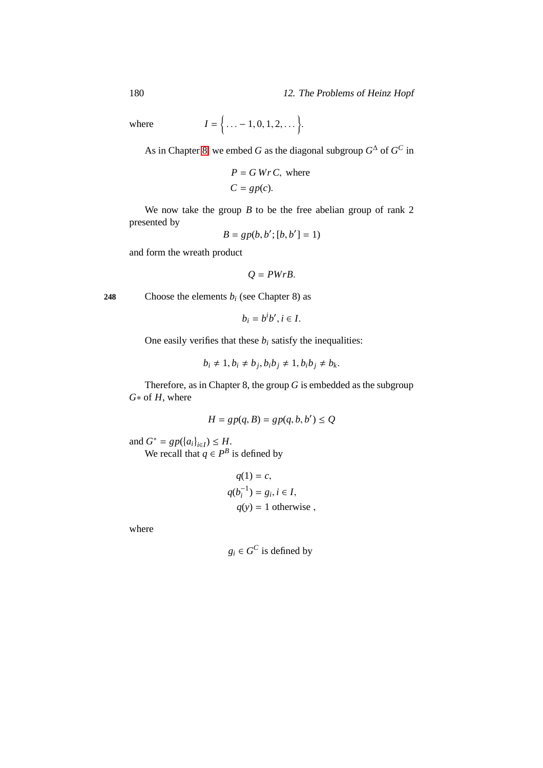where $$I = \left\{ \ldots -1, 0, 1, 2, \ldots \right\}.$$

As in Chapter 8, we embed $G$ as the diagonal subgroup $G^{\Delta}$ of $G^{C}$ in

$$P = G\,Wr\,C, \text{ where}$$
$$C = gp(c).$$

We now take the group $B$ to be the free abelian group of rank 2 presented by

$$B = gp(b, b'; [b, b'] = 1)$$

and form the wreath product

$$Q = PWrB.$$

248 Choose the elements $b_i$ (see Chapter 8) as

$$b_i = b^i b', i \in I.$$

One easily verifies that these $b_i$ satisfy the inequalities:

$$b_i \neq 1, b_i \neq b_j, b_i b_j \neq 1, b_i b_j \neq b_k.$$

Therefore, as in Chapter 8, the group $G$ is embedded as the subgroup $G*$ of $H$, where

$$H = gp(q, B) = gp(q, b, b') \leq Q$$

and $G^* = gp(\{a_i\}_{i \in I}) \leq H$.

We recall that $q \in P^B$ is defined by

$$q(1) = c,$$
$$q(b_i^{-1}) = g_i, i \in I,$$
$$q(y) = 1 \text{ otherwise },$$

where

$$g_i \in G^C \text{ is defined by}$$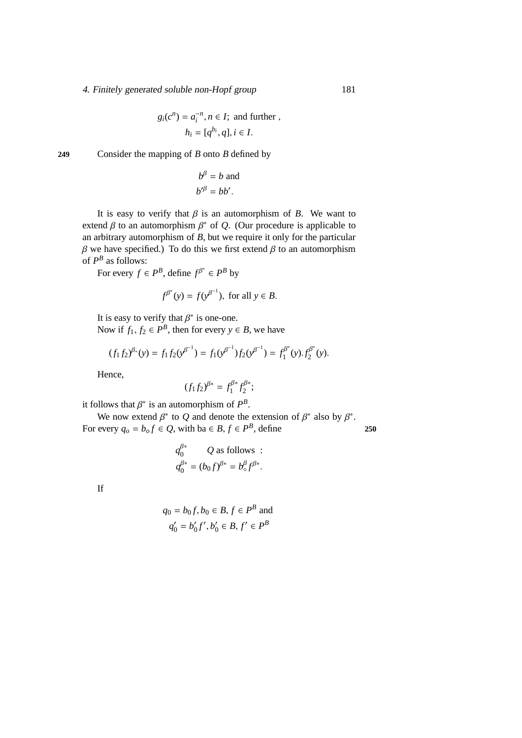$$g_i(c^n) = a_i^{-n}, n \in I; \text{ and further },$$
$$h_i = [q^{b_i}, q], i \in I.$$

249 Consider the mapping of $B$ onto $B$ defined by

$$b^\beta = b \text{ and}$$
$$b'^\beta = bb'.$$

It is easy to verify that $\beta$ is an automorphism of $B$. We want to extend $\beta$ to an automorphism $\beta^*$ of $Q$. (Our procedure is applicable to an arbitrary automorphism of $B$, but we require it only for the particular $\beta$ we have specified.) To do this we first extend $\beta$ to an automorphism of $P^B$ as follows:

For every $f \in P^B$, define $f^{\beta^*} \in P^B$ by

$$f^{\beta^*}(y) = f(y^{\beta^{-1}}), \text{ for all } y \in B.$$

It is easy to verify that $\beta^*$ is one-one.

Now if $f_1, f_2 \in P^B$, then for every $y \in B$, we have

$$(f_1 f_2)^{\beta_*}(y) = f_1 f_2(y^{\beta^{-1}}) = f_1(y^{\beta^{-1}}) f_2(y^{\beta^{-1}}) = f_1^{\beta^*}(y).f_2^{\beta^*}(y).$$

Hence,

$$(f_1 f_2)^{\beta*} = f_1^{\beta*} f_2^{\beta*};$$

it follows that $\beta^*$ is an automorphism of $P^B$.

We now extend $\beta^*$ to $Q$ and denote the extension of $\beta^*$ also by $\beta^*$. For every $q_o = b_o f \in Q$, with ba $\in B$, $f \in P^B$, define 250

$$q_0^{\beta*} \qquad Q \text{ as follows }:$$
$$q_0^{\beta*} = (b_0 f)^{\beta*} = b_\circ^\beta f^{\beta*}.$$

If

$$q_0 = b_0 f, b_0 \in B, f \in P^B \text{ and}$$
$$q_0' = b_0' f', b_0' \in B, f' \in P^B$$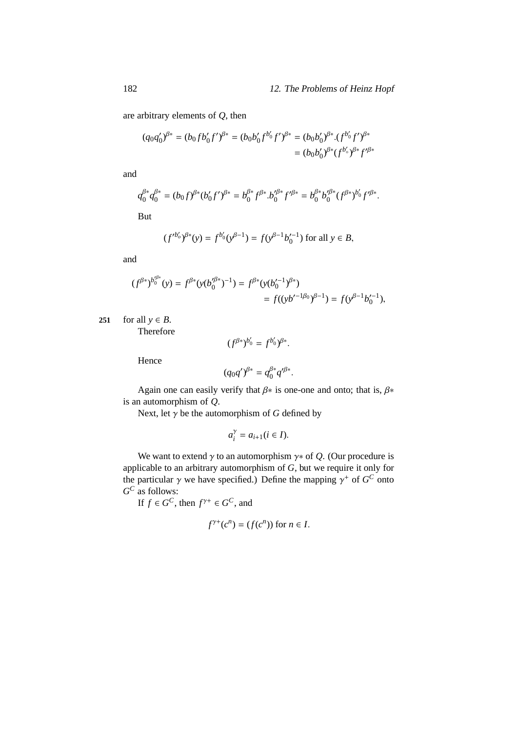are arbitrary elements of $Q$, then

$$(q_0 q_0')^{\beta *} = (b_0 f b_0' f')^{\beta *} = (b_0 b_0' f^{b_0'} f')^{\beta *} = (b_0 b_0')^{\beta *}.(f^{b_0'} f')^{\beta *}$$
$$= (b_0 b_0')^{\beta *} (f^{b_\circ'})^{\beta *} f'^{\beta *}$$

and

$$q_0^{\beta *} q_0^{\beta *} = (b_0 f)^{\beta *} (b_0' f')^{\beta *} = b_0^{\beta *} f^{\beta *}.b_0'^{\beta *} f'^{\beta *} = b_0^{\beta *} b_0'^{\beta *} (f^{\beta *})^{b_0'} f'^{\beta *}.$$

But

$$(f'^{b_\circ'})^{\beta *}(y) = f^{b_0'}(y^{\beta -1}) = f(y^{\beta -1} b_0'^{-1}) \text{ for all } y \in B,$$

and

$$(f^{\beta *})^{b_0'^{\beta *}}(y) = f^{\beta *}(y(b_0'^{\beta *})^{-1}) = f^{\beta *}(y(b_0'^{-1})^{\beta *})$$
$$= f((yb'^{-1\beta_0})^{\beta -1}) = f(y^{\beta -1} b_0'^{-1}),$$

for all $y \in B$.

Therefore

$$(f^{\beta *})^{b_0'} = f^{b_0'})^{\beta *}.$$

Hence

$$(q_0 q')^{\beta *} = q_0^{\beta *} q'^{\beta *}.$$

Again one can easily verify that $\beta *$ is one-one and onto; that is, $\beta *$ is an automorphism of $Q$.

Next, let $\gamma$ be the automorphism of $G$ defined by

$$a_i^{\gamma} = a_{i+1} (i \in I).$$

We want to extend $\gamma$ to an automorphism $\gamma *$ of $Q$. (Our procedure is applicable to an arbitrary automorphism of $G$, but we require it only for the particular $\gamma$ we have specified.) Define the mapping $\gamma^+$ of $G^C$ onto $G^C$ as follows:

If $f \in G^C$, then $f^{\gamma +} \in G^C$, and

$$f^{\gamma +}(c^n) = (f(c^n)) \text{ for } n \in I.$$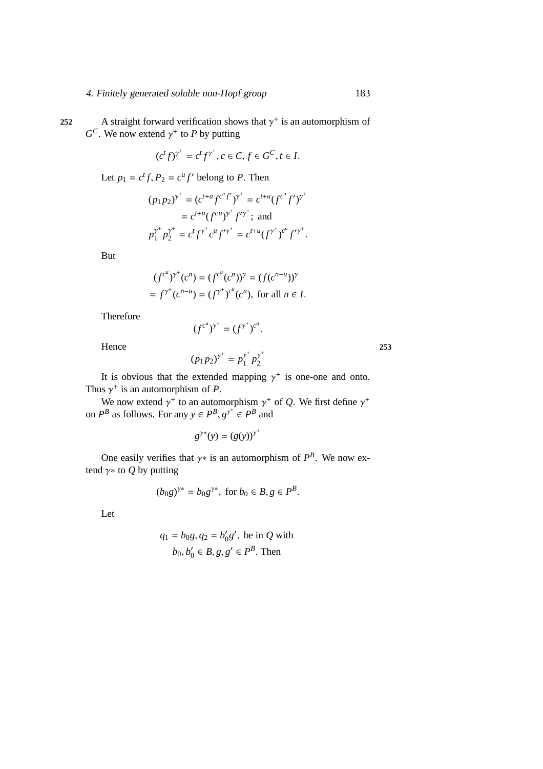A straight forward verification shows that $\gamma^+$ is an automorphism of $G^C$. We now extend $\gamma^+$ to $P$ by putting

$$(c^t f)^{\gamma^+} = c^t f^{\gamma^+}, c \in C, f \in G^C, t \in I.$$

Let $p_1 = c^t f, P_2 = c^u f'$ belong to $P$. Then

$$\begin{aligned}
(p_1 p_2)^{\gamma^+} &= (c^{t+u} f^{c^u f'})^{\gamma^+} = c^{t+u}(f^{c^u} f')^{\gamma^+} \\
&= c^{t+u}(f^{cu})^{\gamma^+} f'^{\gamma^+}; \text{ and} \\
p_1^{\gamma^+} p_2^{\gamma^+} &= c^t f^{\gamma^+} c^u f'^{\gamma^+} = c^{t+u}(f^{\gamma^+})^{c^u} f'^{\gamma^+}.
\end{aligned}$$

But

$$\begin{aligned}
(f^{c^u})^{\gamma^+}(c^n) &= (f^{c^u}(c^n))^{\gamma} = (f(c^{n-u}))^{\gamma} \\
= f^{\gamma^+}(c^{n-u}) &= (f^{\gamma^+})^{c^u}(c^n), \text{ for all } n \in I.
\end{aligned}$$

Therefore

$$(f^{c^u})^{\gamma^+} = (f^{\gamma^+})^{c^u}.$$

Hence

$$(p_1 p_2)^{\gamma^+} = p_1^{\gamma^+} p_2^{\gamma^+}$$

It is obvious that the extended mapping $\gamma^+$ is one-one and onto. Thus $\gamma^+$ is an automorphism of $P$.

We now extend $\gamma^+$ to an automorphism $\gamma^+$ of $Q$. We first define $\gamma^+$ on $P^B$ as follows. For any $y \in P^B, g^{\gamma^*} \in P^B$ and

$$g^{\gamma *}(y) = (g(y))^{\gamma^+}$$

One easily verifies that $\gamma *$ is an automorphism of $P^B$. We now extend $\gamma *$ to $Q$ by putting

$$(b_0 g)^{\gamma *} = b_0 g^{\gamma *}, \text{ for } b_0 \in B, g \in P^B.$$

Let

$$\begin{aligned}
q_1 = b_0 g, q_2 = b_0' g', &\text{ be in } Q \text{ with} \\
b_0, b_0' \in B, g, g' &\in P^B. \text{ Then}
\end{aligned}$$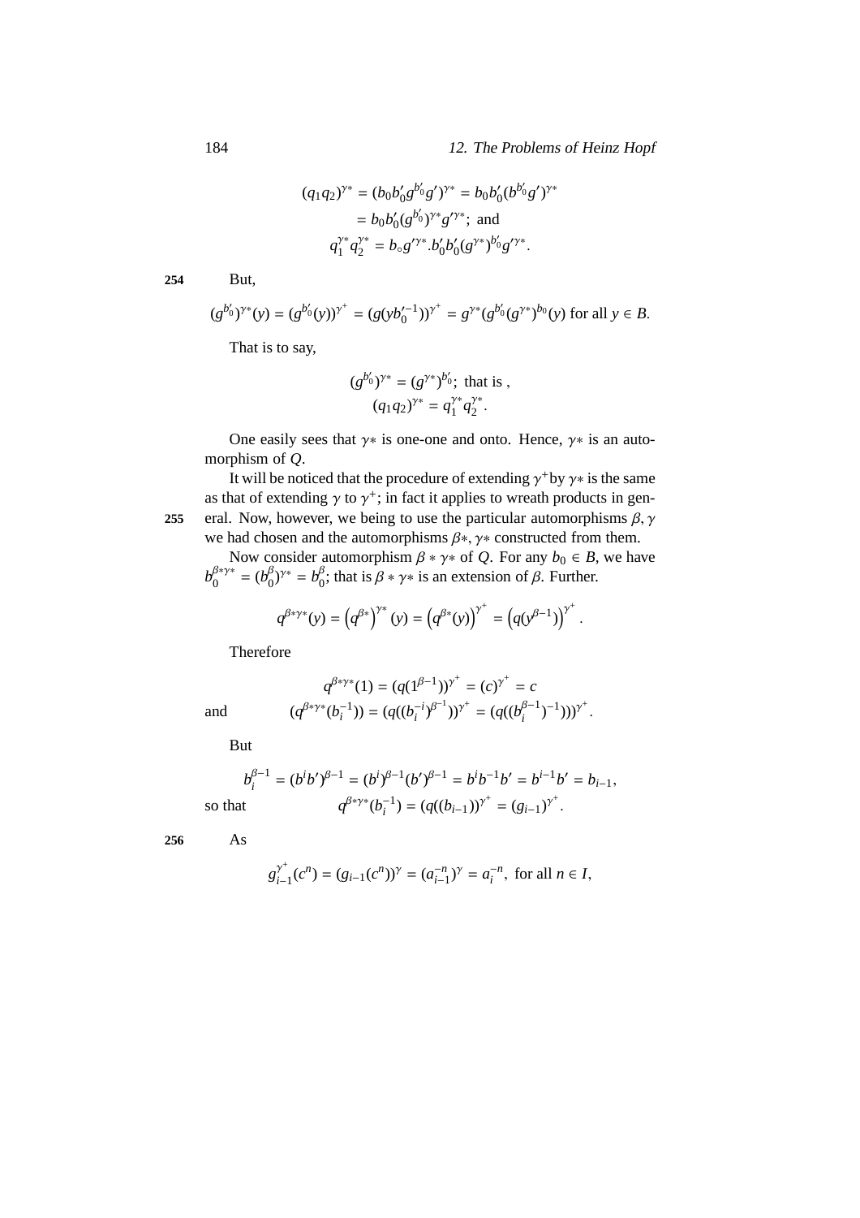$$(q_1 q_2)^{\gamma*} = (b_0 b_0' g^{b_0'} g')^{\gamma*} = b_0 b_0' (b^{b_0'} g')^{\gamma*}$$
$$= b_0 b_0' (g^{b_0'})^{\gamma*} g'^{\gamma*}; \text{ and}$$
$$q_1^{\gamma*} q_2^{\gamma*} = b_\circ g'^{\gamma*}.b_0' b_0' (g^{\gamma*})^{b_0'} g'^{\gamma*}.$$

254 But,

$$(g^{b_0'})^{\gamma*}(y) = (g^{b_0'}(y))^{\gamma^+} = (g(y b_0'^{-1}))^{\gamma^+} = g^{\gamma*}(g^{b_0'}(g^{\gamma*})^{b_0}(y) \text{ for all } y \in B.$$

That is to say,

$$(g^{b_0'})^{\gamma*} = (g^{\gamma*})^{b_0'}; \text{ that is },$$
$$(q_1 q_2)^{\gamma*} = q_1^{\gamma*} q_2^{\gamma*}.$$

One easily sees that $\gamma*$ is one-one and onto. Hence, $\gamma*$ is an automorphism of $Q$.

It will be noticed that the procedure of extending $\gamma^+$by $\gamma*$ is the same as that of extending $\gamma$ to $\gamma^+$; in fact it applies to wreath products in general. Now, however, we being to use the particular automorphisms $\beta, \gamma$ we had chosen and the automorphisms $\beta*, \gamma*$ constructed from them.

255

Now consider automorphism $\beta * \gamma*$ of $Q$. For any $b_0 \in B$, we have $b_0^{\beta*\gamma*} = (b_0^{\beta})^{\gamma*} = b_0^{\beta}$; that is $\beta * \gamma*$ is an extension of $\beta$. Further.

$$q^{\beta*\gamma*}(y) = \left(q^{\beta*}\right)^{\gamma*}(y) = \left(q^{\beta*}(y)\right)^{\gamma^+} = \left(q(y^{\beta-1})\right)^{\gamma^+}.$$

Therefore

$$q^{\beta*\gamma*}(1) = (q(1^{\beta-1}))^{\gamma^+} = (c)^{\gamma^+} = c$$

and
$$(q^{\beta*\gamma*}(b_i^{-1})) = (q((b_i^{-i})^{\beta^{-1}}))^{\gamma^+} = (q((b_i^{\beta-1})^{-1})))^{\gamma^+}.$$

But

$$b_i^{\beta-1} = (b^i b')^{\beta-1} = (b^i)^{\beta-1}(b')^{\beta-1} = b^i b^{-1} b' = b^{i-1} b' = b_{i-1},$$

so that
$$q^{\beta*\gamma*}(b_i^{-1}) = (q((b_{i-1}))^{\gamma^+} = (g_{i-1})^{\gamma^+}.$$

256 As

$$g_{i-1}^{\gamma^+}(c^n) = (g_{i-1}(c^n))^{\gamma} = (a_{i-1}^{-n})^{\gamma} = a_i^{-n}, \text{ for all } n \in I,$$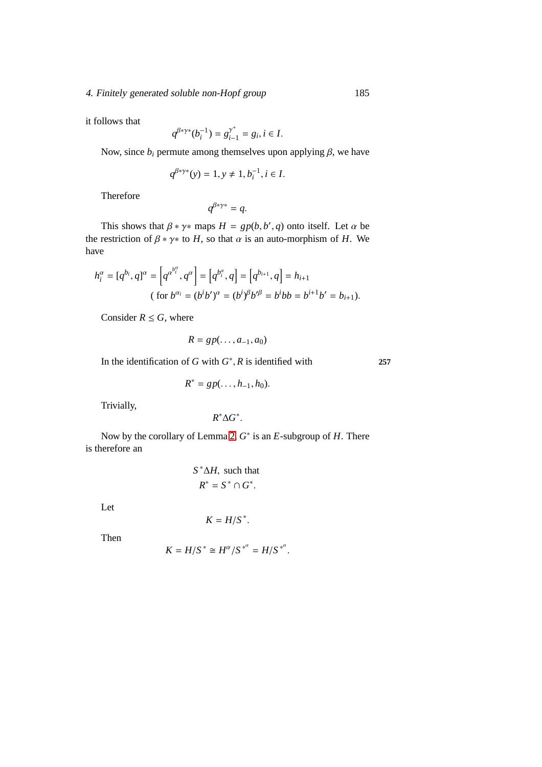it follows that

$$q^{\beta*\gamma*}(b_i^{-1}) = g_{i-1}^{\gamma^+} = g_i, i \in I.$$

Now, since $b_i$ permute among themselves upon applying $\beta$, we have

$$q^{\beta*\gamma*}(y) = 1, y \neq 1, b_i^{-1}, i \in I.$$

Therefore

$$q^{\beta*\gamma*} = q.$$

This shows that $\beta * \gamma *$ maps $H = gp(b, b', q)$ onto itself. Let $\alpha$ be the restriction of $\beta * \gamma *$ to $H$, so that $\alpha$ is an auto-morphism of $H$. We have

$$h_i^\alpha = [q^{b_i}, q]^\alpha = \left[q^{\alpha^{b_i^\alpha}}, q^\alpha\right] = \left[q^{b_i^\alpha}, q\right] = \left[q^{b_{i+1}}, q\right] = h_{i+1}$$

$$(\text{ for } b^{\alpha_i} = (b^i b')^\alpha = (b^i)^\beta b'^\beta = b^i bb = b^{i+1}b' = b_{i+1}).$$

Consider $R \leq G$, where

$$R = gp(\ldots, a_{-1}, a_0)$$

In the identification of $G$ with $G^*$, $R$ is identified with **257**

$$R^* = gp(\ldots, h_{-1}, h_0).$$

Trivially,

$$R^* \Delta G^*.$$

Now by the corollary of Lemma 2 $G^*$ is an $E$-subgroup of $H$. There is therefore an

$$S^* \Delta H, \text{ such that}$$
$$R^* = S^* \cap G^*.$$

Let

$$K = H/S^*.$$

Then

$$K = H/S^* \cong H^\alpha/S^{*^\alpha} = H/S^{*^\alpha}.$$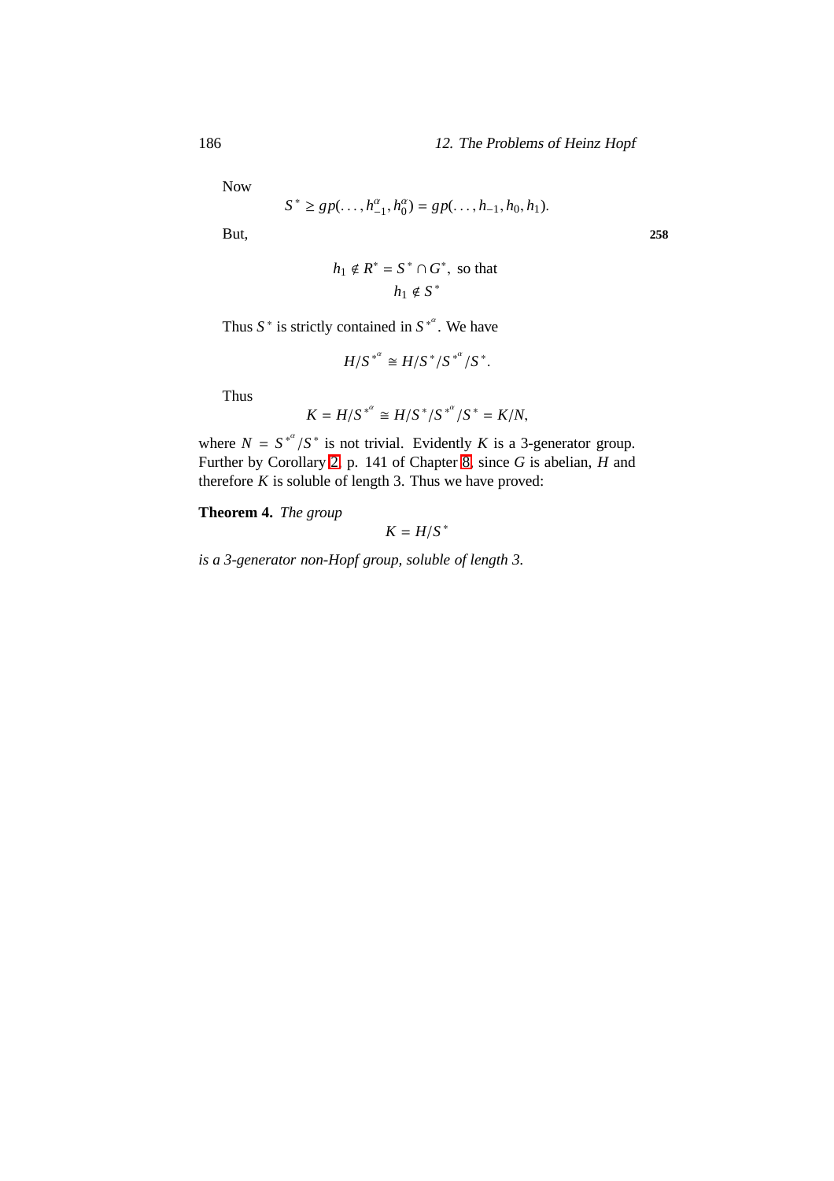Now

$$S^* \geq gp(\ldots, h_{-1}^{\alpha}, h_0^{\alpha}) = gp(\ldots, h_{-1}, h_0, h_1).$$

But,

$$h_1 \notin R^* = S^* \cap G^*, \text{ so that}$$
$$h_1 \notin S^*$$

Thus $S^*$ is strictly contained in $S^{*^{\alpha}}$. We have

$$H/S^{*^{\alpha}} \cong H/S^*/S^{*^{\alpha}}/S^*.$$

Thus

$$K = H/S^{*^{\alpha}} \cong H/S^*/S^{*^{\alpha}}/S^* = K/N,$$

where $N = S^{*^{\alpha}}/S^*$ is not trivial. Evidently $K$ is a 3-generator group. Further by Corollary 2, p. 141 of Chapter 8, since $G$ is abelian, $H$ and therefore $K$ is soluble of length 3. Thus we have proved:

**Theorem 4.** *The group*

$$K = H/S^*$$

*is a 3-generator non-Hopf group, soluble of length 3.*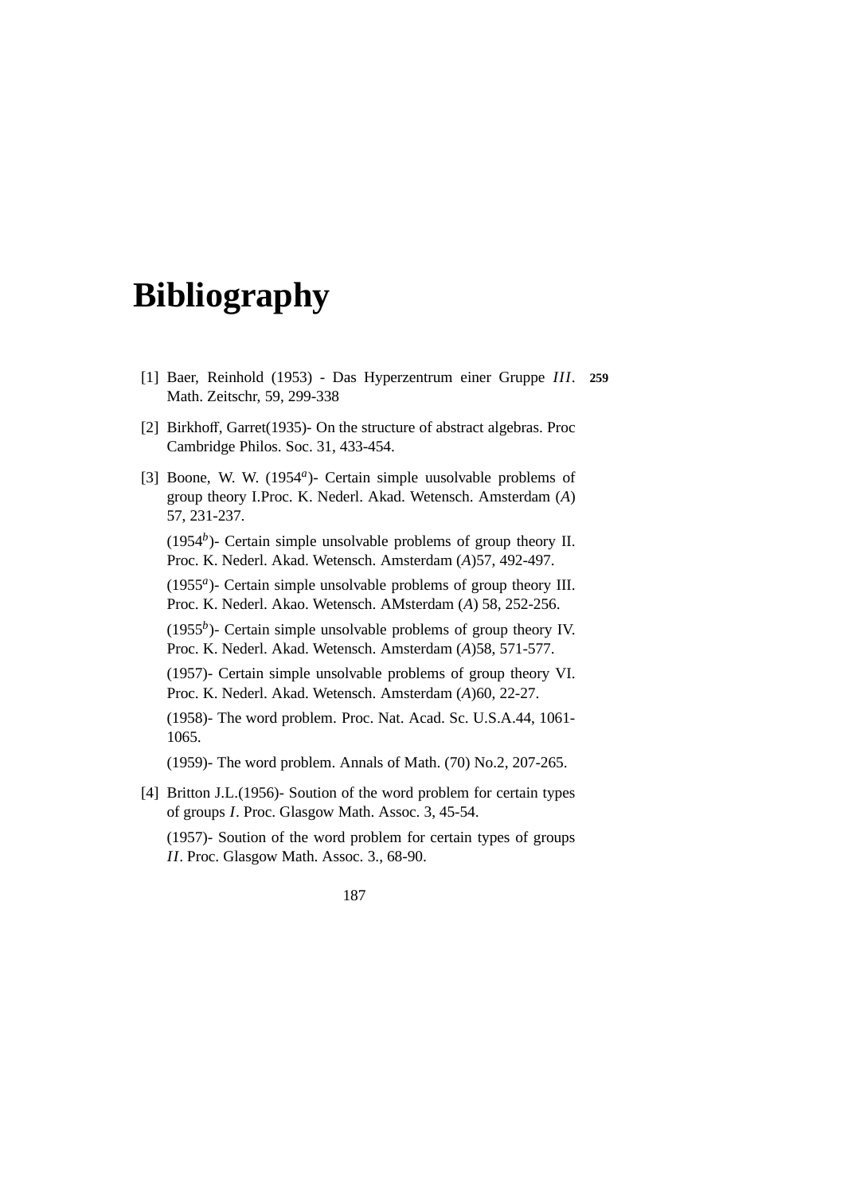# Bibliography

[1] Baer, Reinhold (1953) - Das Hyperzentrum einer Gruppe $III$. Math. Zeitschr, 59, 299-338

[2] Birkhoff, Garret(1935)- On the structure of abstract algebras. Proc Cambridge Philos. Soc. 31, 433-454.

[3] Boone, W. W. (1954[a])- Certain simple uusolvable problems of group theory I.Proc. K. Nederl. Akad. Wetensch. Amsterdam (*A*) 57, 231-237.

(1954[b])- Certain simple unsolvable problems of group theory II. Proc. K. Nederl. Akad. Wetensch. Amsterdam (*A*)57, 492-497.

(1955[a])- Certain simple unsolvable problems of group theory III. Proc. K. Nederl. Akao. Wetensch. AMsterdam (*A*) 58, 252-256.

(1955[b])- Certain simple unsolvable problems of group theory IV. Proc. K. Nederl. Akad. Wetensch. Amsterdam (*A*)58, 571-577.

(1957)- Certain simple unsolvable problems of group theory VI. Proc. K. Nederl. Akad. Wetensch. Amsterdam (*A*)60, 22-27.

(1958)- The word problem. Proc. Nat. Acad. Sc. U.S.A.44, 1061-1065.

(1959)- The word problem. Annals of Math. (70) No.2, 207-265.

[4] Britton J.L.(1956)- Soution of the word problem for certain types of groups $I$. Proc. Glasgow Math. Assoc. 3, 45-54.

(1957)- Soution of the word problem for certain types of groups $II$. Proc. Glasgow Math. Assoc. 3., 68-90.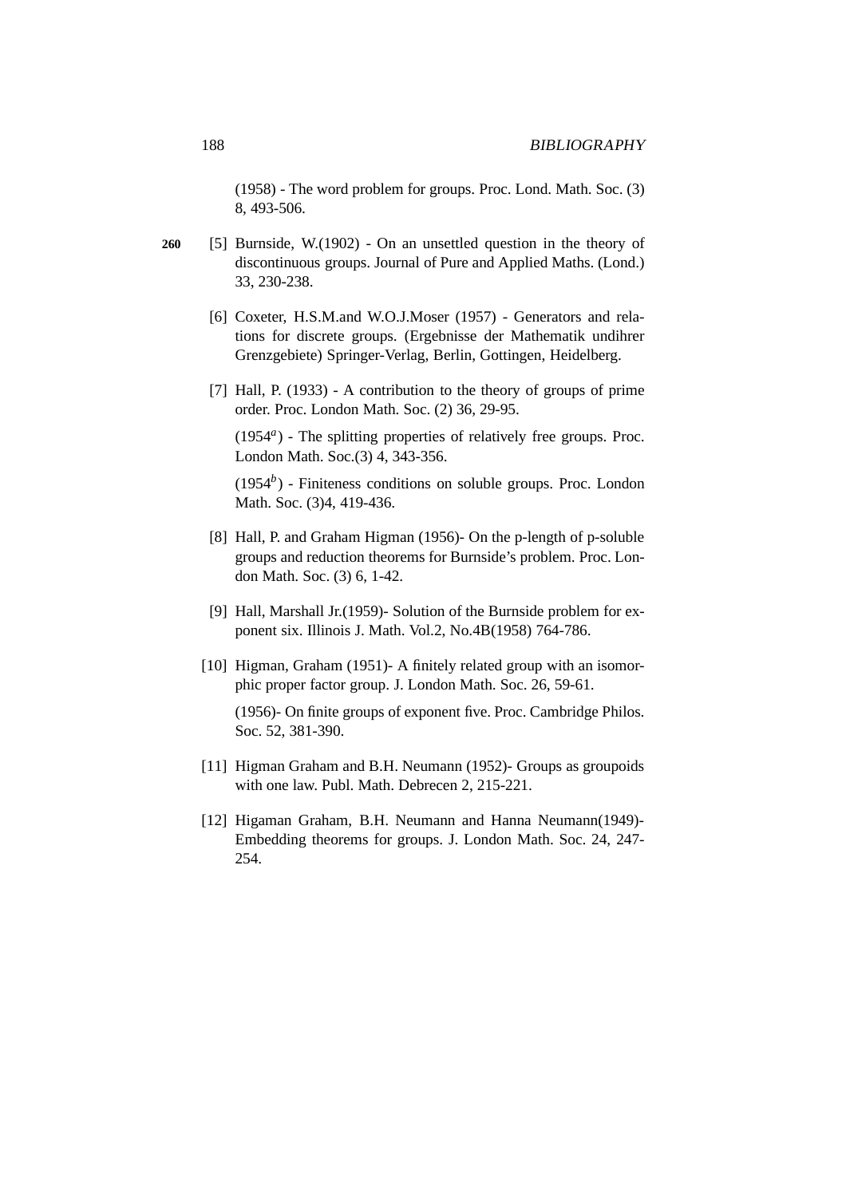(1958) - The word problem for groups. Proc. Lond. Math. Soc. (3) 8, 493-506.

260 [5] Burnside, W.(1902) - On an unsettled question in the theory of discontinuous groups. Journal of Pure and Applied Maths. (Lond.) 33, 230-238.

[6] Coxeter, H.S.M.and W.O.J.Moser (1957) - Generators and relations for discrete groups. (Ergebnisse der Mathematik undihrer Grenzgebiete) Springer-Verlag, Berlin, Gottingen, Heidelberg.

[7] Hall, P. (1933) - A contribution to the theory of groups of prime order. Proc. London Math. Soc. (2) 36, 29-95.

$(1954^a)$ - The splitting properties of relatively free groups. Proc. London Math. Soc.(3) 4, 343-356.

$(1954^b)$ - Finiteness conditions on soluble groups. Proc. London Math. Soc. (3)4, 419-436.

[8] Hall, P. and Graham Higman (1956)- On the p-length of p-soluble groups and reduction theorems for Burnside's problem. Proc. London Math. Soc. (3) 6, 1-42.

[9] Hall, Marshall Jr.(1959)- Solution of the Burnside problem for exponent six. Illinois J. Math. Vol.2, No.4B(1958) 764-786.

[10] Higman, Graham (1951)- A finitely related group with an isomorphic proper factor group. J. London Math. Soc. 26, 59-61.

(1956)- On finite groups of exponent five. Proc. Cambridge Philos. Soc. 52, 381-390.

[11] Higman Graham and B.H. Neumann (1952)- Groups as groupoids with one law. Publ. Math. Debrecen 2, 215-221.

[12] Higaman Graham, B.H. Neumann and Hanna Neumann(1949)- Embedding theorems for groups. J. London Math. Soc. 24, 247-254.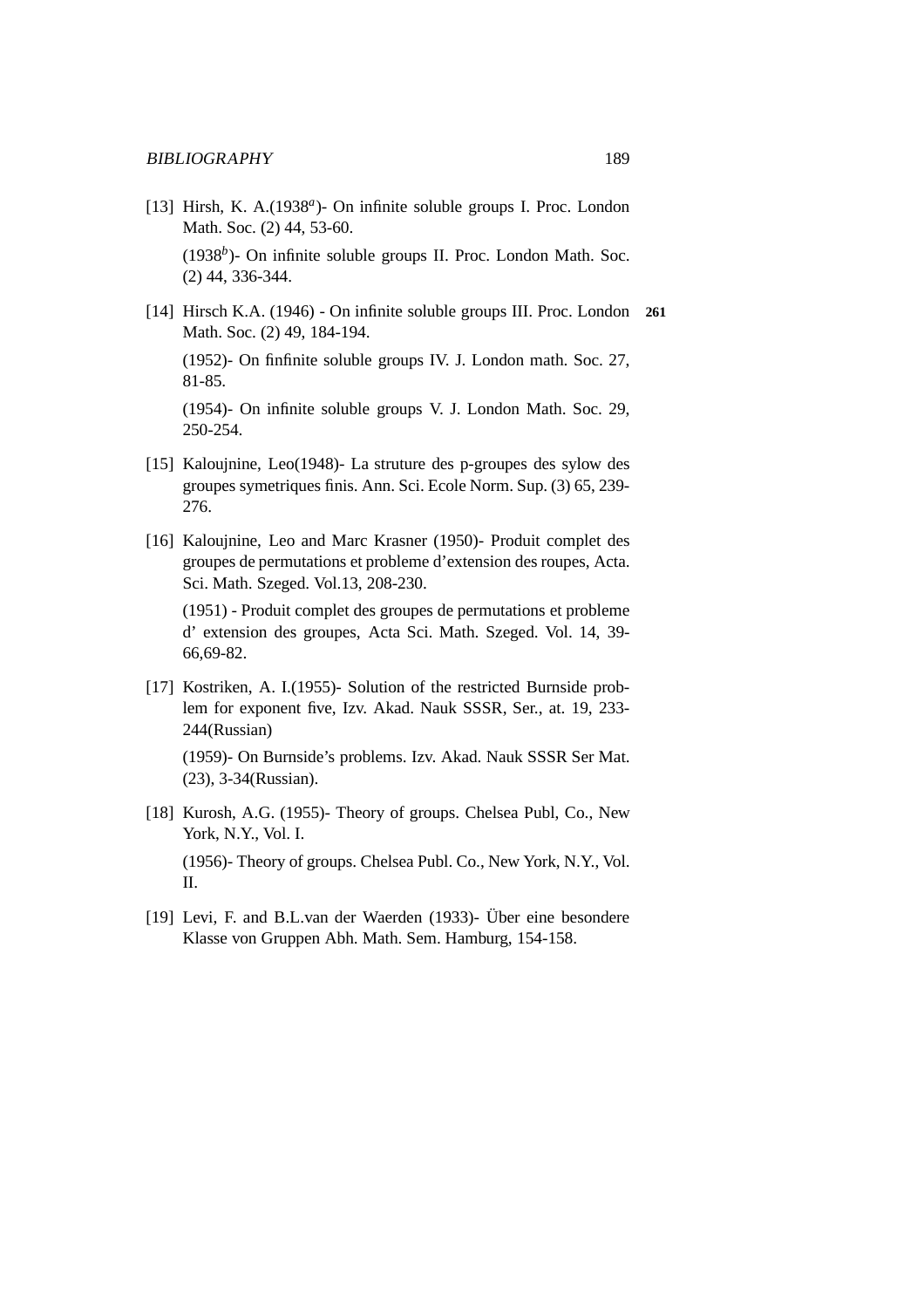[13] Hirsh, K. A.(1938[a])- On infinite soluble groups I. Proc. London Math. Soc. (2) 44, 53-60.

(1938[b])- On infinite soluble groups II. Proc. London Math. Soc. (2) 44, 336-344.

[14] Hirsch K.A. (1946) - On infinite soluble groups III. Proc. London Math. Soc. (2) 49, 184-194. **261**

(1952)- On finfinite soluble groups IV. J. London math. Soc. 27, 81-85.

(1954)- On infinite soluble groups V. J. London Math. Soc. 29, 250-254.

[15] Kaloujnine, Leo(1948)- La struture des p-groupes des sylow des groupes symetriques finis. Ann. Sci. Ecole Norm. Sup. (3) 65, 239-276.

[16] Kaloujnine, Leo and Marc Krasner (1950)- Produit complet des groupes de permutations et probleme d'extension des roupes, Acta. Sci. Math. Szeged. Vol.13, 208-230.

(1951) - Produit complet des groupes de permutations et probleme d' extension des groupes, Acta Sci. Math. Szeged. Vol. 14, 39-66,69-82.

[17] Kostriken, A. I.(1955)- Solution of the restricted Burnside problem for exponent five, Izv. Akad. Nauk SSSR, Ser., at. 19, 233-244(Russian)

(1959)- On Burnside's problems. Izv. Akad. Nauk SSSR Ser Mat. (23), 3-34(Russian).

[18] Kurosh, A.G. (1955)- Theory of groups. Chelsea Publ, Co., New York, N.Y., Vol. I.

(1956)- Theory of groups. Chelsea Publ. Co., New York, N.Y., Vol. II.

[19] Levi, F. and B.L.van der Waerden (1933)- Über eine besondere Klasse von Gruppen Abh. Math. Sem. Hamburg, 154-158.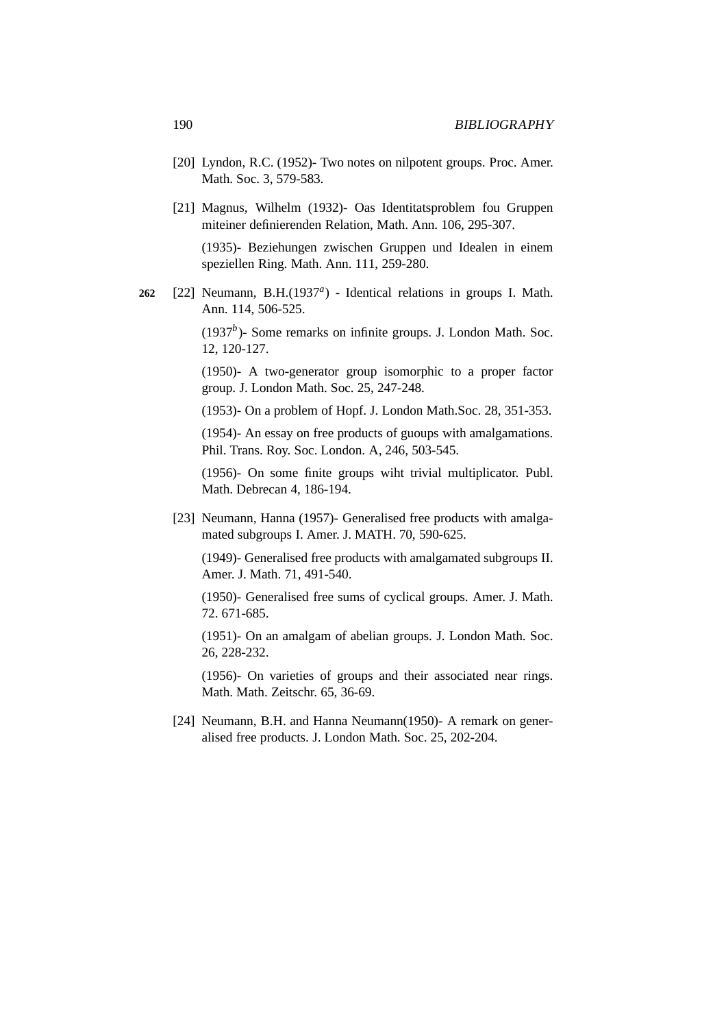[20] Lyndon, R.C. (1952)- Two notes on nilpotent groups. Proc. Amer. Math. Soc. 3, 579-583.

[21] Magnus, Wilhelm (1932)- Oas Identitatsproblem fou Gruppen miteiner definierenden Relation, Math. Ann. 106, 295-307.

(1935)- Beziehungen zwischen Gruppen und Idealen in einem speziellen Ring. Math. Ann. 111, 259-280.

**262** [22] Neumann, B.H.(1937[a]) - Identical relations in groups I. Math. Ann. 114, 506-525.

(1937[b])- Some remarks on infinite groups. J. London Math. Soc. 12, 120-127.

(1950)- A two-generator group isomorphic to a proper factor group. J. London Math. Soc. 25, 247-248.

(1953)- On a problem of Hopf. J. London Math.Soc. 28, 351-353.

(1954)- An essay on free products of guoups with amalgamations. Phil. Trans. Roy. Soc. London. A, 246, 503-545.

(1956)- On some finite groups wiht trivial multiplicator. Publ. Math. Debrecan 4, 186-194.

[23] Neumann, Hanna (1957)- Generalised free products with amalgamated subgroups I. Amer. J. MATH. 70, 590-625.

(1949)- Generalised free products with amalgamated subgroups II. Amer. J. Math. 71, 491-540.

(1950)- Generalised free sums of cyclical groups. Amer. J. Math. 72. 671-685.

(1951)- On an amalgam of abelian groups. J. London Math. Soc. 26, 228-232.

(1956)- On varieties of groups and their associated near rings. Math. Math. Zeitschr. 65, 36-69.

[24] Neumann, B.H. and Hanna Neumann(1950)- A remark on generalised free products. J. London Math. Soc. 25, 202-204.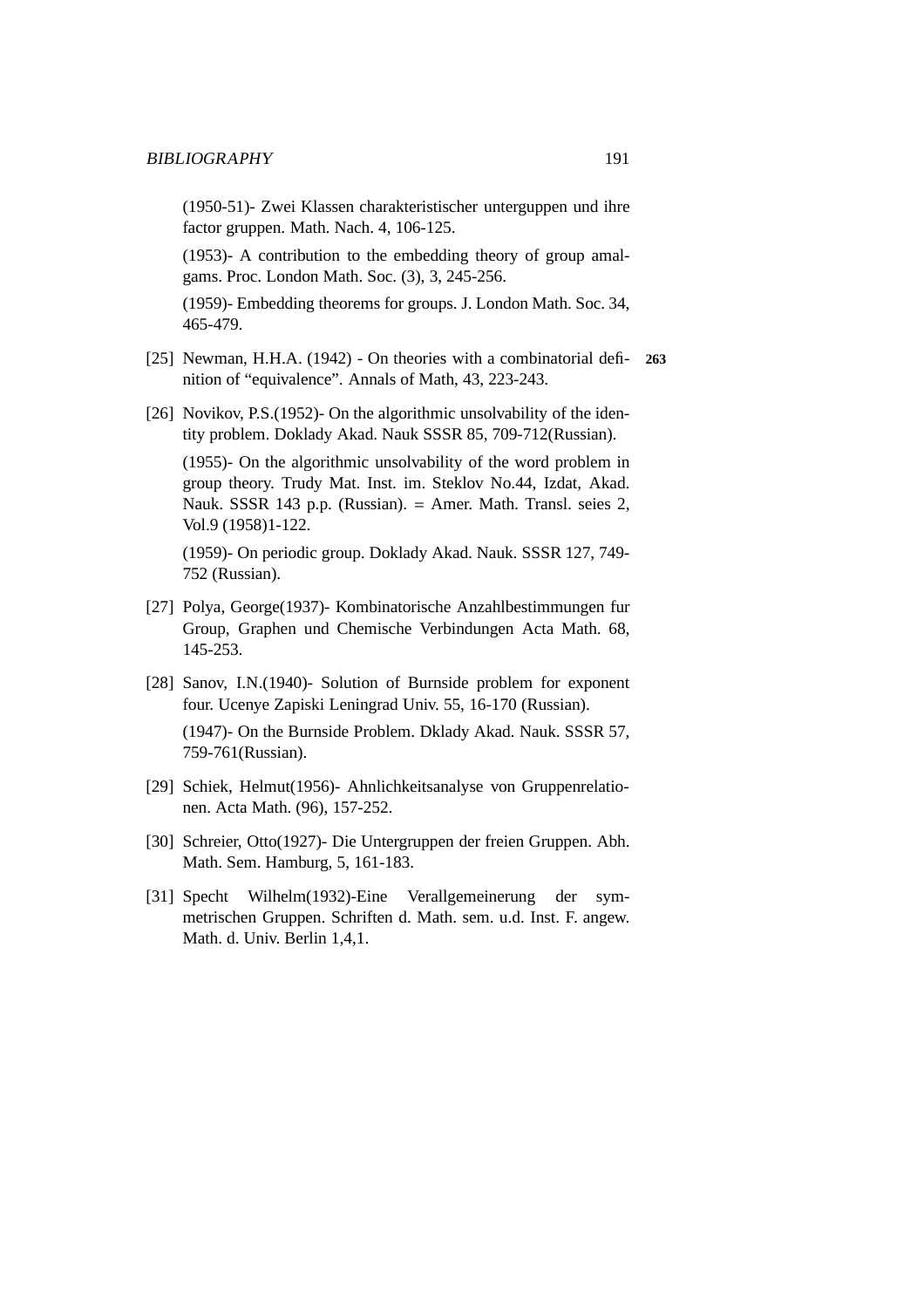(1950-51)- Zwei Klassen charakteristischer unterguppen und ihre factor gruppen. Math. Nach. 4, 106-125.

(1953)- A contribution to the embedding theory of group amalgams. Proc. London Math. Soc. (3), 3, 245-256.

(1959)- Embedding theorems for groups. J. London Math. Soc. 34, 465-479.

[25] Newman, H.H.A. (1942) - On theories with a combinatorial definition of "equivalence". Annals of Math, 43, 223-243. **263**

[26] Novikov, P.S.(1952)- On the algorithmic unsolvability of the identity problem. Doklady Akad. Nauk SSSR 85, 709-712(Russian).

(1955)- On the algorithmic unsolvability of the word problem in group theory. Trudy Mat. Inst. im. Steklov No.44, Izdat, Akad. Nauk. SSSR 143 p.p. (Russian). = Amer. Math. Transl. seies 2, Vol.9 (1958)1-122.

(1959)- On periodic group. Doklady Akad. Nauk. SSSR 127, 749-752 (Russian).

[27] Polya, George(1937)- Kombinatorische Anzahlbestimmungen fur Group, Graphen und Chemische Verbindungen Acta Math. 68, 145-253.

[28] Sanov, I.N.(1940)- Solution of Burnside problem for exponent four. Ucenye Zapiski Leningrad Univ. 55, 16-170 (Russian).

(1947)- On the Burnside Problem. Dklady Akad. Nauk. SSSR 57, 759-761(Russian).

[29] Schiek, Helmut(1956)- Ahnlichkeitsanalyse von Gruppenrelationen. Acta Math. (96), 157-252.

[30] Schreier, Otto(1927)- Die Untergruppen der freien Gruppen. Abh. Math. Sem. Hamburg, 5, 161-183.

[31] Specht Wilhelm(1932)-Eine Verallgemeinerung der symmetrischen Gruppen. Schriften d. Math. sem. u.d. Inst. F. angew. Math. d. Univ. Berlin 1,4,1.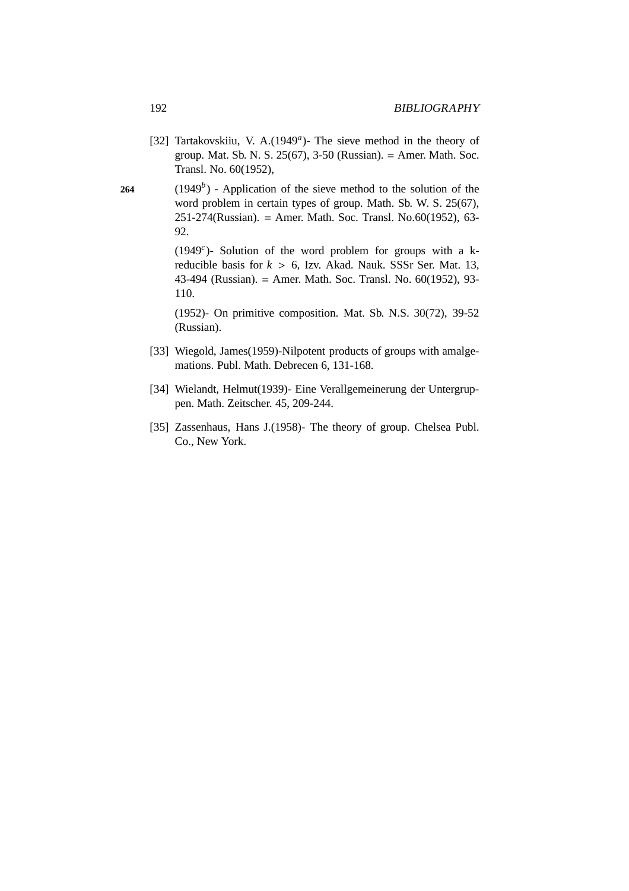[32] Tartakovskiiu, V. A.(1949[a])- The sieve method in the theory of group. Mat. Sb. N. S. 25(67), 3-50 (Russian). = Amer. Math. Soc. Transl. No. 60(1952),

264 (1949[b]) - Application of the sieve method to the solution of the word problem in certain types of group. Math. Sb. W. S. 25(67), 251-274(Russian). = Amer. Math. Soc. Transl. No.60(1952), 63-92.

(1949[c])- Solution of the word problem for groups with a k-reducible basis for $k > 6$, Izv. Akad. Nauk. SSSr Ser. Mat. 13, 43-494 (Russian). = Amer. Math. Soc. Transl. No. 60(1952), 93-110.

(1952)- On primitive composition. Mat. Sb. N.S. 30(72), 39-52 (Russian).

[33] Wiegold, James(1959)-Nilpotent products of groups with amalgemations. Publ. Math. Debrecen 6, 131-168.

[34] Wielandt, Helmut(1939)- Eine Verallgemeinerung der Untergruppen. Math. Zeitscher. 45, 209-244.

[35] Zassenhaus, Hans J.(1958)- The theory of group. Chelsea Publ. Co., New York.